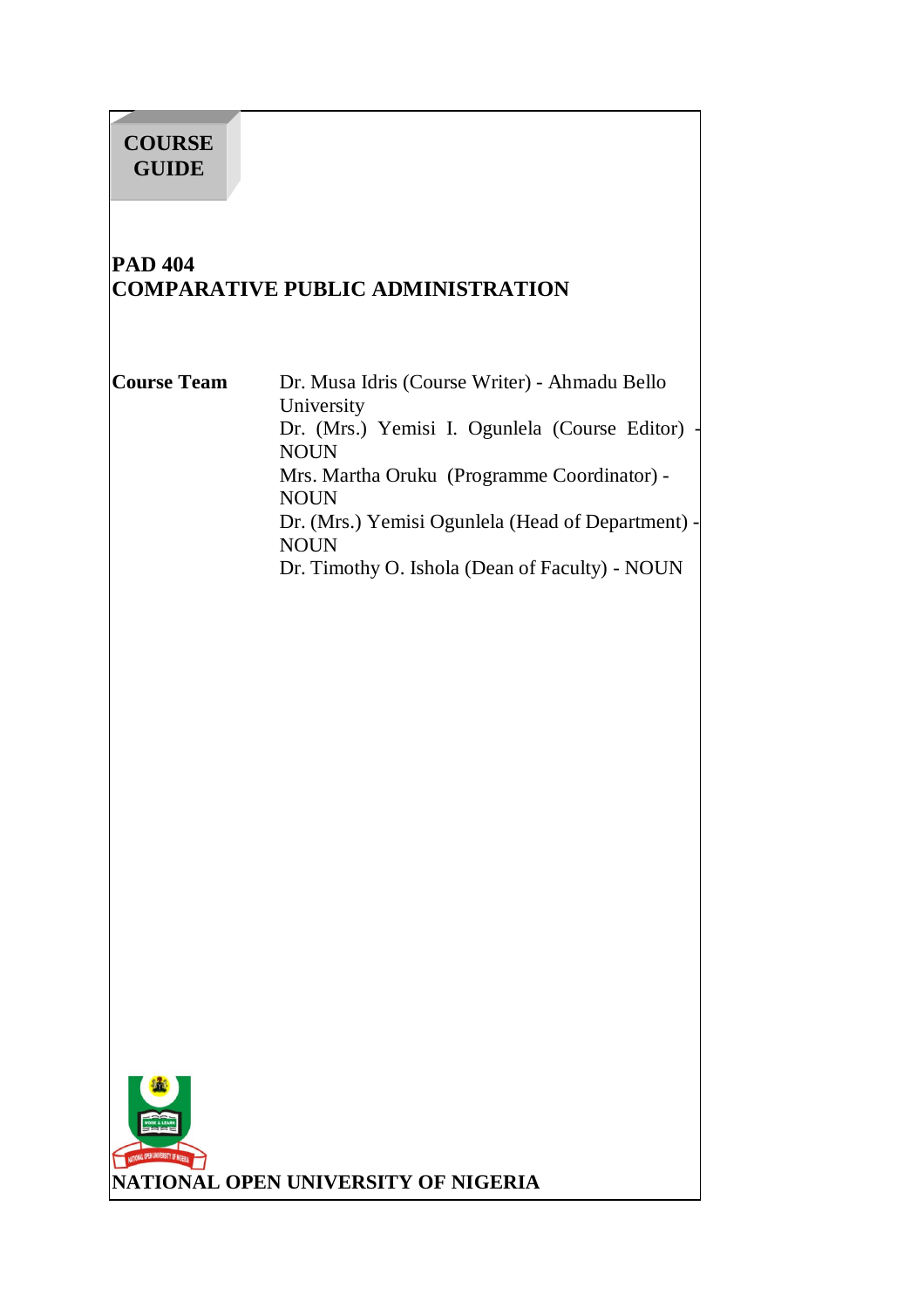**COURSE GUIDE**

# PAD 404
# COMPARATIVE PUBLIC ADMINISTRATION

**Course Team**

Dr. Musa Idris (Course Writer) - Ahmadu Bello University
Dr. (Mrs.) Yemisi I. Ogunlela (Course Editor) - NOUN
Mrs. Martha Oruku (Programme Coordinator) - NOUN
Dr. (Mrs.) Yemisi Ogunlela (Head of Department) - NOUN
Dr. Timothy O. Ishola (Dean of Faculty) - NOUN

**NATIONAL OPEN UNIVERSITY OF NIGERIA**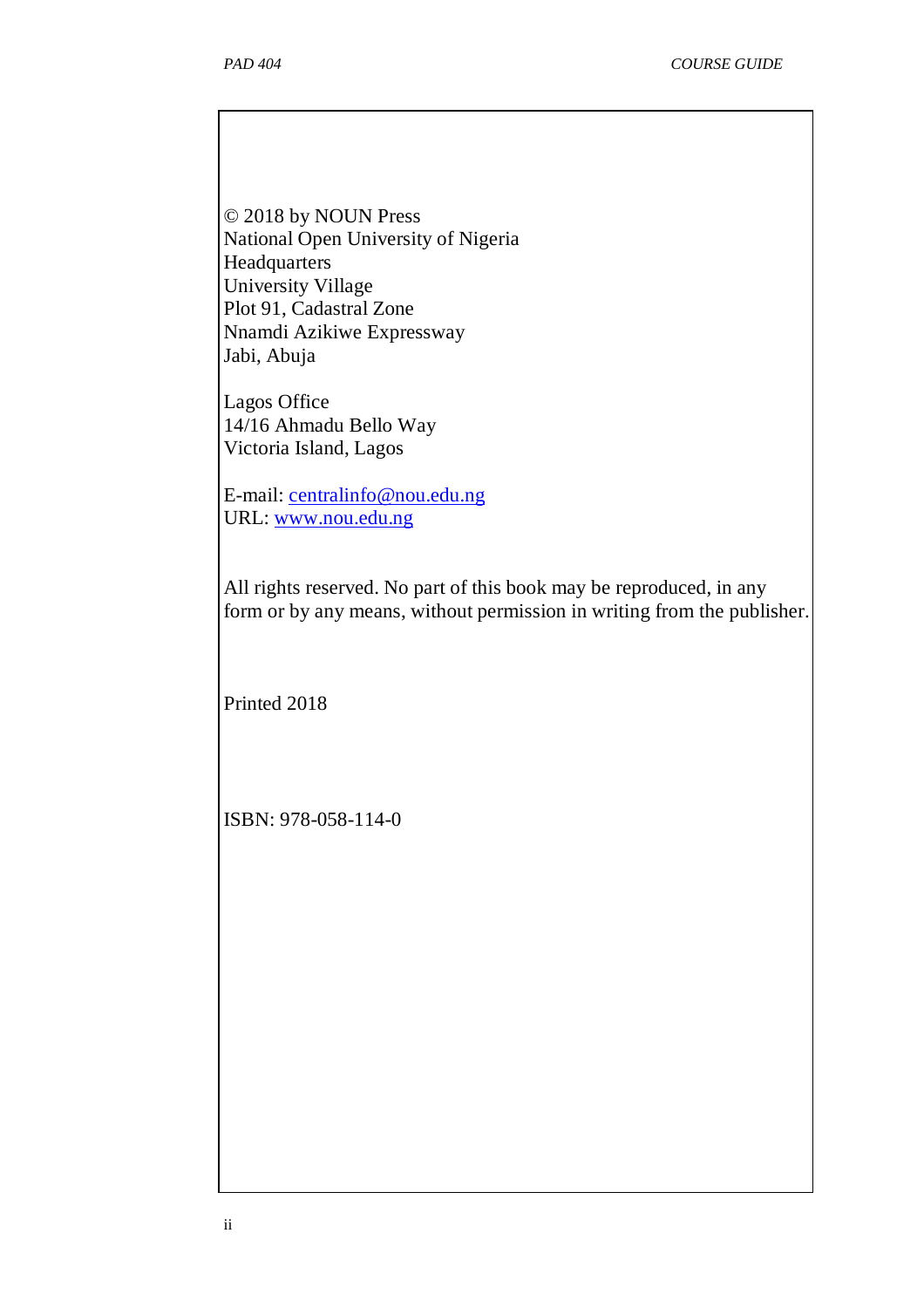© 2018 by NOUN Press
National Open University of Nigeria
Headquarters
University Village
Plot 91, Cadastral Zone
Nnamdi Azikiwe Expressway
Jabi, Abuja

Lagos Office
14/16 Ahmadu Bello Way
Victoria Island, Lagos

E-mail: centralinfo@nou.edu.ng
URL: www.nou.edu.ng

All rights reserved. No part of this book may be reproduced, in any form or by any means, without permission in writing from the publisher.

Printed 2018

ISBN: 978-058-114-0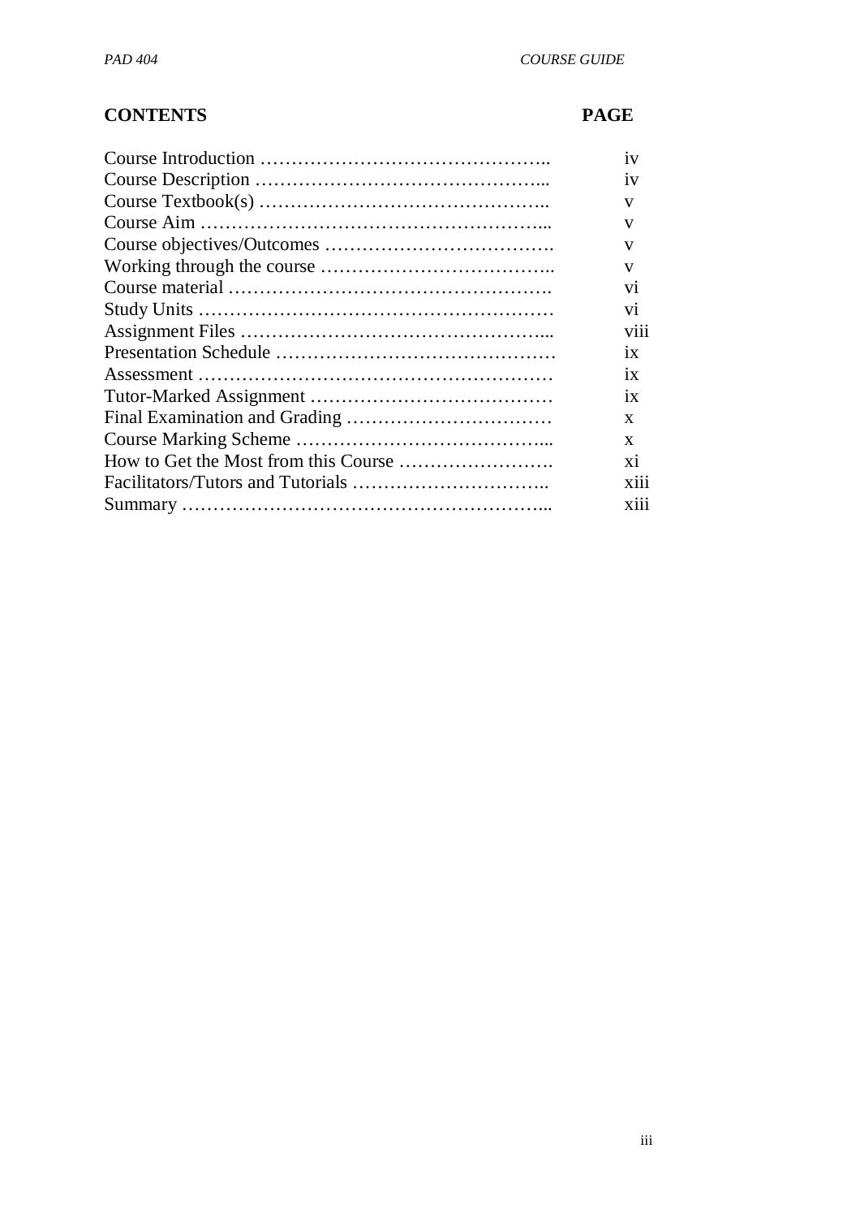| CONTENTS | PAGE |
| --- | --- |
| Course Introduction ……………………………………….. | iv |
| Course Description ……………………………………... | iv |
| Course Textbook(s) ……………………………………….. | v |
| Course Aim ……………………………………………... | v |
| Course objectives/Outcomes ………………………………. | v |
| Working through the course ……………………………….. | v |
| Course material ……………………………………………. | vi |
| Study Units ………………………………………………… | vi |
| Assignment Files …………………………………………... | viii |
| Presentation Schedule ……………………………………… | ix |
| Assessment ………………………………………………… | ix |
| Tutor-Marked Assignment ………………………………… | ix |
| Final Examination and Grading …………………………… | x |
| Course Marking Scheme …………………………………... | x |
| How to Get the Most from this Course ……………………. | xi |
| Facilitators/Tutors and Tutorials ………………………….. | xiii |
| Summary …………………………………………………... | xiii |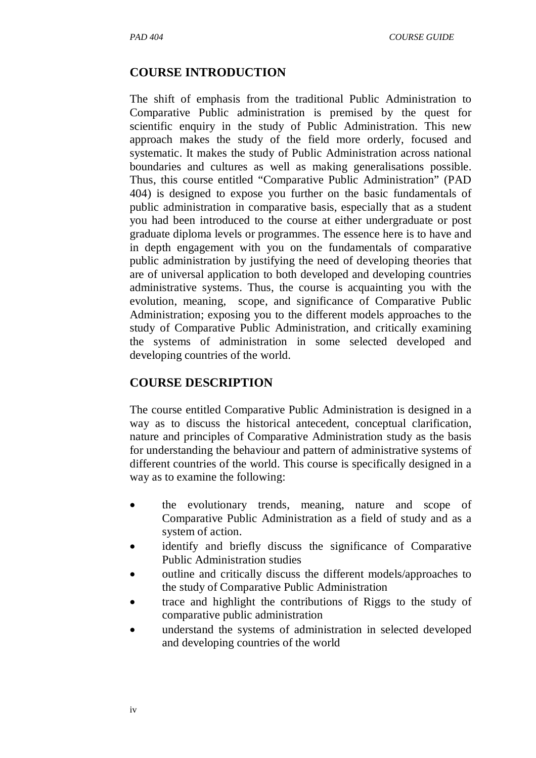## COURSE INTRODUCTION

The shift of emphasis from the traditional Public Administration to Comparative Public administration is premised by the quest for scientific enquiry in the study of Public Administration. This new approach makes the study of the field more orderly, focused and systematic. It makes the study of Public Administration across national boundaries and cultures as well as making generalisations possible. Thus, this course entitled "Comparative Public Administration" (PAD 404) is designed to expose you further on the basic fundamentals of public administration in comparative basis, especially that as a student you had been introduced to the course at either undergraduate or post graduate diploma levels or programmes. The essence here is to have and in depth engagement with you on the fundamentals of comparative public administration by justifying the need of developing theories that are of universal application to both developed and developing countries administrative systems. Thus, the course is acquainting you with the evolution, meaning, scope, and significance of Comparative Public Administration; exposing you to the different models approaches to the study of Comparative Public Administration, and critically examining the systems of administration in some selected developed and developing countries of the world.

## COURSE DESCRIPTION

The course entitled Comparative Public Administration is designed in a way as to discuss the historical antecedent, conceptual clarification, nature and principles of Comparative Administration study as the basis for understanding the behaviour and pattern of administrative systems of different countries of the world. This course is specifically designed in a way as to examine the following:

- the evolutionary trends, meaning, nature and scope of Comparative Public Administration as a field of study and as a system of action.
- identify and briefly discuss the significance of Comparative Public Administration studies
- outline and critically discuss the different models/approaches to the study of Comparative Public Administration
- trace and highlight the contributions of Riggs to the study of comparative public administration
- understand the systems of administration in selected developed and developing countries of the world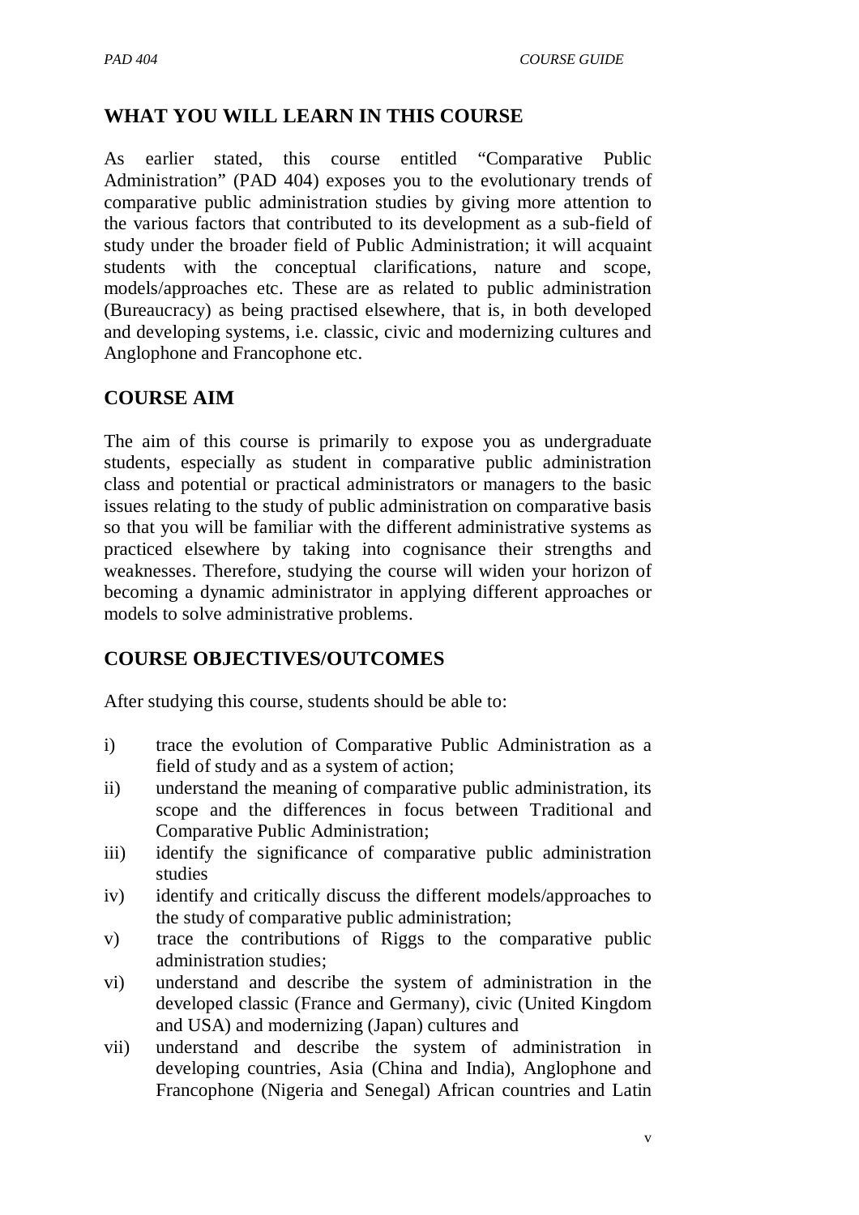## WHAT YOU WILL LEARN IN THIS COURSE

As earlier stated, this course entitled "Comparative Public Administration" (PAD 404) exposes you to the evolutionary trends of comparative public administration studies by giving more attention to the various factors that contributed to its development as a sub-field of study under the broader field of Public Administration; it will acquaint students with the conceptual clarifications, nature and scope, models/approaches etc. These are as related to public administration (Bureaucracy) as being practised elsewhere, that is, in both developed and developing systems, i.e. classic, civic and modernizing cultures and Anglophone and Francophone etc.

## COURSE AIM

The aim of this course is primarily to expose you as undergraduate students, especially as student in comparative public administration class and potential or practical administrators or managers to the basic issues relating to the study of public administration on comparative basis so that you will be familiar with the different administrative systems as practiced elsewhere by taking into cognisance their strengths and weaknesses. Therefore, studying the course will widen your horizon of becoming a dynamic administrator in applying different approaches or models to solve administrative problems.

## COURSE OBJECTIVES/OUTCOMES

After studying this course, students should be able to:

i) trace the evolution of Comparative Public Administration as a field of study and as a system of action;
ii) understand the meaning of comparative public administration, its scope and the differences in focus between Traditional and Comparative Public Administration;
iii) identify the significance of comparative public administration studies
iv) identify and critically discuss the different models/approaches to the study of comparative public administration;
v) trace the contributions of Riggs to the comparative public administration studies;
vi) understand and describe the system of administration in the developed classic (France and Germany), civic (United Kingdom and USA) and modernizing (Japan) cultures and
vii) understand and describe the system of administration in developing countries, Asia (China and India), Anglophone and Francophone (Nigeria and Senegal) African countries and Latin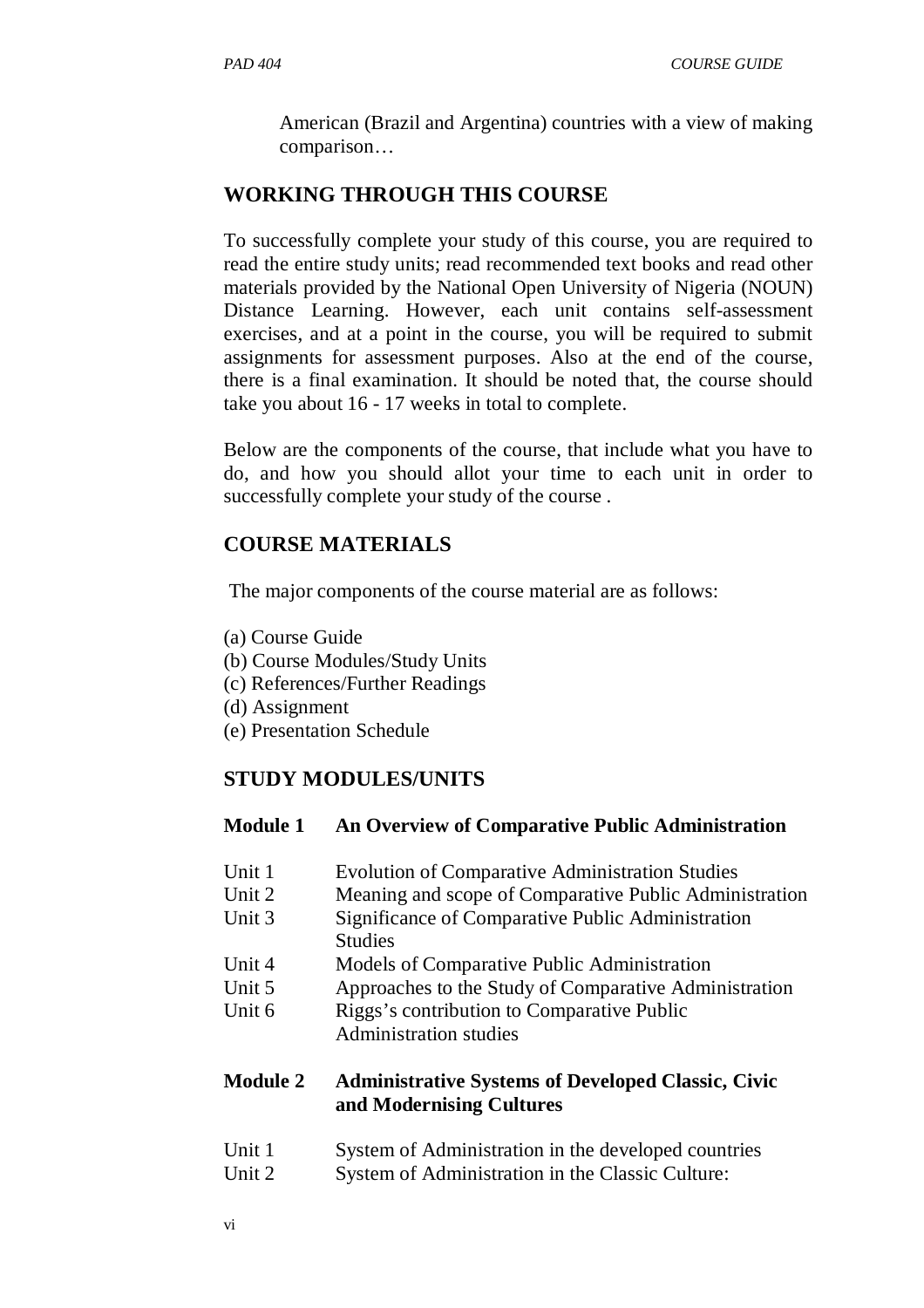American (Brazil and Argentina) countries with a view of making comparison…

## WORKING THROUGH THIS COURSE

To successfully complete your study of this course, you are required to read the entire study units; read recommended text books and read other materials provided by the National Open University of Nigeria (NOUN) Distance Learning. However, each unit contains self-assessment exercises, and at a point in the course, you will be required to submit assignments for assessment purposes. Also at the end of the course, there is a final examination. It should be noted that, the course should take you about 16 - 17 weeks in total to complete.

Below are the components of the course, that include what you have to do, and how you should allot your time to each unit in order to successfully complete your study of the course .

## COURSE MATERIALS

The major components of the course material are as follows:

(a) Course Guide
(b) Course Modules/Study Units
(c) References/Further Readings
(d) Assignment
(e) Presentation Schedule

## STUDY MODULES/UNITS

**Module 1 An Overview of Comparative Public Administration**

Unit 1 Evolution of Comparative Administration Studies
Unit 2 Meaning and scope of Comparative Public Administration
Unit 3 Significance of Comparative Public Administration Studies
Unit 4 Models of Comparative Public Administration
Unit 5 Approaches to the Study of Comparative Administration
Unit 6 Riggs's contribution to Comparative Public Administration studies

**Module 2 Administrative Systems of Developed Classic, Civic and Modernising Cultures**

Unit 1 System of Administration in the developed countries
Unit 2 System of Administration in the Classic Culture: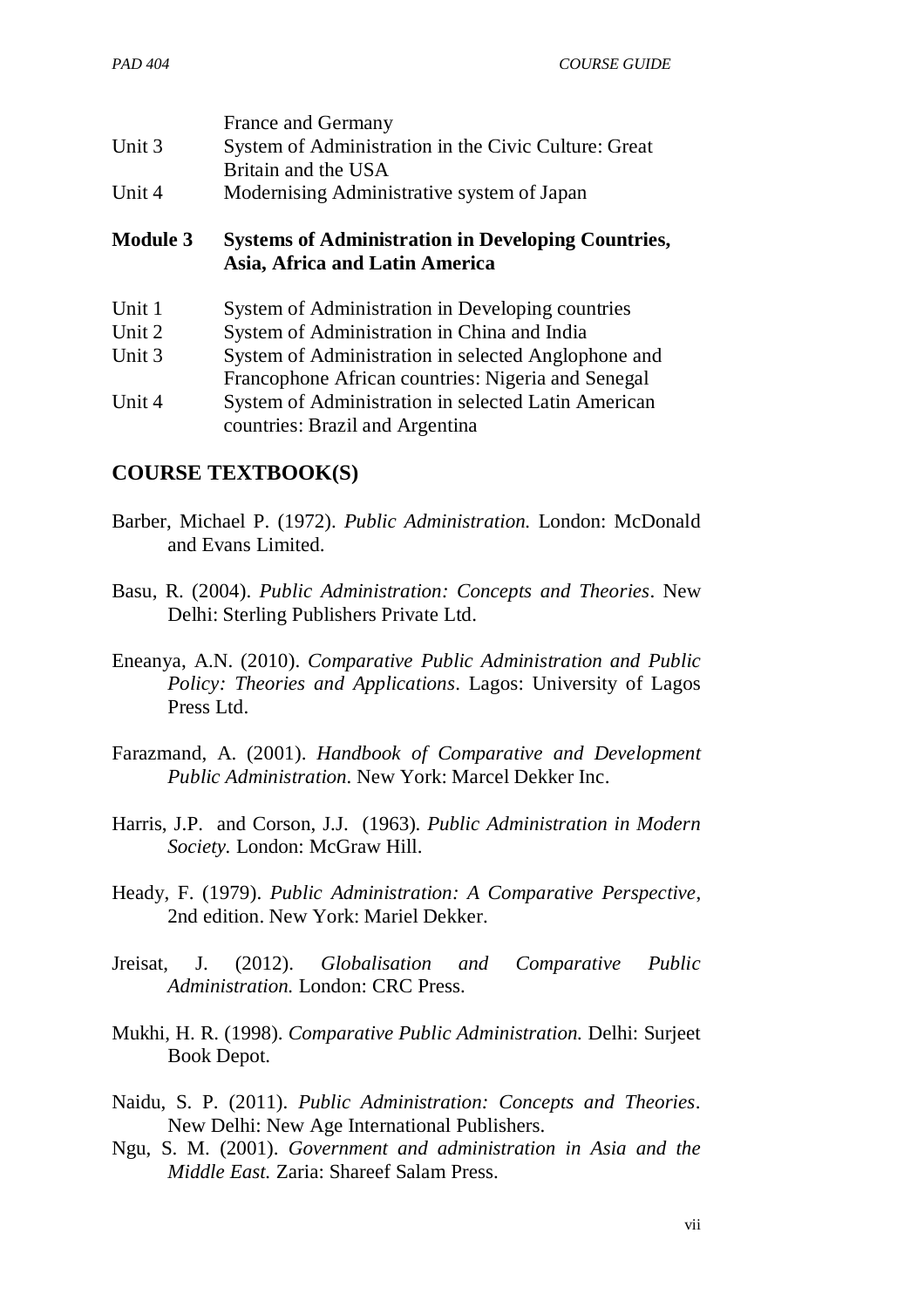| | |
|---|---|
| | France and Germany |
| Unit 3 | System of Administration in the Civic Culture: Great Britain and the USA |
| Unit 4 | Modernising Administrative system of Japan |

**Module 3 Systems of Administration in Developing Countries, Asia, Africa and Latin America**

| | |
|---|---|
| Unit 1 | System of Administration in Developing countries |
| Unit 2 | System of Administration in China and India |
| Unit 3 | System of Administration in selected Anglophone and Francophone African countries: Nigeria and Senegal |
| Unit 4 | System of Administration in selected Latin American countries: Brazil and Argentina |

## COURSE TEXTBOOK(S)

Barber, Michael P. (1972). *Public Administration.* London: McDonald and Evans Limited.

Basu, R. (2004). *Public Administration: Concepts and Theories*. New Delhi: Sterling Publishers Private Ltd.

Eneanya, A.N. (2010). *Comparative Public Administration and Public Policy: Theories and Applications*. Lagos: University of Lagos Press Ltd.

Farazmand, A. (2001). *Handbook of Comparative and Development Public Administration*. New York: Marcel Dekker Inc.

Harris, J.P. and Corson, J.J. (1963). *Public Administration in Modern Society.* London: McGraw Hill.

Heady, F. (1979). *Public Administration: A Comparative Perspective*, 2nd edition. New York: Mariel Dekker.

Jreisat, J. (2012). *Globalisation and Comparative Public Administration.* London: CRC Press.

Mukhi, H. R. (1998). *Comparative Public Administration.* Delhi: Surjeet Book Depot.

Naidu, S. P. (2011). *Public Administration: Concepts and Theories*. New Delhi: New Age International Publishers.

Ngu, S. M. (2001). *Government and administration in Asia and the Middle East.* Zaria: Shareef Salam Press.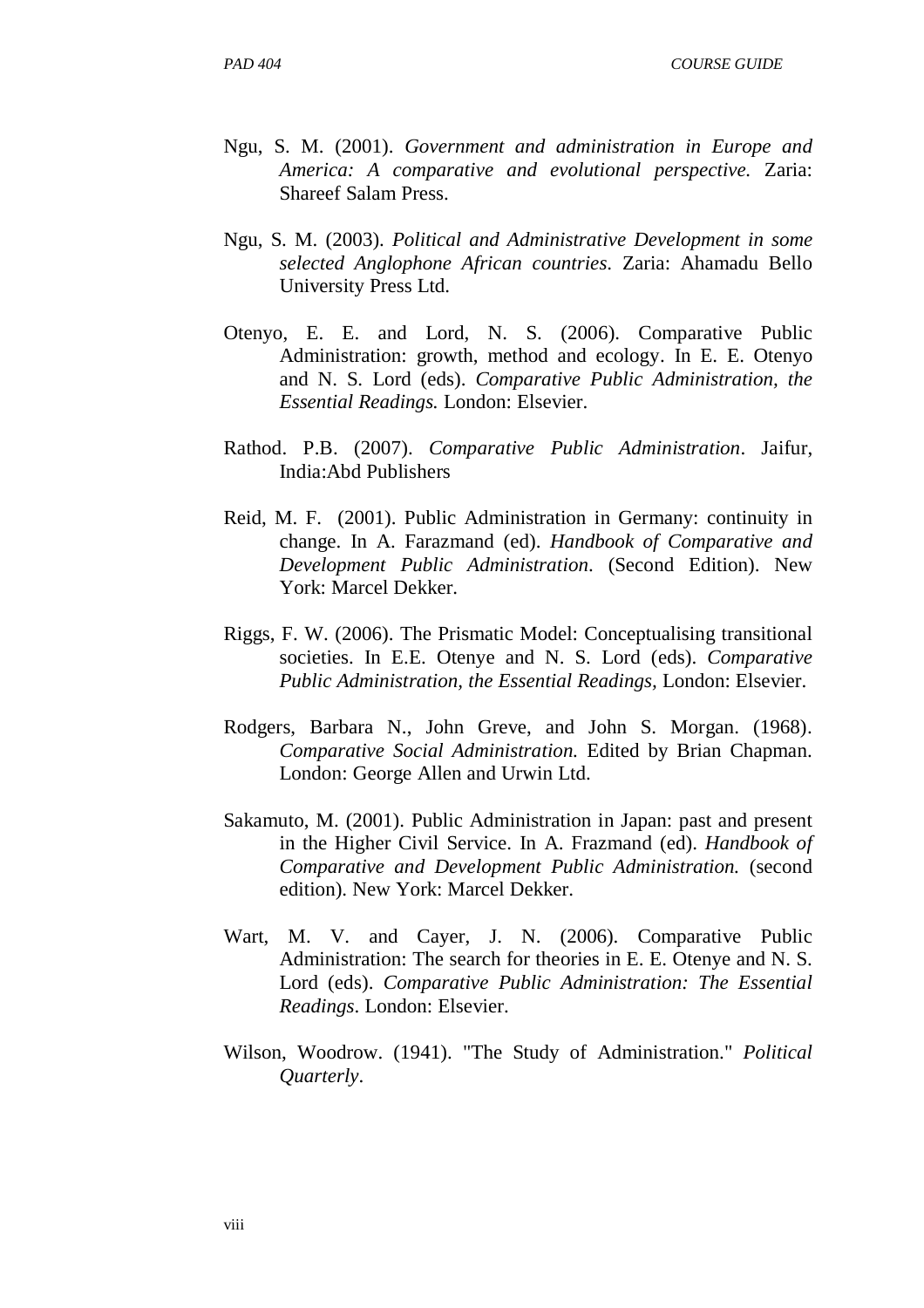Ngu, S. M. (2001). *Government and administration in Europe and America: A comparative and evolutional perspective.* Zaria: Shareef Salam Press.

Ngu, S. M. (2003). *Political and Administrative Development in some selected Anglophone African countries*. Zaria: Ahamadu Bello University Press Ltd.

Otenyo, E. E. and Lord, N. S. (2006). Comparative Public Administration: growth, method and ecology. In E. E. Otenyo and N. S. Lord (eds). *Comparative Public Administration, the Essential Readings.* London: Elsevier.

Rathod. P.B. (2007). *Comparative Public Administration*. Jaifur, India:Abd Publishers

Reid, M. F. (2001). Public Administration in Germany: continuity in change. In A. Farazmand (ed). *Handbook of Comparative and Development Public Administration*. (Second Edition). New York: Marcel Dekker.

Riggs, F. W. (2006). The Prismatic Model: Conceptualising transitional societies. In E.E. Otenye and N. S. Lord (eds). *Comparative Public Administration, the Essential Readings,* London: Elsevier.

Rodgers, Barbara N., John Greve, and John S. Morgan. (1968). *Comparative Social Administration.* Edited by Brian Chapman. London: George Allen and Urwin Ltd.

Sakamuto, M. (2001). Public Administration in Japan: past and present in the Higher Civil Service. In A. Frazmand (ed). *Handbook of Comparative and Development Public Administration.* (second edition). New York: Marcel Dekker.

Wart, M. V. and Cayer, J. N. (2006). Comparative Public Administration: The search for theories in E. E. Otenye and N. S. Lord (eds). *Comparative Public Administration: The Essential Readings*. London: Elsevier.

Wilson, Woodrow. (1941). "The Study of Administration." *Political Quarterly*.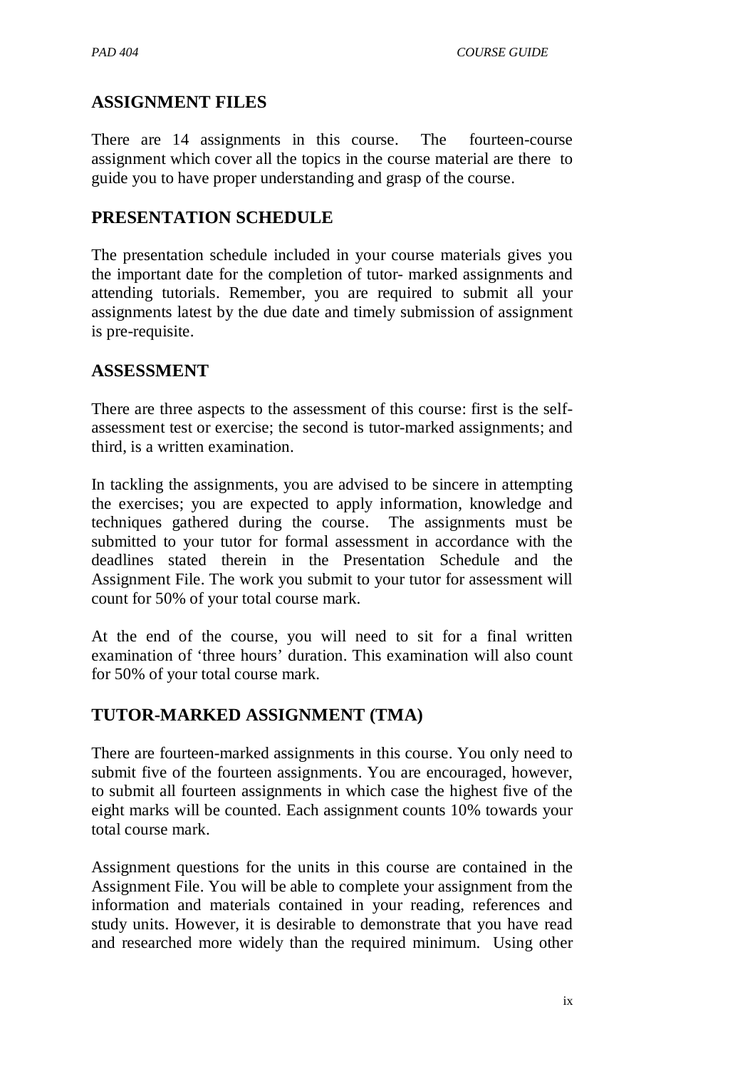## ASSIGNMENT FILES

There are 14 assignments in this course. The fourteen-course assignment which cover all the topics in the course material are there to guide you to have proper understanding and grasp of the course.

## PRESENTATION SCHEDULE

The presentation schedule included in your course materials gives you the important date for the completion of tutor- marked assignments and attending tutorials. Remember, you are required to submit all your assignments latest by the due date and timely submission of assignment is pre-requisite.

## ASSESSMENT

There are three aspects to the assessment of this course: first is the self-assessment test or exercise; the second is tutor-marked assignments; and third, is a written examination.

In tackling the assignments, you are advised to be sincere in attempting the exercises; you are expected to apply information, knowledge and techniques gathered during the course. The assignments must be submitted to your tutor for formal assessment in accordance with the deadlines stated therein in the Presentation Schedule and the Assignment File. The work you submit to your tutor for assessment will count for 50% of your total course mark.

At the end of the course, you will need to sit for a final written examination of 'three hours' duration. This examination will also count for 50% of your total course mark.

## TUTOR-MARKED ASSIGNMENT (TMA)

There are fourteen-marked assignments in this course. You only need to submit five of the fourteen assignments. You are encouraged, however, to submit all fourteen assignments in which case the highest five of the eight marks will be counted. Each assignment counts 10% towards your total course mark.

Assignment questions for the units in this course are contained in the Assignment File. You will be able to complete your assignment from the information and materials contained in your reading, references and study units. However, it is desirable to demonstrate that you have read and researched more widely than the required minimum. Using other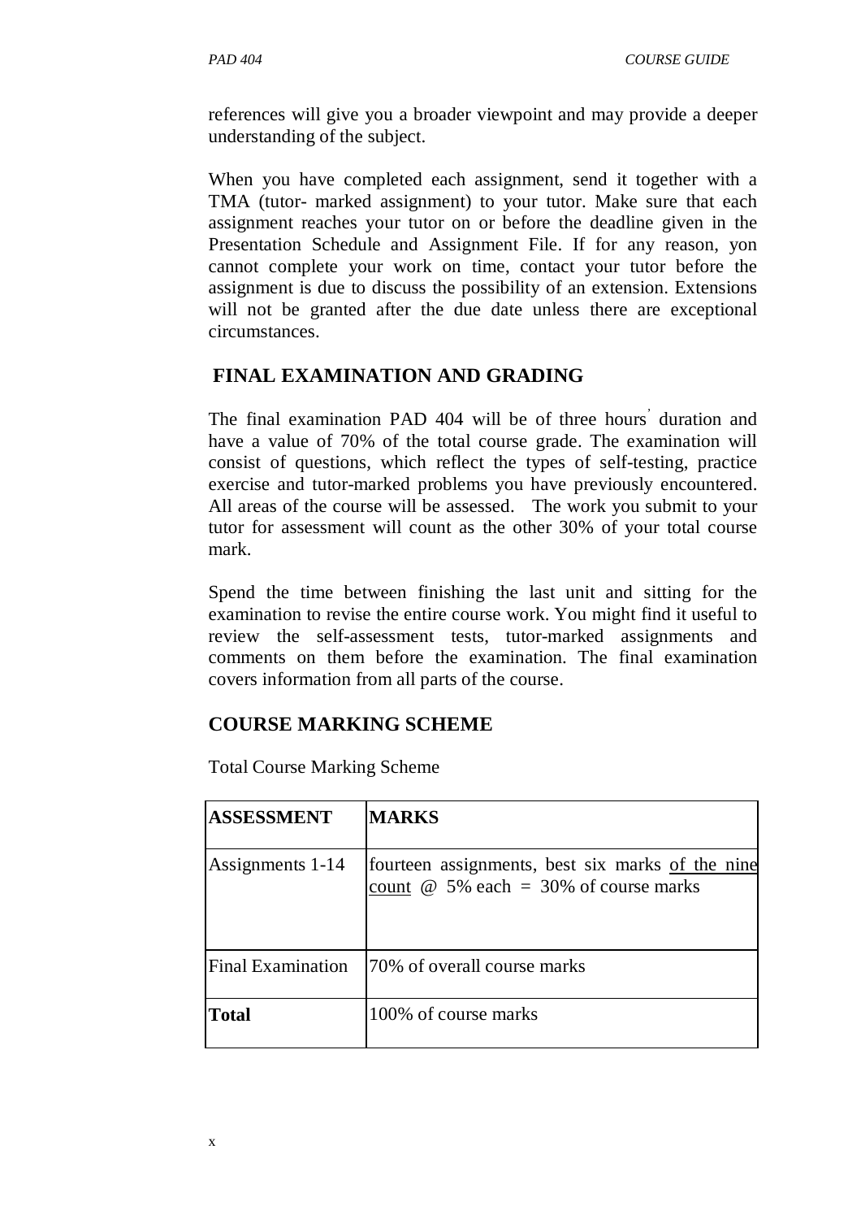references will give you a broader viewpoint and may provide a deeper understanding of the subject.

When you have completed each assignment, send it together with a TMA (tutor- marked assignment) to your tutor. Make sure that each assignment reaches your tutor on or before the deadline given in the Presentation Schedule and Assignment File. If for any reason, yon cannot complete your work on time, contact your tutor before the assignment is due to discuss the possibility of an extension. Extensions will not be granted after the due date unless there are exceptional circumstances.

## FINAL EXAMINATION AND GRADING

The final examination PAD 404 will be of three hours' duration and have a value of 70% of the total course grade. The examination will consist of questions, which reflect the types of self-testing, practice exercise and tutor-marked problems you have previously encountered. All areas of the course will be assessed. The work you submit to your tutor for assessment will count as the other 30% of your total course mark.

Spend the time between finishing the last unit and sitting for the examination to revise the entire course work. You might find it useful to review the self-assessment tests, tutor-marked assignments and comments on them before the examination. The final examination covers information from all parts of the course.

## COURSE MARKING SCHEME

Total Course Marking Scheme

| **ASSESSMENT** | **MARKS** |
|---|---|
| Assignments 1-14 | fourteen assignments, best six marks of the nine count @ 5% each = 30% of course marks |
| Final Examination | 70% of overall course marks |
| **Total** | 100% of course marks |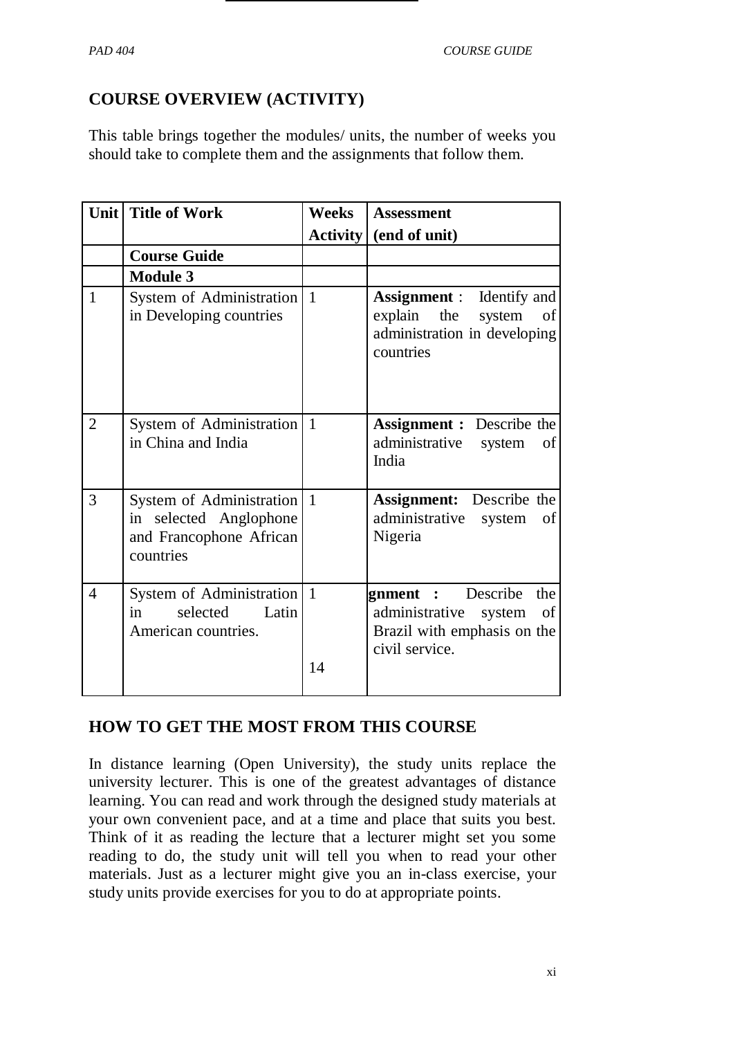## COURSE OVERVIEW (ACTIVITY)

This table brings together the modules/ units, the number of weeks you should take to complete them and the assignments that follow them.

| Unit | Title of Work | Weeks Activity | Assessment (end of unit) |
|---|---|---|---|
| | **Course Guide** | | |
| | **Module 3** | | |
| 1 | System of Administration in Developing countries | 1 | **Assignment** : Identify and explain the system of administration in developing countries |
| 2 | System of Administration in China and India | 1 | **Assignment :** Describe the administrative system of India |
| 3 | System of Administration in selected Anglophone and Francophone African countries | 1 | **Assignment:** Describe the administrative system of Nigeria |
| 4 | System of Administration in selected Latin American countries. | 1<br><br>14 | **gnment :** Describe the administrative system of Brazil with emphasis on the civil service. |

## HOW TO GET THE MOST FROM THIS COURSE

In distance learning (Open University), the study units replace the university lecturer. This is one of the greatest advantages of distance learning. You can read and work through the designed study materials at your own convenient pace, and at a time and place that suits you best. Think of it as reading the lecture that a lecturer might set you some reading to do, the study unit will tell you when to read your other materials. Just as a lecturer might give you an in-class exercise, your study units provide exercises for you to do at appropriate points.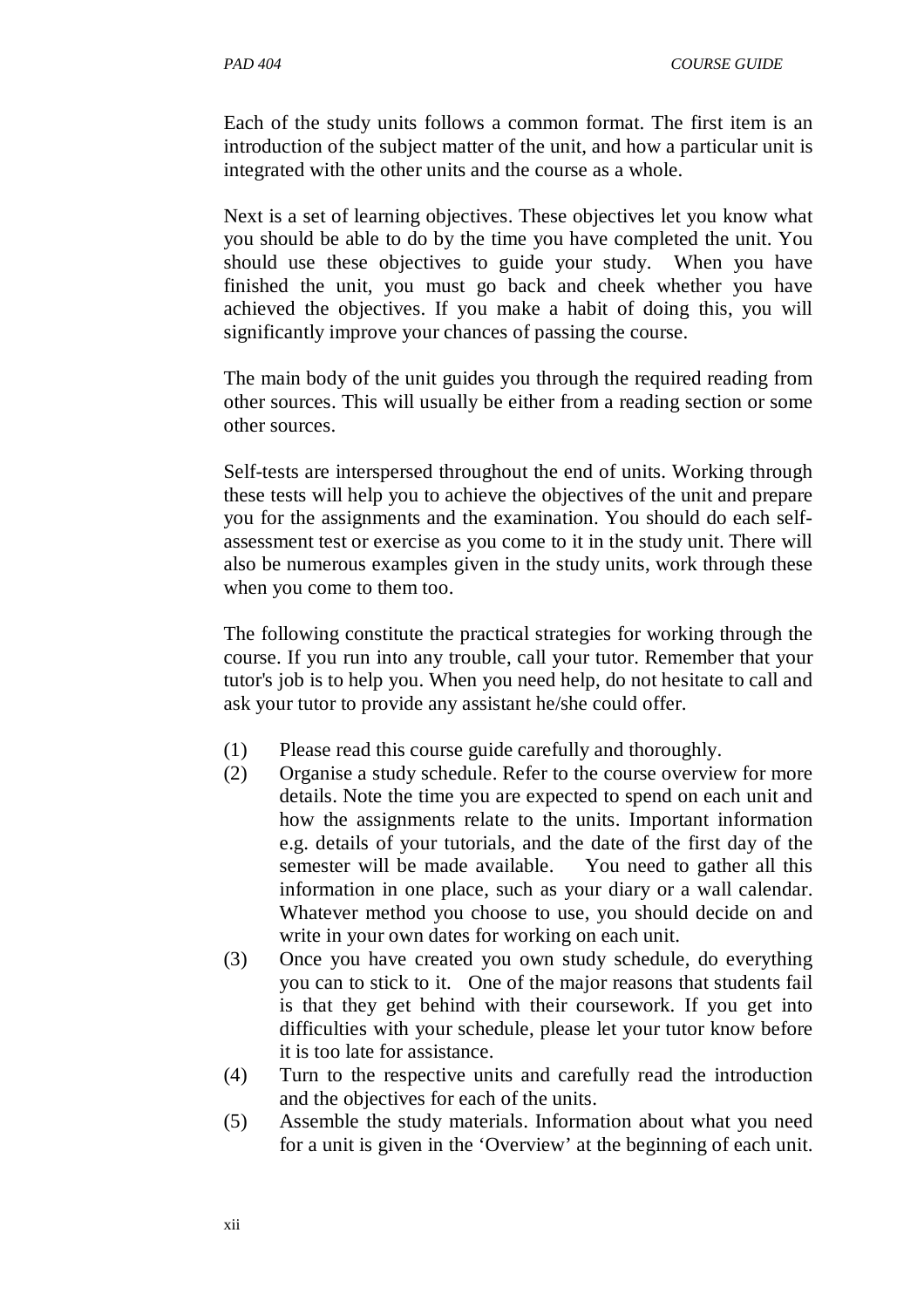Each of the study units follows a common format. The first item is an introduction of the subject matter of the unit, and how a particular unit is integrated with the other units and the course as a whole.

Next is a set of learning objectives. These objectives let you know what you should be able to do by the time you have completed the unit. You should use these objectives to guide your study. When you have finished the unit, you must go back and cheek whether you have achieved the objectives. If you make a habit of doing this, you will significantly improve your chances of passing the course.

The main body of the unit guides you through the required reading from other sources. This will usually be either from a reading section or some other sources.

Self-tests are interspersed throughout the end of units. Working through these tests will help you to achieve the objectives of the unit and prepare you for the assignments and the examination. You should do each self-assessment test or exercise as you come to it in the study unit. There will also be numerous examples given in the study units, work through these when you come to them too.

The following constitute the practical strategies for working through the course. If you run into any trouble, call your tutor. Remember that your tutor's job is to help you. When you need help, do not hesitate to call and ask your tutor to provide any assistant he/she could offer.

(1) Please read this course guide carefully and thoroughly.
(2) Organise a study schedule. Refer to the course overview for more details. Note the time you are expected to spend on each unit and how the assignments relate to the units. Important information e.g. details of your tutorials, and the date of the first day of the semester will be made available. You need to gather all this information in one place, such as your diary or a wall calendar. Whatever method you choose to use, you should decide on and write in your own dates for working on each unit.
(3) Once you have created you own study schedule, do everything you can to stick to it. One of the major reasons that students fail is that they get behind with their coursework. If you get into difficulties with your schedule, please let your tutor know before it is too late for assistance.
(4) Turn to the respective units and carefully read the introduction and the objectives for each of the units.
(5) Assemble the study materials. Information about what you need for a unit is given in the 'Overview' at the beginning of each unit.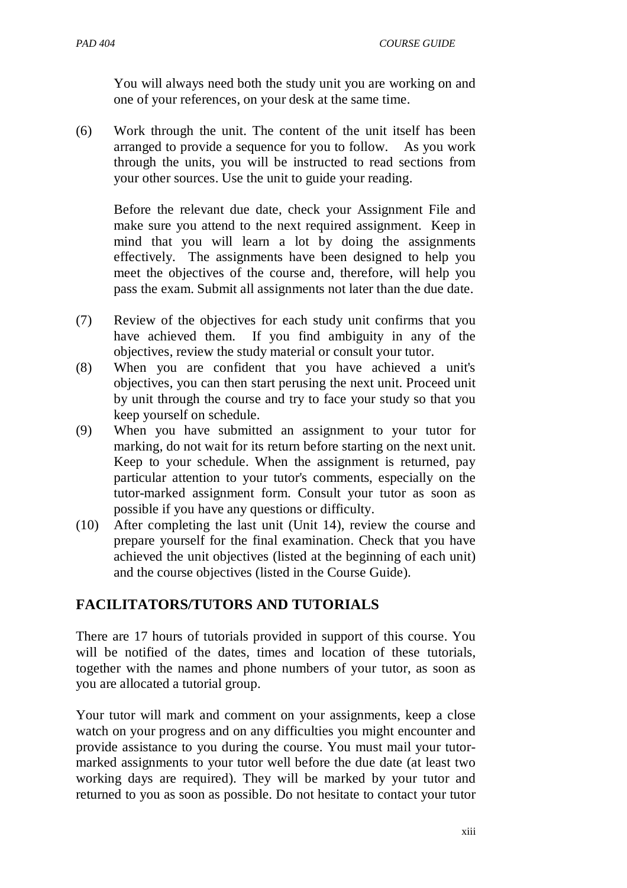You will always need both the study unit you are working on and one of your references, on your desk at the same time.

(6) Work through the unit. The content of the unit itself has been arranged to provide a sequence for you to follow. As you work through the units, you will be instructed to read sections from your other sources. Use the unit to guide your reading.

Before the relevant due date, check your Assignment File and make sure you attend to the next required assignment. Keep in mind that you will learn a lot by doing the assignments effectively. The assignments have been designed to help you meet the objectives of the course and, therefore, will help you pass the exam. Submit all assignments not later than the due date.

(7) Review of the objectives for each study unit confirms that you have achieved them. If you find ambiguity in any of the objectives, review the study material or consult your tutor.

(8) When you are confident that you have achieved a unit's objectives, you can then start perusing the next unit. Proceed unit by unit through the course and try to face your study so that you keep yourself on schedule.

(9) When you have submitted an assignment to your tutor for marking, do not wait for its return before starting on the next unit. Keep to your schedule. When the assignment is returned, pay particular attention to your tutor's comments, especially on the tutor-marked assignment form. Consult your tutor as soon as possible if you have any questions or difficulty.

(10) After completing the last unit (Unit 14), review the course and prepare yourself for the final examination. Check that you have achieved the unit objectives (listed at the beginning of each unit) and the course objectives (listed in the Course Guide).

## FACILITATORS/TUTORS AND TUTORIALS

There are 17 hours of tutorials provided in support of this course. You will be notified of the dates, times and location of these tutorials, together with the names and phone numbers of your tutor, as soon as you are allocated a tutorial group.

Your tutor will mark and comment on your assignments, keep a close watch on your progress and on any difficulties you might encounter and provide assistance to you during the course. You must mail your tutor-marked assignments to your tutor well before the due date (at least two working days are required). They will be marked by your tutor and returned to you as soon as possible. Do not hesitate to contact your tutor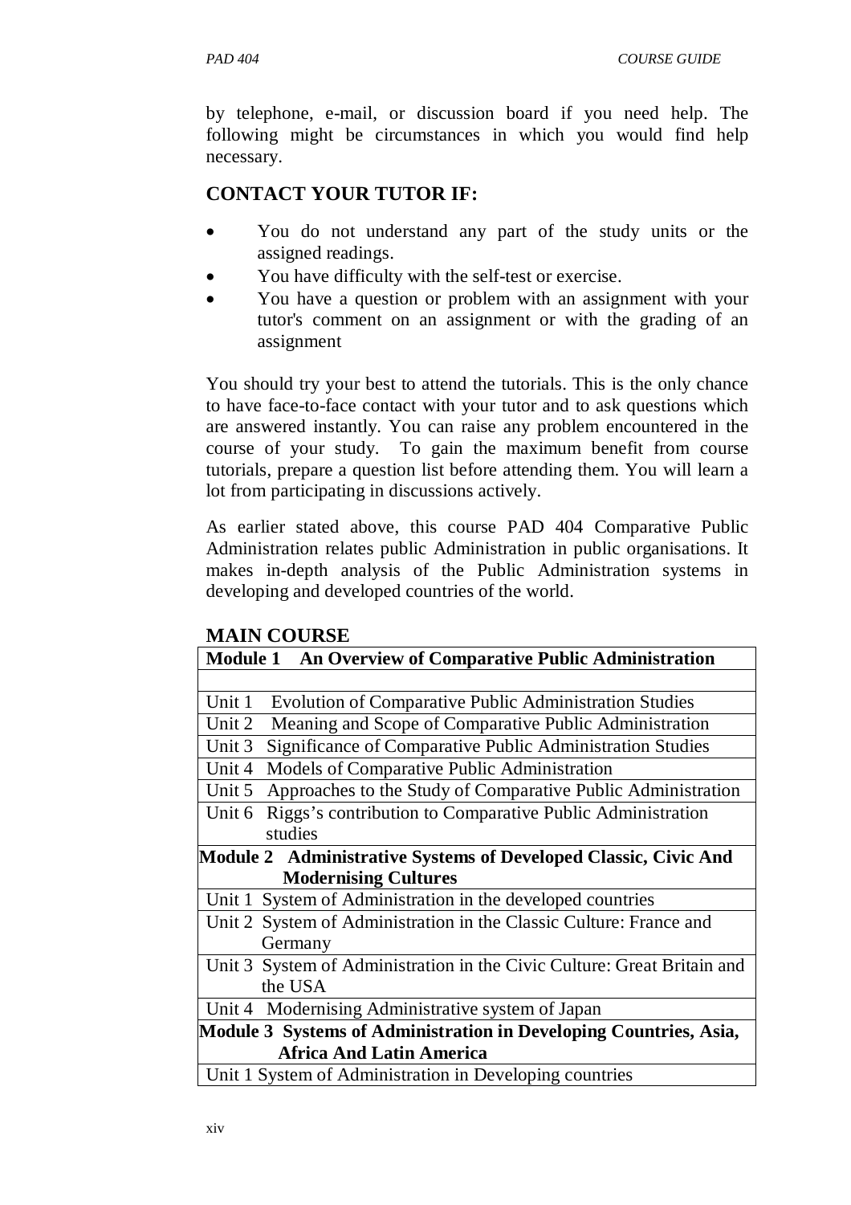by telephone, e-mail, or discussion board if you need help. The following might be circumstances in which you would find help necessary.

## CONTACT YOUR TUTOR IF:

- You do not understand any part of the study units or the assigned readings.
- You have difficulty with the self-test or exercise.
- You have a question or problem with an assignment with your tutor's comment on an assignment or with the grading of an assignment

You should try your best to attend the tutorials. This is the only chance to have face-to-face contact with your tutor and to ask questions which are answered instantly. You can raise any problem encountered in the course of your study. To gain the maximum benefit from course tutorials, prepare a question list before attending them. You will learn a lot from participating in discussions actively.

As earlier stated above, this course PAD 404 Comparative Public Administration relates public Administration in public organisations. It makes in-depth analysis of the Public Administration systems in developing and developed countries of the world.

## MAIN COURSE

| **Module 1 An Overview of Comparative Public Administration** |
|---|
| |
| Unit 1 Evolution of Comparative Public Administration Studies |
| Unit 2 Meaning and Scope of Comparative Public Administration |
| Unit 3 Significance of Comparative Public Administration Studies |
| Unit 4 Models of Comparative Public Administration |
| Unit 5 Approaches to the Study of Comparative Public Administration |
| Unit 6 Riggs's contribution to Comparative Public Administration studies |
| **Module 2 Administrative Systems of Developed Classic, Civic And Modernising Cultures** |
| Unit 1 System of Administration in the developed countries |
| Unit 2 System of Administration in the Classic Culture: France and Germany |
| Unit 3 System of Administration in the Civic Culture: Great Britain and the USA |
| Unit 4 Modernising Administrative system of Japan |
| **Module 3 Systems of Administration in Developing Countries, Asia, Africa And Latin America** |
| Unit 1 System of Administration in Developing countries |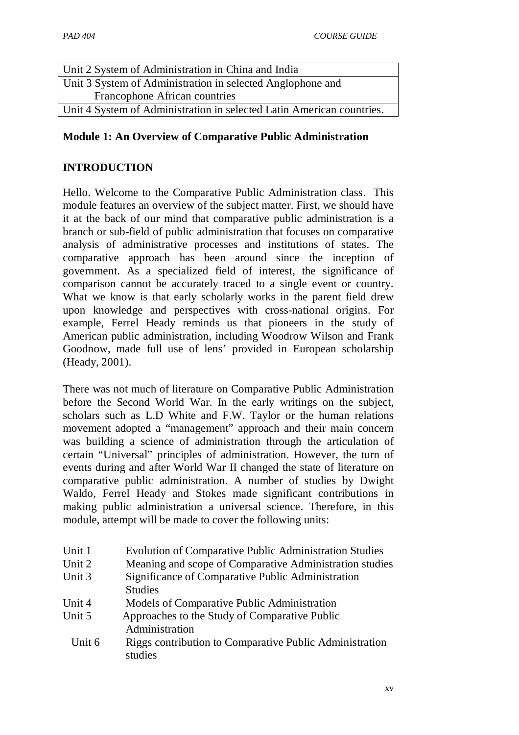| Unit 2 System of Administration in China and India |
|---|
| Unit 3 System of Administration in selected Anglophone and Francophone African countries |
| Unit 4 System of Administration in selected Latin American countries. |

**Module 1: An Overview of Comparative Public Administration**

**INTRODUCTION**

Hello. Welcome to the Comparative Public Administration class. This module features an overview of the subject matter. First, we should have it at the back of our mind that comparative public administration is a branch or sub-field of public administration that focuses on comparative analysis of administrative processes and institutions of states. The comparative approach has been around since the inception of government. As a specialized field of interest, the significance of comparison cannot be accurately traced to a single event or country. What we know is that early scholarly works in the parent field drew upon knowledge and perspectives with cross-national origins. For example, Ferrel Heady reminds us that pioneers in the study of American public administration, including Woodrow Wilson and Frank Goodnow, made full use of lens' provided in European scholarship (Heady, 2001).

There was not much of literature on Comparative Public Administration before the Second World War. In the early writings on the subject, scholars such as L.D White and F.W. Taylor or the human relations movement adopted a "management" approach and their main concern was building a science of administration through the articulation of certain "Universal" principles of administration. However, the turn of events during and after World War II changed the state of literature on comparative public administration. A number of studies by Dwight Waldo, Ferrel Heady and Stokes made significant contributions in making public administration a universal science. Therefore, in this module, attempt will be made to cover the following units:

| | |
|---|---|
| Unit 1 | Evolution of Comparative Public Administration Studies |
| Unit 2 | Meaning and scope of Comparative Administration studies |
| Unit 3 | Significance of Comparative Public Administration Studies |
| Unit 4 | Models of Comparative Public Administration |
| Unit 5 | Approaches to the Study of Comparative Public Administration |
| Unit 6 | Riggs contribution to Comparative Public Administration studies |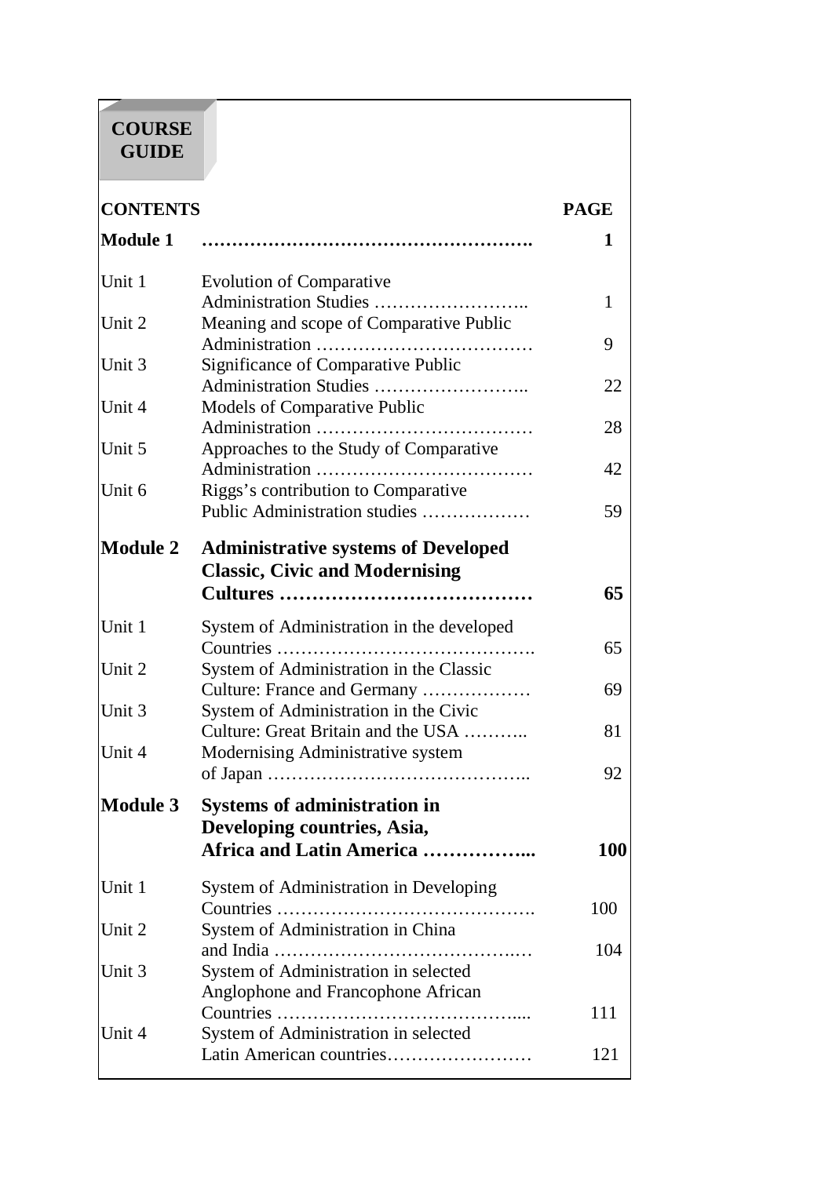# COURSE GUIDE

| CONTENTS | | PAGE |
|---|---|---|
| **Module 1** | **……………………………………………….** | **1** |
| Unit 1 | Evolution of Comparative Administration Studies …………………….. | 1 |
| Unit 2 | Meaning and scope of Comparative Public Administration ……………………………… | 9 |
| Unit 3 | Significance of Comparative Public Administration Studies …………………….. | 22 |
| Unit 4 | Models of Comparative Public Administration ……………………………… | 28 |
| Unit 5 | Approaches to the Study of Comparative Administration ……………………………… | 42 |
| Unit 6 | Riggs's contribution to Comparative Public Administration studies ……………… | 59 |
| **Module 2** | **Administrative systems of Developed Classic, Civic and Modernising Cultures …………………………………** | **65** |
| Unit 1 | System of Administration in the developed Countries ……………………………………. | 65 |
| Unit 2 | System of Administration in the Classic Culture: France and Germany ……………… | 69 |
| Unit 3 | System of Administration in the Civic Culture: Great Britain and the USA ……….. | 81 |
| Unit 4 | Modernising Administrative system of Japan …………………………………….. | 92 |
| **Module 3** | **Systems of administration in Developing countries, Asia, Africa and Latin America ……………...** | **100** |
| Unit 1 | System of Administration in Developing Countries ……………………………………. | 100 |
| Unit 2 | System of Administration in China and India ………………………………….… | 104 |
| Unit 3 | System of Administration in selected Anglophone and Francophone African Countries ………………………………….... | 111 |
| Unit 4 | System of Administration in selected Latin American countries…………………… | 121 |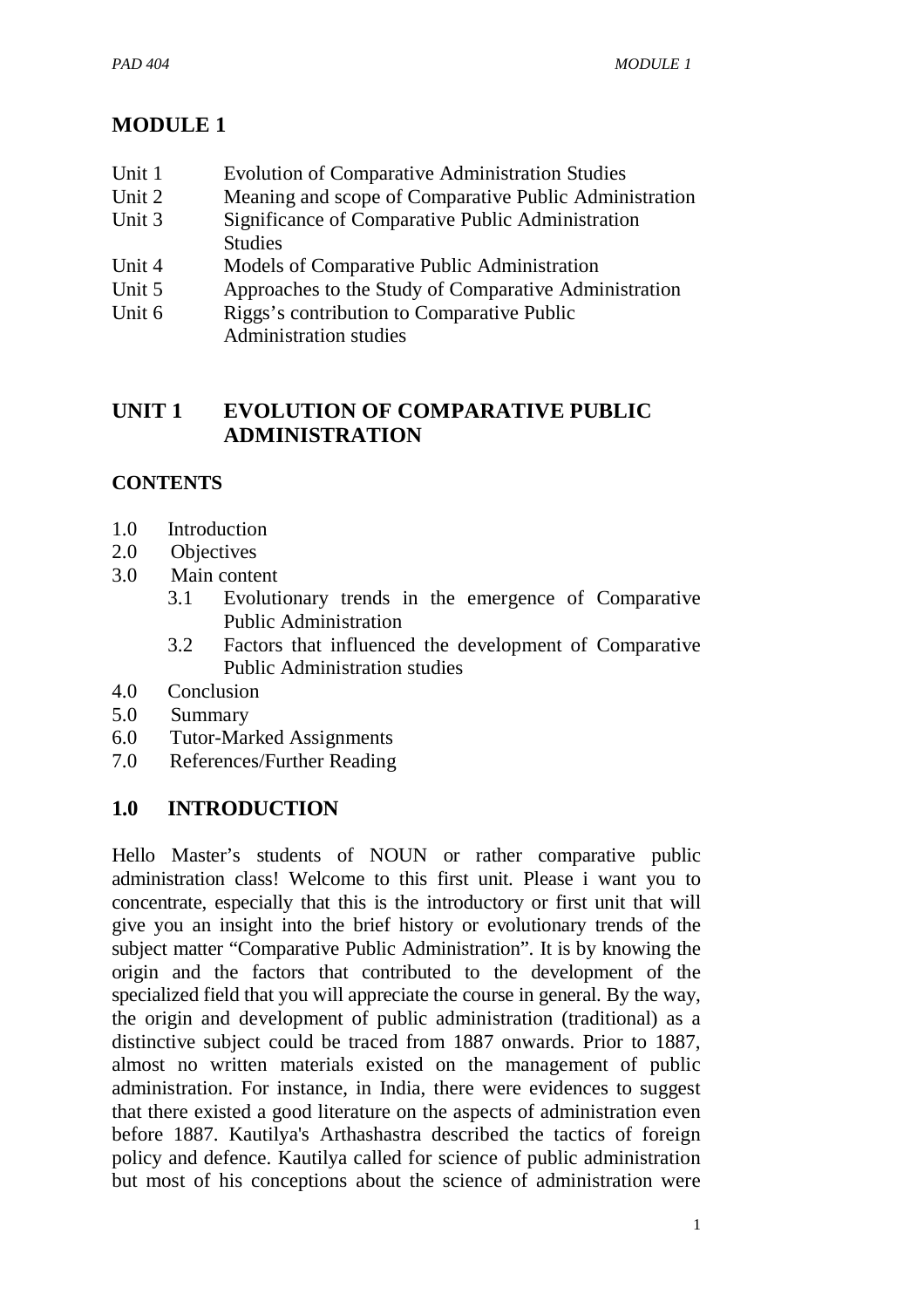# MODULE 1

Unit 1 Evolution of Comparative Administration Studies
Unit 2 Meaning and scope of Comparative Public Administration
Unit 3 Significance of Comparative Public Administration Studies
Unit 4 Models of Comparative Public Administration
Unit 5 Approaches to the Study of Comparative Administration
Unit 6 Riggs's contribution to Comparative Public Administration studies

## UNIT 1 EVOLUTION OF COMPARATIVE PUBLIC ADMINISTRATION

**CONTENTS**

1.0 Introduction
2.0 Objectives
3.0 Main content
 3.1 Evolutionary trends in the emergence of Comparative Public Administration
 3.2 Factors that influenced the development of Comparative Public Administration studies
4.0 Conclusion
5.0 Summary
6.0 Tutor-Marked Assignments
7.0 References/Further Reading

## 1.0 INTRODUCTION

Hello Master's students of NOUN or rather comparative public administration class! Welcome to this first unit. Please i want you to concentrate, especially that this is the introductory or first unit that will give you an insight into the brief history or evolutionary trends of the subject matter "Comparative Public Administration". It is by knowing the origin and the factors that contributed to the development of the specialized field that you will appreciate the course in general. By the way, the origin and development of public administration (traditional) as a distinctive subject could be traced from 1887 onwards. Prior to 1887, almost no written materials existed on the management of public administration. For instance, in India, there were evidences to suggest that there existed a good literature on the aspects of administration even before 1887. Kautilya's Arthashastra described the tactics of foreign policy and defence. Kautilya called for science of public administration but most of his conceptions about the science of administration were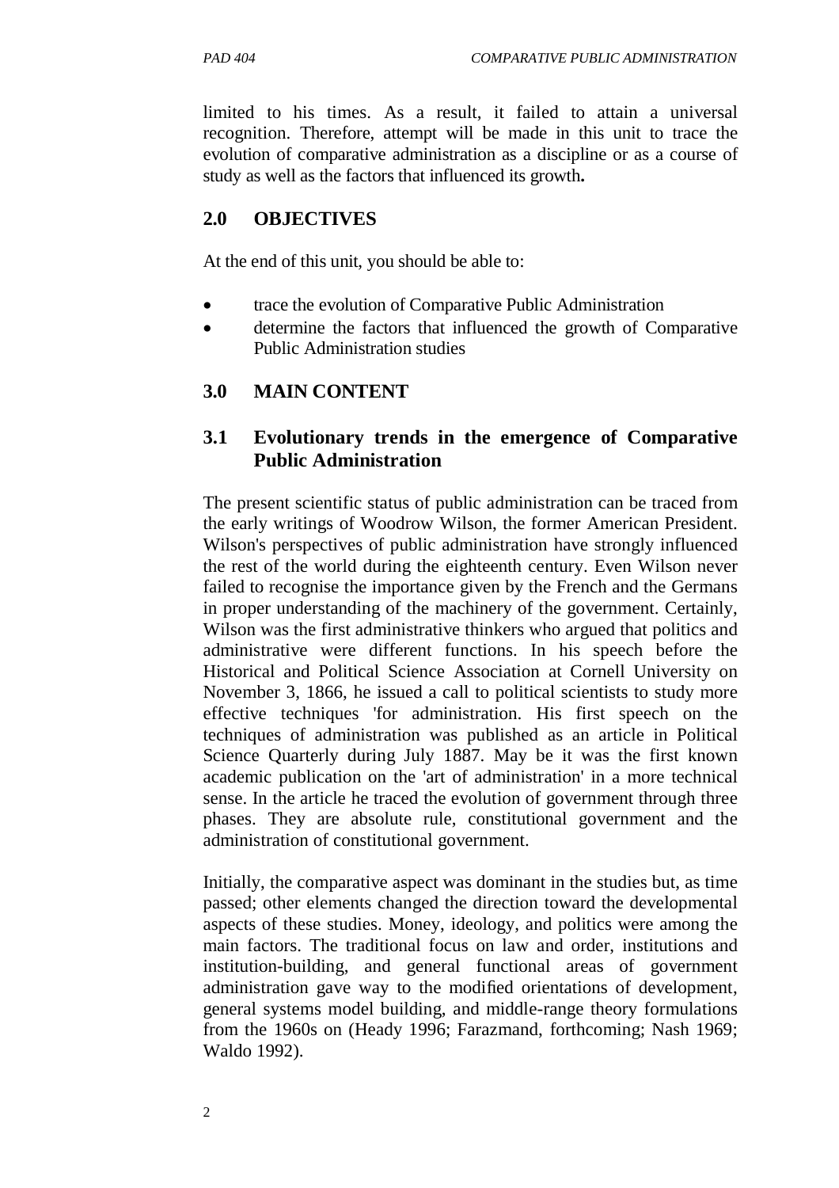limited to his times. As a result, it failed to attain a universal recognition. Therefore, attempt will be made in this unit to trace the evolution of comparative administration as a discipline or as a course of study as well as the factors that influenced its growth**.**

## 2.0 OBJECTIVES

At the end of this unit, you should be able to:

- trace the evolution of Comparative Public Administration
- determine the factors that influenced the growth of Comparative Public Administration studies

## 3.0 MAIN CONTENT

### 3.1 Evolutionary trends in the emergence of Comparative Public Administration

The present scientific status of public administration can be traced from the early writings of Woodrow Wilson, the former American President. Wilson's perspectives of public administration have strongly influenced the rest of the world during the eighteenth century. Even Wilson never failed to recognise the importance given by the French and the Germans in proper understanding of the machinery of the government. Certainly, Wilson was the first administrative thinkers who argued that politics and administrative were different functions. In his speech before the Historical and Political Science Association at Cornell University on November 3, 1866, he issued a call to political scientists to study more effective techniques 'for administration. His first speech on the techniques of administration was published as an article in Political Science Quarterly during July 1887. May be it was the first known academic publication on the 'art of administration' in a more technical sense. In the article he traced the evolution of government through three phases. They are absolute rule, constitutional government and the administration of constitutional government.

Initially, the comparative aspect was dominant in the studies but, as time passed; other elements changed the direction toward the developmental aspects of these studies. Money, ideology, and politics were among the main factors. The traditional focus on law and order, institutions and institution-building, and general functional areas of government administration gave way to the modified orientations of development, general systems model building, and middle-range theory formulations from the 1960s on (Heady 1996; Farazmand, forthcoming; Nash 1969; Waldo 1992).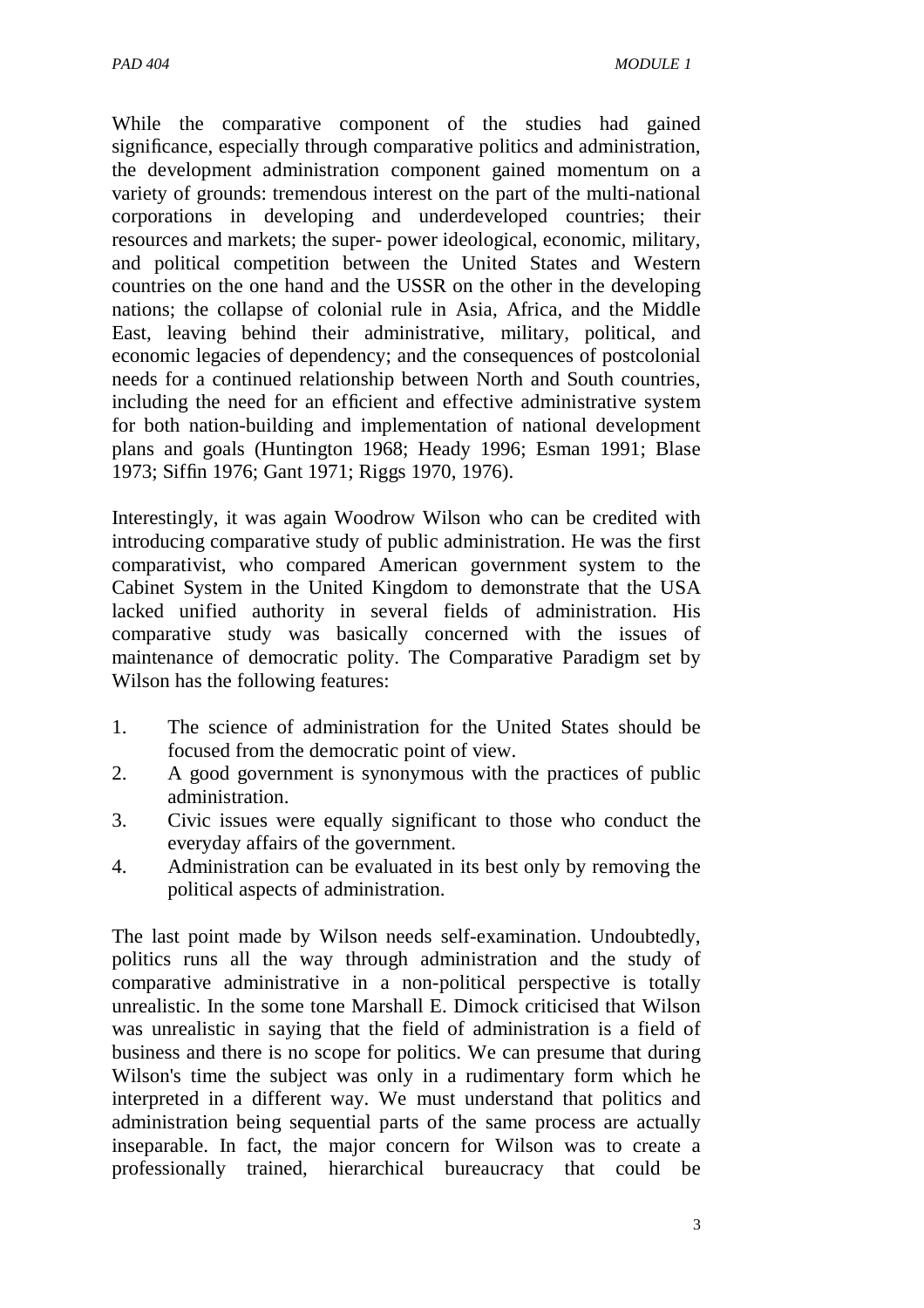While the comparative component of the studies had gained significance, especially through comparative politics and administration, the development administration component gained momentum on a variety of grounds: tremendous interest on the part of the multi-national corporations in developing and underdeveloped countries; their resources and markets; the super- power ideological, economic, military, and political competition between the United States and Western countries on the one hand and the USSR on the other in the developing nations; the collapse of colonial rule in Asia, Africa, and the Middle East, leaving behind their administrative, military, political, and economic legacies of dependency; and the consequences of postcolonial needs for a continued relationship between North and South countries, including the need for an efficient and effective administrative system for both nation-building and implementation of national development plans and goals (Huntington 1968; Heady 1996; Esman 1991; Blase 1973; Siffin 1976; Gant 1971; Riggs 1970, 1976).

Interestingly, it was again Woodrow Wilson who can be credited with introducing comparative study of public administration. He was the first comparativist, who compared American government system to the Cabinet System in the United Kingdom to demonstrate that the USA lacked unified authority in several fields of administration. His comparative study was basically concerned with the issues of maintenance of democratic polity. The Comparative Paradigm set by Wilson has the following features:

1. The science of administration for the United States should be focused from the democratic point of view.
2. A good government is synonymous with the practices of public administration.
3. Civic issues were equally significant to those who conduct the everyday affairs of the government.
4. Administration can be evaluated in its best only by removing the political aspects of administration.

The last point made by Wilson needs self-examination. Undoubtedly, politics runs all the way through administration and the study of comparative administrative in a non-political perspective is totally unrealistic. In the some tone Marshall E. Dimock criticised that Wilson was unrealistic in saying that the field of administration is a field of business and there is no scope for politics. We can presume that during Wilson's time the subject was only in a rudimentary form which he interpreted in a different way. We must understand that politics and administration being sequential parts of the same process are actually inseparable. In fact, the major concern for Wilson was to create a professionally trained, hierarchical bureaucracy that could be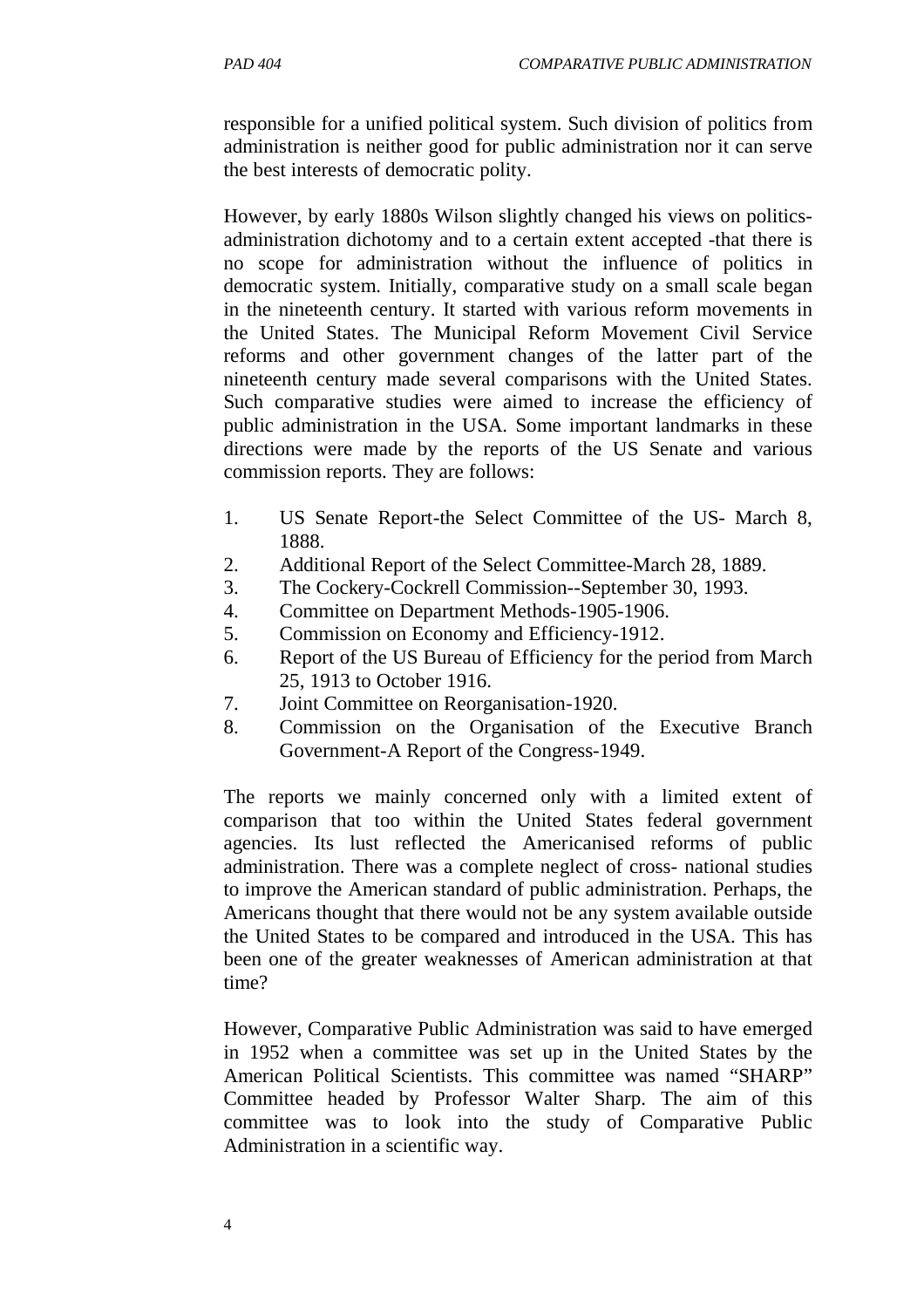responsible for a unified political system. Such division of politics from administration is neither good for public administration nor it can serve the best interests of democratic polity.

However, by early 1880s Wilson slightly changed his views on politics-administration dichotomy and to a certain extent accepted -that there is no scope for administration without the influence of politics in democratic system. Initially, comparative study on a small scale began in the nineteenth century. It started with various reform movements in the United States. The Municipal Reform Movement Civil Service reforms and other government changes of the latter part of the nineteenth century made several comparisons with the United States. Such comparative studies were aimed to increase the efficiency of public administration in the USA. Some important landmarks in these directions were made by the reports of the US Senate and various commission reports. They are follows:

1. US Senate Report-the Select Committee of the US- March 8, 1888.
2. Additional Report of the Select Committee-March 28, 1889.
3. The Cockery-Cockrell Commission--September 30, 1993.
4. Committee on Department Methods-1905-1906.
5. Commission on Economy and Efficiency-1912.
6. Report of the US Bureau of Efficiency for the period from March 25, 1913 to October 1916.
7. Joint Committee on Reorganisation-1920.
8. Commission on the Organisation of the Executive Branch Government-A Report of the Congress-1949.

The reports we mainly concerned only with a limited extent of comparison that too within the United States federal government agencies. Its lust reflected the Americanised reforms of public administration. There was a complete neglect of cross- national studies to improve the American standard of public administration. Perhaps, the Americans thought that there would not be any system available outside the United States to be compared and introduced in the USA. This has been one of the greater weaknesses of American administration at that time?

However, Comparative Public Administration was said to have emerged in 1952 when a committee was set up in the United States by the American Political Scientists. This committee was named "SHARP" Committee headed by Professor Walter Sharp. The aim of this committee was to look into the study of Comparative Public Administration in a scientific way.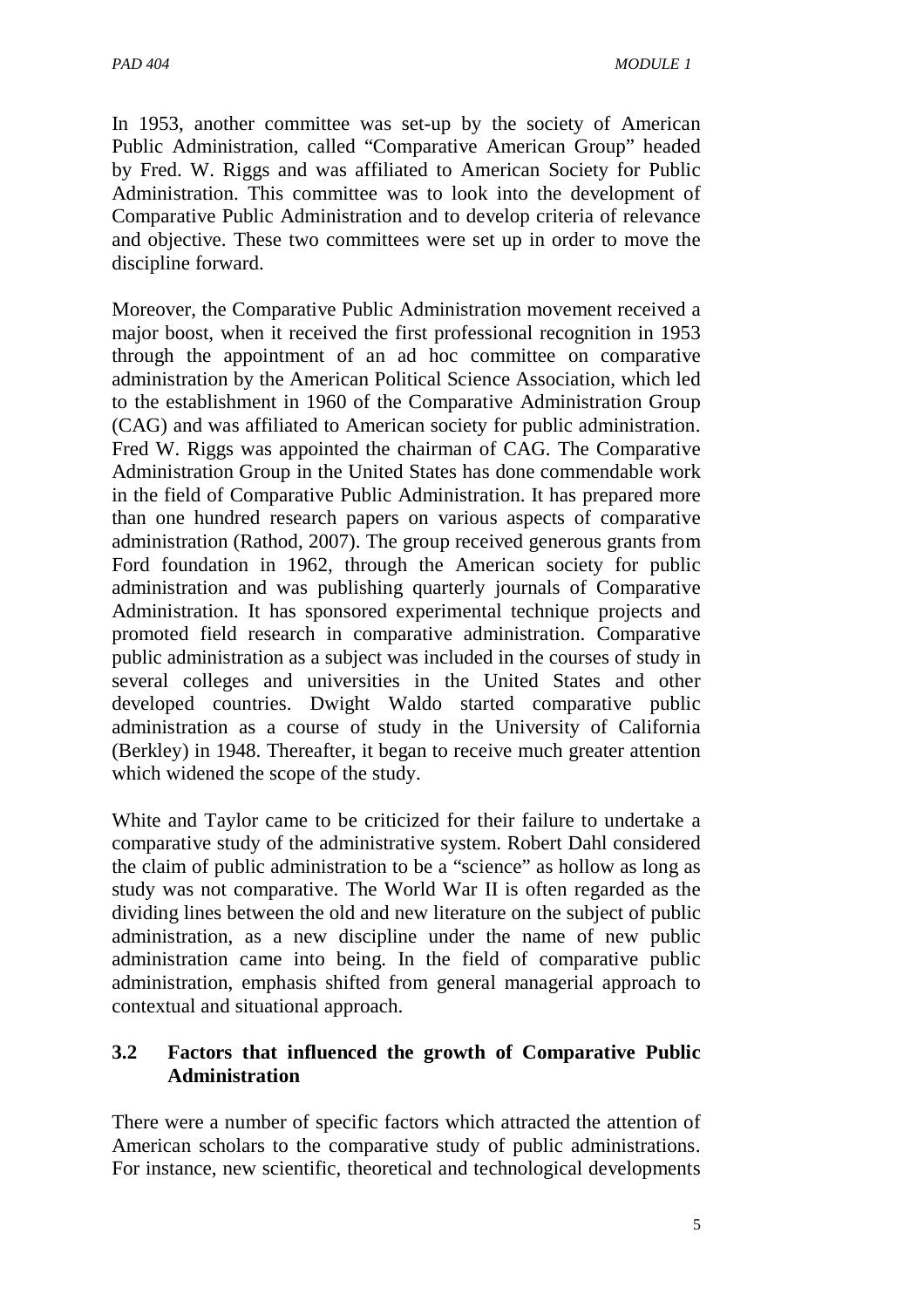In 1953, another committee was set-up by the society of American Public Administration, called "Comparative American Group" headed by Fred. W. Riggs and was affiliated to American Society for Public Administration. This committee was to look into the development of Comparative Public Administration and to develop criteria of relevance and objective. These two committees were set up in order to move the discipline forward.

Moreover, the Comparative Public Administration movement received a major boost, when it received the first professional recognition in 1953 through the appointment of an ad hoc committee on comparative administration by the American Political Science Association, which led to the establishment in 1960 of the Comparative Administration Group (CAG) and was affiliated to American society for public administration. Fred W. Riggs was appointed the chairman of CAG. The Comparative Administration Group in the United States has done commendable work in the field of Comparative Public Administration. It has prepared more than one hundred research papers on various aspects of comparative administration (Rathod, 2007). The group received generous grants from Ford foundation in 1962, through the American society for public administration and was publishing quarterly journals of Comparative Administration. It has sponsored experimental technique projects and promoted field research in comparative administration. Comparative public administration as a subject was included in the courses of study in several colleges and universities in the United States and other developed countries. Dwight Waldo started comparative public administration as a course of study in the University of California (Berkley) in 1948. Thereafter, it began to receive much greater attention which widened the scope of the study.

White and Taylor came to be criticized for their failure to undertake a comparative study of the administrative system. Robert Dahl considered the claim of public administration to be a "science" as hollow as long as study was not comparative. The World War II is often regarded as the dividing lines between the old and new literature on the subject of public administration, as a new discipline under the name of new public administration came into being. In the field of comparative public administration, emphasis shifted from general managerial approach to contextual and situational approach.

### 3.2 Factors that influenced the growth of Comparative Public Administration

There were a number of specific factors which attracted the attention of American scholars to the comparative study of public administrations. For instance, new scientific, theoretical and technological developments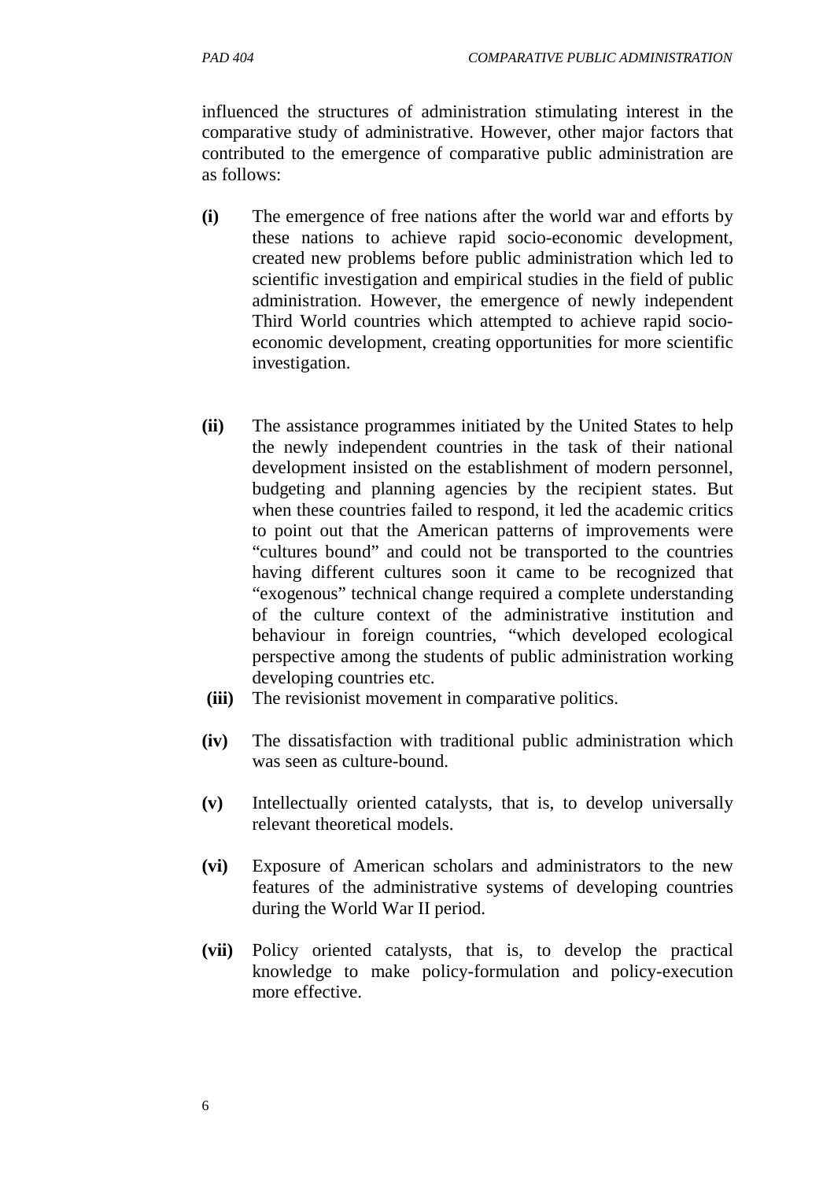influenced the structures of administration stimulating interest in the comparative study of administrative. However, other major factors that contributed to the emergence of comparative public administration are as follows:

**(i)** The emergence of free nations after the world war and efforts by these nations to achieve rapid socio-economic development, created new problems before public administration which led to scientific investigation and empirical studies in the field of public administration. However, the emergence of newly independent Third World countries which attempted to achieve rapid socio-economic development, creating opportunities for more scientific investigation.

**(ii)** The assistance programmes initiated by the United States to help the newly independent countries in the task of their national development insisted on the establishment of modern personnel, budgeting and planning agencies by the recipient states. But when these countries failed to respond, it led the academic critics to point out that the American patterns of improvements were "cultures bound" and could not be transported to the countries having different cultures soon it came to be recognized that "exogenous" technical change required a complete understanding of the culture context of the administrative institution and behaviour in foreign countries, "which developed ecological perspective among the students of public administration working developing countries etc.

**(iii)** The revisionist movement in comparative politics.

**(iv)** The dissatisfaction with traditional public administration which was seen as culture-bound.

**(v)** Intellectually oriented catalysts, that is, to develop universally relevant theoretical models.

**(vi)** Exposure of American scholars and administrators to the new features of the administrative systems of developing countries during the World War II period.

**(vii)** Policy oriented catalysts, that is, to develop the practical knowledge to make policy-formulation and policy-execution more effective.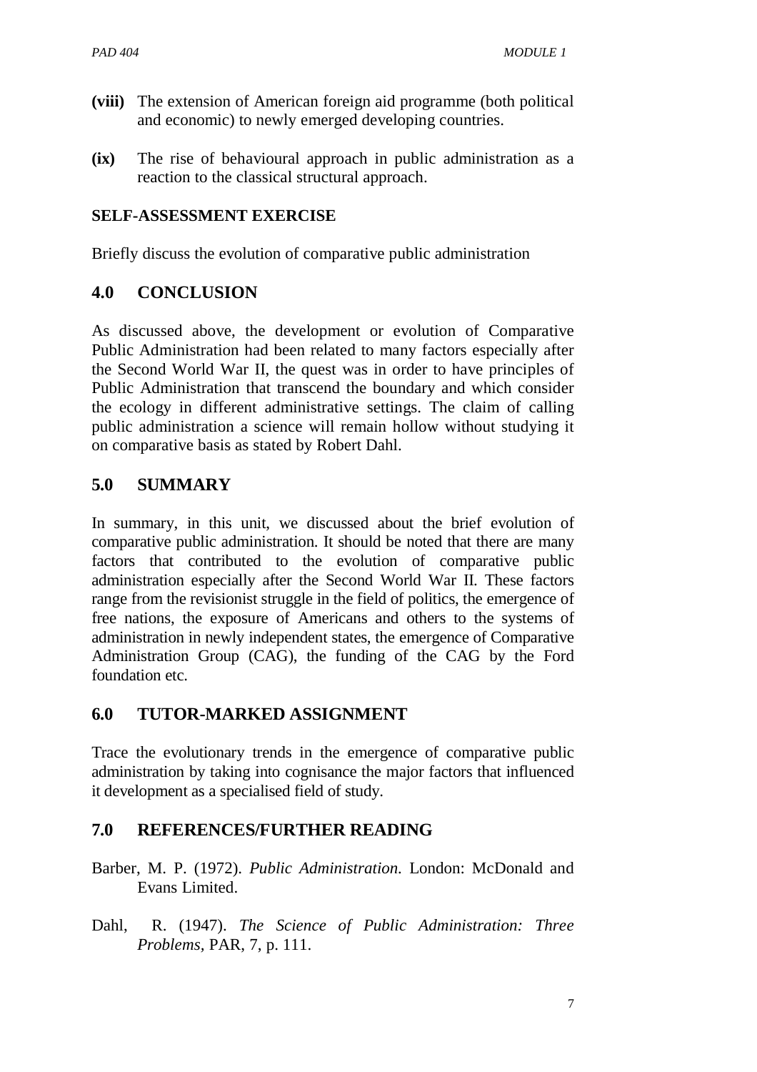**(viii)** The extension of American foreign aid programme (both political and economic) to newly emerged developing countries.

**(ix)** The rise of behavioural approach in public administration as a reaction to the classical structural approach.

**SELF-ASSESSMENT EXERCISE**

Briefly discuss the evolution of comparative public administration

## 4.0 CONCLUSION

As discussed above, the development or evolution of Comparative Public Administration had been related to many factors especially after the Second World War II, the quest was in order to have principles of Public Administration that transcend the boundary and which consider the ecology in different administrative settings. The claim of calling public administration a science will remain hollow without studying it on comparative basis as stated by Robert Dahl.

## 5.0 SUMMARY

In summary, in this unit, we discussed about the brief evolution of comparative public administration. It should be noted that there are many factors that contributed to the evolution of comparative public administration especially after the Second World War II. These factors range from the revisionist struggle in the field of politics, the emergence of free nations, the exposure of Americans and others to the systems of administration in newly independent states, the emergence of Comparative Administration Group (CAG), the funding of the CAG by the Ford foundation etc.

## 6.0 TUTOR-MARKED ASSIGNMENT

Trace the evolutionary trends in the emergence of comparative public administration by taking into cognisance the major factors that influenced it development as a specialised field of study.

## 7.0 REFERENCES/FURTHER READING

Barber, M. P. (1972). *Public Administration.* London: McDonald and Evans Limited.

Dahl, R. (1947). *The Science of Public Administration: Three Problems*, PAR, 7, p. 111.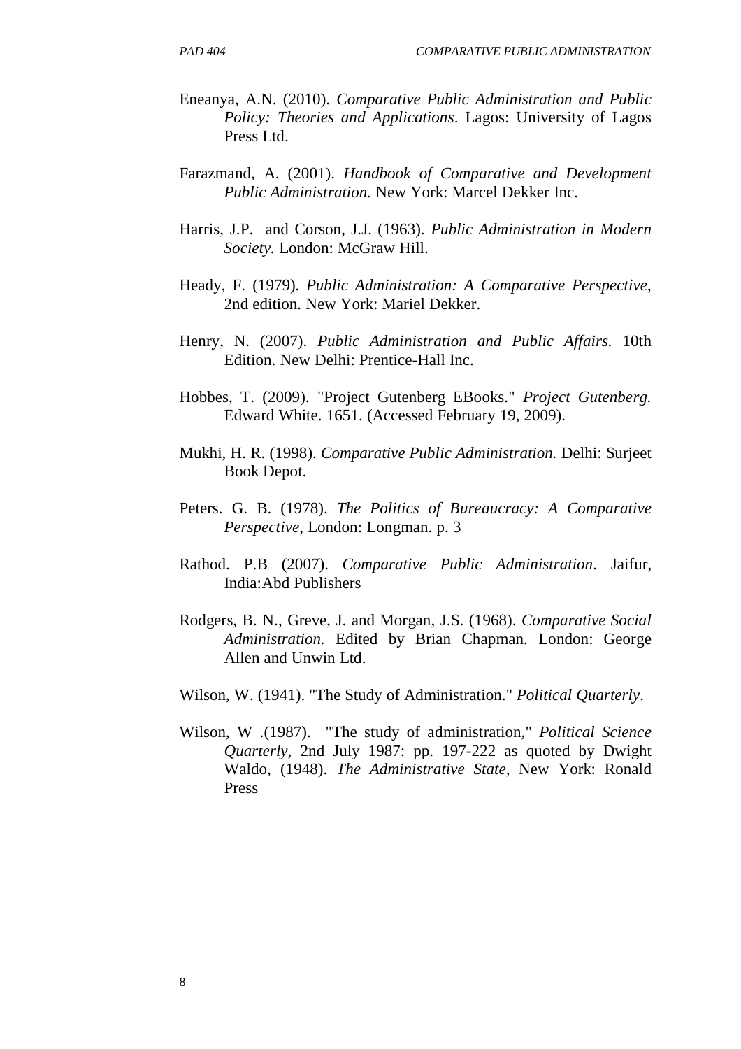Eneanya, A.N. (2010). *Comparative Public Administration and Public Policy: Theories and Applications*. Lagos: University of Lagos Press Ltd.

Farazmand, A. (2001). *Handbook of Comparative and Development Public Administration.* New York: Marcel Dekker Inc.

Harris, J.P. and Corson, J.J. (1963). *Public Administration in Modern Society.* London: McGraw Hill.

Heady, F. (1979). *Public Administration: A Comparative Perspective*, 2nd edition. New York: Mariel Dekker.

Henry, N. (2007). *Public Administration and Public Affairs.* 10th Edition. New Delhi: Prentice-Hall Inc.

Hobbes, T. (2009). "Project Gutenberg EBooks." *Project Gutenberg.* Edward White. 1651. (Accessed February 19, 2009).

Mukhi, H. R. (1998). *Comparative Public Administration.* Delhi: Surjeet Book Depot.

Peters. G. B. (1978). *The Politics of Bureaucracy: A Comparative Perspective,* London: Longman. p. 3

Rathod. P.B (2007). *Comparative Public Administration*. Jaifur, India:Abd Publishers

Rodgers, B. N., Greve, J. and Morgan, J.S. (1968). *Comparative Social Administration.* Edited by Brian Chapman. London: George Allen and Unwin Ltd.

Wilson, W. (1941). "The Study of Administration." *Political Quarterly*.

Wilson, W .(1987). "The study of administration," *Political Science Quarterly*, 2nd July 1987: pp. 197-222 as quoted by Dwight Waldo, (1948). *The Administrative State*, New York: Ronald Press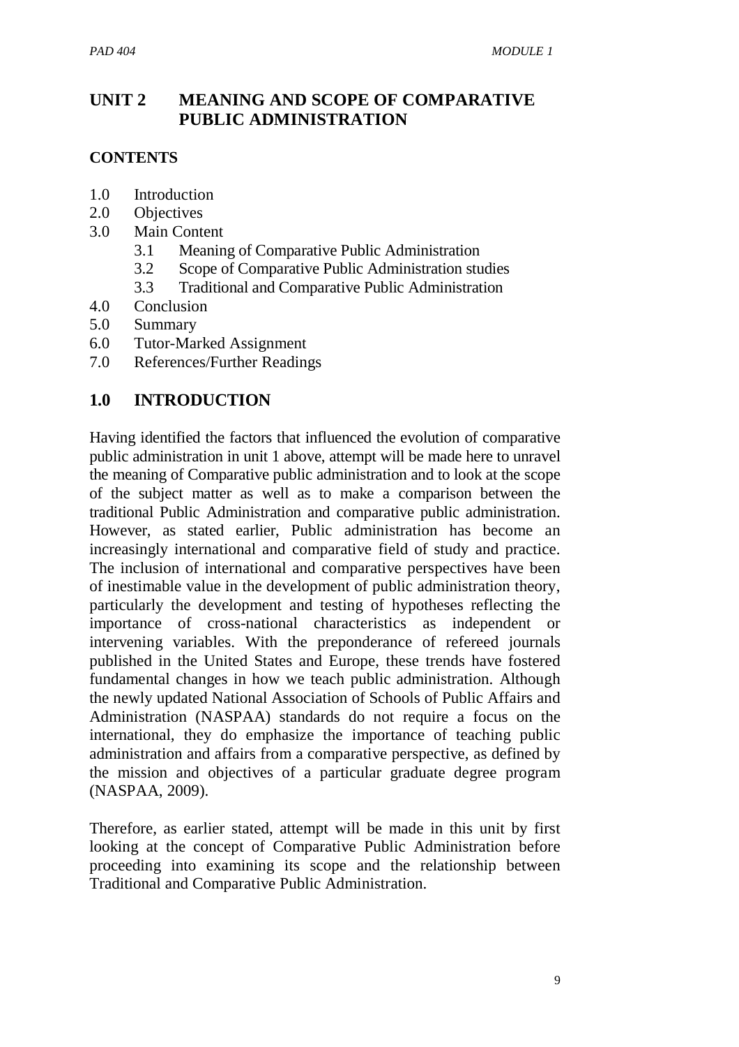# UNIT 2 MEANING AND SCOPE OF COMPARATIVE PUBLIC ADMINISTRATION

## CONTENTS

1.0 Introduction
2.0 Objectives
3.0 Main Content
   3.1 Meaning of Comparative Public Administration
   3.2 Scope of Comparative Public Administration studies
   3.3 Traditional and Comparative Public Administration
4.0 Conclusion
5.0 Summary
6.0 Tutor-Marked Assignment
7.0 References/Further Readings

## 1.0 INTRODUCTION

Having identified the factors that influenced the evolution of comparative public administration in unit 1 above, attempt will be made here to unravel the meaning of Comparative public administration and to look at the scope of the subject matter as well as to make a comparison between the traditional Public Administration and comparative public administration. However, as stated earlier, Public administration has become an increasingly international and comparative field of study and practice. The inclusion of international and comparative perspectives have been of inestimable value in the development of public administration theory, particularly the development and testing of hypotheses reflecting the importance of cross-national characteristics as independent or intervening variables. With the preponderance of refereed journals published in the United States and Europe, these trends have fostered fundamental changes in how we teach public administration. Although the newly updated National Association of Schools of Public Affairs and Administration (NASPAA) standards do not require a focus on the international, they do emphasize the importance of teaching public administration and affairs from a comparative perspective, as defined by the mission and objectives of a particular graduate degree program (NASPAA, 2009).

Therefore, as earlier stated, attempt will be made in this unit by first looking at the concept of Comparative Public Administration before proceeding into examining its scope and the relationship between Traditional and Comparative Public Administration.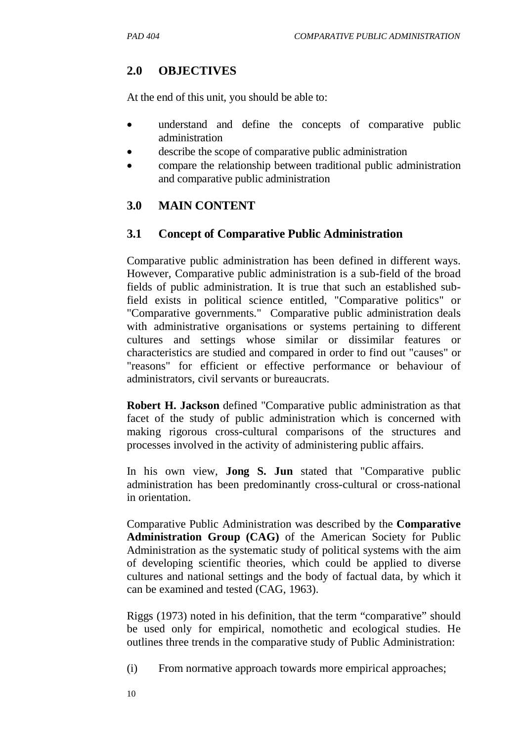## 2.0 OBJECTIVES

At the end of this unit, you should be able to:

- understand and define the concepts of comparative public administration
- describe the scope of comparative public administration
- compare the relationship between traditional public administration and comparative public administration

## 3.0 MAIN CONTENT

### 3.1 Concept of Comparative Public Administration

Comparative public administration has been defined in different ways. However, Comparative public administration is a sub-field of the broad fields of public administration. It is true that such an established sub-field exists in political science entitled, "Comparative politics" or "Comparative governments." Comparative public administration deals with administrative organisations or systems pertaining to different cultures and settings whose similar or dissimilar features or characteristics are studied and compared in order to find out "causes" or "reasons" for efficient or effective performance or behaviour of administrators, civil servants or bureaucrats.

**Robert H. Jackson** defined "Comparative public administration as that facet of the study of public administration which is concerned with making rigorous cross-cultural comparisons of the structures and processes involved in the activity of administering public affairs.

In his own view, **Jong S. Jun** stated that "Comparative public administration has been predominantly cross-cultural or cross-national in orientation.

Comparative Public Administration was described by the **Comparative Administration Group (CAG)** of the American Society for Public Administration as the systematic study of political systems with the aim of developing scientific theories, which could be applied to diverse cultures and national settings and the body of factual data, by which it can be examined and tested (CAG, 1963).

Riggs (1973) noted in his definition, that the term "comparative" should be used only for empirical, nomothetic and ecological studies. He outlines three trends in the comparative study of Public Administration:

(i) From normative approach towards more empirical approaches;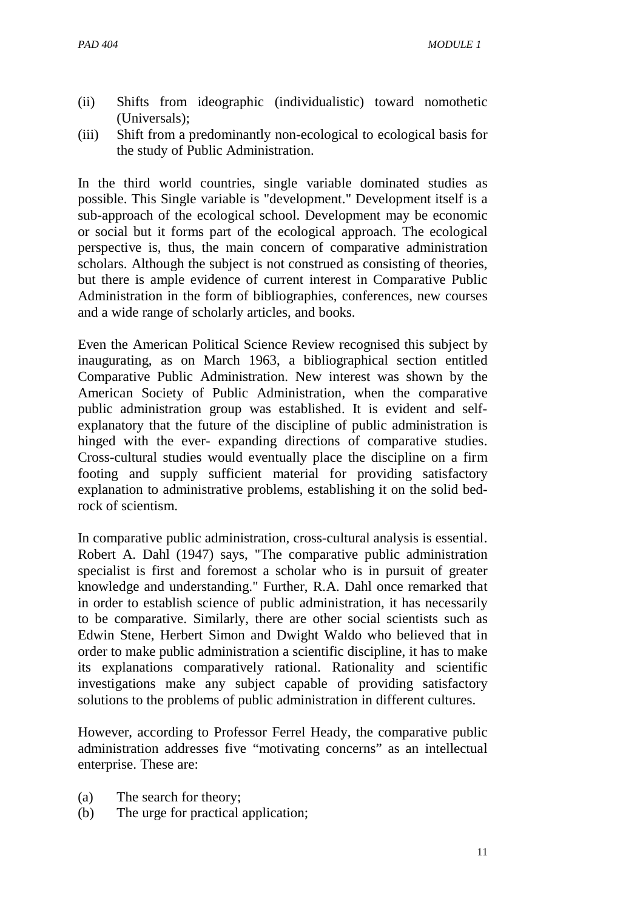(ii) Shifts from ideographic (individualistic) toward nomothetic (Universals);
(iii) Shift from a predominantly non-ecological to ecological basis for the study of Public Administration.

In the third world countries, single variable dominated studies as possible. This Single variable is "development." Development itself is a sub-approach of the ecological school. Development may be economic or social but it forms part of the ecological approach. The ecological perspective is, thus, the main concern of comparative administration scholars. Although the subject is not construed as consisting of theories, but there is ample evidence of current interest in Comparative Public Administration in the form of bibliographies, conferences, new courses and a wide range of scholarly articles, and books.

Even the American Political Science Review recognised this subject by inaugurating, as on March 1963, a bibliographical section entitled Comparative Public Administration. New interest was shown by the American Society of Public Administration, when the comparative public administration group was established. It is evident and self-explanatory that the future of the discipline of public administration is hinged with the ever- expanding directions of comparative studies. Cross-cultural studies would eventually place the discipline on a firm footing and supply sufficient material for providing satisfactory explanation to administrative problems, establishing it on the solid bed-rock of scientism.

In comparative public administration, cross-cultural analysis is essential. Robert A. Dahl (1947) says, "The comparative public administration specialist is first and foremost a scholar who is in pursuit of greater knowledge and understanding." Further, R.A. Dahl once remarked that in order to establish science of public administration, it has necessarily to be comparative. Similarly, there are other social scientists such as Edwin Stene, Herbert Simon and Dwight Waldo who believed that in order to make public administration a scientific discipline, it has to make its explanations comparatively rational. Rationality and scientific investigations make any subject capable of providing satisfactory solutions to the problems of public administration in different cultures.

However, according to Professor Ferrel Heady, the comparative public administration addresses five "motivating concerns" as an intellectual enterprise. These are:

(a) The search for theory;
(b) The urge for practical application;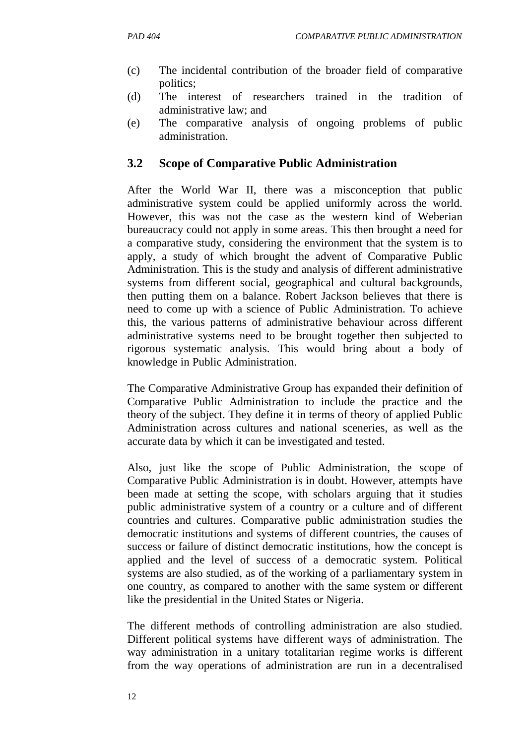(c) The incidental contribution of the broader field of comparative politics;
(d) The interest of researchers trained in the tradition of administrative law; and
(e) The comparative analysis of ongoing problems of public administration.

## 3.2 Scope of Comparative Public Administration

After the World War II, there was a misconception that public administrative system could be applied uniformly across the world. However, this was not the case as the western kind of Weberian bureaucracy could not apply in some areas. This then brought a need for a comparative study, considering the environment that the system is to apply, a study of which brought the advent of Comparative Public Administration. This is the study and analysis of different administrative systems from different social, geographical and cultural backgrounds, then putting them on a balance. Robert Jackson believes that there is need to come up with a science of Public Administration. To achieve this, the various patterns of administrative behaviour across different administrative systems need to be brought together then subjected to rigorous systematic analysis. This would bring about a body of knowledge in Public Administration.

The Comparative Administrative Group has expanded their definition of Comparative Public Administration to include the practice and the theory of the subject. They define it in terms of theory of applied Public Administration across cultures and national sceneries, as well as the accurate data by which it can be investigated and tested.

Also, just like the scope of Public Administration, the scope of Comparative Public Administration is in doubt. However, attempts have been made at setting the scope, with scholars arguing that it studies public administrative system of a country or a culture and of different countries and cultures. Comparative public administration studies the democratic institutions and systems of different countries, the causes of success or failure of distinct democratic institutions, how the concept is applied and the level of success of a democratic system. Political systems are also studied, as of the working of a parliamentary system in one country, as compared to another with the same system or different like the presidential in the United States or Nigeria.

The different methods of controlling administration are also studied. Different political systems have different ways of administration. The way administration in a unitary totalitarian regime works is different from the way operations of administration are run in a decentralised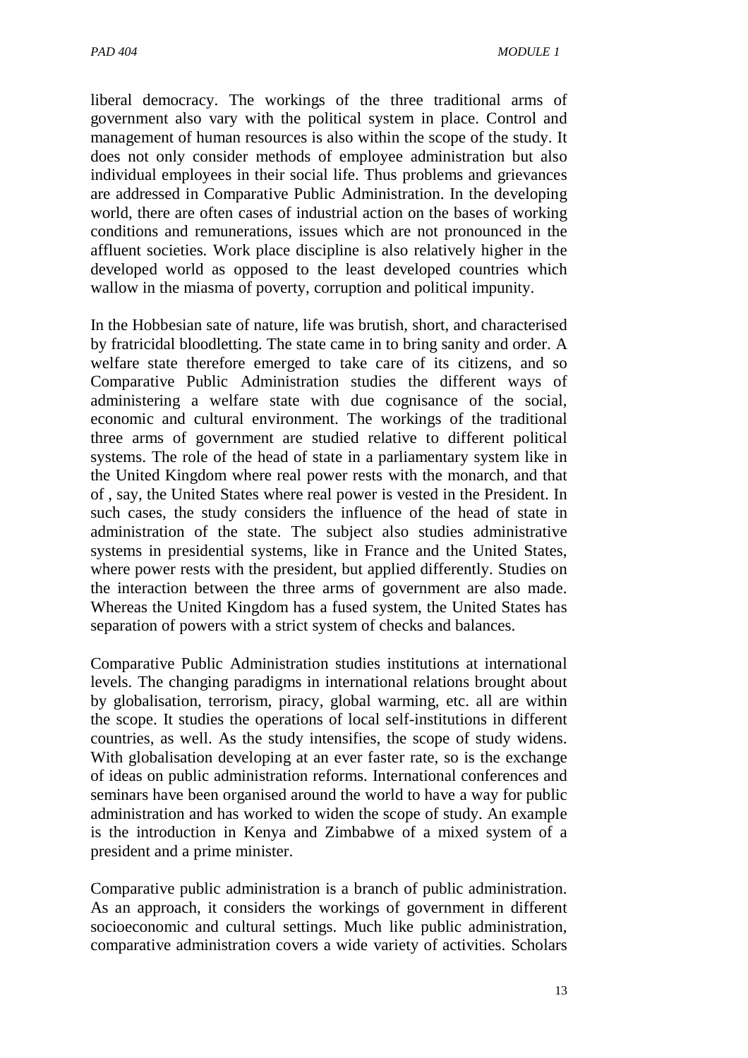liberal democracy. The workings of the three traditional arms of government also vary with the political system in place. Control and management of human resources is also within the scope of the study. It does not only consider methods of employee administration but also individual employees in their social life. Thus problems and grievances are addressed in Comparative Public Administration. In the developing world, there are often cases of industrial action on the bases of working conditions and remunerations, issues which are not pronounced in the affluent societies. Work place discipline is also relatively higher in the developed world as opposed to the least developed countries which wallow in the miasma of poverty, corruption and political impunity.

In the Hobbesian sate of nature, life was brutish, short, and characterised by fratricidal bloodletting. The state came in to bring sanity and order. A welfare state therefore emerged to take care of its citizens, and so Comparative Public Administration studies the different ways of administering a welfare state with due cognisance of the social, economic and cultural environment. The workings of the traditional three arms of government are studied relative to different political systems. The role of the head of state in a parliamentary system like in the United Kingdom where real power rests with the monarch, and that of , say, the United States where real power is vested in the President. In such cases, the study considers the influence of the head of state in administration of the state. The subject also studies administrative systems in presidential systems, like in France and the United States, where power rests with the president, but applied differently. Studies on the interaction between the three arms of government are also made. Whereas the United Kingdom has a fused system, the United States has separation of powers with a strict system of checks and balances.

Comparative Public Administration studies institutions at international levels. The changing paradigms in international relations brought about by globalisation, terrorism, piracy, global warming, etc. all are within the scope. It studies the operations of local self-institutions in different countries, as well. As the study intensifies, the scope of study widens. With globalisation developing at an ever faster rate, so is the exchange of ideas on public administration reforms. International conferences and seminars have been organised around the world to have a way for public administration and has worked to widen the scope of study. An example is the introduction in Kenya and Zimbabwe of a mixed system of a president and a prime minister.

Comparative public administration is a branch of public administration. As an approach, it considers the workings of government in different socioeconomic and cultural settings. Much like public administration, comparative administration covers a wide variety of activities. Scholars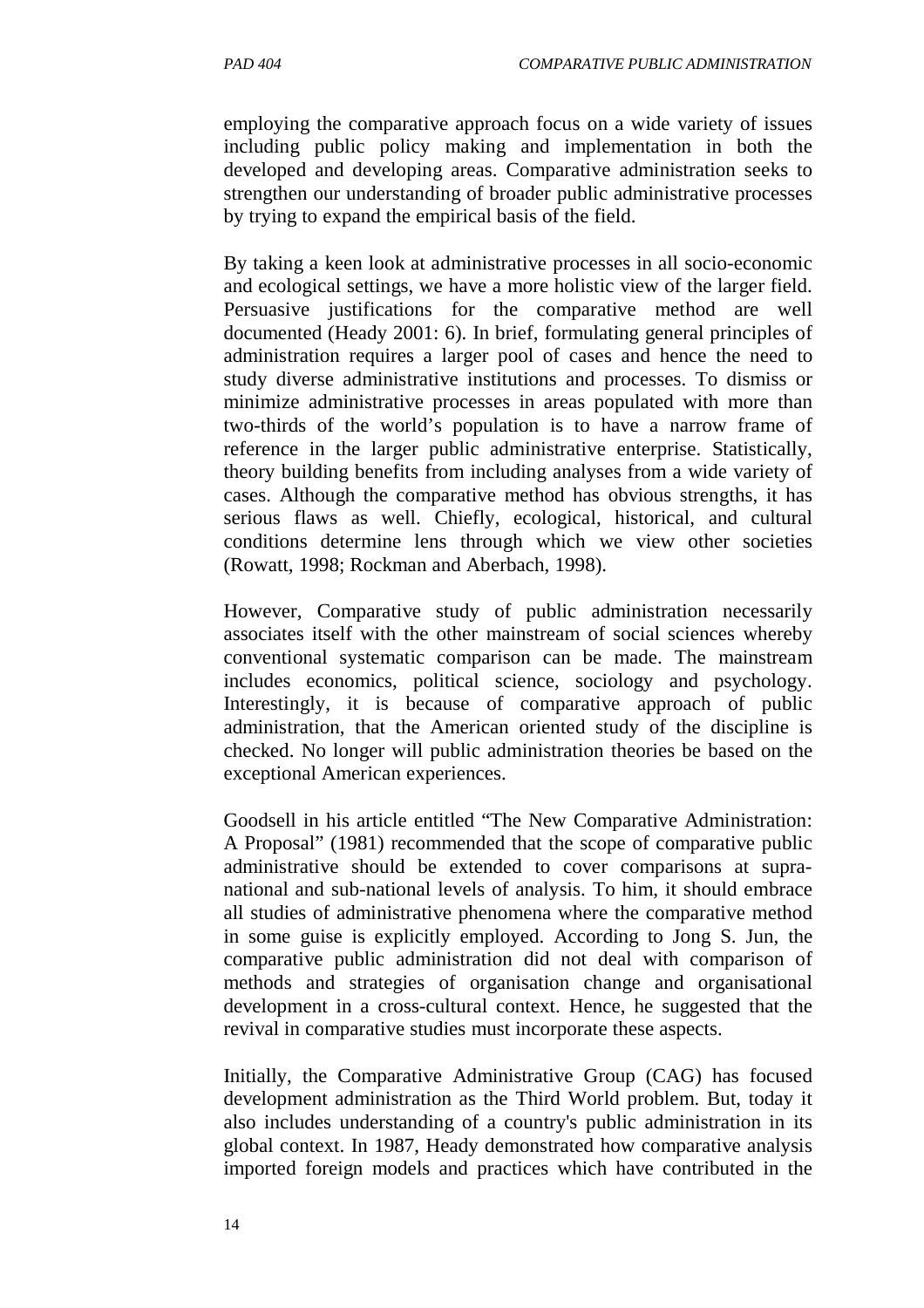employing the comparative approach focus on a wide variety of issues including public policy making and implementation in both the developed and developing areas. Comparative administration seeks to strengthen our understanding of broader public administrative processes by trying to expand the empirical basis of the field.

By taking a keen look at administrative processes in all socio-economic and ecological settings, we have a more holistic view of the larger field. Persuasive justifications for the comparative method are well documented (Heady 2001: 6). In brief, formulating general principles of administration requires a larger pool of cases and hence the need to study diverse administrative institutions and processes. To dismiss or minimize administrative processes in areas populated with more than two-thirds of the world's population is to have a narrow frame of reference in the larger public administrative enterprise. Statistically, theory building benefits from including analyses from a wide variety of cases. Although the comparative method has obvious strengths, it has serious flaws as well. Chiefly, ecological, historical, and cultural conditions determine lens through which we view other societies (Rowatt, 1998; Rockman and Aberbach, 1998).

However, Comparative study of public administration necessarily associates itself with the other mainstream of social sciences whereby conventional systematic comparison can be made. The mainstream includes economics, political science, sociology and psychology. Interestingly, it is because of comparative approach of public administration, that the American oriented study of the discipline is checked. No longer will public administration theories be based on the exceptional American experiences.

Goodsell in his article entitled "The New Comparative Administration: A Proposal" (1981) recommended that the scope of comparative public administrative should be extended to cover comparisons at supra-national and sub-national levels of analysis. To him, it should embrace all studies of administrative phenomena where the comparative method in some guise is explicitly employed. According to Jong S. Jun, the comparative public administration did not deal with comparison of methods and strategies of organisation change and organisational development in a cross-cultural context. Hence, he suggested that the revival in comparative studies must incorporate these aspects.

Initially, the Comparative Administrative Group (CAG) has focused development administration as the Third World problem. But, today it also includes understanding of a country's public administration in its global context. In 1987, Heady demonstrated how comparative analysis imported foreign models and practices which have contributed in the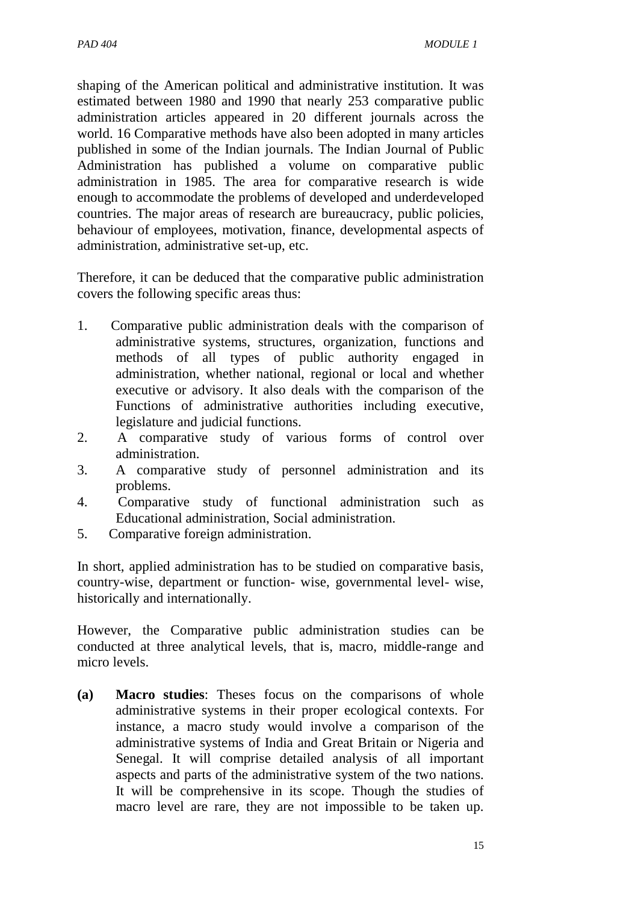shaping of the American political and administrative institution. It was estimated between 1980 and 1990 that nearly 253 comparative public administration articles appeared in 20 different journals across the world. 16 Comparative methods have also been adopted in many articles published in some of the Indian journals. The Indian Journal of Public Administration has published a volume on comparative public administration in 1985. The area for comparative research is wide enough to accommodate the problems of developed and underdeveloped countries. The major areas of research are bureaucracy, public policies, behaviour of employees, motivation, finance, developmental aspects of administration, administrative set-up, etc.

Therefore, it can be deduced that the comparative public administration covers the following specific areas thus:

1. Comparative public administration deals with the comparison of administrative systems, structures, organization, functions and methods of all types of public authority engaged in administration, whether national, regional or local and whether executive or advisory. It also deals with the comparison of the Functions of administrative authorities including executive, legislature and judicial functions.
2. A comparative study of various forms of control over administration.
3. A comparative study of personnel administration and its problems.
4. Comparative study of functional administration such as Educational administration, Social administration.
5. Comparative foreign administration.

In short, applied administration has to be studied on comparative basis, country-wise, department or function- wise, governmental level- wise, historically and internationally.

However, the Comparative public administration studies can be conducted at three analytical levels, that is, macro, middle-range and micro levels.

**(a) Macro studies**: Theses focus on the comparisons of whole administrative systems in their proper ecological contexts. For instance, a macro study would involve a comparison of the administrative systems of India and Great Britain or Nigeria and Senegal. It will comprise detailed analysis of all important aspects and parts of the administrative system of the two nations. It will be comprehensive in its scope. Though the studies of macro level are rare, they are not impossible to be taken up.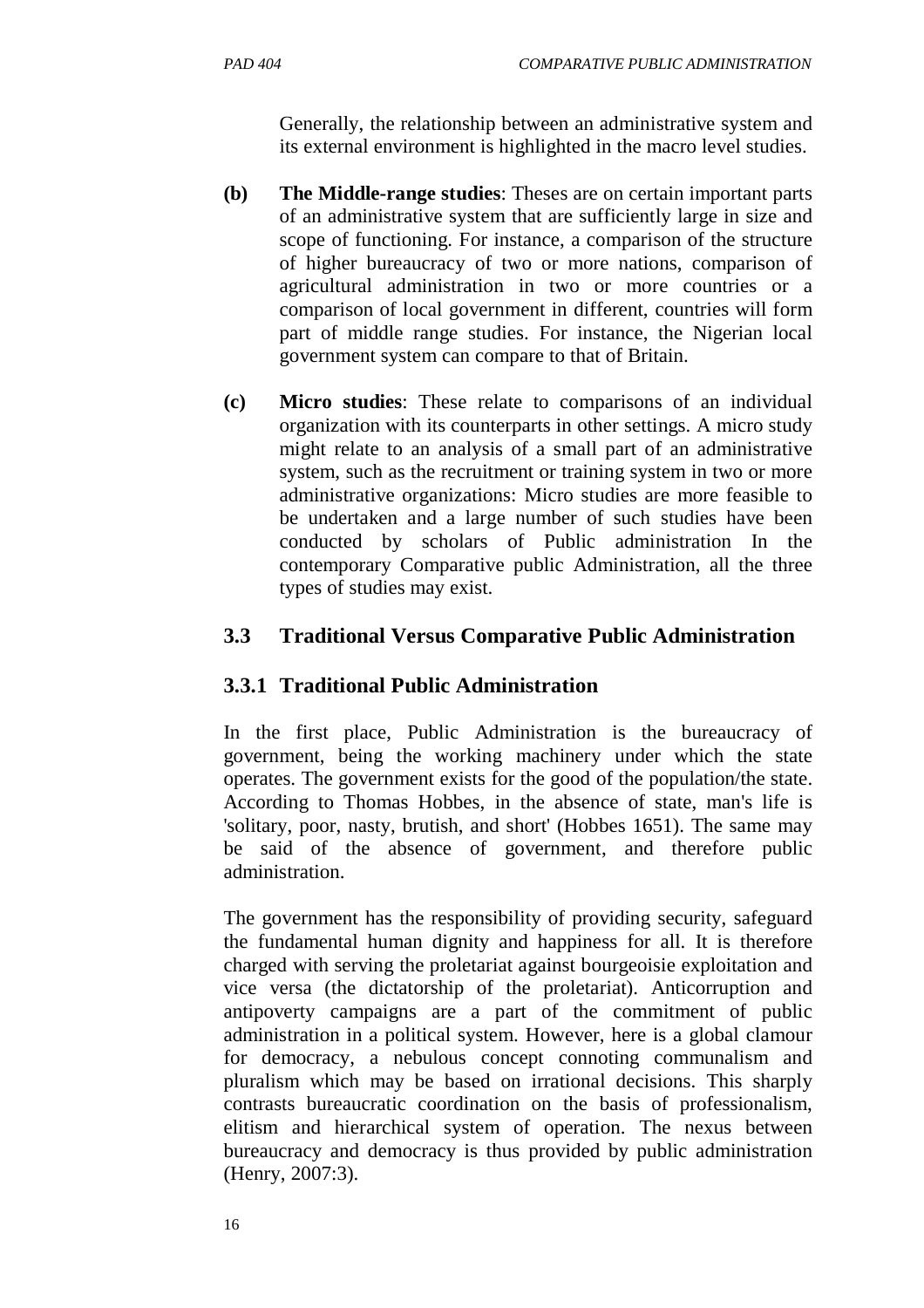Generally, the relationship between an administrative system and its external environment is highlighted in the macro level studies.

**(b) The Middle-range studies**: Theses are on certain important parts of an administrative system that are sufficiently large in size and scope of functioning. For instance, a comparison of the structure of higher bureaucracy of two or more nations, comparison of agricultural administration in two or more countries or a comparison of local government in different, countries will form part of middle range studies. For instance, the Nigerian local government system can compare to that of Britain.

**(c) Micro studies**: These relate to comparisons of an individual organization with its counterparts in other settings. A micro study might relate to an analysis of a small part of an administrative system, such as the recruitment or training system in two or more administrative organizations: Micro studies are more feasible to be undertaken and a large number of such studies have been conducted by scholars of Public administration In the contemporary Comparative public Administration, all the three types of studies may exist.

## 3.3 Traditional Versus Comparative Public Administration

### 3.3.1 Traditional Public Administration

In the first place, Public Administration is the bureaucracy of government, being the working machinery under which the state operates. The government exists for the good of the population/the state. According to Thomas Hobbes, in the absence of state, man's life is 'solitary, poor, nasty, brutish, and short' (Hobbes 1651). The same may be said of the absence of government, and therefore public administration.

The government has the responsibility of providing security, safeguard the fundamental human dignity and happiness for all. It is therefore charged with serving the proletariat against bourgeoisie exploitation and vice versa (the dictatorship of the proletariat). Anticorruption and antipoverty campaigns are a part of the commitment of public administration in a political system. However, here is a global clamour for democracy, a nebulous concept connoting communalism and pluralism which may be based on irrational decisions. This sharply contrasts bureaucratic coordination on the basis of professionalism, elitism and hierarchical system of operation. The nexus between bureaucracy and democracy is thus provided by public administration (Henry, 2007:3).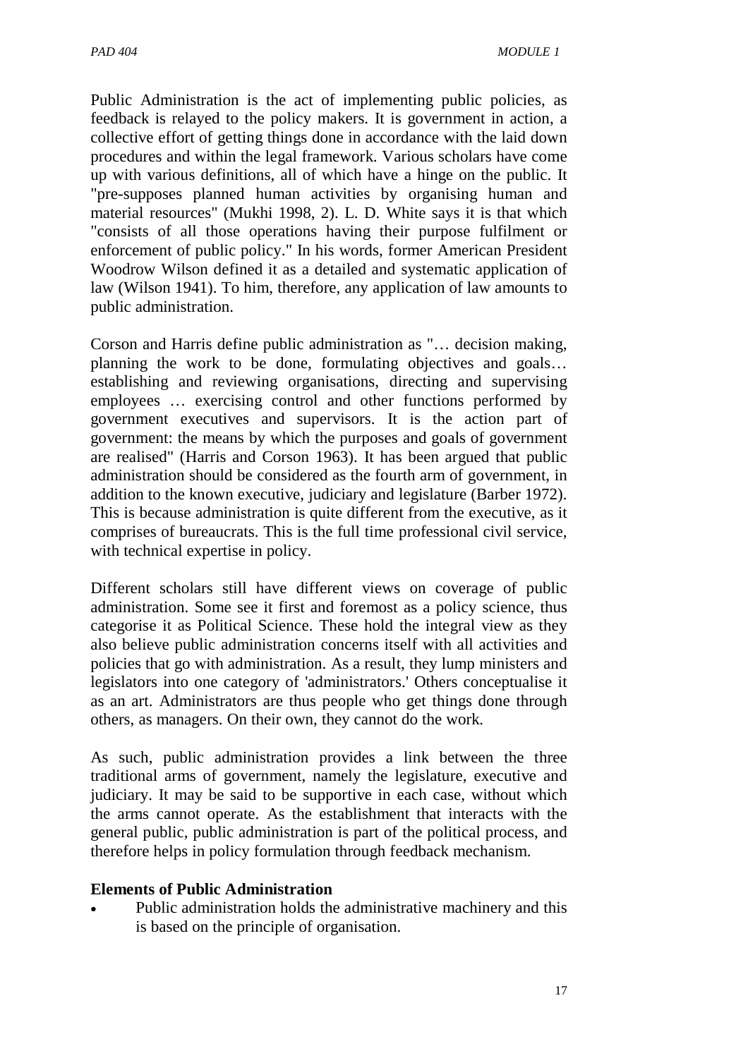Public Administration is the act of implementing public policies, as feedback is relayed to the policy makers. It is government in action, a collective effort of getting things done in accordance with the laid down procedures and within the legal framework. Various scholars have come up with various definitions, all of which have a hinge on the public. It "pre-supposes planned human activities by organising human and material resources" (Mukhi 1998, 2). L. D. White says it is that which "consists of all those operations having their purpose fulfilment or enforcement of public policy." In his words, former American President Woodrow Wilson defined it as a detailed and systematic application of law (Wilson 1941). To him, therefore, any application of law amounts to public administration.

Corson and Harris define public administration as "… decision making, planning the work to be done, formulating objectives and goals… establishing and reviewing organisations, directing and supervising employees … exercising control and other functions performed by government executives and supervisors. It is the action part of government: the means by which the purposes and goals of government are realised" (Harris and Corson 1963). It has been argued that public administration should be considered as the fourth arm of government, in addition to the known executive, judiciary and legislature (Barber 1972). This is because administration is quite different from the executive, as it comprises of bureaucrats. This is the full time professional civil service, with technical expertise in policy.

Different scholars still have different views on coverage of public administration. Some see it first and foremost as a policy science, thus categorise it as Political Science. These hold the integral view as they also believe public administration concerns itself with all activities and policies that go with administration. As a result, they lump ministers and legislators into one category of 'administrators.' Others conceptualise it as an art. Administrators are thus people who get things done through others, as managers. On their own, they cannot do the work.

As such, public administration provides a link between the three traditional arms of government, namely the legislature, executive and judiciary. It may be said to be supportive in each case, without which the arms cannot operate. As the establishment that interacts with the general public, public administration is part of the political process, and therefore helps in policy formulation through feedback mechanism.

**Elements of Public Administration**

- Public administration holds the administrative machinery and this is based on the principle of organisation.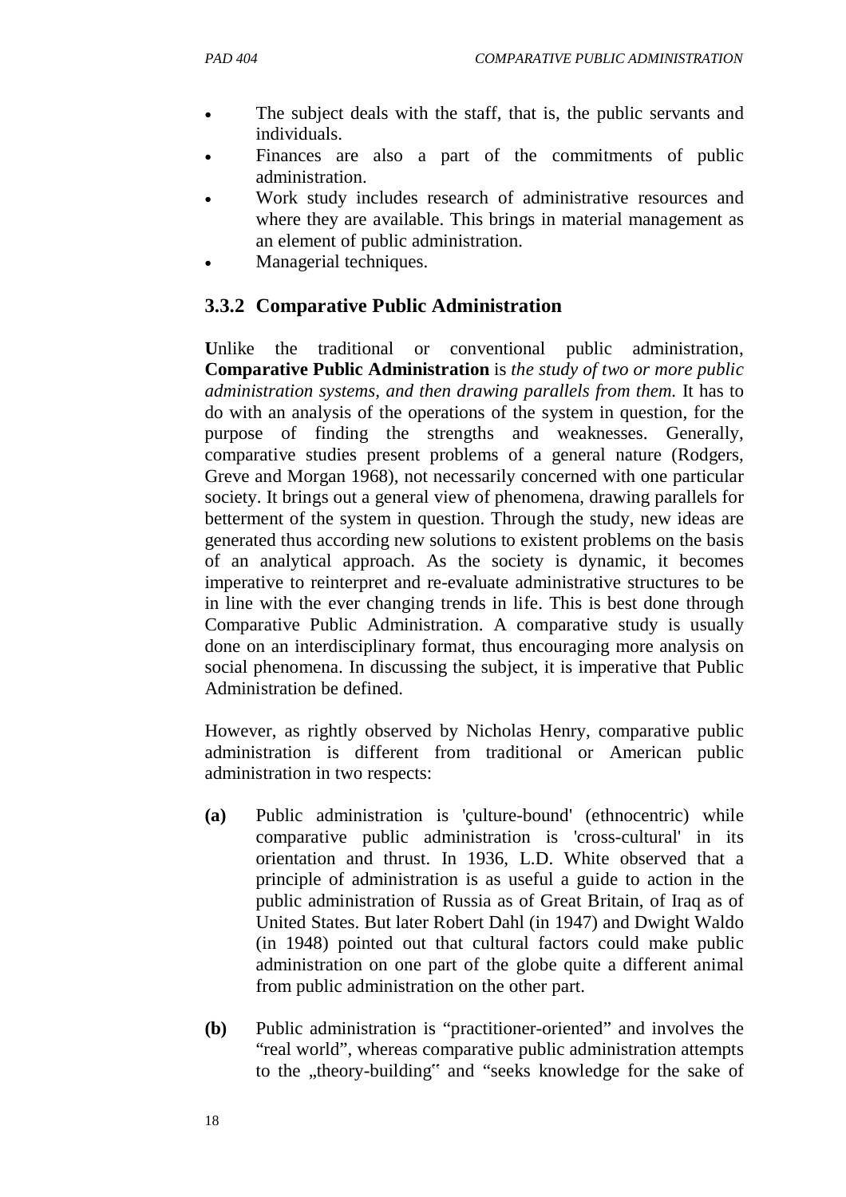- The subject deals with the staff, that is, the public servants and individuals.
- Finances are also a part of the commitments of public administration.
- Work study includes research of administrative resources and where they are available. This brings in material management as an element of public administration.
- Managerial techniques.

### 3.3.2 Comparative Public Administration

**U**nlike the traditional or conventional public administration, **Comparative Public Administration** is *the study of two or more public administration systems, and then drawing parallels from them.* It has to do with an analysis of the operations of the system in question, for the purpose of finding the strengths and weaknesses. Generally, comparative studies present problems of a general nature (Rodgers, Greve and Morgan 1968), not necessarily concerned with one particular society. It brings out a general view of phenomena, drawing parallels for betterment of the system in question. Through the study, new ideas are generated thus according new solutions to existent problems on the basis of an analytical approach. As the society is dynamic, it becomes imperative to reinterpret and re-evaluate administrative structures to be in line with the ever changing trends in life. This is best done through Comparative Public Administration. A comparative study is usually done on an interdisciplinary format, thus encouraging more analysis on social phenomena. In discussing the subject, it is imperative that Public Administration be defined.

However, as rightly observed by Nicholas Henry, comparative public administration is different from traditional or American public administration in two respects:

**(a)** Public administration is 'çulture-bound' (ethnocentric) while comparative public administration is 'cross-cultural' in its orientation and thrust. In 1936, L.D. White observed that a principle of administration is as useful a guide to action in the public administration of Russia as of Great Britain, of Iraq as of United States. But later Robert Dahl (in 1947) and Dwight Waldo (in 1948) pointed out that cultural factors could make public administration on one part of the globe quite a different animal from public administration on the other part.

**(b)** Public administration is "practitioner-oriented" and involves the "real world", whereas comparative public administration attempts to the „theory-building‟ and "seeks knowledge for the sake of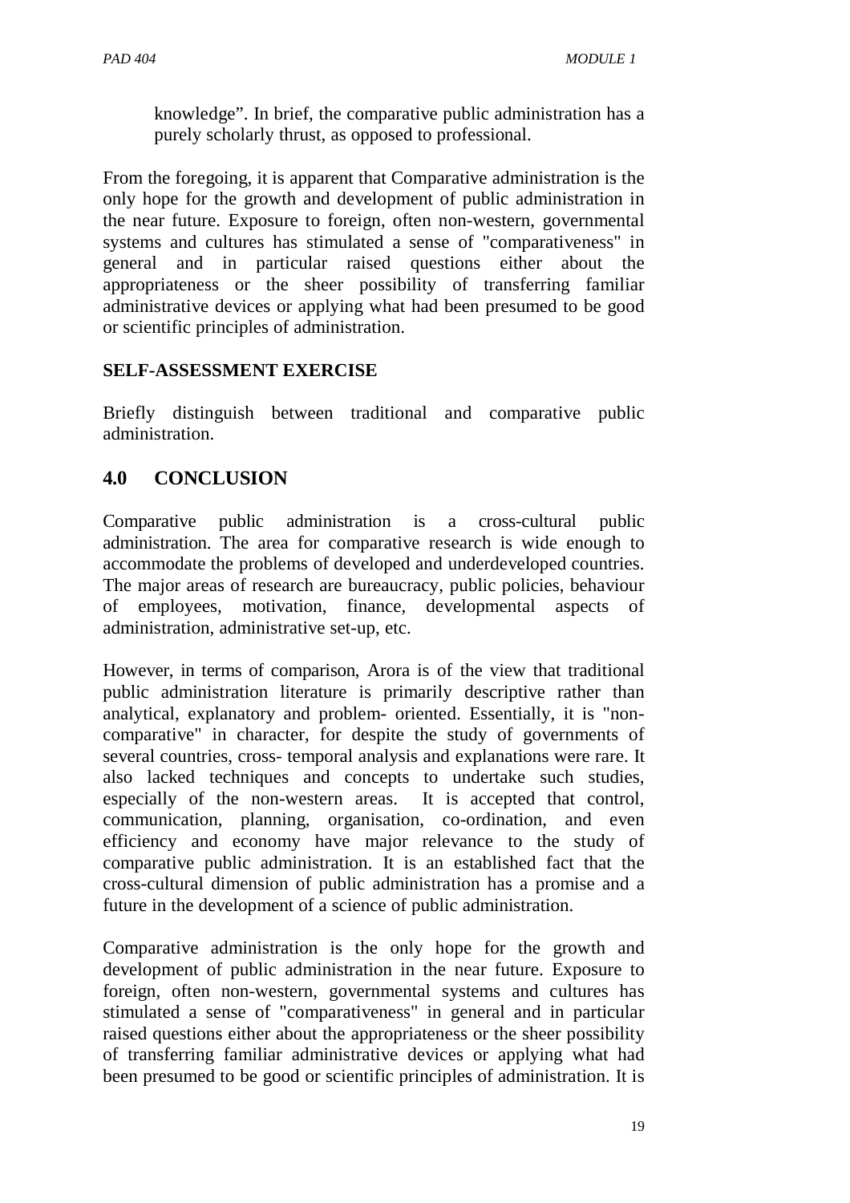knowledge". In brief, the comparative public administration has a purely scholarly thrust, as opposed to professional.

From the foregoing, it is apparent that Comparative administration is the only hope for the growth and development of public administration in the near future. Exposure to foreign, often non-western, governmental systems and cultures has stimulated a sense of "comparativeness" in general and in particular raised questions either about the appropriateness or the sheer possibility of transferring familiar administrative devices or applying what had been presumed to be good or scientific principles of administration.

**SELF-ASSESSMENT EXERCISE**

Briefly distinguish between traditional and comparative public administration.

## 4.0 CONCLUSION

Comparative public administration is a cross-cultural public administration. The area for comparative research is wide enough to accommodate the problems of developed and underdeveloped countries. The major areas of research are bureaucracy, public policies, behaviour of employees, motivation, finance, developmental aspects of administration, administrative set-up, etc.

However, in terms of comparison, Arora is of the view that traditional public administration literature is primarily descriptive rather than analytical, explanatory and problem- oriented. Essentially, it is "non-comparative" in character, for despite the study of governments of several countries, cross- temporal analysis and explanations were rare. It also lacked techniques and concepts to undertake such studies, especially of the non-western areas. It is accepted that control, communication, planning, organisation, co-ordination, and even efficiency and economy have major relevance to the study of comparative public administration. It is an established fact that the cross-cultural dimension of public administration has a promise and a future in the development of a science of public administration.

Comparative administration is the only hope for the growth and development of public administration in the near future. Exposure to foreign, often non-western, governmental systems and cultures has stimulated a sense of "comparativeness" in general and in particular raised questions either about the appropriateness or the sheer possibility of transferring familiar administrative devices or applying what had been presumed to be good or scientific principles of administration. It is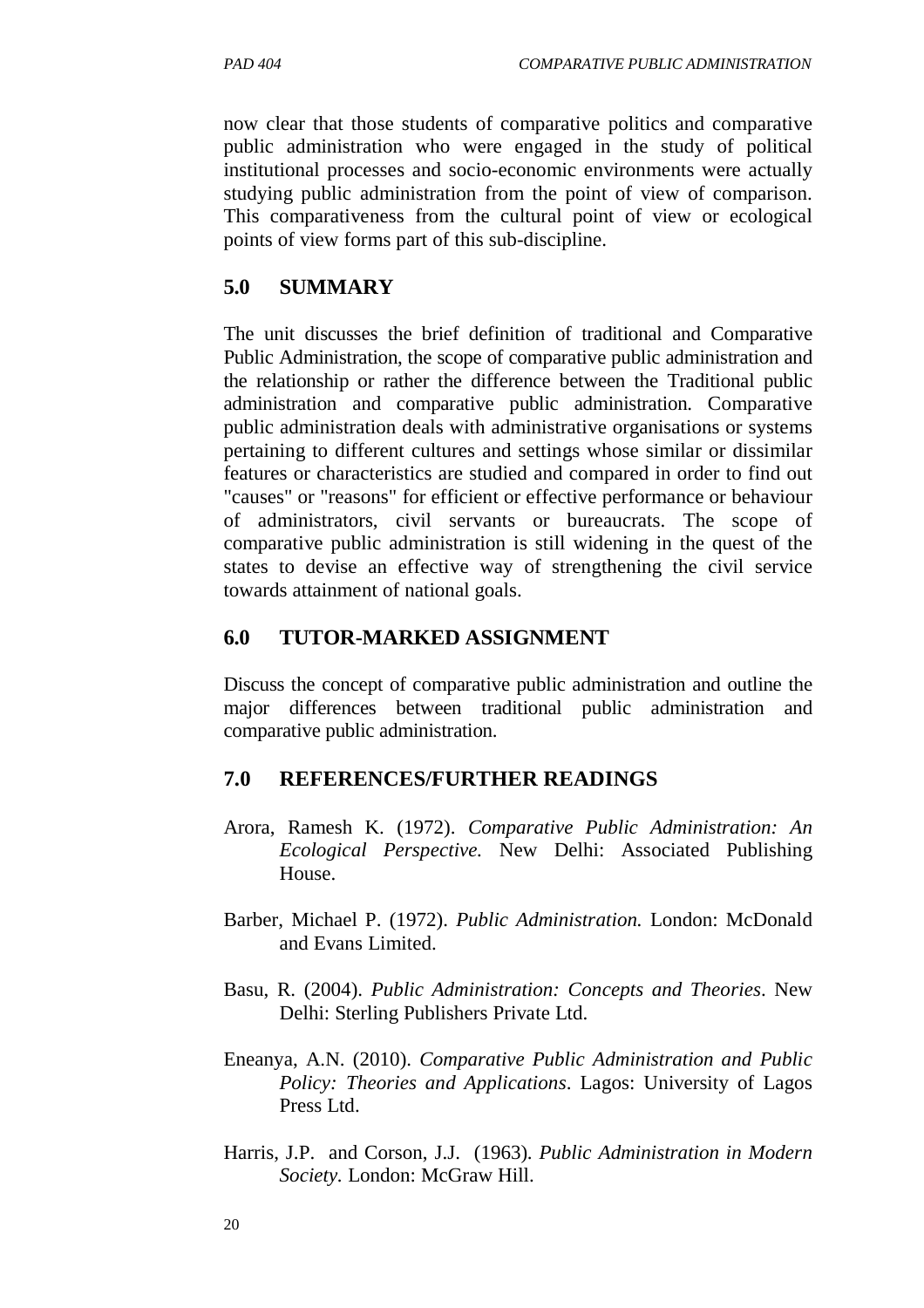now clear that those students of comparative politics and comparative public administration who were engaged in the study of political institutional processes and socio-economic environments were actually studying public administration from the point of view of comparison. This comparativeness from the cultural point of view or ecological points of view forms part of this sub-discipline.

## 5.0 SUMMARY

The unit discusses the brief definition of traditional and Comparative Public Administration, the scope of comparative public administration and the relationship or rather the difference between the Traditional public administration and comparative public administration. Comparative public administration deals with administrative organisations or systems pertaining to different cultures and settings whose similar or dissimilar features or characteristics are studied and compared in order to find out "causes" or "reasons" for efficient or effective performance or behaviour of administrators, civil servants or bureaucrats. The scope of comparative public administration is still widening in the quest of the states to devise an effective way of strengthening the civil service towards attainment of national goals.

## 6.0 TUTOR-MARKED ASSIGNMENT

Discuss the concept of comparative public administration and outline the major differences between traditional public administration and comparative public administration.

## 7.0 REFERENCES/FURTHER READINGS

Arora, Ramesh K. (1972). *Comparative Public Administration: An Ecological Perspective.* New Delhi: Associated Publishing House.

Barber, Michael P. (1972). *Public Administration.* London: McDonald and Evans Limited.

Basu, R. (2004). *Public Administration: Concepts and Theories*. New Delhi: Sterling Publishers Private Ltd.

Eneanya, A.N. (2010). *Comparative Public Administration and Public Policy: Theories and Applications*. Lagos: University of Lagos Press Ltd.

Harris, J.P. and Corson, J.J. (1963). *Public Administration in Modern Society*. London: McGraw Hill.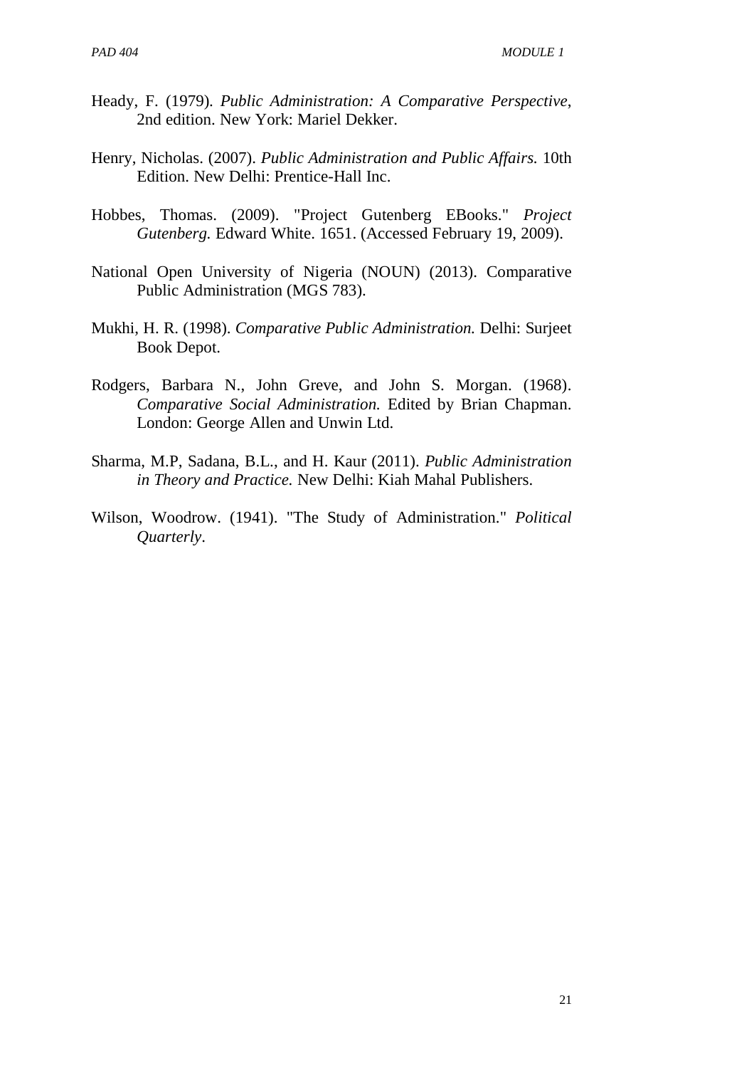Heady, F. (1979). *Public Administration: A Comparative Perspective*, 2nd edition. New York: Mariel Dekker.

Henry, Nicholas. (2007). *Public Administration and Public Affairs.* 10th Edition. New Delhi: Prentice-Hall Inc.

Hobbes, Thomas. (2009). "Project Gutenberg EBooks." *Project Gutenberg.* Edward White. 1651. (Accessed February 19, 2009).

National Open University of Nigeria (NOUN) (2013). Comparative Public Administration (MGS 783).

Mukhi, H. R. (1998). *Comparative Public Administration.* Delhi: Surjeet Book Depot.

Rodgers, Barbara N., John Greve, and John S. Morgan. (1968). *Comparative Social Administration.* Edited by Brian Chapman. London: George Allen and Unwin Ltd.

Sharma, M.P, Sadana, B.L., and H. Kaur (2011). *Public Administration in Theory and Practice.* New Delhi: Kiah Mahal Publishers.

Wilson, Woodrow. (1941). "The Study of Administration." *Political Quarterly*.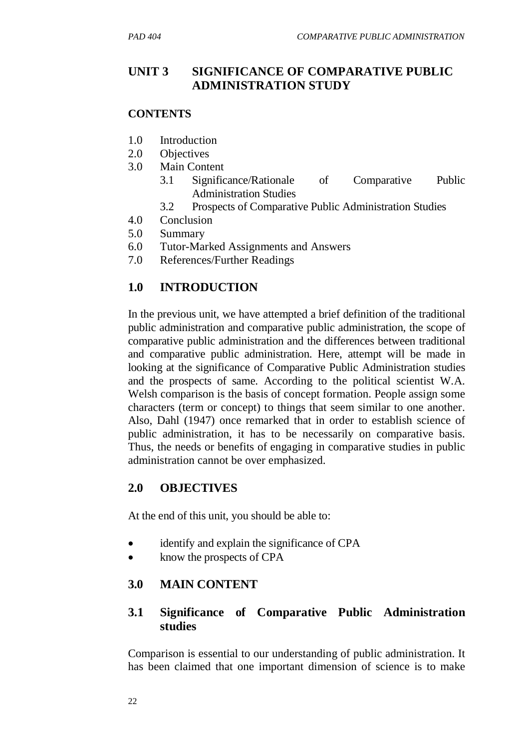# UNIT 3 SIGNIFICANCE OF COMPARATIVE PUBLIC ADMINISTRATION STUDY

**CONTENTS**

1.0 Introduction
2.0 Objectives
3.0 Main Content
  3.1 Significance/Rationale of Comparative Public Administration Studies
  3.2 Prospects of Comparative Public Administration Studies
4.0 Conclusion
5.0 Summary
6.0 Tutor-Marked Assignments and Answers
7.0 References/Further Readings

## 1.0 INTRODUCTION

In the previous unit, we have attempted a brief definition of the traditional public administration and comparative public administration, the scope of comparative public administration and the differences between traditional and comparative public administration. Here, attempt will be made in looking at the significance of Comparative Public Administration studies and the prospects of same. According to the political scientist W.A. Welsh comparison is the basis of concept formation. People assign some characters (term or concept) to things that seem similar to one another. Also, Dahl (1947) once remarked that in order to establish science of public administration, it has to be necessarily on comparative basis. Thus, the needs or benefits of engaging in comparative studies in public administration cannot be over emphasized.

## 2.0 OBJECTIVES

At the end of this unit, you should be able to:

- identify and explain the significance of CPA
- know the prospects of CPA

## 3.0 MAIN CONTENT

### 3.1 Significance of Comparative Public Administration studies

Comparison is essential to our understanding of public administration. It has been claimed that one important dimension of science is to make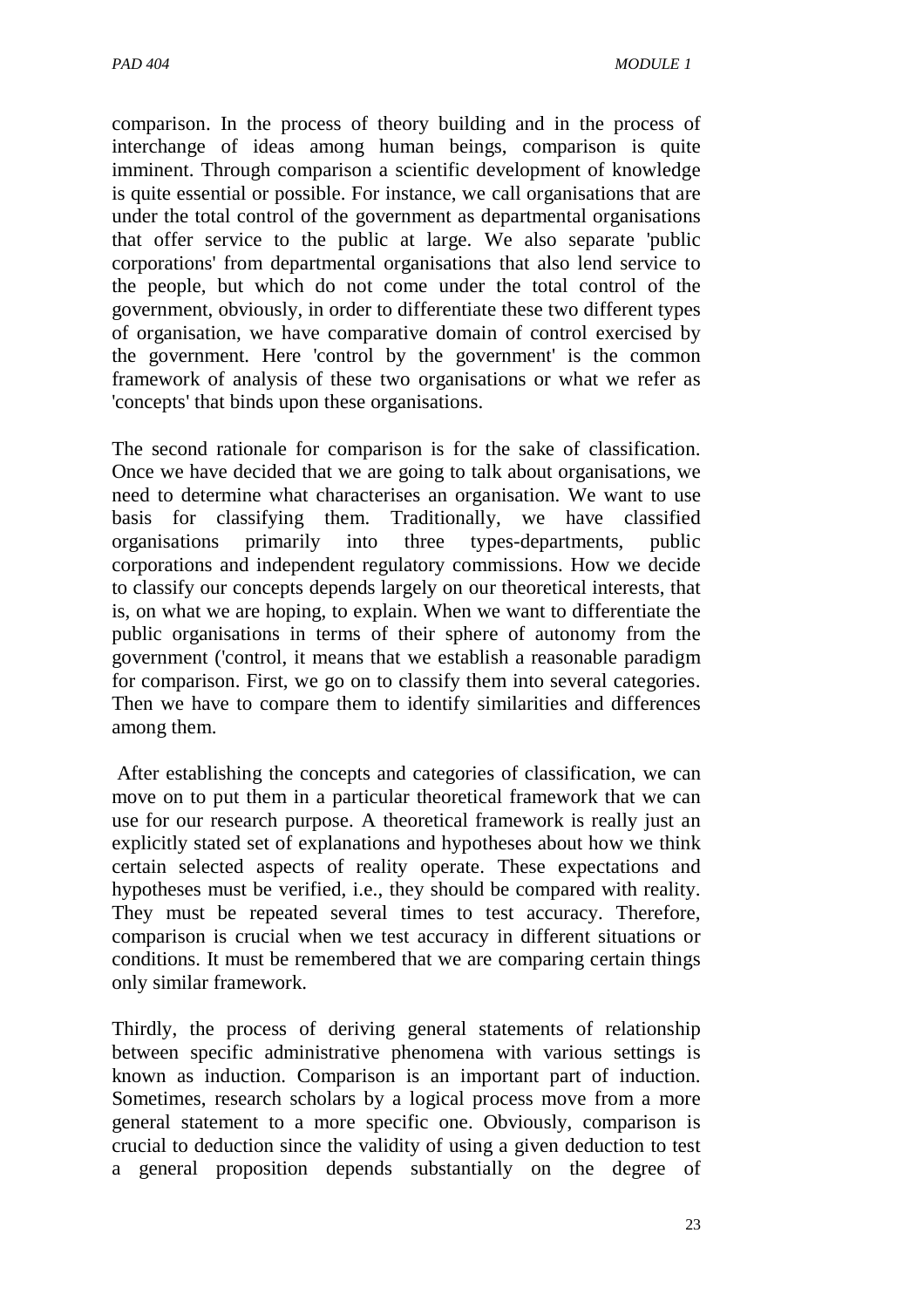comparison. In the process of theory building and in the process of interchange of ideas among human beings, comparison is quite imminent. Through comparison a scientific development of knowledge is quite essential or possible. For instance, we call organisations that are under the total control of the government as departmental organisations that offer service to the public at large. We also separate 'public corporations' from departmental organisations that also lend service to the people, but which do not come under the total control of the government, obviously, in order to differentiate these two different types of organisation, we have comparative domain of control exercised by the government. Here 'control by the government' is the common framework of analysis of these two organisations or what we refer as 'concepts' that binds upon these organisations.

The second rationale for comparison is for the sake of classification. Once we have decided that we are going to talk about organisations, we need to determine what characterises an organisation. We want to use basis for classifying them. Traditionally, we have classified organisations primarily into three types-departments, public corporations and independent regulatory commissions. How we decide to classify our concepts depends largely on our theoretical interests, that is, on what we are hoping, to explain. When we want to differentiate the public organisations in terms of their sphere of autonomy from the government ('control, it means that we establish a reasonable paradigm for comparison. First, we go on to classify them into several categories. Then we have to compare them to identify similarities and differences among them.

After establishing the concepts and categories of classification, we can move on to put them in a particular theoretical framework that we can use for our research purpose. A theoretical framework is really just an explicitly stated set of explanations and hypotheses about how we think certain selected aspects of reality operate. These expectations and hypotheses must be verified, i.e., they should be compared with reality. They must be repeated several times to test accuracy. Therefore, comparison is crucial when we test accuracy in different situations or conditions. It must be remembered that we are comparing certain things only similar framework.

Thirdly, the process of deriving general statements of relationship between specific administrative phenomena with various settings is known as induction. Comparison is an important part of induction. Sometimes, research scholars by a logical process move from a more general statement to a more specific one. Obviously, comparison is crucial to deduction since the validity of using a given deduction to test a general proposition depends substantially on the degree of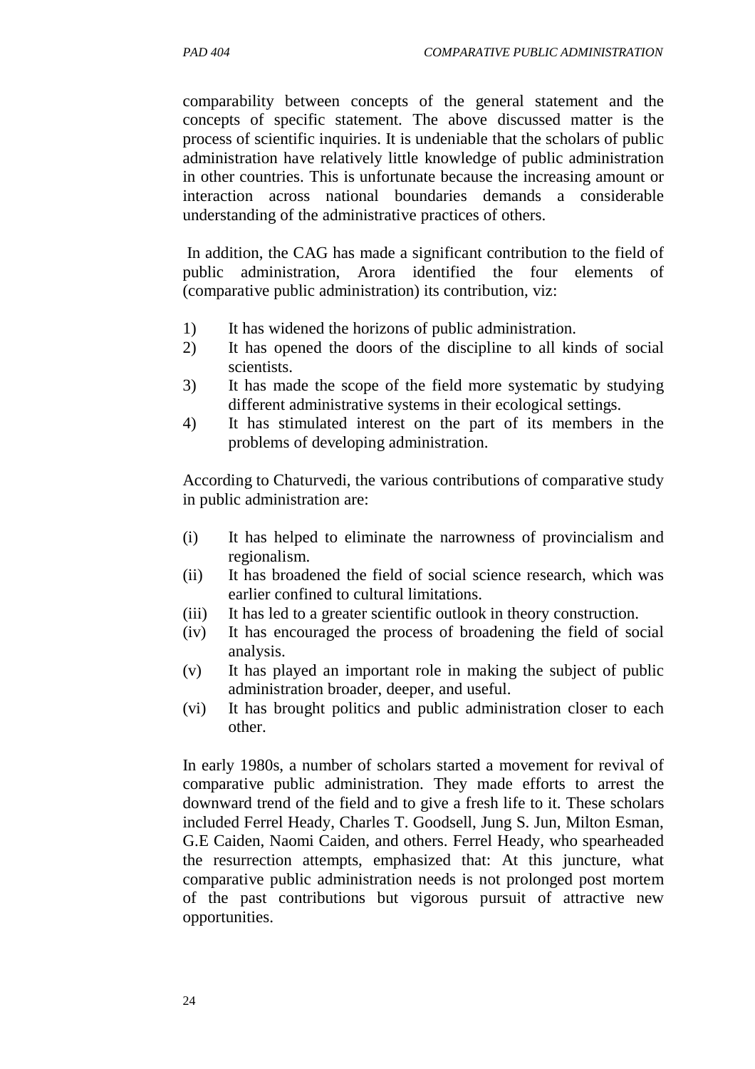comparability between concepts of the general statement and the concepts of specific statement. The above discussed matter is the process of scientific inquiries. It is undeniable that the scholars of public administration have relatively little knowledge of public administration in other countries. This is unfortunate because the increasing amount or interaction across national boundaries demands a considerable understanding of the administrative practices of others.

In addition, the CAG has made a significant contribution to the field of public administration, Arora identified the four elements of (comparative public administration) its contribution, viz:

1) It has widened the horizons of public administration.
2) It has opened the doors of the discipline to all kinds of social scientists.
3) It has made the scope of the field more systematic by studying different administrative systems in their ecological settings.
4) It has stimulated interest on the part of its members in the problems of developing administration.

According to Chaturvedi, the various contributions of comparative study in public administration are:

(i) It has helped to eliminate the narrowness of provincialism and regionalism.
(ii) It has broadened the field of social science research, which was earlier confined to cultural limitations.
(iii) It has led to a greater scientific outlook in theory construction.
(iv) It has encouraged the process of broadening the field of social analysis.
(v) It has played an important role in making the subject of public administration broader, deeper, and useful.
(vi) It has brought politics and public administration closer to each other.

In early 1980s, a number of scholars started a movement for revival of comparative public administration. They made efforts to arrest the downward trend of the field and to give a fresh life to it. These scholars included Ferrel Heady, Charles T. Goodsell, Jung S. Jun, Milton Esman, G.E Caiden, Naomi Caiden, and others. Ferrel Heady, who spearheaded the resurrection attempts, emphasized that: At this juncture, what comparative public administration needs is not prolonged post mortem of the past contributions but vigorous pursuit of attractive new opportunities.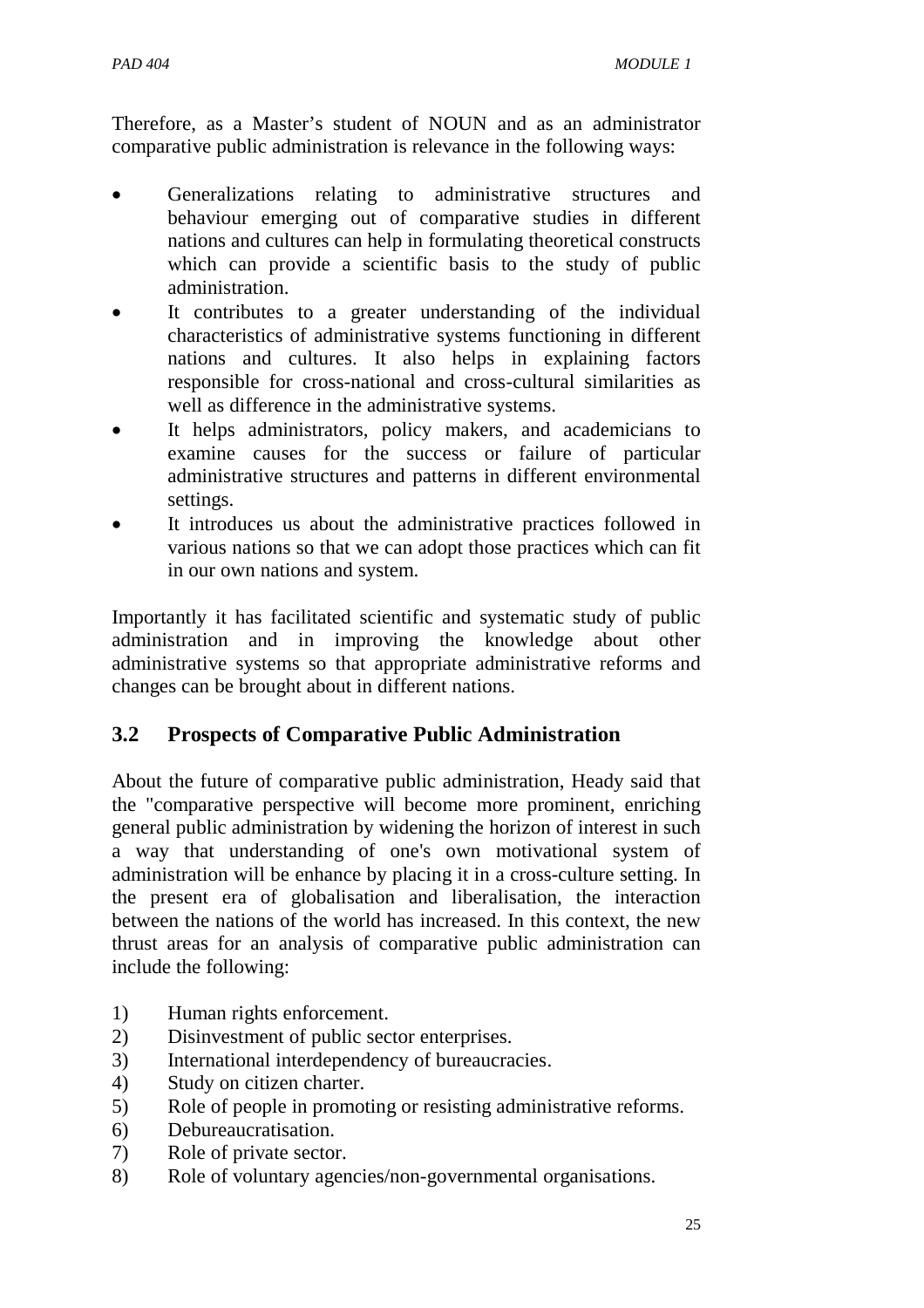Therefore, as a Master's student of NOUN and as an administrator comparative public administration is relevance in the following ways:

- Generalizations relating to administrative structures and behaviour emerging out of comparative studies in different nations and cultures can help in formulating theoretical constructs which can provide a scientific basis to the study of public administration.
- It contributes to a greater understanding of the individual characteristics of administrative systems functioning in different nations and cultures. It also helps in explaining factors responsible for cross-national and cross-cultural similarities as well as difference in the administrative systems.
- It helps administrators, policy makers, and academicians to examine causes for the success or failure of particular administrative structures and patterns in different environmental settings.
- It introduces us about the administrative practices followed in various nations so that we can adopt those practices which can fit in our own nations and system.

Importantly it has facilitated scientific and systematic study of public administration and in improving the knowledge about other administrative systems so that appropriate administrative reforms and changes can be brought about in different nations.

## 3.2 Prospects of Comparative Public Administration

About the future of comparative public administration, Heady said that the "comparative perspective will become more prominent, enriching general public administration by widening the horizon of interest in such a way that understanding of one's own motivational system of administration will be enhance by placing it in a cross-culture setting. In the present era of globalisation and liberalisation, the interaction between the nations of the world has increased. In this context, the new thrust areas for an analysis of comparative public administration can include the following:

1) Human rights enforcement.
2) Disinvestment of public sector enterprises.
3) International interdependency of bureaucracies.
4) Study on citizen charter.
5) Role of people in promoting or resisting administrative reforms.
6) Debureaucratisation.
7) Role of private sector.
8) Role of voluntary agencies/non-governmental organisations.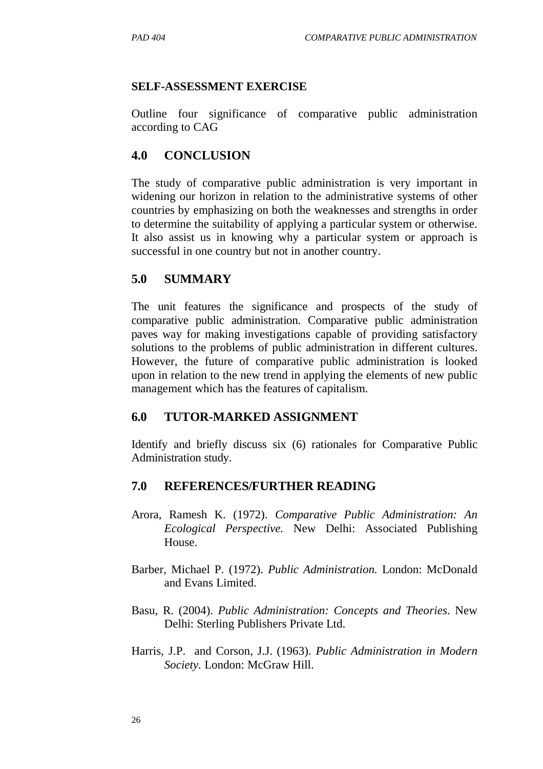**SELF-ASSESSMENT EXERCISE**

Outline four significance of comparative public administration according to CAG

## 4.0 CONCLUSION

The study of comparative public administration is very important in widening our horizon in relation to the administrative systems of other countries by emphasizing on both the weaknesses and strengths in order to determine the suitability of applying a particular system or otherwise. It also assist us in knowing why a particular system or approach is successful in one country but not in another country.

## 5.0 SUMMARY

The unit features the significance and prospects of the study of comparative public administration. Comparative public administration paves way for making investigations capable of providing satisfactory solutions to the problems of public administration in different cultures. However, the future of comparative public administration is looked upon in relation to the new trend in applying the elements of new public management which has the features of capitalism.

## 6.0 TUTOR-MARKED ASSIGNMENT

Identify and briefly discuss six (6) rationales for Comparative Public Administration study.

## 7.0 REFERENCES/FURTHER READING

Arora, Ramesh K. (1972). *Comparative Public Administration: An Ecological Perspective.* New Delhi: Associated Publishing House.

Barber, Michael P. (1972). *Public Administration.* London: McDonald and Evans Limited.

Basu, R. (2004). *Public Administration: Concepts and Theories*. New Delhi: Sterling Publishers Private Ltd.

Harris, J.P. and Corson, J.J. (1963). *Public Administration in Modern Society.* London: McGraw Hill.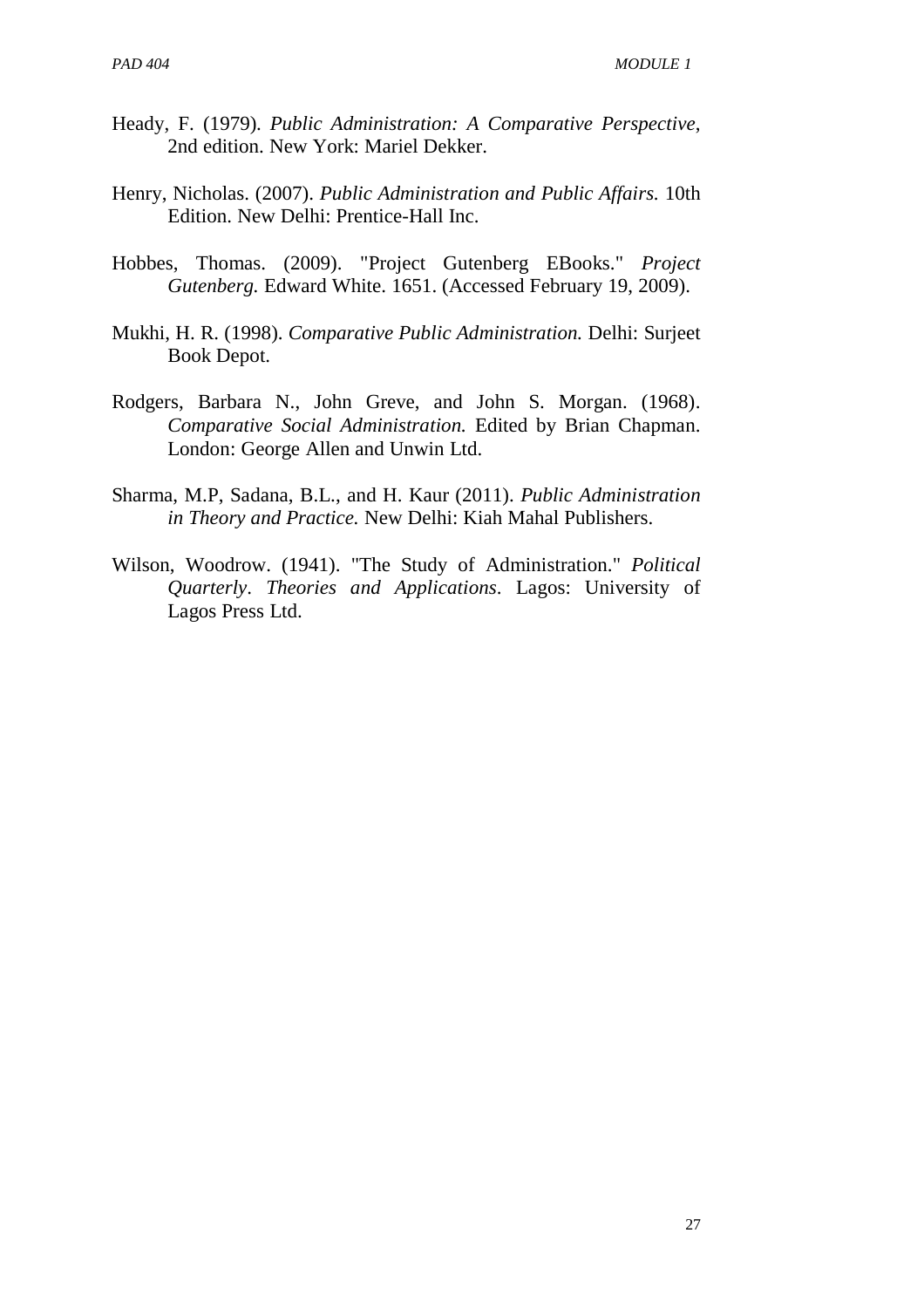Heady, F. (1979). *Public Administration: A Comparative Perspective*, 2nd edition. New York: Mariel Dekker.

Henry, Nicholas. (2007). *Public Administration and Public Affairs.* 10th Edition. New Delhi: Prentice-Hall Inc.

Hobbes, Thomas. (2009). "Project Gutenberg EBooks." *Project Gutenberg.* Edward White. 1651. (Accessed February 19, 2009).

Mukhi, H. R. (1998). *Comparative Public Administration.* Delhi: Surjeet Book Depot.

Rodgers, Barbara N., John Greve, and John S. Morgan. (1968). *Comparative Social Administration.* Edited by Brian Chapman. London: George Allen and Unwin Ltd.

Sharma, M.P, Sadana, B.L., and H. Kaur (2011). *Public Administration in Theory and Practice.* New Delhi: Kiah Mahal Publishers.

Wilson, Woodrow. (1941). "The Study of Administration." *Political Quarterly*. *Theories and Applications*. Lagos: University of Lagos Press Ltd.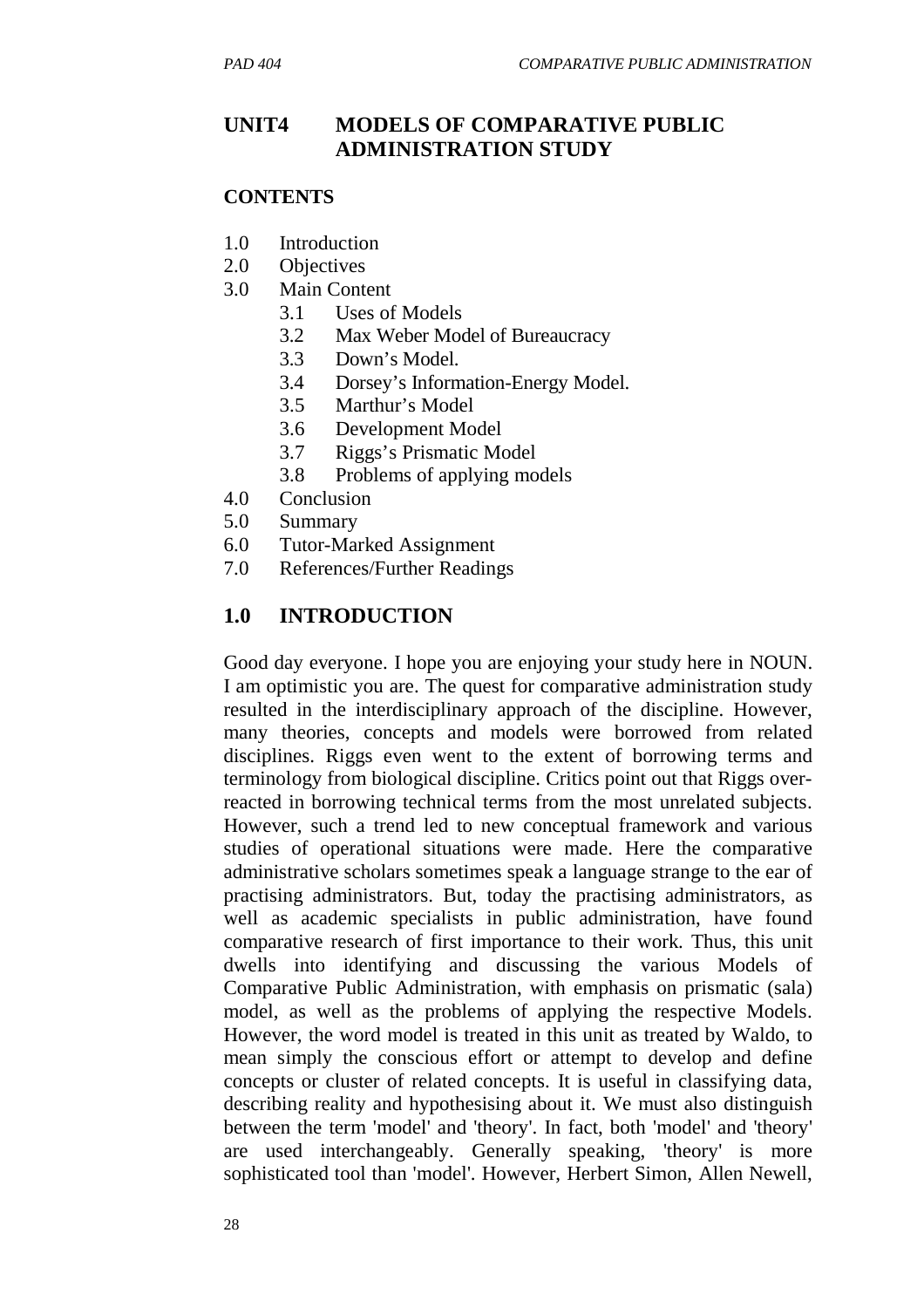## UNIT4 MODELS OF COMPARATIVE PUBLIC ADMINISTRATION STUDY

### CONTENTS

- 1.0 Introduction
- 2.0 Objectives
- 3.0 Main Content
  - 3.1 Uses of Models
  - 3.2 Max Weber Model of Bureaucracy
  - 3.3 Down's Model.
  - 3.4 Dorsey's Information-Energy Model.
  - 3.5 Marthur's Model
  - 3.6 Development Model
  - 3.7 Riggs's Prismatic Model
  - 3.8 Problems of applying models
- 4.0 Conclusion
- 5.0 Summary
- 6.0 Tutor-Marked Assignment
- 7.0 References/Further Readings

## 1.0 INTRODUCTION

Good day everyone. I hope you are enjoying your study here in NOUN. I am optimistic you are. The quest for comparative administration study resulted in the interdisciplinary approach of the discipline. However, many theories, concepts and models were borrowed from related disciplines. Riggs even went to the extent of borrowing terms and terminology from biological discipline. Critics point out that Riggs over-reacted in borrowing technical terms from the most unrelated subjects. However, such a trend led to new conceptual framework and various studies of operational situations were made. Here the comparative administrative scholars sometimes speak a language strange to the ear of practising administrators. But, today the practising administrators, as well as academic specialists in public administration, have found comparative research of first importance to their work. Thus, this unit dwells into identifying and discussing the various Models of Comparative Public Administration, with emphasis on prismatic (sala) model, as well as the problems of applying the respective Models. However, the word model is treated in this unit as treated by Waldo, to mean simply the conscious effort or attempt to develop and define concepts or cluster of related concepts. It is useful in classifying data, describing reality and hypothesising about it. We must also distinguish between the term 'model' and 'theory'. In fact, both 'model' and 'theory' are used interchangeably. Generally speaking, 'theory' is more sophisticated tool than 'model'. However, Herbert Simon, Allen Newell,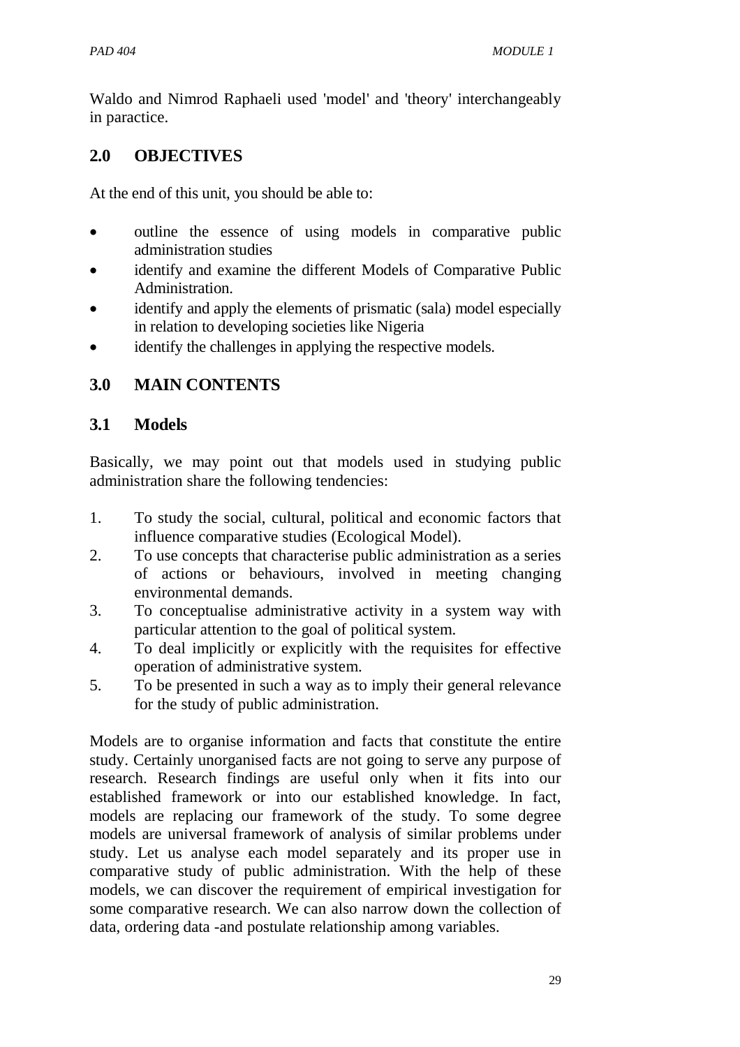Waldo and Nimrod Raphaeli used 'model' and 'theory' interchangeably in paractice.

## 2.0 OBJECTIVES

At the end of this unit, you should be able to:

- outline the essence of using models in comparative public administration studies
- identify and examine the different Models of Comparative Public Administration.
- identify and apply the elements of prismatic (sala) model especially in relation to developing societies like Nigeria
- identify the challenges in applying the respective models.

## 3.0 MAIN CONTENTS

### 3.1 Models

Basically, we may point out that models used in studying public administration share the following tendencies:

1. To study the social, cultural, political and economic factors that influence comparative studies (Ecological Model).
2. To use concepts that characterise public administration as a series of actions or behaviours, involved in meeting changing environmental demands.
3. To conceptualise administrative activity in a system way with particular attention to the goal of political system.
4. To deal implicitly or explicitly with the requisites for effective operation of administrative system.
5. To be presented in such a way as to imply their general relevance for the study of public administration.

Models are to organise information and facts that constitute the entire study. Certainly unorganised facts are not going to serve any purpose of research. Research findings are useful only when it fits into our established framework or into our established knowledge. In fact, models are replacing our framework of the study. To some degree models are universal framework of analysis of similar problems under study. Let us analyse each model separately and its proper use in comparative study of public administration. With the help of these models, we can discover the requirement of empirical investigation for some comparative research. We can also narrow down the collection of data, ordering data -and postulate relationship among variables.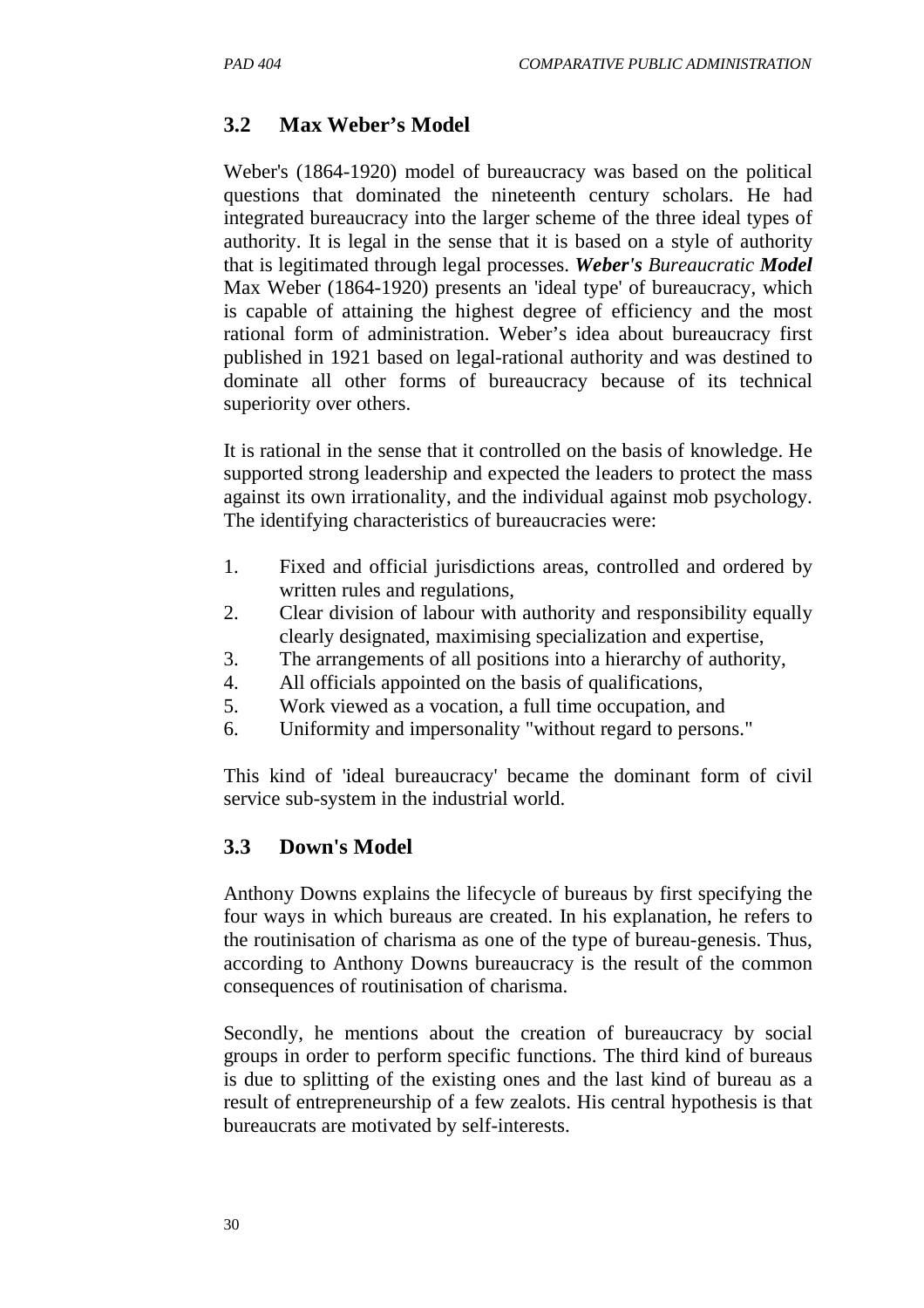## 3.2 Max Weber's Model

Weber's (1864-1920) model of bureaucracy was based on the political questions that dominated the nineteenth century scholars. He had integrated bureaucracy into the larger scheme of the three ideal types of authority. It is legal in the sense that it is based on a style of authority that is legitimated through legal processes. ***Weber's** Bureaucratic **Model*** Max Weber (1864-1920) presents an 'ideal type' of bureaucracy, which is capable of attaining the highest degree of efficiency and the most rational form of administration. Weber's idea about bureaucracy first published in 1921 based on legal-rational authority and was destined to dominate all other forms of bureaucracy because of its technical superiority over others.

It is rational in the sense that it controlled on the basis of knowledge. He supported strong leadership and expected the leaders to protect the mass against its own irrationality, and the individual against mob psychology. The identifying characteristics of bureaucracies were:

1. Fixed and official jurisdictions areas, controlled and ordered by written rules and regulations,
2. Clear division of labour with authority and responsibility equally clearly designated, maximising specialization and expertise,
3. The arrangements of all positions into a hierarchy of authority,
4. All officials appointed on the basis of qualifications,
5. Work viewed as a vocation, a full time occupation, and
6. Uniformity and impersonality "without regard to persons."

This kind of 'ideal bureaucracy' became the dominant form of civil service sub-system in the industrial world.

## 3.3 Down's Model

Anthony Downs explains the lifecycle of bureaus by first specifying the four ways in which bureaus are created. In his explanation, he refers to the routinisation of charisma as one of the type of bureau-genesis. Thus, according to Anthony Downs bureaucracy is the result of the common consequences of routinisation of charisma.

Secondly, he mentions about the creation of bureaucracy by social groups in order to perform specific functions. The third kind of bureaus is due to splitting of the existing ones and the last kind of bureau as a result of entrepreneurship of a few zealots. His central hypothesis is that bureaucrats are motivated by self-interests.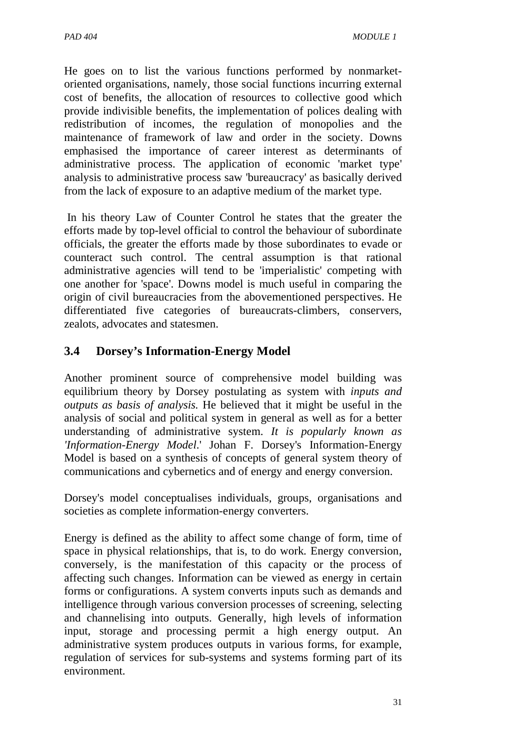He goes on to list the various functions performed by nonmarket-oriented organisations, namely, those social functions incurring external cost of benefits, the allocation of resources to collective good which provide indivisible benefits, the implementation of polices dealing with redistribution of incomes, the regulation of monopolies and the maintenance of framework of law and order in the society. Downs emphasised the importance of career interest as determinants of administrative process. The application of economic 'market type' analysis to administrative process saw 'bureaucracy' as basically derived from the lack of exposure to an adaptive medium of the market type.

In his theory Law of Counter Control he states that the greater the efforts made by top-level official to control the behaviour of subordinate officials, the greater the efforts made by those subordinates to evade or counteract such control. The central assumption is that rational administrative agencies will tend to be 'imperialistic' competing with one another for 'space'. Downs model is much useful in comparing the origin of civil bureaucracies from the abovementioned perspectives. He differentiated five categories of bureaucrats-climbers, conservers, zealots, advocates and statesmen.

## 3.4 Dorsey's Information-Energy Model

Another prominent source of comprehensive model building was equilibrium theory by Dorsey postulating as system with *inputs and outputs as basis of analysis.* He believed that it might be useful in the analysis of social and political system in general as well as for a better understanding of administrative system. *It is popularly known as 'Information-Energy Model*.' Johan F. Dorsey's Information-Energy Model is based on a synthesis of concepts of general system theory of communications and cybernetics and of energy and energy conversion.

Dorsey's model conceptualises individuals, groups, organisations and societies as complete information-energy converters.

Energy is defined as the ability to affect some change of form, time of space in physical relationships, that is, to do work. Energy conversion, conversely, is the manifestation of this capacity or the process of affecting such changes. Information can be viewed as energy in certain forms or configurations. A system converts inputs such as demands and intelligence through various conversion processes of screening, selecting and channelising into outputs. Generally, high levels of information input, storage and processing permit a high energy output. An administrative system produces outputs in various forms, for example, regulation of services for sub-systems and systems forming part of its environment.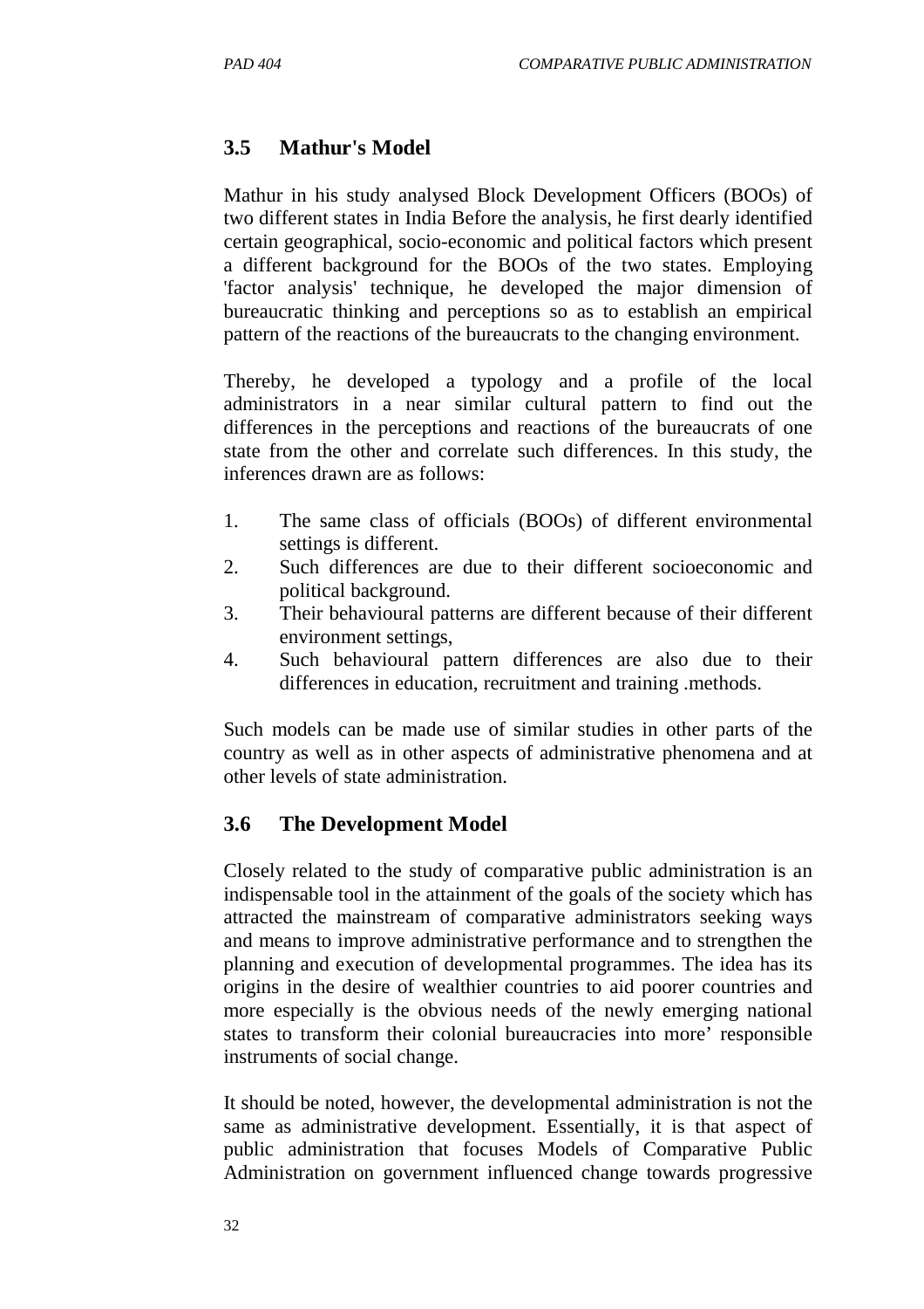## 3.5 Mathur's Model

Mathur in his study analysed Block Development Officers (BOOs) of two different states in India Before the analysis, he first dearly identified certain geographical, socio-economic and political factors which present a different background for the BOOs of the two states. Employing 'factor analysis' technique, he developed the major dimension of bureaucratic thinking and perceptions so as to establish an empirical pattern of the reactions of the bureaucrats to the changing environment.

Thereby, he developed a typology and a profile of the local administrators in a near similar cultural pattern to find out the differences in the perceptions and reactions of the bureaucrats of one state from the other and correlate such differences. In this study, the inferences drawn are as follows:

1. The same class of officials (BOOs) of different environmental settings is different.
2. Such differences are due to their different socioeconomic and political background.
3. Their behavioural patterns are different because of their different environment settings,
4. Such behavioural pattern differences are also due to their differences in education, recruitment and training .methods.

Such models can be made use of similar studies in other parts of the country as well as in other aspects of administrative phenomena and at other levels of state administration.

## 3.6 The Development Model

Closely related to the study of comparative public administration is an indispensable tool in the attainment of the goals of the society which has attracted the mainstream of comparative administrators seeking ways and means to improve administrative performance and to strengthen the planning and execution of developmental programmes. The idea has its origins in the desire of wealthier countries to aid poorer countries and more especially is the obvious needs of the newly emerging national states to transform their colonial bureaucracies into more' responsible instruments of social change.

It should be noted, however, the developmental administration is not the same as administrative development. Essentially, it is that aspect of public administration that focuses Models of Comparative Public Administration on government influenced change towards progressive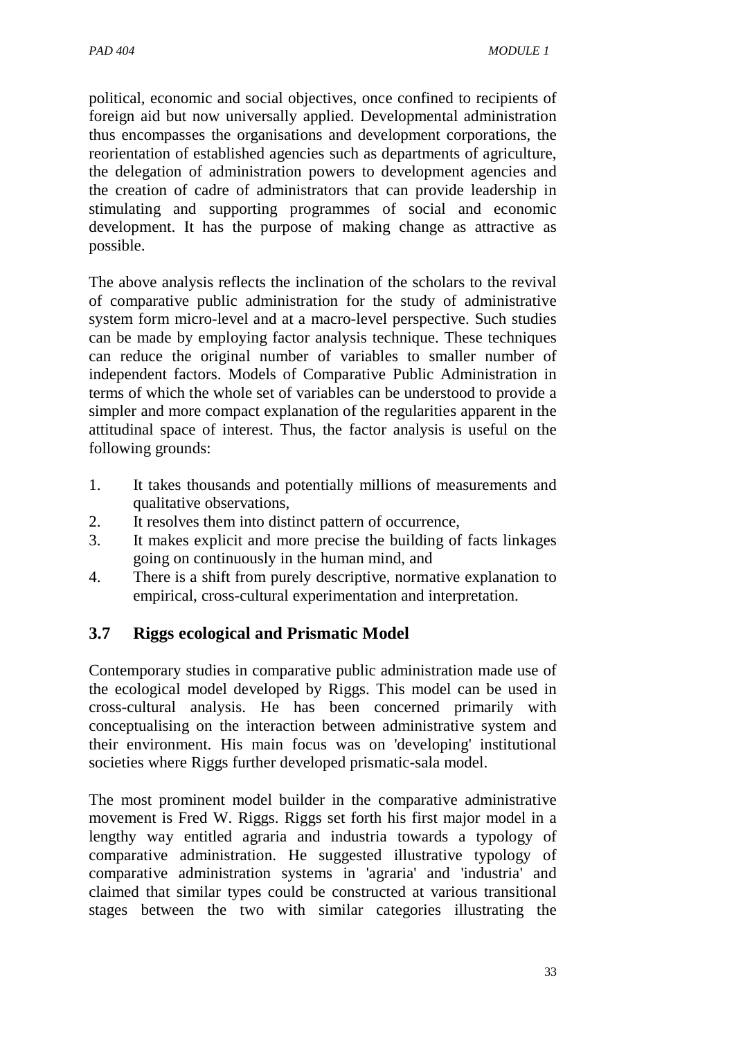political, economic and social objectives, once confined to recipients of foreign aid but now universally applied. Developmental administration thus encompasses the organisations and development corporations, the reorientation of established agencies such as departments of agriculture, the delegation of administration powers to development agencies and the creation of cadre of administrators that can provide leadership in stimulating and supporting programmes of social and economic development. It has the purpose of making change as attractive as possible.

The above analysis reflects the inclination of the scholars to the revival of comparative public administration for the study of administrative system form micro-level and at a macro-level perspective. Such studies can be made by employing factor analysis technique. These techniques can reduce the original number of variables to smaller number of independent factors. Models of Comparative Public Administration in terms of which the whole set of variables can be understood to provide a simpler and more compact explanation of the regularities apparent in the attitudinal space of interest. Thus, the factor analysis is useful on the following grounds:

1. It takes thousands and potentially millions of measurements and qualitative observations,
2. It resolves them into distinct pattern of occurrence,
3. It makes explicit and more precise the building of facts linkages going on continuously in the human mind, and
4. There is a shift from purely descriptive, normative explanation to empirical, cross-cultural experimentation and interpretation.

## 3.7 Riggs ecological and Prismatic Model

Contemporary studies in comparative public administration made use of the ecological model developed by Riggs. This model can be used in cross-cultural analysis. He has been concerned primarily with conceptualising on the interaction between administrative system and their environment. His main focus was on 'developing' institutional societies where Riggs further developed prismatic-sala model.

The most prominent model builder in the comparative administrative movement is Fred W. Riggs. Riggs set forth his first major model in a lengthy way entitled agraria and industria towards a typology of comparative administration. He suggested illustrative typology of comparative administration systems in 'agraria' and 'industria' and claimed that similar types could be constructed at various transitional stages between the two with similar categories illustrating the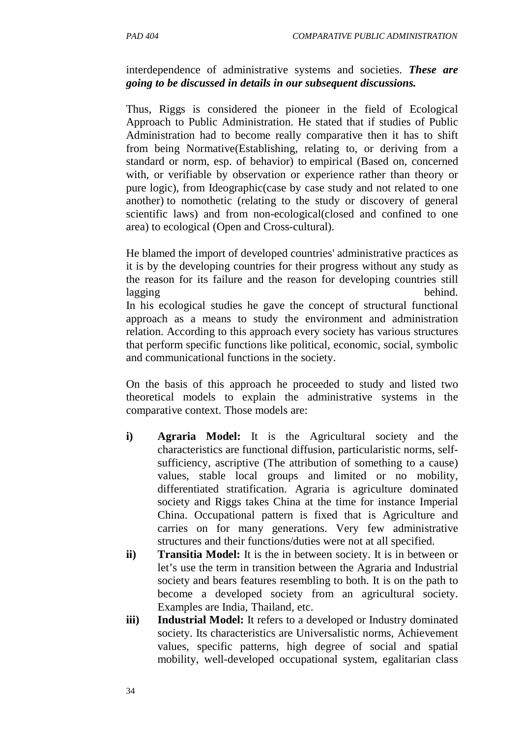interdependence of administrative systems and societies. ***These are going to be discussed in details in our subsequent discussions.***

Thus, Riggs is considered the pioneer in the field of Ecological Approach to Public Administration. He stated that if studies of Public Administration had to become really comparative then it has to shift from being Normative(Establishing, relating to, or deriving from a standard or norm, esp. of behavior) to empirical (Based on, concerned with, or verifiable by observation or experience rather than theory or pure logic), from Ideographic(case by case study and not related to one another) to nomothetic (relating to the study or discovery of general scientific laws) and from non-ecological(closed and confined to one area) to ecological (Open and Cross-cultural).

He blamed the import of developed countries' administrative practices as it is by the developing countries for their progress without any study as the reason for its failure and the reason for developing countries still lagging behind.
In his ecological studies he gave the concept of structural functional approach as a means to study the environment and administration relation. According to this approach every society has various structures that perform specific functions like political, economic, social, symbolic and communicational functions in the society.

On the basis of this approach he proceeded to study and listed two theoretical models to explain the administrative systems in the comparative context. Those models are:

- **i) Agraria Model:** It is the Agricultural society and the characteristics are functional diffusion, particularistic norms, self-sufficiency, ascriptive (The attribution of something to a cause) values, stable local groups and limited or no mobility, differentiated stratification. Agraria is agriculture dominated society and Riggs takes China at the time for instance Imperial China. Occupational pattern is fixed that is Agriculture and carries on for many generations. Very few administrative structures and their functions/duties were not at all specified.
- **ii) Transitia Model:** It is the in between society. It is in between or let's use the term in transition between the Agraria and Industrial society and bears features resembling to both. It is on the path to become a developed society from an agricultural society. Examples are India, Thailand, etc.
- **iii) Industrial Model:** It refers to a developed or Industry dominated society. Its characteristics are Universalistic norms, Achievement values, specific patterns, high degree of social and spatial mobility, well-developed occupational system, egalitarian class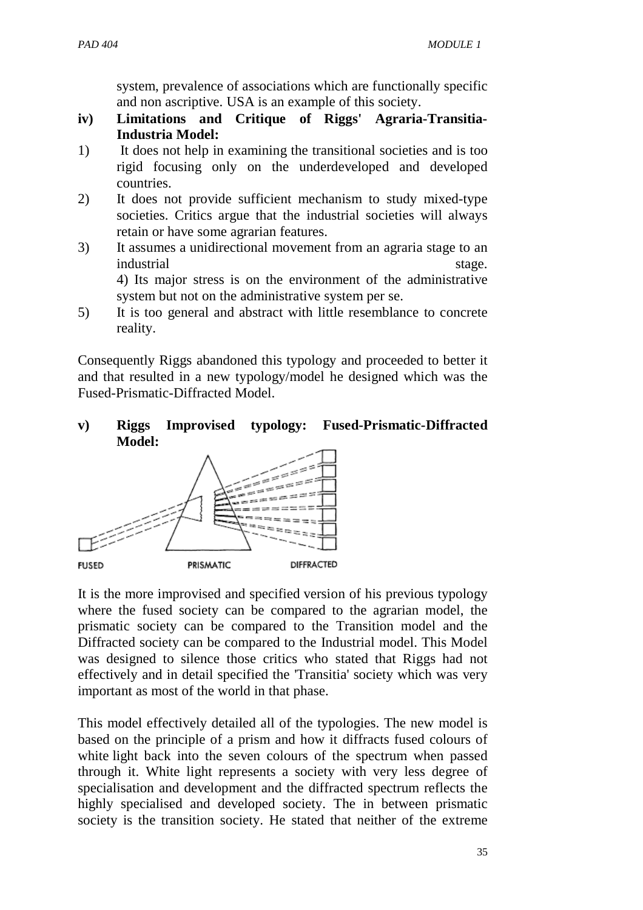system, prevalence of associations which are functionally specific and non ascriptive. USA is an example of this society.

**iv) Limitations and Critique of Riggs' Agraria-Transitia-Industria Model:**

1) It does not help in examining the transitional societies and is too rigid focusing only on the underdeveloped and developed countries.
2) It does not provide sufficient mechanism to study mixed-type societies. Critics argue that the industrial societies will always retain or have some agrarian features.
3) It assumes a unidirectional movement from an agraria stage to an industrial stage.
4) Its major stress is on the environment of the administrative system but not on the administrative system per se.
5) It is too general and abstract with little resemblance to concrete reality.

Consequently Riggs abandoned this typology and proceeded to better it and that resulted in a new typology/model he designed which was the Fused-Prismatic-Diffracted Model.

**v) Riggs Improvised typology: Fused-Prismatic-Diffracted Model:**

FUSED PRISMATIC DIFFRACTED

It is the more improvised and specified version of his previous typology where the fused society can be compared to the agrarian model, the prismatic society can be compared to the Transition model and the Diffracted society can be compared to the Industrial model. This Model was designed to silence those critics who stated that Riggs had not effectively and in detail specified the 'Transitia' society which was very important as most of the world in that phase.

This model effectively detailed all of the typologies. The new model is based on the principle of a prism and how it diffracts fused colours of white light back into the seven colours of the spectrum when passed through it. White light represents a society with very less degree of specialisation and development and the diffracted spectrum reflects the highly specialised and developed society. The in between prismatic society is the transition society. He stated that neither of the extreme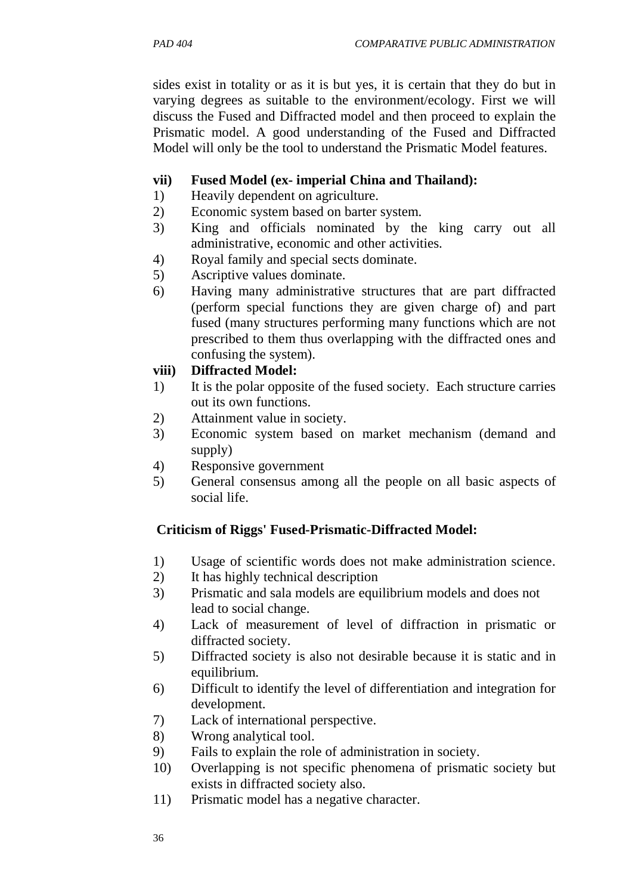sides exist in totality or as it is but yes, it is certain that they do but in varying degrees as suitable to the environment/ecology. First we will discuss the Fused and Diffracted model and then proceed to explain the Prismatic model. A good understanding of the Fused and Diffracted Model will only be the tool to understand the Prismatic Model features.

**vii) Fused Model (ex- imperial China and Thailand):**

1) Heavily dependent on agriculture.
2) Economic system based on barter system.
3) King and officials nominated by the king carry out all administrative, economic and other activities.
4) Royal family and special sects dominate.
5) Ascriptive values dominate.
6) Having many administrative structures that are part diffracted (perform special functions they are given charge of) and part fused (many structures performing many functions which are not prescribed to them thus overlapping with the diffracted ones and confusing the system).

**viii) Diffracted Model:**

1) It is the polar opposite of the fused society. Each structure carries out its own functions.
2) Attainment value in society.
3) Economic system based on market mechanism (demand and supply)
4) Responsive government
5) General consensus among all the people on all basic aspects of social life.

**Criticism of Riggs' Fused-Prismatic-Diffracted Model:**

1) Usage of scientific words does not make administration science.
2) It has highly technical description
3) Prismatic and sala models are equilibrium models and does not lead to social change.
4) Lack of measurement of level of diffraction in prismatic or diffracted society.
5) Diffracted society is also not desirable because it is static and in equilibrium.
6) Difficult to identify the level of differentiation and integration for development.
7) Lack of international perspective.
8) Wrong analytical tool.
9) Fails to explain the role of administration in society.
10) Overlapping is not specific phenomena of prismatic society but exists in diffracted society also.
11) Prismatic model has a negative character.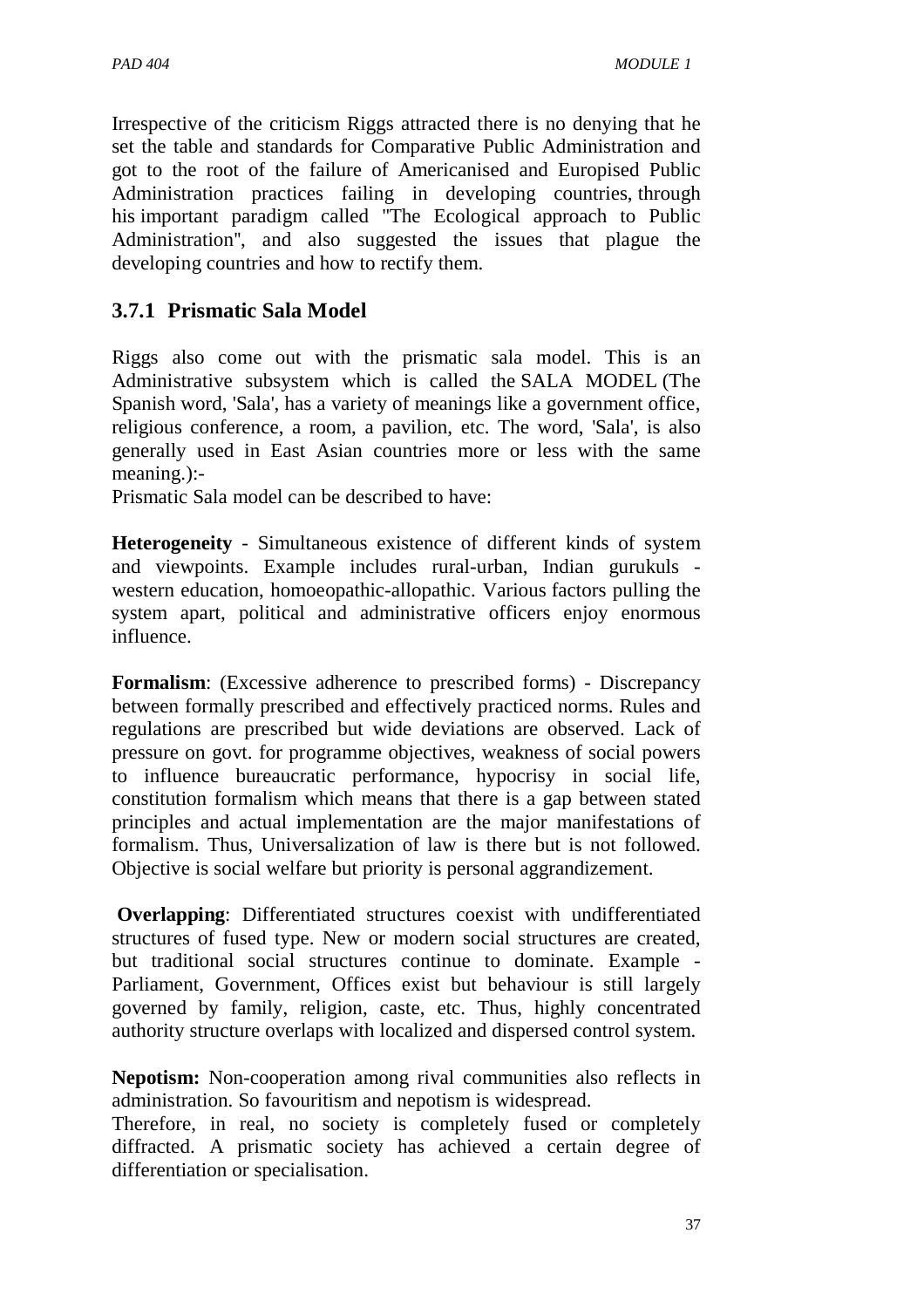Irrespective of the criticism Riggs attracted there is no denying that he set the table and standards for Comparative Public Administration and got to the root of the failure of Americanised and Europised Public Administration practices failing in developing countries, through his important paradigm called "The Ecological approach to Public Administration", and also suggested the issues that plague the developing countries and how to rectify them.

### 3.7.1 Prismatic Sala Model

Riggs also come out with the prismatic sala model. This is an Administrative subsystem which is called the SALA MODEL (The Spanish word, 'Sala', has a variety of meanings like a government office, religious conference, a room, a pavilion, etc. The word, 'Sala', is also generally used in East Asian countries more or less with the same meaning.):-

Prismatic Sala model can be described to have:

**Heterogeneity** - Simultaneous existence of different kinds of system and viewpoints. Example includes rural-urban, Indian gurukuls - western education, homoeopathic-allopathic. Various factors pulling the system apart, political and administrative officers enjoy enormous influence.

**Formalism**: (Excessive adherence to prescribed forms) - Discrepancy between formally prescribed and effectively practiced norms. Rules and regulations are prescribed but wide deviations are observed. Lack of pressure on govt. for programme objectives, weakness of social powers to influence bureaucratic performance, hypocrisy in social life, constitution formalism which means that there is a gap between stated principles and actual implementation are the major manifestations of formalism. Thus, Universalization of law is there but is not followed. Objective is social welfare but priority is personal aggrandizement.

**Overlapping**: Differentiated structures coexist with undifferentiated structures of fused type. New or modern social structures are created, but traditional social structures continue to dominate. Example - Parliament, Government, Offices exist but behaviour is still largely governed by family, religion, caste, etc. Thus, highly concentrated authority structure overlaps with localized and dispersed control system.

**Nepotism:** Non-cooperation among rival communities also reflects in administration. So favouritism and nepotism is widespread.

Therefore, in real, no society is completely fused or completely diffracted. A prismatic society has achieved a certain degree of differentiation or specialisation.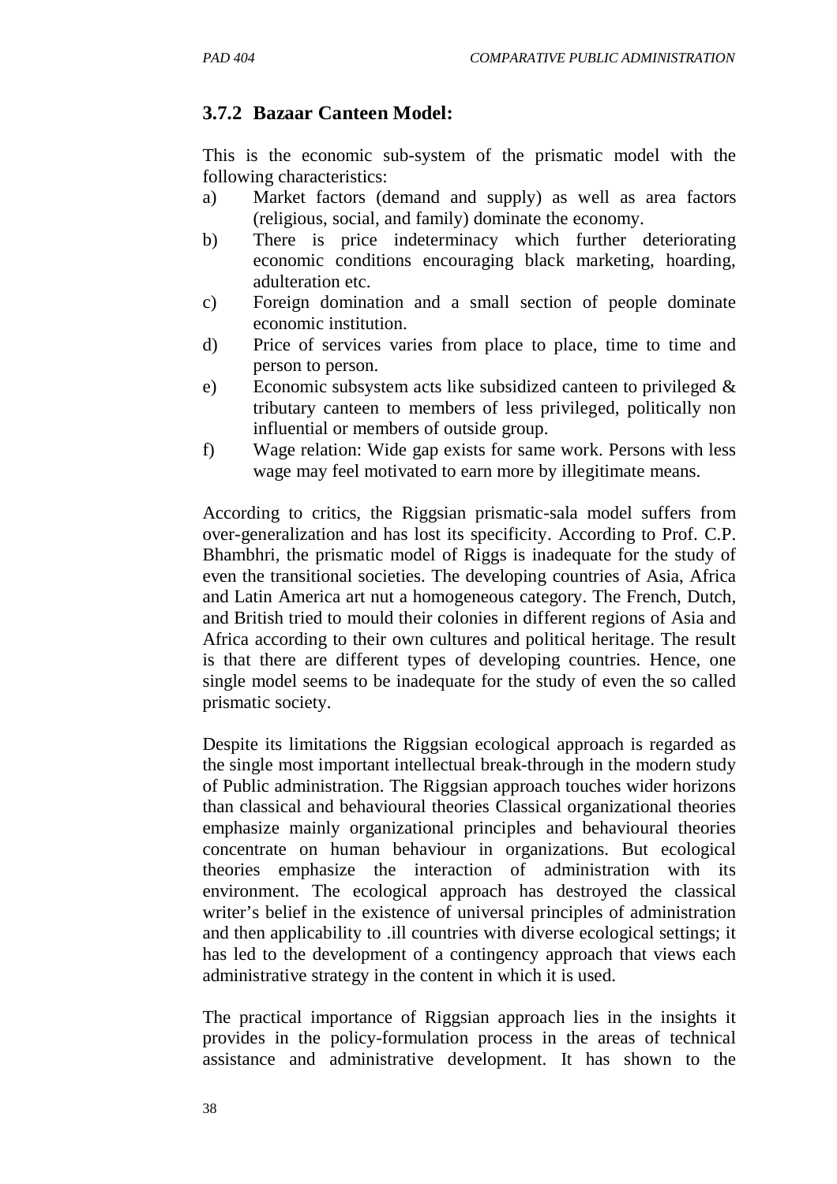### 3.7.2 Bazaar Canteen Model:

This is the economic sub-system of the prismatic model with the following characteristics:

a) Market factors (demand and supply) as well as area factors (religious, social, and family) dominate the economy.
b) There is price indeterminacy which further deteriorating economic conditions encouraging black marketing, hoarding, adulteration etc.
c) Foreign domination and a small section of people dominate economic institution.
d) Price of services varies from place to place, time to time and person to person.
e) Economic subsystem acts like subsidized canteen to privileged & tributary canteen to members of less privileged, politically non influential or members of outside group.
f) Wage relation: Wide gap exists for same work. Persons with less wage may feel motivated to earn more by illegitimate means.

According to critics, the Riggsian prismatic-sala model suffers from over-generalization and has lost its specificity. According to Prof. C.P. Bhambhri, the prismatic model of Riggs is inadequate for the study of even the transitional societies. The developing countries of Asia, Africa and Latin America art nut a homogeneous category. The French, Dutch, and British tried to mould their colonies in different regions of Asia and Africa according to their own cultures and political heritage. The result is that there are different types of developing countries. Hence, one single model seems to be inadequate for the study of even the so called prismatic society.

Despite its limitations the Riggsian ecological approach is regarded as the single most important intellectual break-through in the modern study of Public administration. The Riggsian approach touches wider horizons than classical and behavioural theories Classical organizational theories emphasize mainly organizational principles and behavioural theories concentrate on human behaviour in organizations. But ecological theories emphasize the interaction of administration with its environment. The ecological approach has destroyed the classical writer's belief in the existence of universal principles of administration and then applicability to .ill countries with diverse ecological settings; it has led to the development of a contingency approach that views each administrative strategy in the content in which it is used.

The practical importance of Riggsian approach lies in the insights it provides in the policy-formulation process in the areas of technical assistance and administrative development. It has shown to the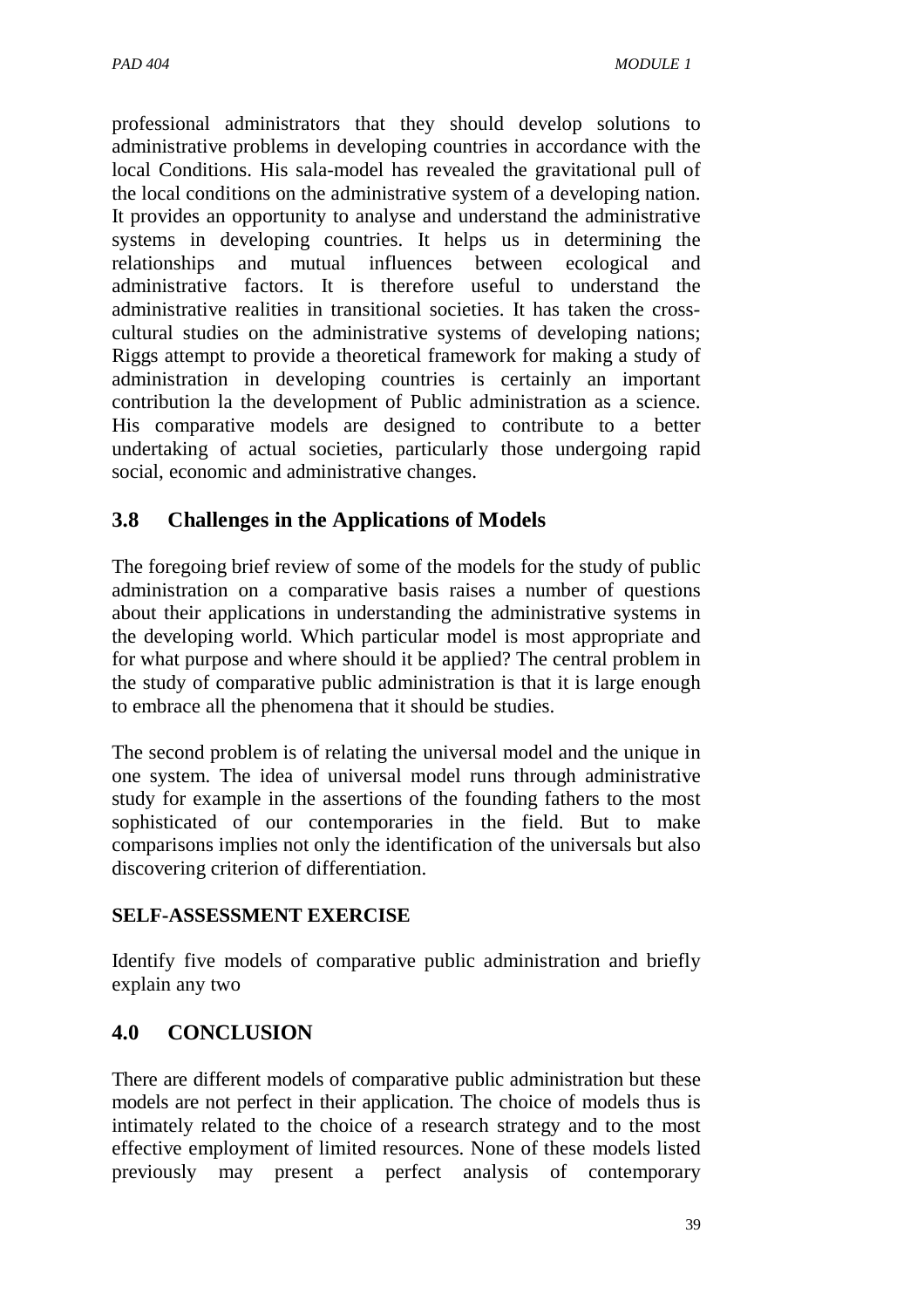professional administrators that they should develop solutions to administrative problems in developing countries in accordance with the local Conditions. His sala-model has revealed the gravitational pull of the local conditions on the administrative system of a developing nation. It provides an opportunity to analyse and understand the administrative systems in developing countries. It helps us in determining the relationships and mutual influences between ecological and administrative factors. It is therefore useful to understand the administrative realities in transitional societies. It has taken the cross-cultural studies on the administrative systems of developing nations; Riggs attempt to provide a theoretical framework for making a study of administration in developing countries is certainly an important contribution la the development of Public administration as a science. His comparative models are designed to contribute to a better undertaking of actual societies, particularly those undergoing rapid social, economic and administrative changes.

## 3.8 Challenges in the Applications of Models

The foregoing brief review of some of the models for the study of public administration on a comparative basis raises a number of questions about their applications in understanding the administrative systems in the developing world. Which particular model is most appropriate and for what purpose and where should it be applied? The central problem in the study of comparative public administration is that it is large enough to embrace all the phenomena that it should be studies.

The second problem is of relating the universal model and the unique in one system. The idea of universal model runs through administrative study for example in the assertions of the founding fathers to the most sophisticated of our contemporaries in the field. But to make comparisons implies not only the identification of the universals but also discovering criterion of differentiation.

**SELF-ASSESSMENT EXERCISE**

Identify five models of comparative public administration and briefly explain any two

## 4.0 CONCLUSION

There are different models of comparative public administration but these models are not perfect in their application. The choice of models thus is intimately related to the choice of a research strategy and to the most effective employment of limited resources. None of these models listed previously may present a perfect analysis of contemporary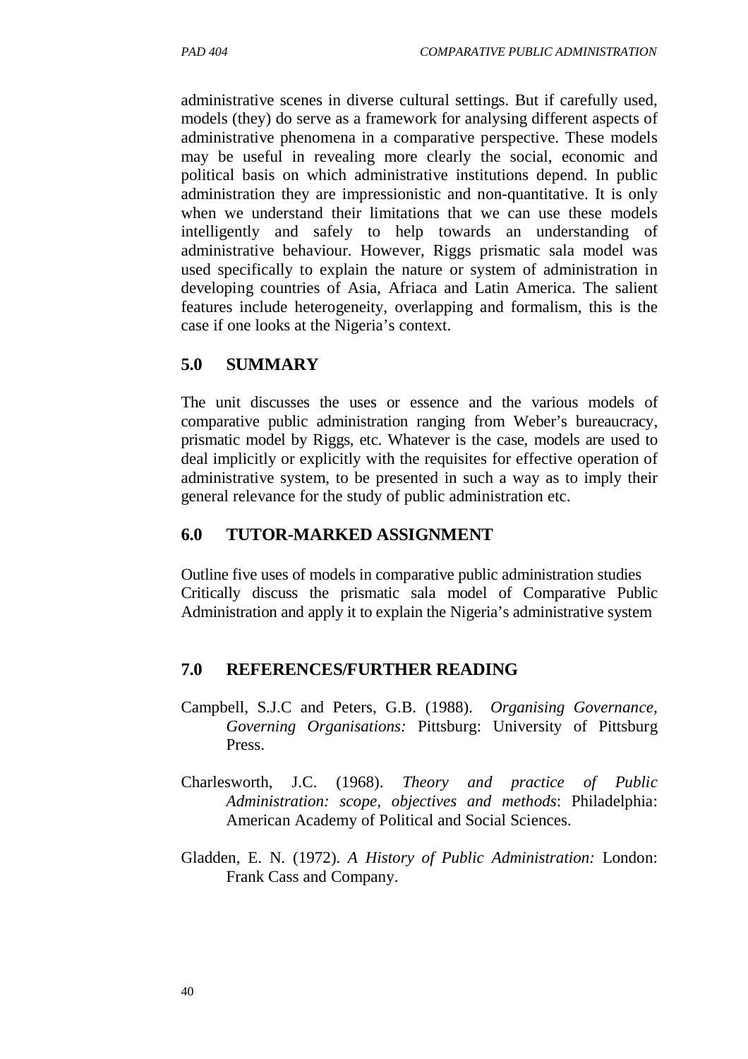administrative scenes in diverse cultural settings. But if carefully used, models (they) do serve as a framework for analysing different aspects of administrative phenomena in a comparative perspective. These models may be useful in revealing more clearly the social, economic and political basis on which administrative institutions depend. In public administration they are impressionistic and non-quantitative. It is only when we understand their limitations that we can use these models intelligently and safely to help towards an understanding of administrative behaviour. However, Riggs prismatic sala model was used specifically to explain the nature or system of administration in developing countries of Asia, Afriaca and Latin America. The salient features include heterogeneity, overlapping and formalism, this is the case if one looks at the Nigeria's context.

## 5.0 SUMMARY

The unit discusses the uses or essence and the various models of comparative public administration ranging from Weber's bureaucracy, prismatic model by Riggs, etc. Whatever is the case, models are used to deal implicitly or explicitly with the requisites for effective operation of administrative system, to be presented in such a way as to imply their general relevance for the study of public administration etc.

## 6.0 TUTOR-MARKED ASSIGNMENT

Outline five uses of models in comparative public administration studies
Critically discuss the prismatic sala model of Comparative Public Administration and apply it to explain the Nigeria's administrative system

## 7.0 REFERENCES/FURTHER READING

Campbell, S.J.C and Peters, G.B. (1988). *Organising Governance, Governing Organisations:* Pittsburg: University of Pittsburg Press.

Charlesworth, J.C. (1968). *Theory and practice of Public Administration: scope, objectives and methods*: Philadelphia: American Academy of Political and Social Sciences.

Gladden, E. N. (1972). *A History of Public Administration:* London: Frank Cass and Company.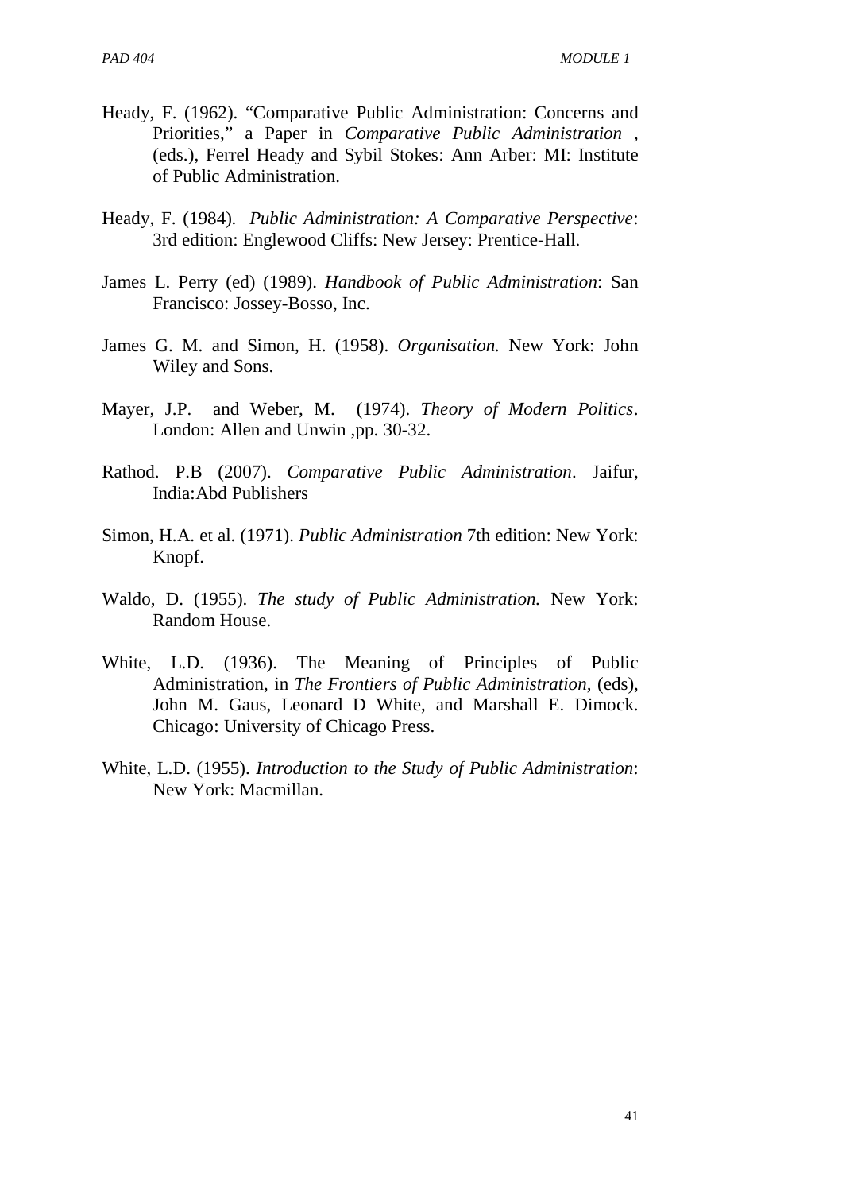Heady, F. (1962). “Comparative Public Administration: Concerns and Priorities,” a Paper in *Comparative Public Administration* , (eds.), Ferrel Heady and Sybil Stokes: Ann Arber: MI: Institute of Public Administration.

Heady, F. (1984). *Public Administration: A Comparative Perspective*: 3rd edition: Englewood Cliffs: New Jersey: Prentice-Hall.

James L. Perry (ed) (1989). *Handbook of Public Administration*: San Francisco: Jossey-Bosso, Inc.

James G. M. and Simon, H. (1958). *Organisation.* New York: John Wiley and Sons.

Mayer, J.P. and Weber, M. (1974). *Theory of Modern Politics*. London: Allen and Unwin ,pp. 30-32.

Rathod. P.B (2007). *Comparative Public Administration*. Jaifur, India:Abd Publishers

Simon, H.A. et al. (1971). *Public Administration* 7th edition: New York: Knopf.

Waldo, D. (1955). *The study of Public Administration.* New York: Random House.

White, L.D. (1936). The Meaning of Principles of Public Administration, in *The Frontiers of Public Administration,* (eds), John M. Gaus, Leonard D White, and Marshall E. Dimock. Chicago: University of Chicago Press.

White, L.D. (1955). *Introduction to the Study of Public Administration*: New York: Macmillan.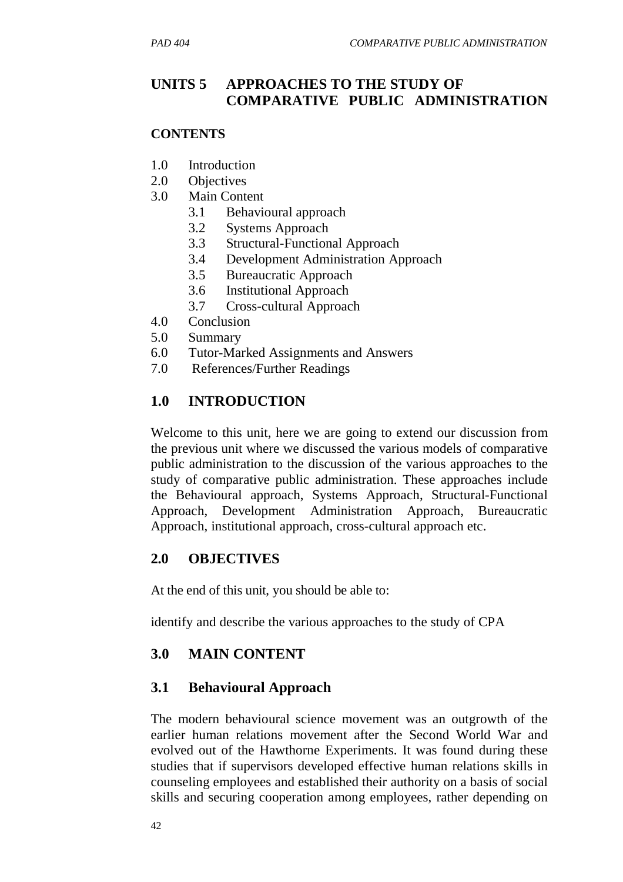## UNITS 5 APPROACHES TO THE STUDY OF COMPARATIVE PUBLIC ADMINISTRATION

**CONTENTS**

1.0 Introduction
2.0 Objectives
3.0 Main Content
  3.1 Behavioural approach
  3.2 Systems Approach
  3.3 Structural-Functional Approach
  3.4 Development Administration Approach
  3.5 Bureaucratic Approach
  3.6 Institutional Approach
  3.7 Cross-cultural Approach
4.0 Conclusion
5.0 Summary
6.0 Tutor-Marked Assignments and Answers
7.0 References/Further Readings

## 1.0 INTRODUCTION

Welcome to this unit, here we are going to extend our discussion from the previous unit where we discussed the various models of comparative public administration to the discussion of the various approaches to the study of comparative public administration. These approaches include the Behavioural approach, Systems Approach, Structural-Functional Approach, Development Administration Approach, Bureaucratic Approach, institutional approach, cross-cultural approach etc.

## 2.0 OBJECTIVES

At the end of this unit, you should be able to:

identify and describe the various approaches to the study of CPA

## 3.0 MAIN CONTENT

### 3.1 Behavioural Approach

The modern behavioural science movement was an outgrowth of the earlier human relations movement after the Second World War and evolved out of the Hawthorne Experiments. It was found during these studies that if supervisors developed effective human relations skills in counseling employees and established their authority on a basis of social skills and securing cooperation among employees, rather depending on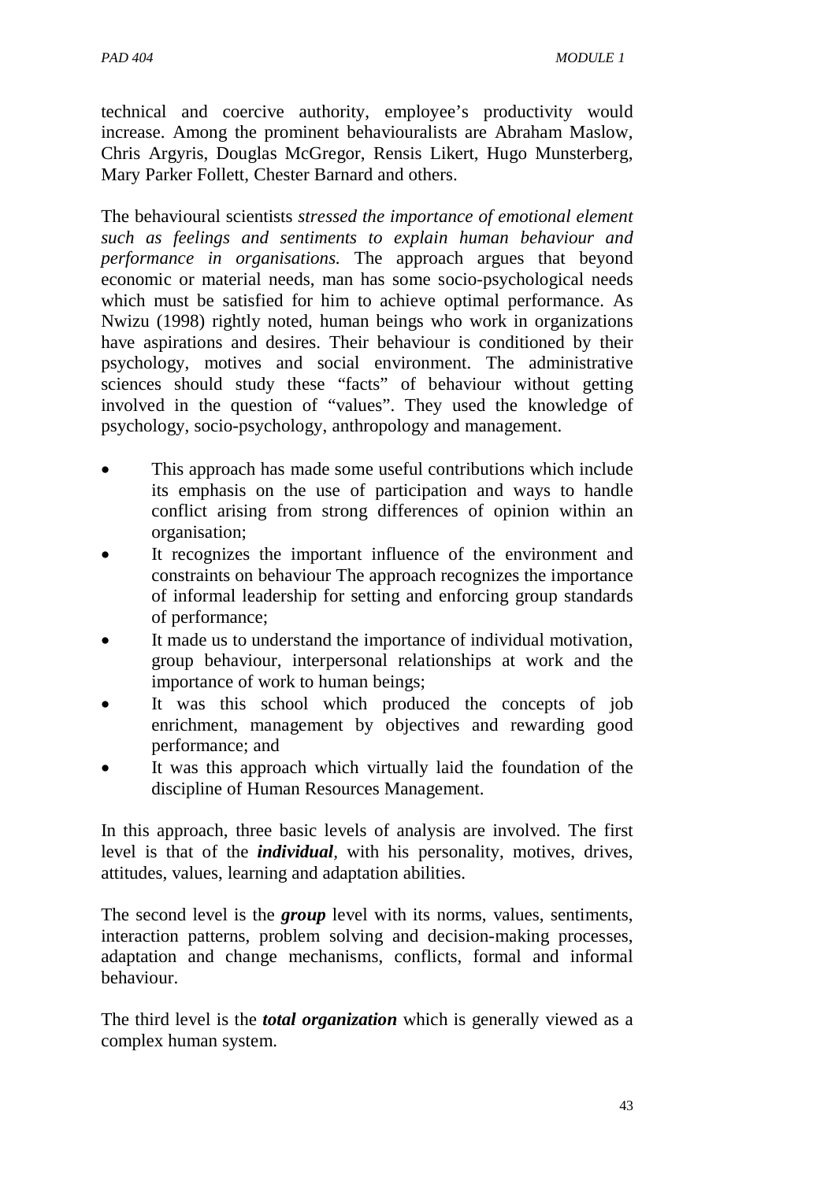technical and coercive authority, employee's productivity would increase. Among the prominent behaviouralists are Abraham Maslow, Chris Argyris, Douglas McGregor, Rensis Likert, Hugo Munsterberg, Mary Parker Follett, Chester Barnard and others.

The behavioural scientists *stressed the importance of emotional element such as feelings and sentiments to explain human behaviour and performance in organisations.* The approach argues that beyond economic or material needs, man has some socio-psychological needs which must be satisfied for him to achieve optimal performance. As Nwizu (1998) rightly noted, human beings who work in organizations have aspirations and desires. Their behaviour is conditioned by their psychology, motives and social environment. The administrative sciences should study these "facts" of behaviour without getting involved in the question of "values". They used the knowledge of psychology, socio-psychology, anthropology and management.

- This approach has made some useful contributions which include its emphasis on the use of participation and ways to handle conflict arising from strong differences of opinion within an organisation;
- It recognizes the important influence of the environment and constraints on behaviour The approach recognizes the importance of informal leadership for setting and enforcing group standards of performance;
- It made us to understand the importance of individual motivation, group behaviour, interpersonal relationships at work and the importance of work to human beings;
- It was this school which produced the concepts of job enrichment, management by objectives and rewarding good performance; and
- It was this approach which virtually laid the foundation of the discipline of Human Resources Management.

In this approach, three basic levels of analysis are involved. The first level is that of the ***individual***, with his personality, motives, drives, attitudes, values, learning and adaptation abilities.

The second level is the ***group*** level with its norms, values, sentiments, interaction patterns, problem solving and decision-making processes, adaptation and change mechanisms, conflicts, formal and informal behaviour.

The third level is the ***total organization*** which is generally viewed as a complex human system.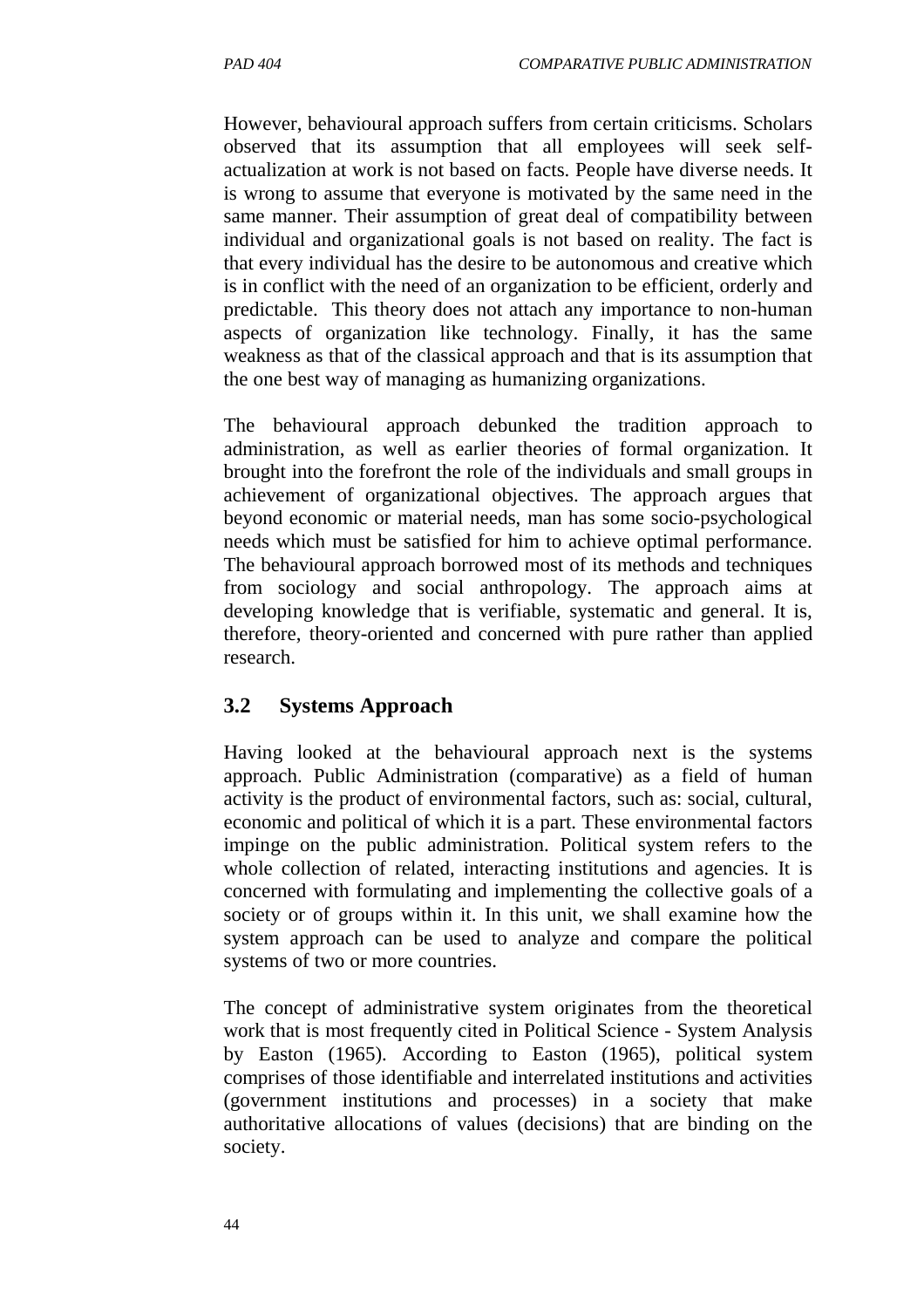However, behavioural approach suffers from certain criticisms. Scholars observed that its assumption that all employees will seek self-actualization at work is not based on facts. People have diverse needs. It is wrong to assume that everyone is motivated by the same need in the same manner. Their assumption of great deal of compatibility between individual and organizational goals is not based on reality. The fact is that every individual has the desire to be autonomous and creative which is in conflict with the need of an organization to be efficient, orderly and predictable. This theory does not attach any importance to non-human aspects of organization like technology. Finally, it has the same weakness as that of the classical approach and that is its assumption that the one best way of managing as humanizing organizations.

The behavioural approach debunked the tradition approach to administration, as well as earlier theories of formal organization. It brought into the forefront the role of the individuals and small groups in achievement of organizational objectives. The approach argues that beyond economic or material needs, man has some socio-psychological needs which must be satisfied for him to achieve optimal performance. The behavioural approach borrowed most of its methods and techniques from sociology and social anthropology. The approach aims at developing knowledge that is verifiable, systematic and general. It is, therefore, theory-oriented and concerned with pure rather than applied research.

## 3.2 Systems Approach

Having looked at the behavioural approach next is the systems approach. Public Administration (comparative) as a field of human activity is the product of environmental factors, such as: social, cultural, economic and political of which it is a part. These environmental factors impinge on the public administration. Political system refers to the whole collection of related, interacting institutions and agencies. It is concerned with formulating and implementing the collective goals of a society or of groups within it. In this unit, we shall examine how the system approach can be used to analyze and compare the political systems of two or more countries.

The concept of administrative system originates from the theoretical work that is most frequently cited in Political Science - System Analysis by Easton (1965). According to Easton (1965), political system comprises of those identifiable and interrelated institutions and activities (government institutions and processes) in a society that make authoritative allocations of values (decisions) that are binding on the society.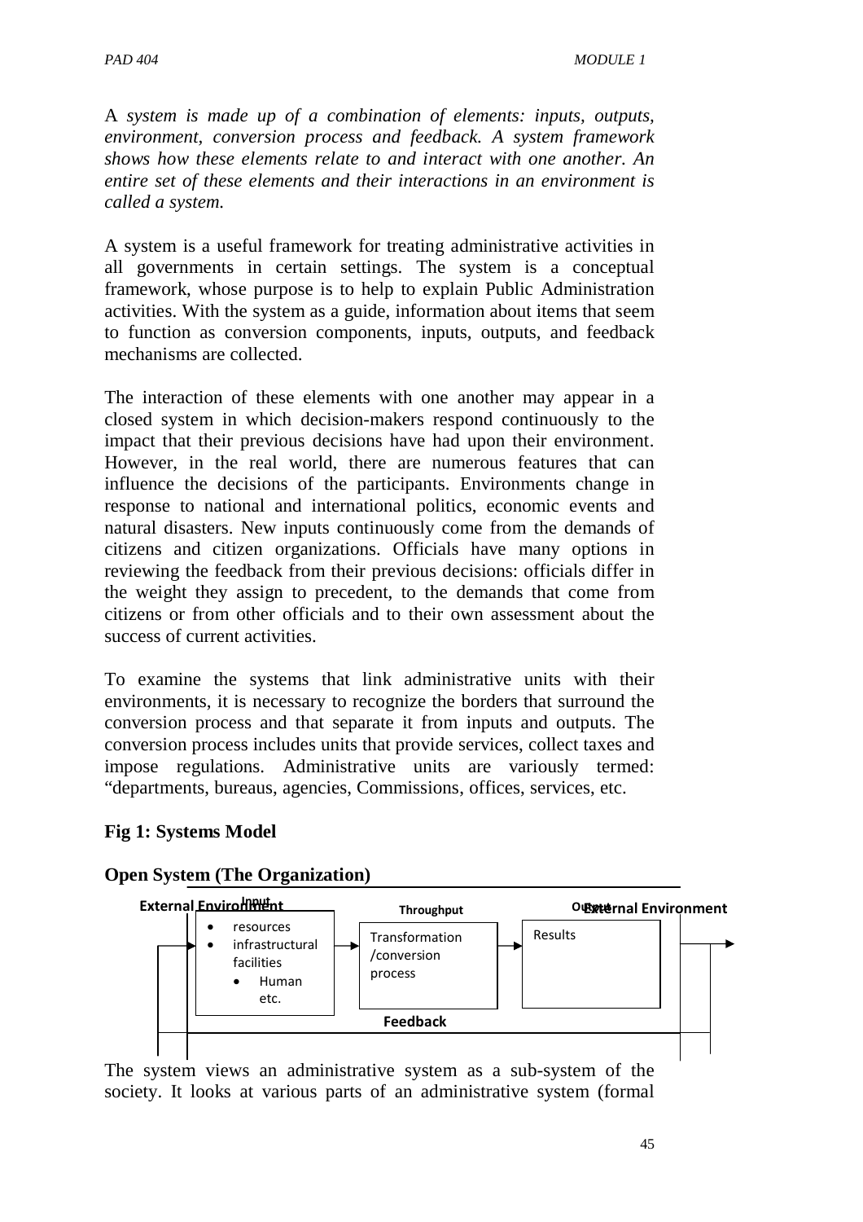A *system is made up of a combination of elements: inputs, outputs, environment, conversion process and feedback. A system framework shows how these elements relate to and interact with one another. An entire set of these elements and their interactions in an environment is called a system.*

A system is a useful framework for treating administrative activities in all governments in certain settings. The system is a conceptual framework, whose purpose is to help to explain Public Administration activities. With the system as a guide, information about items that seem to function as conversion components, inputs, outputs, and feedback mechanisms are collected.

The interaction of these elements with one another may appear in a closed system in which decision-makers respond continuously to the impact that their previous decisions have had upon their environment. However, in the real world, there are numerous features that can influence the decisions of the participants. Environments change in response to national and international politics, economic events and natural disasters. New inputs continuously come from the demands of citizens and citizen organizations. Officials have many options in reviewing the feedback from their previous decisions: officials differ in the weight they assign to precedent, to the demands that come from citizens or from other officials and to their own assessment about the success of current activities.

To examine the systems that link administrative units with their environments, it is necessary to recognize the borders that surround the conversion process and that separate it from inputs and outputs. The conversion process includes units that provide services, collect taxes and impose regulations. Administrative units are variously termed: "departments, bureaus, agencies, Commissions, offices, services, etc.

**Fig 1: Systems Model**

**Open System (The Organization)**

External Environment — **Input**: resources, infrastructural facilities, Human etc. → **Throughput**: Transformation /conversion process → **Output**: Results → External Environment

**Feedback**

The system views an administrative system as a sub-system of the society. It looks at various parts of an administrative system (formal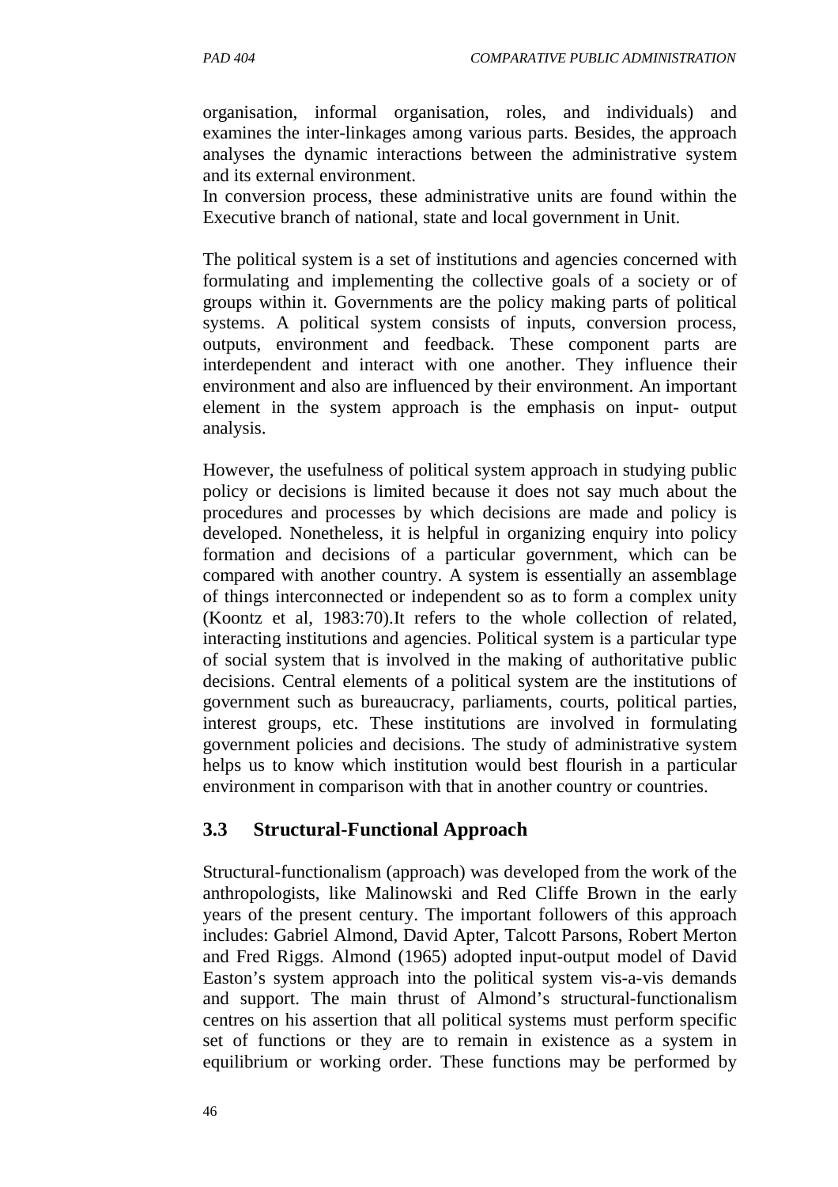organisation, informal organisation, roles, and individuals) and examines the inter-linkages among various parts. Besides, the approach analyses the dynamic interactions between the administrative system and its external environment.

In conversion process, these administrative units are found within the Executive branch of national, state and local government in Unit.

The political system is a set of institutions and agencies concerned with formulating and implementing the collective goals of a society or of groups within it. Governments are the policy making parts of political systems. A political system consists of inputs, conversion process, outputs, environment and feedback. These component parts are interdependent and interact with one another. They influence their environment and also are influenced by their environment. An important element in the system approach is the emphasis on input- output analysis.

However, the usefulness of political system approach in studying public policy or decisions is limited because it does not say much about the procedures and processes by which decisions are made and policy is developed. Nonetheless, it is helpful in organizing enquiry into policy formation and decisions of a particular government, which can be compared with another country. A system is essentially an assemblage of things interconnected or independent so as to form a complex unity (Koontz et al, 1983:70).It refers to the whole collection of related, interacting institutions and agencies. Political system is a particular type of social system that is involved in the making of authoritative public decisions. Central elements of a political system are the institutions of government such as bureaucracy, parliaments, courts, political parties, interest groups, etc. These institutions are involved in formulating government policies and decisions. The study of administrative system helps us to know which institution would best flourish in a particular environment in comparison with that in another country or countries.

## 3.3 Structural-Functional Approach

Structural-functionalism (approach) was developed from the work of the anthropologists, like Malinowski and Red Cliffe Brown in the early years of the present century. The important followers of this approach includes: Gabriel Almond, David Apter, Talcott Parsons, Robert Merton and Fred Riggs. Almond (1965) adopted input-output model of David Easton's system approach into the political system vis-a-vis demands and support. The main thrust of Almond's structural-functionalism centres on his assertion that all political systems must perform specific set of functions or they are to remain in existence as a system in equilibrium or working order. These functions may be performed by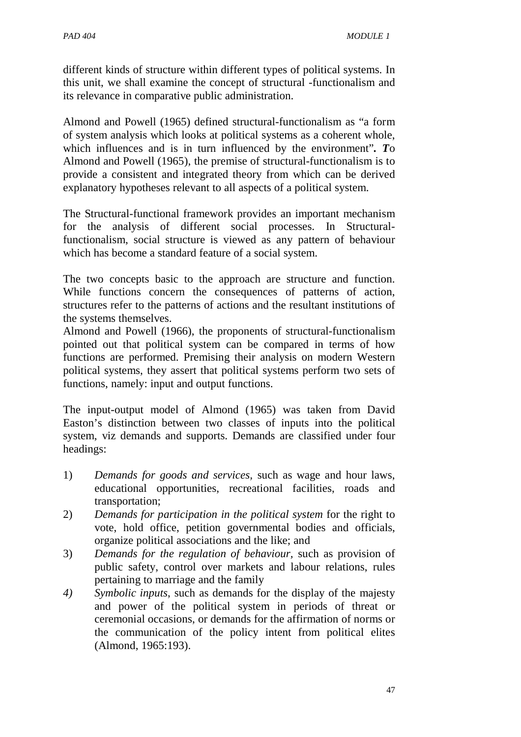different kinds of structure within different types of political systems. In this unit, we shall examine the concept of structural -functionalism and its relevance in comparative public administration.

Almond and Powell (1965) defined structural-functionalism as "a form of system analysis which looks at political systems as a coherent whole, which influences and is in turn influenced by the environment"*. **T**o* Almond and Powell (1965), the premise of structural-functionalism is to provide a consistent and integrated theory from which can be derived explanatory hypotheses relevant to all aspects of a political system.

The Structural-functional framework provides an important mechanism for the analysis of different social processes. In Structural-functionalism, social structure is viewed as any pattern of behaviour which has become a standard feature of a social system.

The two concepts basic to the approach are structure and function. While functions concern the consequences of patterns of action, structures refer to the patterns of actions and the resultant institutions of the systems themselves.
Almond and Powell (1966), the proponents of structural-functionalism pointed out that political system can be compared in terms of how functions are performed. Premising their analysis on modern Western political systems, they assert that political systems perform two sets of functions, namely: input and output functions.

The input-output model of Almond (1965) was taken from David Easton's distinction between two classes of inputs into the political system, viz demands and supports. Demands are classified under four headings:

1) *Demands for goods and services*, such as wage and hour laws, educational opportunities, recreational facilities, roads and transportation;
2) *Demands for participation in the political system* for the right to vote, hold office, petition governmental bodies and officials, organize political associations and the like; and
3) *Demands for the regulation of behaviour*, such as provision of public safety, control over markets and labour relations, rules pertaining to marriage and the family
4) *Symbolic inputs*, such as demands for the display of the majesty and power of the political system in periods of threat or ceremonial occasions, or demands for the affirmation of norms or the communication of the policy intent from political elites (Almond, 1965:193).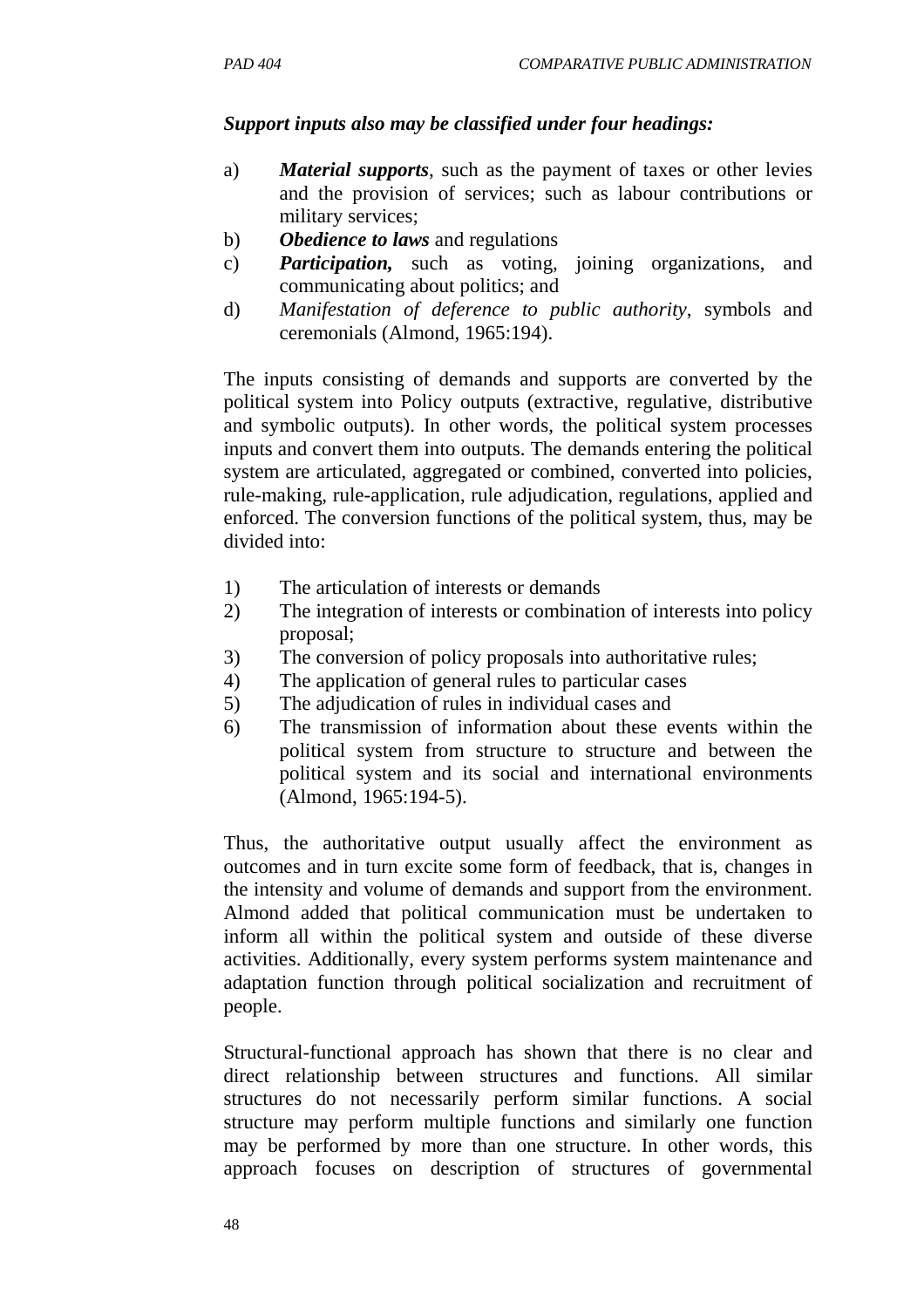***Support inputs also may be classified under four headings:***

a) ***Material supports***, such as the payment of taxes or other levies and the provision of services; such as labour contributions or military services;
b) ***Obedience to laws*** and regulations
c) ***Participation,*** such as voting, joining organizations, and communicating about politics; and
d) *Manifestation of deference to public authority*, symbols and ceremonials (Almond, 1965:194).

The inputs consisting of demands and supports are converted by the political system into Policy outputs (extractive, regulative, distributive and symbolic outputs). In other words, the political system processes inputs and convert them into outputs. The demands entering the political system are articulated, aggregated or combined, converted into policies, rule-making, rule-application, rule adjudication, regulations, applied and enforced. The conversion functions of the political system, thus, may be divided into:

1) The articulation of interests or demands
2) The integration of interests or combination of interests into policy proposal;
3) The conversion of policy proposals into authoritative rules;
4) The application of general rules to particular cases
5) The adjudication of rules in individual cases and
6) The transmission of information about these events within the political system from structure to structure and between the political system and its social and international environments (Almond, 1965:194-5).

Thus, the authoritative output usually affect the environment as outcomes and in turn excite some form of feedback, that is, changes in the intensity and volume of demands and support from the environment. Almond added that political communication must be undertaken to inform all within the political system and outside of these diverse activities. Additionally, every system performs system maintenance and adaptation function through political socialization and recruitment of people.

Structural-functional approach has shown that there is no clear and direct relationship between structures and functions. All similar structures do not necessarily perform similar functions. A social structure may perform multiple functions and similarly one function may be performed by more than one structure. In other words, this approach focuses on description of structures of governmental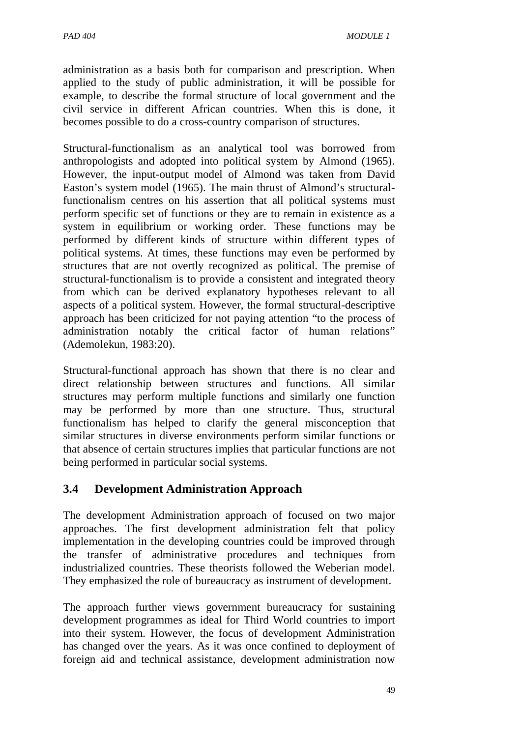administration as a basis both for comparison and prescription. When applied to the study of public administration, it will be possible for example, to describe the formal structure of local government and the civil service in different African countries. When this is done, it becomes possible to do a cross-country comparison of structures.

Structural-functionalism as an analytical tool was borrowed from anthropologists and adopted into political system by Almond (1965). However, the input-output model of Almond was taken from David Easton's system model (1965). The main thrust of Almond's structural-functionalism centres on his assertion that all political systems must perform specific set of functions or they are to remain in existence as a system in equilibrium or working order. These functions may be performed by different kinds of structure within different types of political systems. At times, these functions may even be performed by structures that are not overtly recognized as political. The premise of structural-functionalism is to provide a consistent and integrated theory from which can be derived explanatory hypotheses relevant to all aspects of a political system. However, the formal structural-descriptive approach has been criticized for not paying attention "to the process of administration notably the critical factor of human relations" (Ademolekun, 1983:20).

Structural-functional approach has shown that there is no clear and direct relationship between structures and functions. All similar structures may perform multiple functions and similarly one function may be performed by more than one structure. Thus, structural functionalism has helped to clarify the general misconception that similar structures in diverse environments perform similar functions or that absence of certain structures implies that particular functions are not being performed in particular social systems.

### 3.4 Development Administration Approach

The development Administration approach of focused on two major approaches. The first development administration felt that policy implementation in the developing countries could be improved through the transfer of administrative procedures and techniques from industrialized countries. These theorists followed the Weberian model. They emphasized the role of bureaucracy as instrument of development.

The approach further views government bureaucracy for sustaining development programmes as ideal for Third World countries to import into their system. However, the focus of development Administration has changed over the years. As it was once confined to deployment of foreign aid and technical assistance, development administration now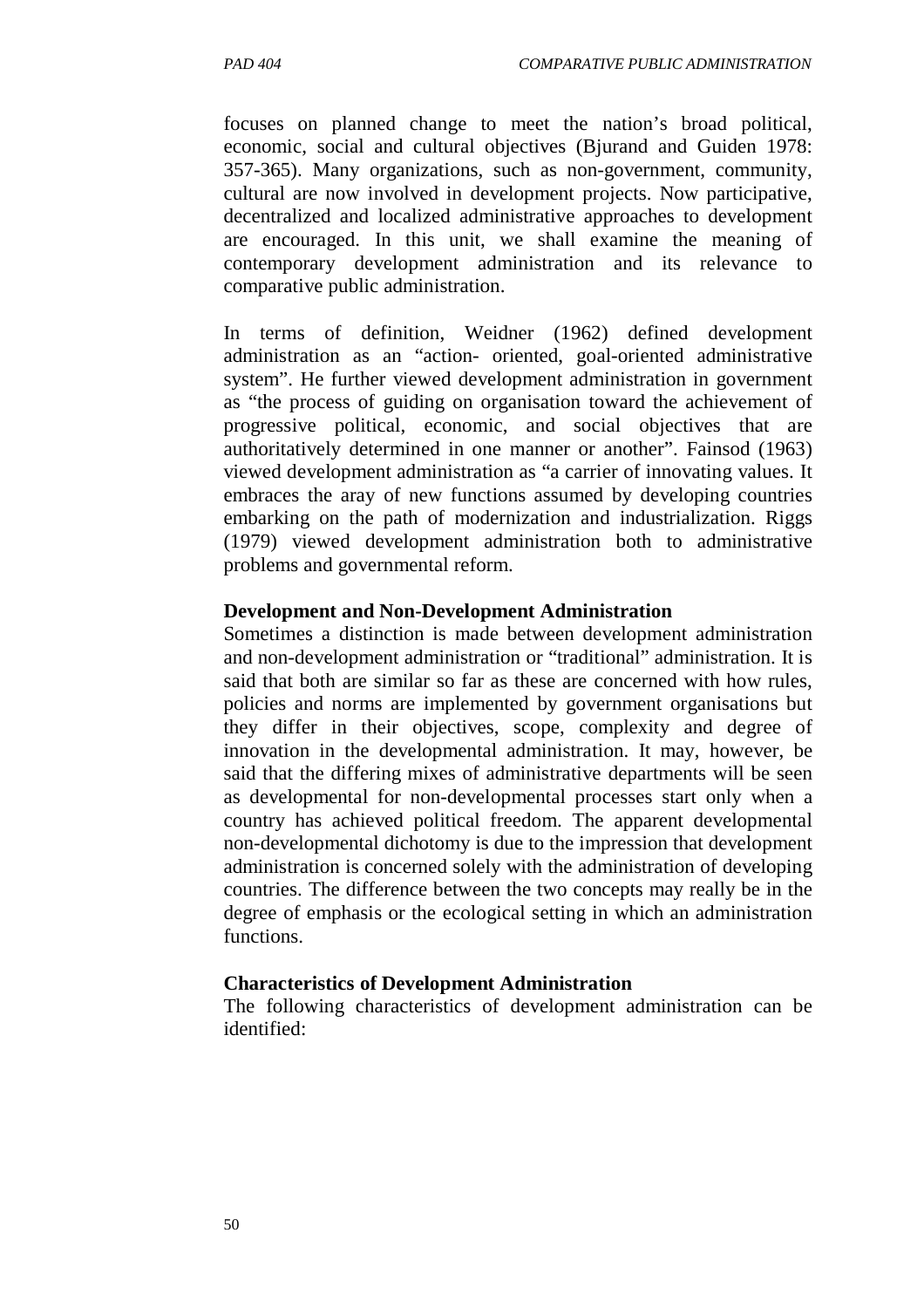focuses on planned change to meet the nation's broad political, economic, social and cultural objectives (Bjurand and Guiden 1978: 357-365). Many organizations, such as non-government, community, cultural are now involved in development projects. Now participative, decentralized and localized administrative approaches to development are encouraged. In this unit, we shall examine the meaning of contemporary development administration and its relevance to comparative public administration.

In terms of definition, Weidner (1962) defined development administration as an "action- oriented, goal-oriented administrative system". He further viewed development administration in government as "the process of guiding on organisation toward the achievement of progressive political, economic, and social objectives that are authoritatively determined in one manner or another". Fainsod (1963) viewed development administration as "a carrier of innovating values. It embraces the aray of new functions assumed by developing countries embarking on the path of modernization and industrialization. Riggs (1979) viewed development administration both to administrative problems and governmental reform.

**Development and Non-Development Administration**

Sometimes a distinction is made between development administration and non-development administration or "traditional" administration. It is said that both are similar so far as these are concerned with how rules, policies and norms are implemented by government organisations but they differ in their objectives, scope, complexity and degree of innovation in the developmental administration. It may, however, be said that the differing mixes of administrative departments will be seen as developmental for non-developmental processes start only when a country has achieved political freedom. The apparent developmental non-developmental dichotomy is due to the impression that development administration is concerned solely with the administration of developing countries. The difference between the two concepts may really be in the degree of emphasis or the ecological setting in which an administration functions.

**Characteristics of Development Administration**

The following characteristics of development administration can be identified: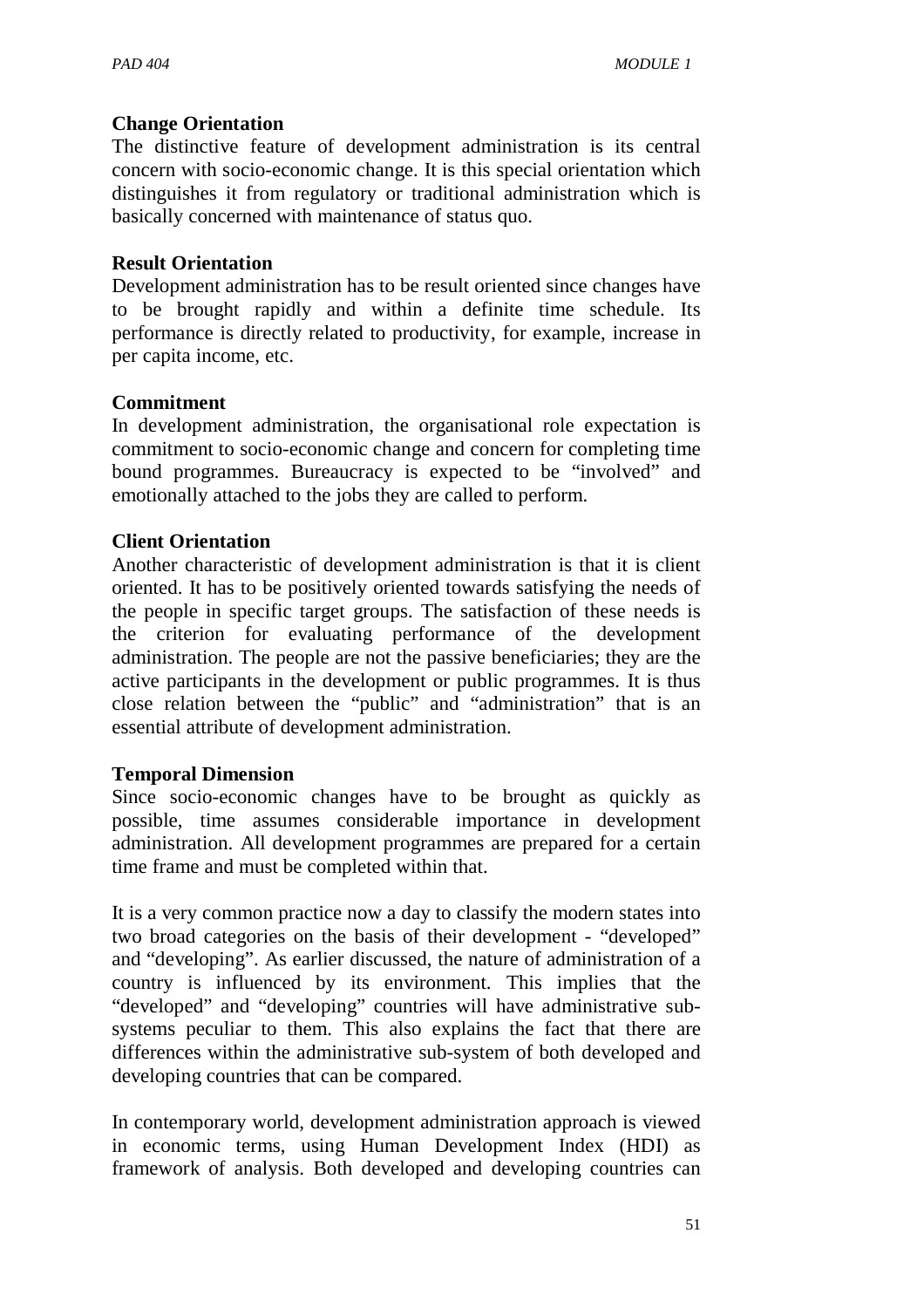**Change Orientation**

The distinctive feature of development administration is its central concern with socio-economic change. It is this special orientation which distinguishes it from regulatory or traditional administration which is basically concerned with maintenance of status quo.

**Result Orientation**

Development administration has to be result oriented since changes have to be brought rapidly and within a definite time schedule. Its performance is directly related to productivity, for example, increase in per capita income, etc.

**Commitment**

In development administration, the organisational role expectation is commitment to socio-economic change and concern for completing time bound programmes. Bureaucracy is expected to be "involved" and emotionally attached to the jobs they are called to perform.

**Client Orientation**

Another characteristic of development administration is that it is client oriented. It has to be positively oriented towards satisfying the needs of the people in specific target groups. The satisfaction of these needs is the criterion for evaluating performance of the development administration. The people are not the passive beneficiaries; they are the active participants in the development or public programmes. It is thus close relation between the "public" and "administration" that is an essential attribute of development administration.

**Temporal Dimension**

Since socio-economic changes have to be brought as quickly as possible, time assumes considerable importance in development administration. All development programmes are prepared for a certain time frame and must be completed within that.

It is a very common practice now a day to classify the modern states into two broad categories on the basis of their development - "developed" and "developing". As earlier discussed, the nature of administration of a country is influenced by its environment. This implies that the "developed" and "developing" countries will have administrative sub-systems peculiar to them. This also explains the fact that there are differences within the administrative sub-system of both developed and developing countries that can be compared.

In contemporary world, development administration approach is viewed in economic terms, using Human Development Index (HDI) as framework of analysis. Both developed and developing countries can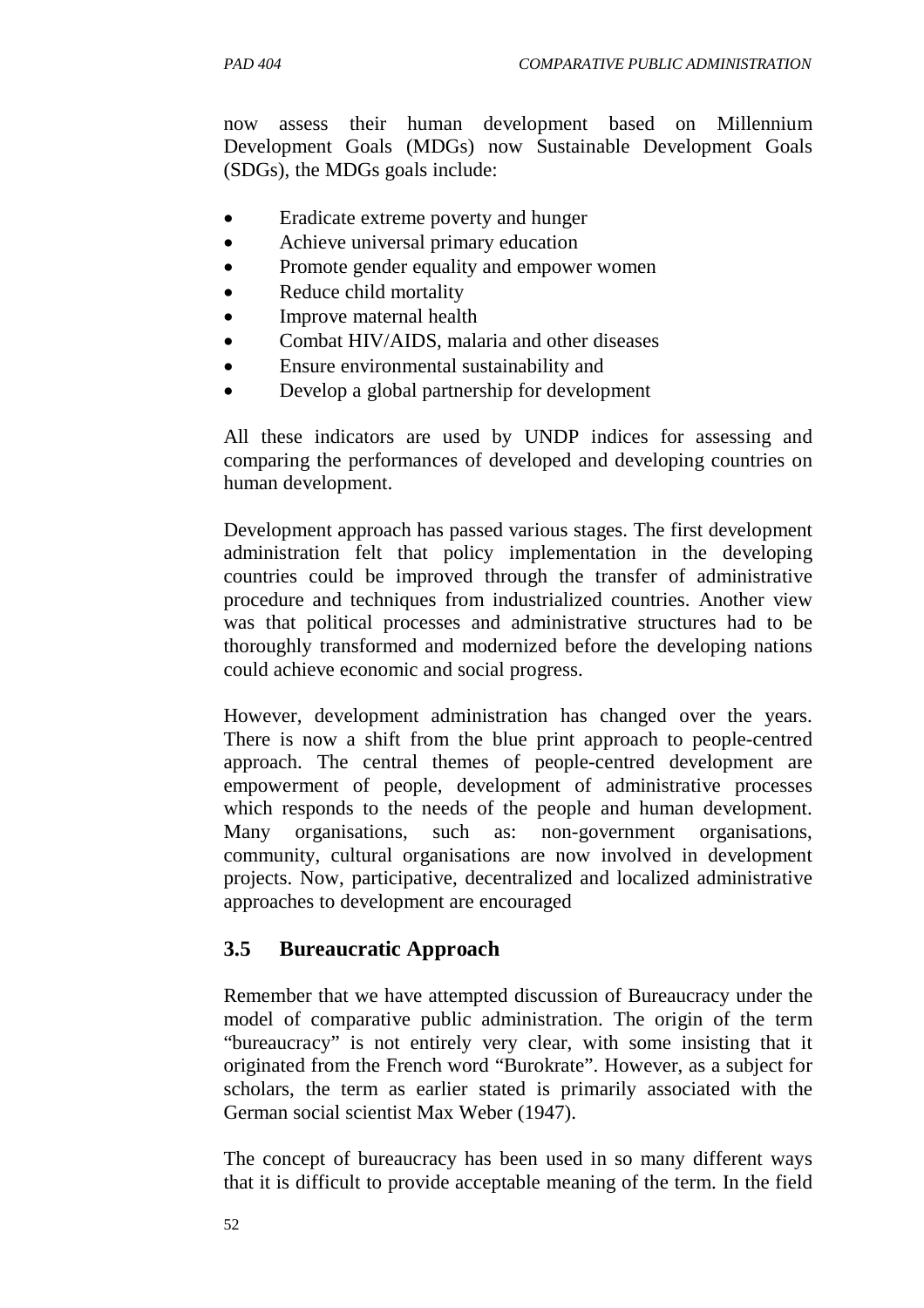now assess their human development based on Millennium Development Goals (MDGs) now Sustainable Development Goals (SDGs), the MDGs goals include:

- Eradicate extreme poverty and hunger
- Achieve universal primary education
- Promote gender equality and empower women
- Reduce child mortality
- Improve maternal health
- Combat HIV/AIDS, malaria and other diseases
- Ensure environmental sustainability and
- Develop a global partnership for development

All these indicators are used by UNDP indices for assessing and comparing the performances of developed and developing countries on human development.

Development approach has passed various stages. The first development administration felt that policy implementation in the developing countries could be improved through the transfer of administrative procedure and techniques from industrialized countries. Another view was that political processes and administrative structures had to be thoroughly transformed and modernized before the developing nations could achieve economic and social progress.

However, development administration has changed over the years. There is now a shift from the blue print approach to people-centred approach. The central themes of people-centred development are empowerment of people, development of administrative processes which responds to the needs of the people and human development. Many organisations, such as: non-government organisations, community, cultural organisations are now involved in development projects. Now, participative, decentralized and localized administrative approaches to development are encouraged

## 3.5 Bureaucratic Approach

Remember that we have attempted discussion of Bureaucracy under the model of comparative public administration. The origin of the term "bureaucracy" is not entirely very clear, with some insisting that it originated from the French word "Burokrate". However, as a subject for scholars, the term as earlier stated is primarily associated with the German social scientist Max Weber (1947).

The concept of bureaucracy has been used in so many different ways that it is difficult to provide acceptable meaning of the term. In the field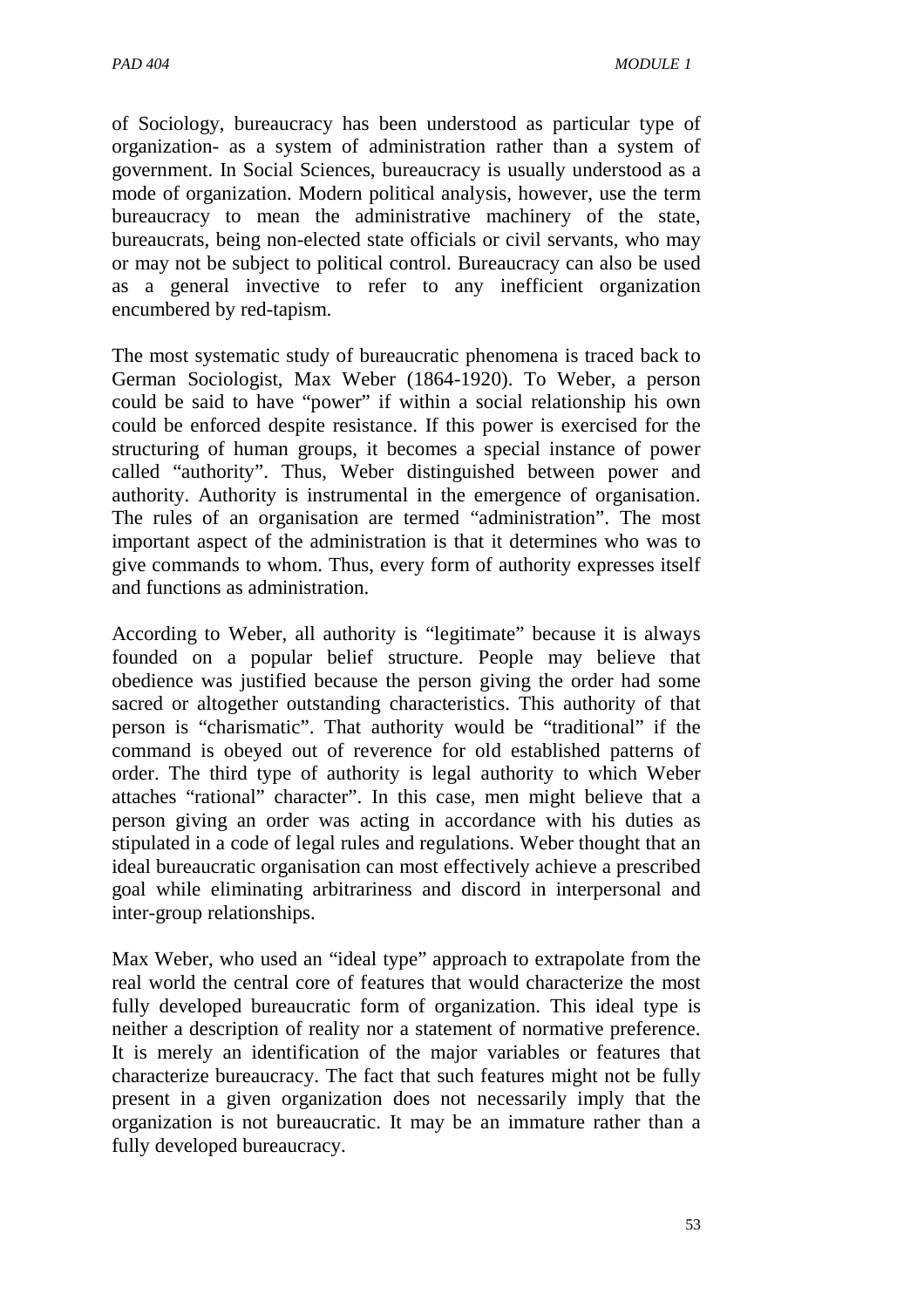of Sociology, bureaucracy has been understood as particular type of organization- as a system of administration rather than a system of government. In Social Sciences, bureaucracy is usually understood as a mode of organization. Modern political analysis, however, use the term bureaucracy to mean the administrative machinery of the state, bureaucrats, being non-elected state officials or civil servants, who may or may not be subject to political control. Bureaucracy can also be used as a general invective to refer to any inefficient organization encumbered by red-tapism.

The most systematic study of bureaucratic phenomena is traced back to German Sociologist, Max Weber (1864-1920). To Weber, a person could be said to have "power" if within a social relationship his own could be enforced despite resistance. If this power is exercised for the structuring of human groups, it becomes a special instance of power called "authority". Thus, Weber distinguished between power and authority. Authority is instrumental in the emergence of organisation. The rules of an organisation are termed "administration". The most important aspect of the administration is that it determines who was to give commands to whom. Thus, every form of authority expresses itself and functions as administration.

According to Weber, all authority is "legitimate" because it is always founded on a popular belief structure. People may believe that obedience was justified because the person giving the order had some sacred or altogether outstanding characteristics. This authority of that person is "charismatic". That authority would be "traditional" if the command is obeyed out of reverence for old established patterns of order. The third type of authority is legal authority to which Weber attaches "rational" character". In this case, men might believe that a person giving an order was acting in accordance with his duties as stipulated in a code of legal rules and regulations. Weber thought that an ideal bureaucratic organisation can most effectively achieve a prescribed goal while eliminating arbitrariness and discord in interpersonal and inter-group relationships.

Max Weber, who used an "ideal type" approach to extrapolate from the real world the central core of features that would characterize the most fully developed bureaucratic form of organization. This ideal type is neither a description of reality nor a statement of normative preference. It is merely an identification of the major variables or features that characterize bureaucracy. The fact that such features might not be fully present in a given organization does not necessarily imply that the organization is not bureaucratic. It may be an immature rather than a fully developed bureaucracy.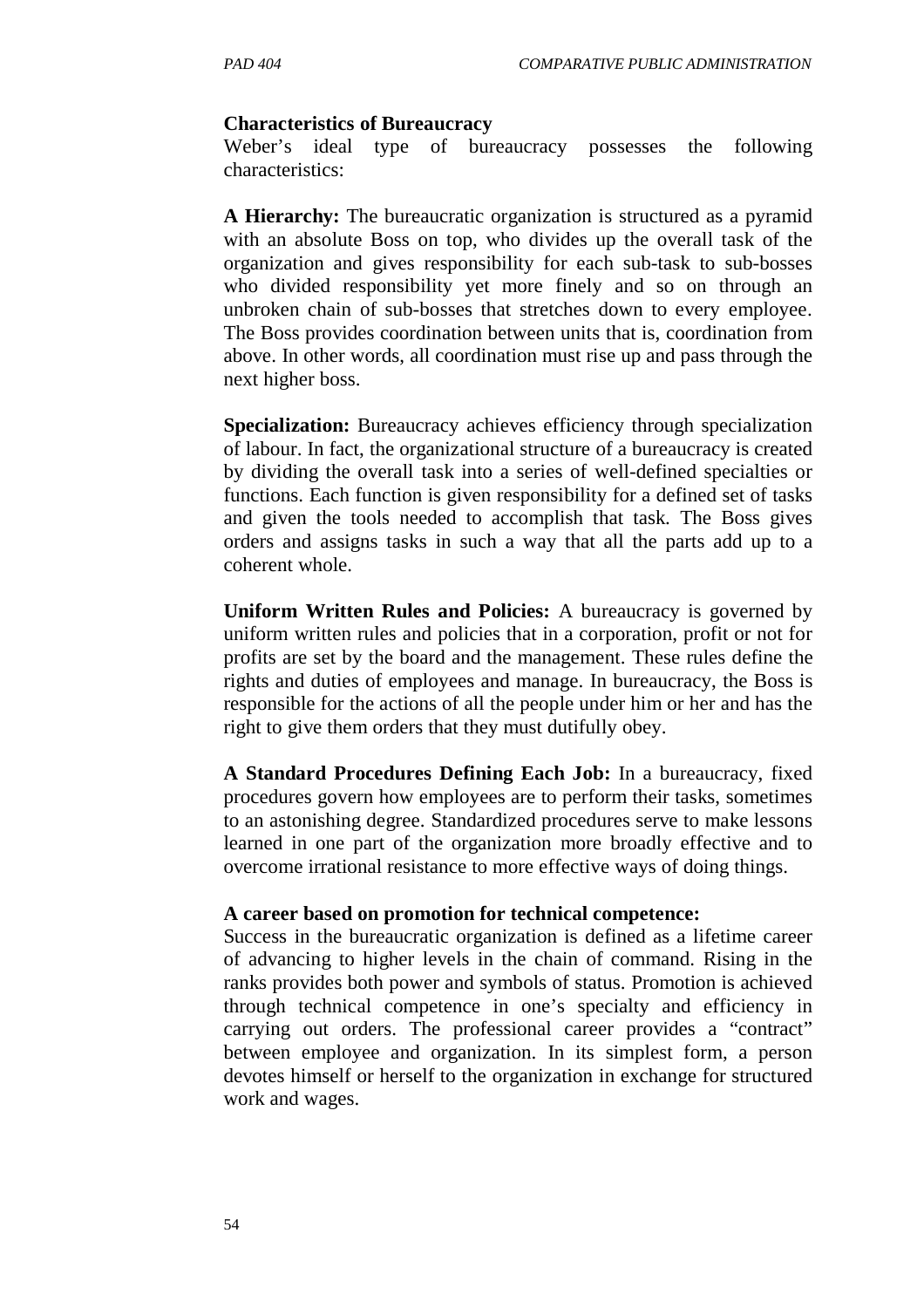**Characteristics of Bureaucracy**

Weber's ideal type of bureaucracy possesses the following characteristics:

**A Hierarchy:** The bureaucratic organization is structured as a pyramid with an absolute Boss on top, who divides up the overall task of the organization and gives responsibility for each sub-task to sub-bosses who divided responsibility yet more finely and so on through an unbroken chain of sub-bosses that stretches down to every employee. The Boss provides coordination between units that is, coordination from above. In other words, all coordination must rise up and pass through the next higher boss.

**Specialization:** Bureaucracy achieves efficiency through specialization of labour. In fact, the organizational structure of a bureaucracy is created by dividing the overall task into a series of well-defined specialties or functions. Each function is given responsibility for a defined set of tasks and given the tools needed to accomplish that task. The Boss gives orders and assigns tasks in such a way that all the parts add up to a coherent whole.

**Uniform Written Rules and Policies:** A bureaucracy is governed by uniform written rules and policies that in a corporation, profit or not for profits are set by the board and the management. These rules define the rights and duties of employees and manage. In bureaucracy, the Boss is responsible for the actions of all the people under him or her and has the right to give them orders that they must dutifully obey.

**A Standard Procedures Defining Each Job:** In a bureaucracy, fixed procedures govern how employees are to perform their tasks, sometimes to an astonishing degree. Standardized procedures serve to make lessons learned in one part of the organization more broadly effective and to overcome irrational resistance to more effective ways of doing things.

**A career based on promotion for technical competence:**

Success in the bureaucratic organization is defined as a lifetime career of advancing to higher levels in the chain of command. Rising in the ranks provides both power and symbols of status. Promotion is achieved through technical competence in one's specialty and efficiency in carrying out orders. The professional career provides a "contract" between employee and organization. In its simplest form, a person devotes himself or herself to the organization in exchange for structured work and wages.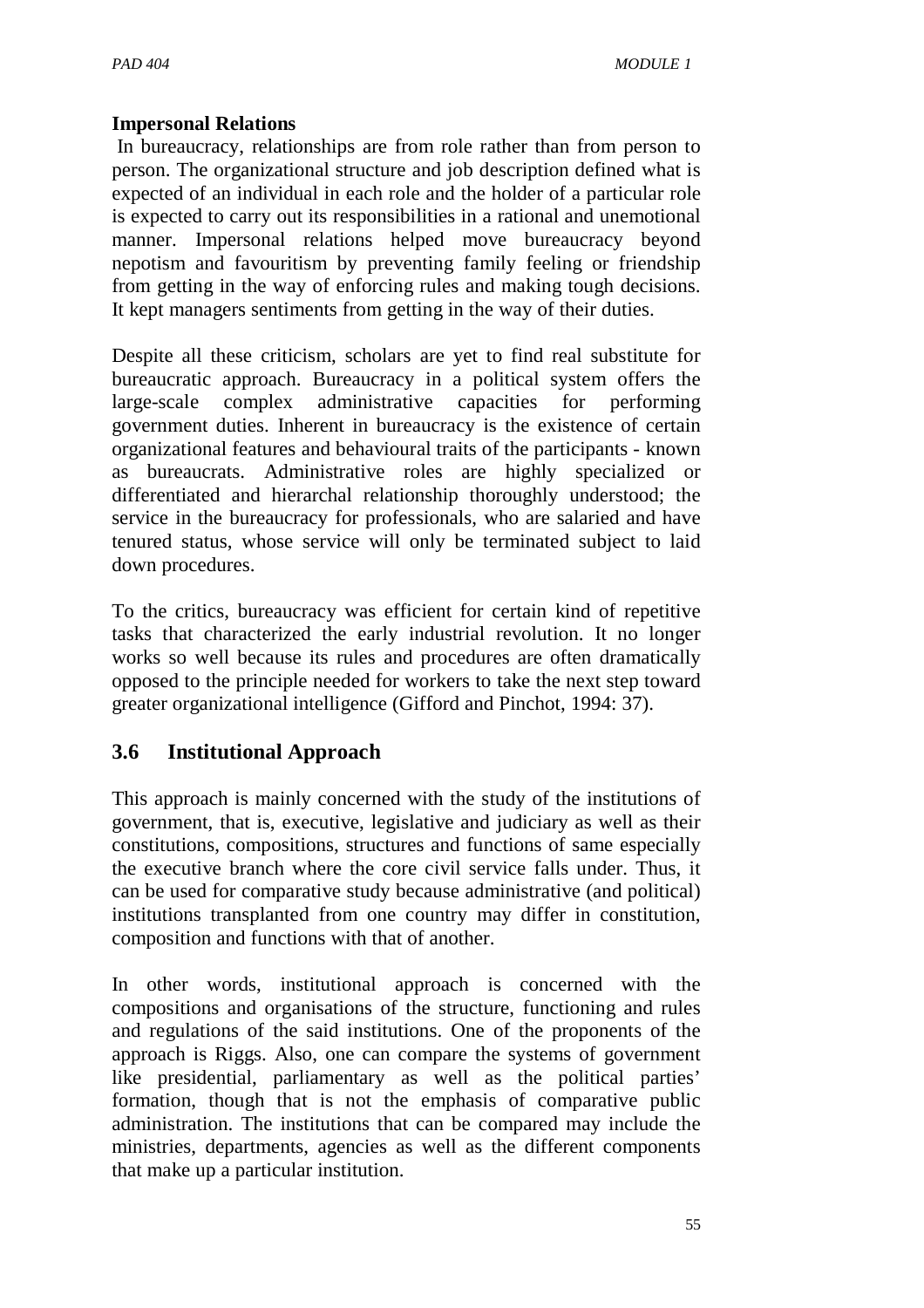**Impersonal Relations**

In bureaucracy, relationships are from role rather than from person to person. The organizational structure and job description defined what is expected of an individual in each role and the holder of a particular role is expected to carry out its responsibilities in a rational and unemotional manner. Impersonal relations helped move bureaucracy beyond nepotism and favouritism by preventing family feeling or friendship from getting in the way of enforcing rules and making tough decisions. It kept managers sentiments from getting in the way of their duties.

Despite all these criticism, scholars are yet to find real substitute for bureaucratic approach. Bureaucracy in a political system offers the large-scale complex administrative capacities for performing government duties. Inherent in bureaucracy is the existence of certain organizational features and behavioural traits of the participants - known as bureaucrats. Administrative roles are highly specialized or differentiated and hierarchal relationship thoroughly understood; the service in the bureaucracy for professionals, who are salaried and have tenured status, whose service will only be terminated subject to laid down procedures.

To the critics, bureaucracy was efficient for certain kind of repetitive tasks that characterized the early industrial revolution. It no longer works so well because its rules and procedures are often dramatically opposed to the principle needed for workers to take the next step toward greater organizational intelligence (Gifford and Pinchot, 1994: 37).

## 3.6 Institutional Approach

This approach is mainly concerned with the study of the institutions of government, that is, executive, legislative and judiciary as well as their constitutions, compositions, structures and functions of same especially the executive branch where the core civil service falls under. Thus, it can be used for comparative study because administrative (and political) institutions transplanted from one country may differ in constitution, composition and functions with that of another.

In other words, institutional approach is concerned with the compositions and organisations of the structure, functioning and rules and regulations of the said institutions. One of the proponents of the approach is Riggs. Also, one can compare the systems of government like presidential, parliamentary as well as the political parties' formation, though that is not the emphasis of comparative public administration. The institutions that can be compared may include the ministries, departments, agencies as well as the different components that make up a particular institution.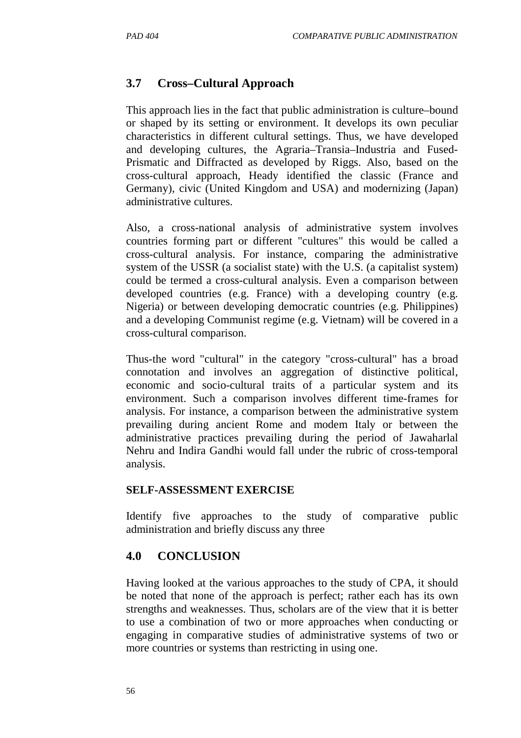## 3.7 Cross–Cultural Approach

This approach lies in the fact that public administration is culture–bound or shaped by its setting or environment. It develops its own peculiar characteristics in different cultural settings. Thus, we have developed and developing cultures, the Agraria–Transia–Industria and Fused-Prismatic and Diffracted as developed by Riggs. Also, based on the cross-cultural approach, Heady identified the classic (France and Germany), civic (United Kingdom and USA) and modernizing (Japan) administrative cultures.

Also, a cross-national analysis of administrative system involves countries forming part or different "cultures" this would be called a cross-cultural analysis. For instance, comparing the administrative system of the USSR (a socialist state) with the U.S. (a capitalist system) could be termed a cross-cultural analysis. Even a comparison between developed countries (e.g. France) with a developing country (e.g. Nigeria) or between developing democratic countries (e.g. Philippines) and a developing Communist regime (e.g. Vietnam) will be covered in a cross-cultural comparison.

Thus-the word "cultural" in the category "cross-cultural" has a broad connotation and involves an aggregation of distinctive political, economic and socio-cultural traits of a particular system and its environment. Such a comparison involves different time-frames for analysis. For instance, a comparison between the administrative system prevailing during ancient Rome and modem Italy or between the administrative practices prevailing during the period of Jawaharlal Nehru and Indira Gandhi would fall under the rubric of cross-temporal analysis.

**SELF-ASSESSMENT EXERCISE**

Identify five approaches to the study of comparative public administration and briefly discuss any three

## 4.0 CONCLUSION

Having looked at the various approaches to the study of CPA, it should be noted that none of the approach is perfect; rather each has its own strengths and weaknesses. Thus, scholars are of the view that it is better to use a combination of two or more approaches when conducting or engaging in comparative studies of administrative systems of two or more countries or systems than restricting in using one.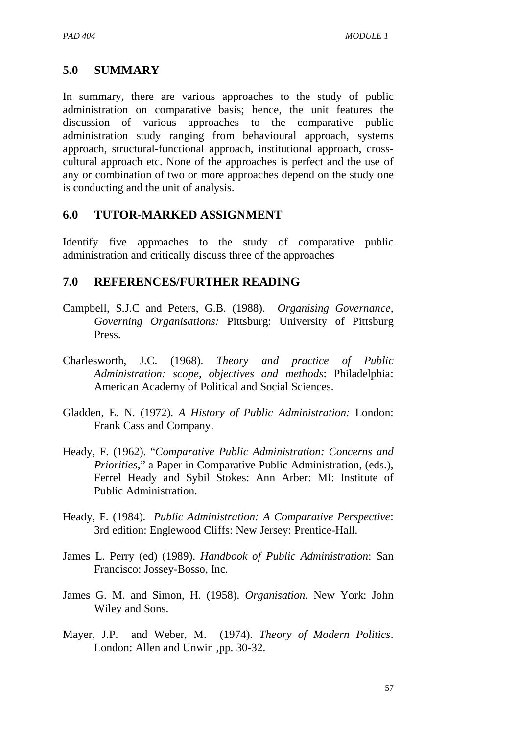## 5.0 SUMMARY

In summary, there are various approaches to the study of public administration on comparative basis; hence, the unit features the discussion of various approaches to the comparative public administration study ranging from behavioural approach, systems approach, structural-functional approach, institutional approach, cross-cultural approach etc. None of the approaches is perfect and the use of any or combination of two or more approaches depend on the study one is conducting and the unit of analysis.

## 6.0 TUTOR-MARKED ASSIGNMENT

Identify five approaches to the study of comparative public administration and critically discuss three of the approaches

## 7.0 REFERENCES/FURTHER READING

Campbell, S.J.C and Peters, G.B. (1988). *Organising Governance, Governing Organisations:* Pittsburg: University of Pittsburg Press.

Charlesworth, J.C. (1968). *Theory and practice of Public Administration: scope, objectives and methods*: Philadelphia: American Academy of Political and Social Sciences.

Gladden, E. N. (1972). *A History of Public Administration:* London: Frank Cass and Company.

Heady, F. (1962). "*Comparative Public Administration: Concerns and Priorities*," a Paper in Comparative Public Administration, (eds.), Ferrel Heady and Sybil Stokes: Ann Arber: MI: Institute of Public Administration.

Heady, F. (1984). *Public Administration: A Comparative Perspective*: 3rd edition: Englewood Cliffs: New Jersey: Prentice-Hall.

James L. Perry (ed) (1989). *Handbook of Public Administration*: San Francisco: Jossey-Bosso, Inc.

James G. M. and Simon, H. (1958). *Organisation.* New York: John Wiley and Sons.

Mayer, J.P. and Weber, M. (1974). *Theory of Modern Politics*. London: Allen and Unwin ,pp. 30-32.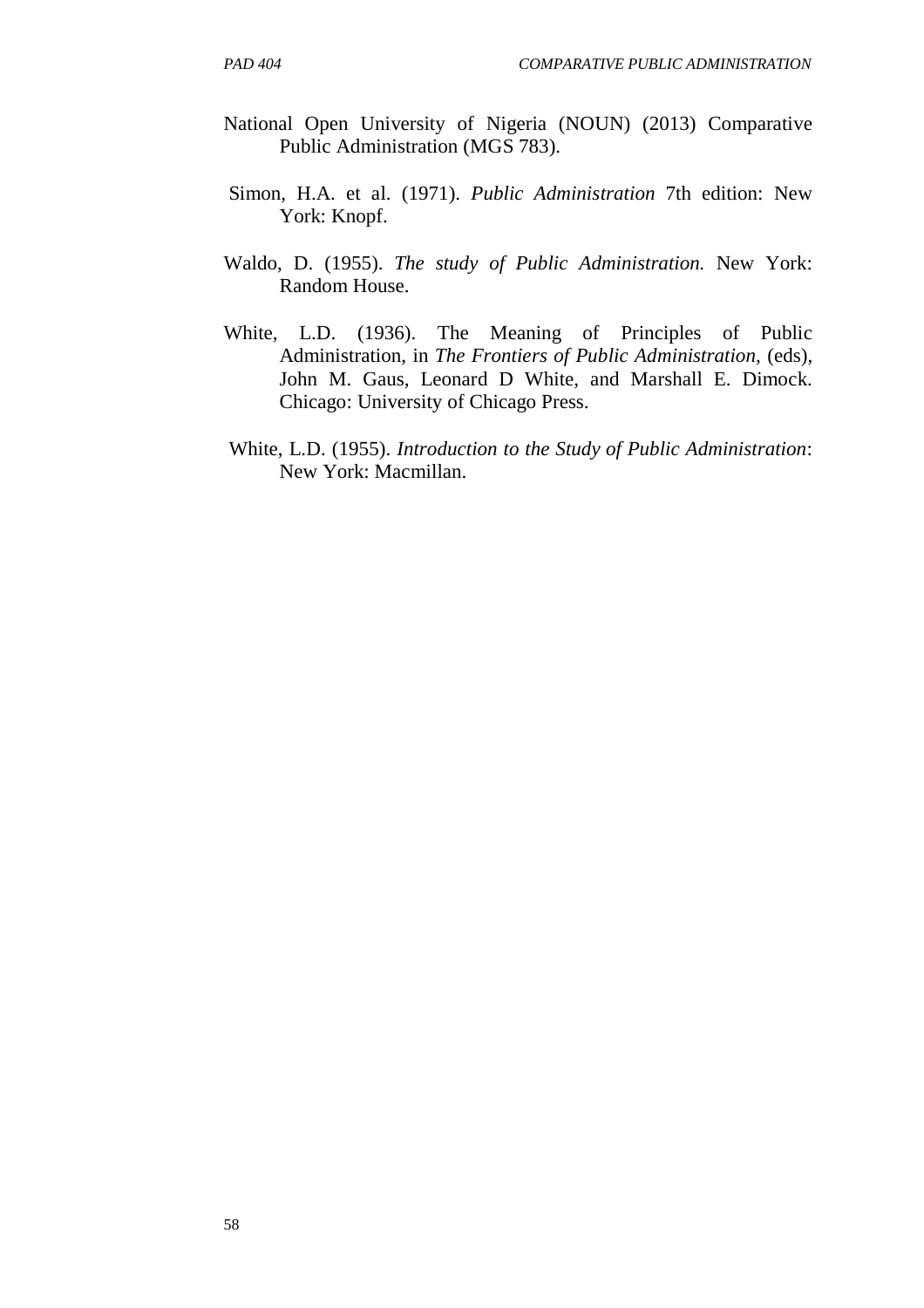National Open University of Nigeria (NOUN) (2013) Comparative Public Administration (MGS 783).

Simon, H.A. et al. (1971). *Public Administration* 7th edition: New York: Knopf.

Waldo, D. (1955). *The study of Public Administration.* New York: Random House.

White, L.D. (1936). The Meaning of Principles of Public Administration, in *The Frontiers of Public Administration,* (eds), John M. Gaus, Leonard D White, and Marshall E. Dimock. Chicago: University of Chicago Press.

White, L.D. (1955). *Introduction to the Study of Public Administration*: New York: Macmillan.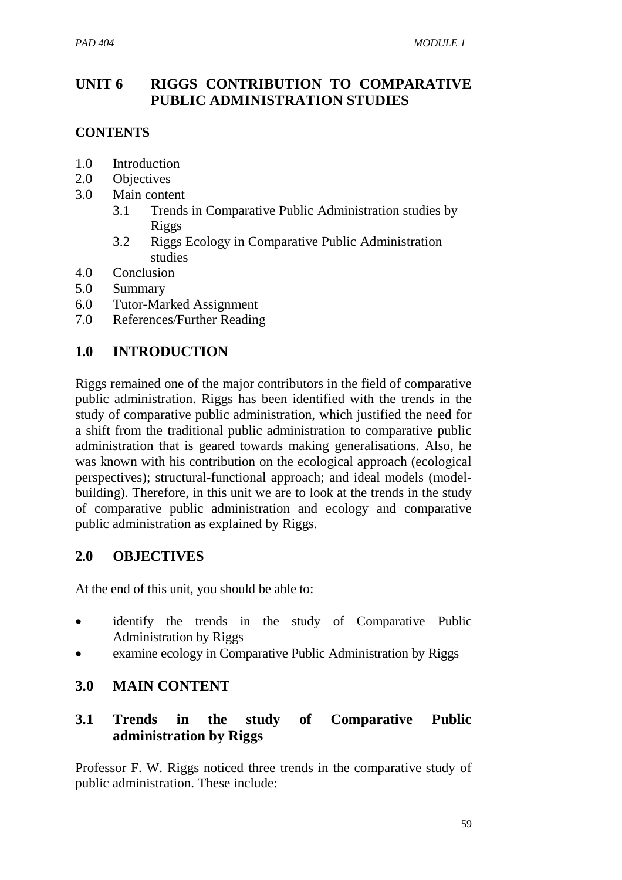# UNIT 6 RIGGS CONTRIBUTION TO COMPARATIVE PUBLIC ADMINISTRATION STUDIES

**CONTENTS**

1.0 Introduction
2.0 Objectives
3.0 Main content
   3.1 Trends in Comparative Public Administration studies by Riggs
   3.2 Riggs Ecology in Comparative Public Administration studies
4.0 Conclusion
5.0 Summary
6.0 Tutor-Marked Assignment
7.0 References/Further Reading

## 1.0 INTRODUCTION

Riggs remained one of the major contributors in the field of comparative public administration. Riggs has been identified with the trends in the study of comparative public administration, which justified the need for a shift from the traditional public administration to comparative public administration that is geared towards making generalisations. Also, he was known with his contribution on the ecological approach (ecological perspectives); structural-functional approach; and ideal models (model-building). Therefore, in this unit we are to look at the trends in the study of comparative public administration and ecology and comparative public administration as explained by Riggs.

## 2.0 OBJECTIVES

At the end of this unit, you should be able to:

- identify the trends in the study of Comparative Public Administration by Riggs
- examine ecology in Comparative Public Administration by Riggs

## 3.0 MAIN CONTENT

### 3.1 Trends in the study of Comparative Public administration by Riggs

Professor F. W. Riggs noticed three trends in the comparative study of public administration. These include: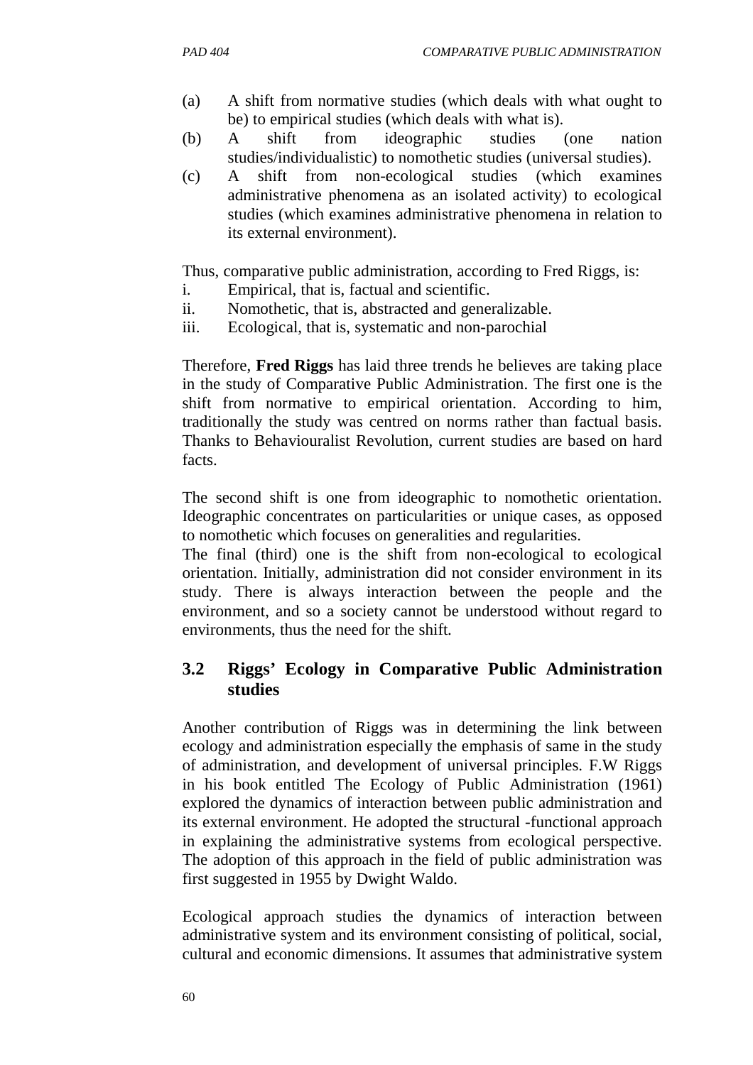(a) A shift from normative studies (which deals with what ought to be) to empirical studies (which deals with what is).
(b) A shift from ideographic studies (one nation studies/individualistic) to nomothetic studies (universal studies).
(c) A shift from non-ecological studies (which examines administrative phenomena as an isolated activity) to ecological studies (which examines administrative phenomena in relation to its external environment).

Thus, comparative public administration, according to Fred Riggs, is:

i. Empirical, that is, factual and scientific.
ii. Nomothetic, that is, abstracted and generalizable.
iii. Ecological, that is, systematic and non-parochial

Therefore, **Fred Riggs** has laid three trends he believes are taking place in the study of Comparative Public Administration. The first one is the shift from normative to empirical orientation. According to him, traditionally the study was centred on norms rather than factual basis. Thanks to Behaviouralist Revolution, current studies are based on hard facts.

The second shift is one from ideographic to nomothetic orientation. Ideographic concentrates on particularities or unique cases, as opposed to nomothetic which focuses on generalities and regularities.

The final (third) one is the shift from non-ecological to ecological orientation. Initially, administration did not consider environment in its study. There is always interaction between the people and the environment, and so a society cannot be understood without regard to environments, thus the need for the shift.

## 3.2 Riggs' Ecology in Comparative Public Administration studies

Another contribution of Riggs was in determining the link between ecology and administration especially the emphasis of same in the study of administration, and development of universal principles. F.W Riggs in his book entitled The Ecology of Public Administration (1961) explored the dynamics of interaction between public administration and its external environment. He adopted the structural -functional approach in explaining the administrative systems from ecological perspective. The adoption of this approach in the field of public administration was first suggested in 1955 by Dwight Waldo.

Ecological approach studies the dynamics of interaction between administrative system and its environment consisting of political, social, cultural and economic dimensions. It assumes that administrative system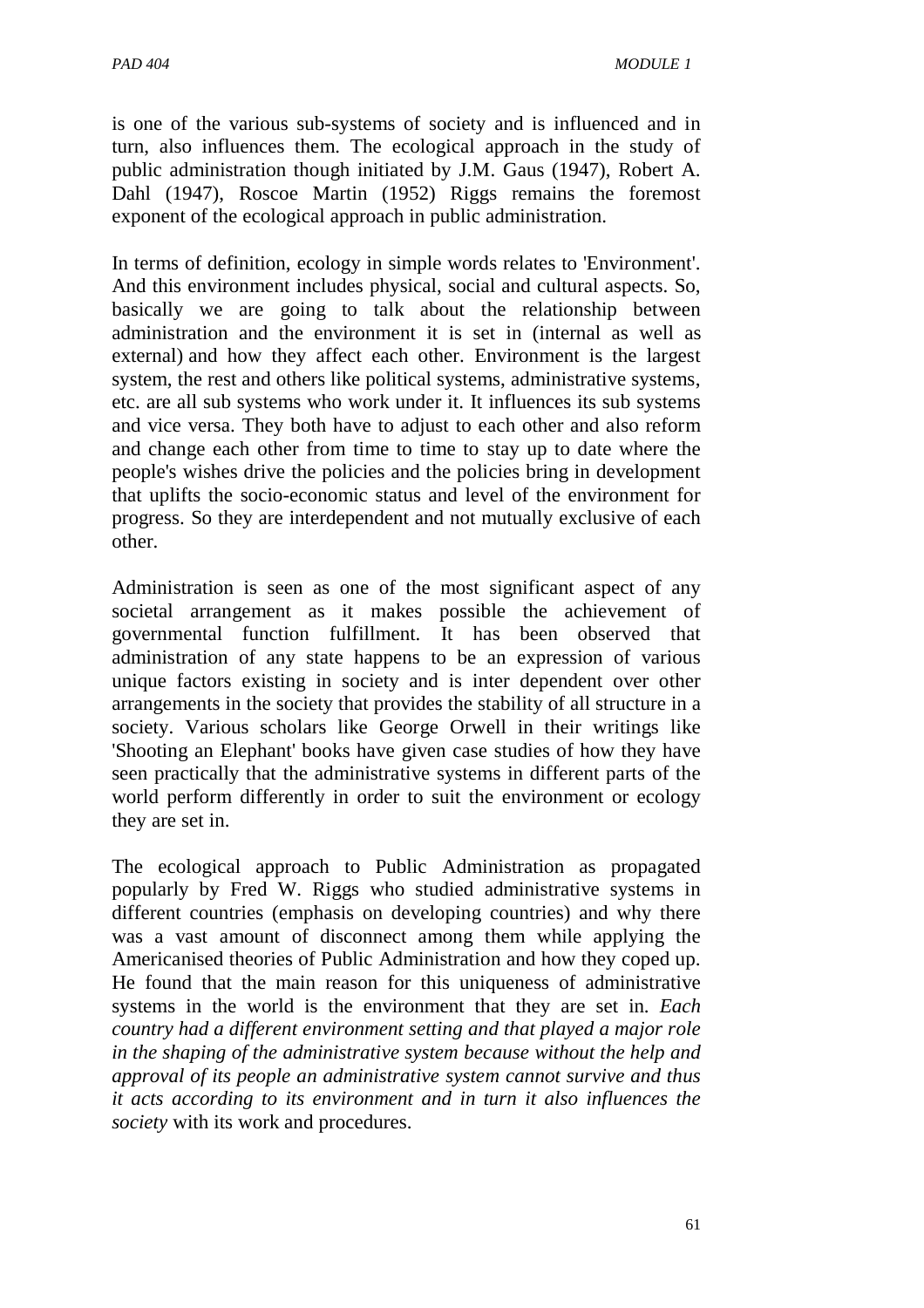is one of the various sub-systems of society and is influenced and in turn, also influences them. The ecological approach in the study of public administration though initiated by J.M. Gaus (1947), Robert A. Dahl (1947), Roscoe Martin (1952) Riggs remains the foremost exponent of the ecological approach in public administration.

In terms of definition, ecology in simple words relates to 'Environment'. And this environment includes physical, social and cultural aspects. So, basically we are going to talk about the relationship between administration and the environment it is set in (internal as well as external) and how they affect each other. Environment is the largest system, the rest and others like political systems, administrative systems, etc. are all sub systems who work under it. It influences its sub systems and vice versa. They both have to adjust to each other and also reform and change each other from time to time to stay up to date where the people's wishes drive the policies and the policies bring in development that uplifts the socio-economic status and level of the environment for progress. So they are interdependent and not mutually exclusive of each other.

Administration is seen as one of the most significant aspect of any societal arrangement as it makes possible the achievement of governmental function fulfillment. It has been observed that administration of any state happens to be an expression of various unique factors existing in society and is inter dependent over other arrangements in the society that provides the stability of all structure in a society. Various scholars like George Orwell in their writings like 'Shooting an Elephant' books have given case studies of how they have seen practically that the administrative systems in different parts of the world perform differently in order to suit the environment or ecology they are set in.

The ecological approach to Public Administration as propagated popularly by Fred W. Riggs who studied administrative systems in different countries (emphasis on developing countries) and why there was a vast amount of disconnect among them while applying the Americanised theories of Public Administration and how they coped up. He found that the main reason for this uniqueness of administrative systems in the world is the environment that they are set in. *Each country had a different environment setting and that played a major role in the shaping of the administrative system because without the help and approval of its people an administrative system cannot survive and thus it acts according to its environment and in turn it also influences the society* with its work and procedures.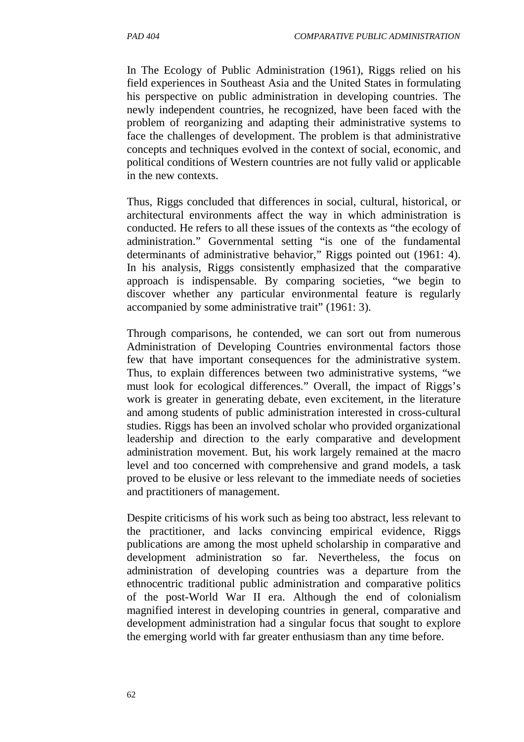In The Ecology of Public Administration (1961), Riggs relied on his field experiences in Southeast Asia and the United States in formulating his perspective on public administration in developing countries. The newly independent countries, he recognized, have been faced with the problem of reorganizing and adapting their administrative systems to face the challenges of development. The problem is that administrative concepts and techniques evolved in the context of social, economic, and political conditions of Western countries are not fully valid or applicable in the new contexts.

Thus, Riggs concluded that differences in social, cultural, historical, or architectural environments affect the way in which administration is conducted. He refers to all these issues of the contexts as "the ecology of administration." Governmental setting "is one of the fundamental determinants of administrative behavior," Riggs pointed out (1961: 4). In his analysis, Riggs consistently emphasized that the comparative approach is indispensable. By comparing societies, "we begin to discover whether any particular environmental feature is regularly accompanied by some administrative trait" (1961: 3).

Through comparisons, he contended, we can sort out from numerous Administration of Developing Countries environmental factors those few that have important consequences for the administrative system. Thus, to explain differences between two administrative systems, "we must look for ecological differences." Overall, the impact of Riggs's work is greater in generating debate, even excitement, in the literature and among students of public administration interested in cross-cultural studies. Riggs has been an involved scholar who provided organizational leadership and direction to the early comparative and development administration movement. But, his work largely remained at the macro level and too concerned with comprehensive and grand models, a task proved to be elusive or less relevant to the immediate needs of societies and practitioners of management.

Despite criticisms of his work such as being too abstract, less relevant to the practitioner, and lacks convincing empirical evidence, Riggs publications are among the most upheld scholarship in comparative and development administration so far. Nevertheless, the focus on administration of developing countries was a departure from the ethnocentric traditional public administration and comparative politics of the post-World War II era. Although the end of colonialism magnified interest in developing countries in general, comparative and development administration had a singular focus that sought to explore the emerging world with far greater enthusiasm than any time before.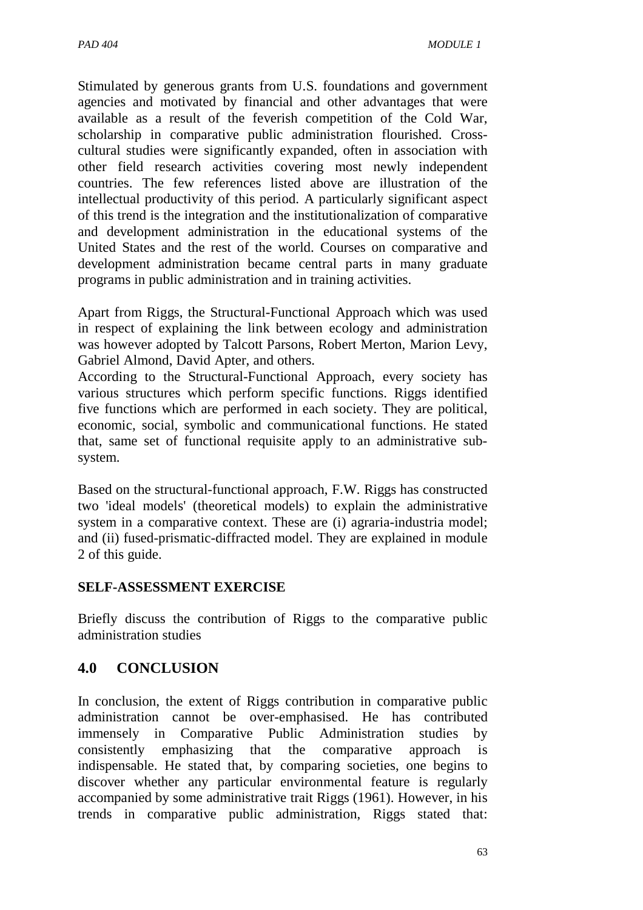Stimulated by generous grants from U.S. foundations and government agencies and motivated by financial and other advantages that were available as a result of the feverish competition of the Cold War, scholarship in comparative public administration flourished. Cross-cultural studies were significantly expanded, often in association with other field research activities covering most newly independent countries. The few references listed above are illustration of the intellectual productivity of this period. A particularly significant aspect of this trend is the integration and the institutionalization of comparative and development administration in the educational systems of the United States and the rest of the world. Courses on comparative and development administration became central parts in many graduate programs in public administration and in training activities.

Apart from Riggs, the Structural-Functional Approach which was used in respect of explaining the link between ecology and administration was however adopted by Talcott Parsons, Robert Merton, Marion Levy, Gabriel Almond, David Apter, and others.
According to the Structural-Functional Approach, every society has various structures which perform specific functions. Riggs identified five functions which are performed in each society. They are political, economic, social, symbolic and communicational functions. He stated that, same set of functional requisite apply to an administrative sub-system.

Based on the structural-functional approach, F.W. Riggs has constructed two 'ideal models' (theoretical models) to explain the administrative system in a comparative context. These are (i) agraria-industria model; and (ii) fused-prismatic-diffracted model. They are explained in module 2 of this guide.

**SELF-ASSESSMENT EXERCISE**

Briefly discuss the contribution of Riggs to the comparative public administration studies

## 4.0 CONCLUSION

In conclusion, the extent of Riggs contribution in comparative public administration cannot be over-emphasised. He has contributed immensely in Comparative Public Administration studies by consistently emphasizing that the comparative approach is indispensable. He stated that, by comparing societies, one begins to discover whether any particular environmental feature is regularly accompanied by some administrative trait Riggs (1961). However, in his trends in comparative public administration, Riggs stated that: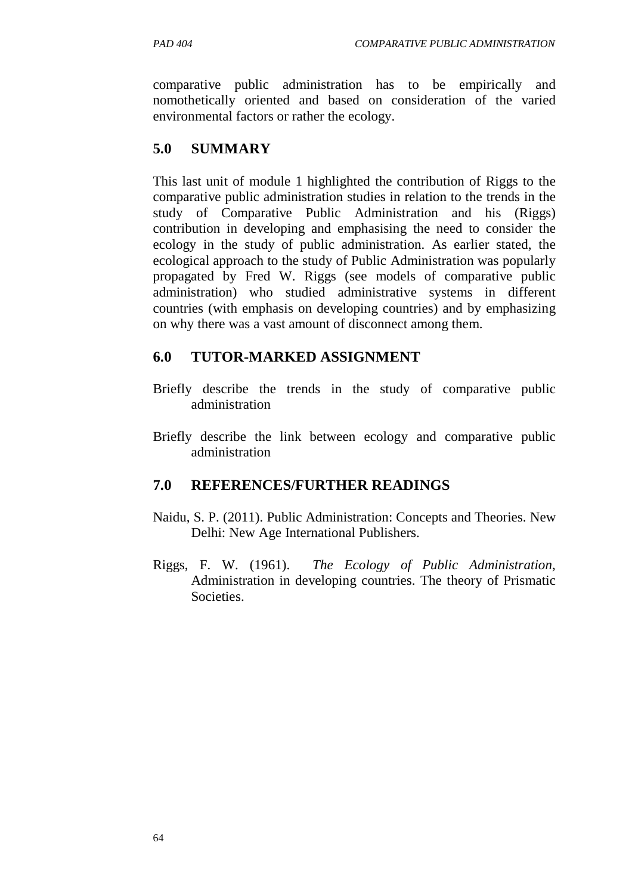comparative public administration has to be empirically and nomothetically oriented and based on consideration of the varied environmental factors or rather the ecology.

## 5.0 SUMMARY

This last unit of module 1 highlighted the contribution of Riggs to the comparative public administration studies in relation to the trends in the study of Comparative Public Administration and his (Riggs) contribution in developing and emphasising the need to consider the ecology in the study of public administration. As earlier stated, the ecological approach to the study of Public Administration was popularly propagated by Fred W. Riggs (see models of comparative public administration) who studied administrative systems in different countries (with emphasis on developing countries) and by emphasizing on why there was a vast amount of disconnect among them.

## 6.0 TUTOR-MARKED ASSIGNMENT

Briefly describe the trends in the study of comparative public administration

Briefly describe the link between ecology and comparative public administration

## 7.0 REFERENCES/FURTHER READINGS

Naidu, S. P. (2011). Public Administration: Concepts and Theories. New Delhi: New Age International Publishers.

Riggs, F. W. (1961). *The Ecology of Public Administration*, Administration in developing countries. The theory of Prismatic Societies.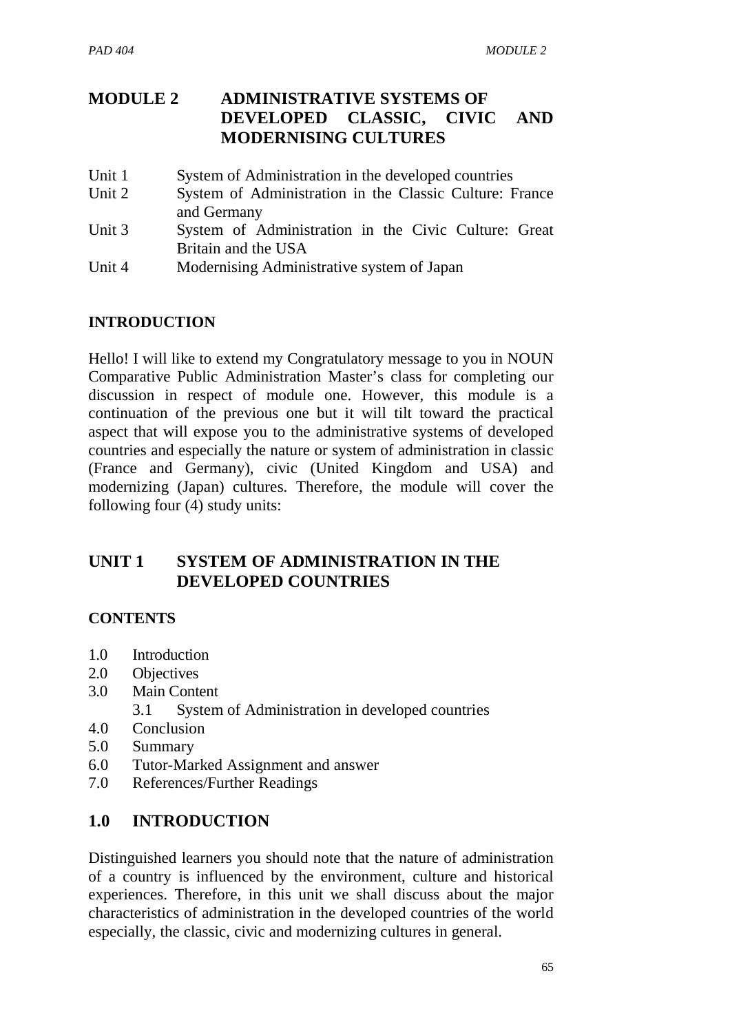# MODULE 2 ADMINISTRATIVE SYSTEMS OF DEVELOPED CLASSIC, CIVIC AND MODERNISING CULTURES

Unit 1 System of Administration in the developed countries
Unit 2 System of Administration in the Classic Culture: France and Germany
Unit 3 System of Administration in the Civic Culture: Great Britain and the USA
Unit 4 Modernising Administrative system of Japan

## INTRODUCTION

Hello! I will like to extend my Congratulatory message to you in NOUN Comparative Public Administration Master's class for completing our discussion in respect of module one. However, this module is a continuation of the previous one but it will tilt toward the practical aspect that will expose you to the administrative systems of developed countries and especially the nature or system of administration in classic (France and Germany), civic (United Kingdom and USA) and modernizing (Japan) cultures. Therefore, the module will cover the following four (4) study units:

## UNIT 1 SYSTEM OF ADMINISTRATION IN THE DEVELOPED COUNTRIES

### CONTENTS

1.0 Introduction
2.0 Objectives
3.0 Main Content
 3.1 System of Administration in developed countries
4.0 Conclusion
5.0 Summary
6.0 Tutor-Marked Assignment and answer
7.0 References/Further Readings

## 1.0 INTRODUCTION

Distinguished learners you should note that the nature of administration of a country is influenced by the environment, culture and historical experiences. Therefore, in this unit we shall discuss about the major characteristics of administration in the developed countries of the world especially, the classic, civic and modernizing cultures in general.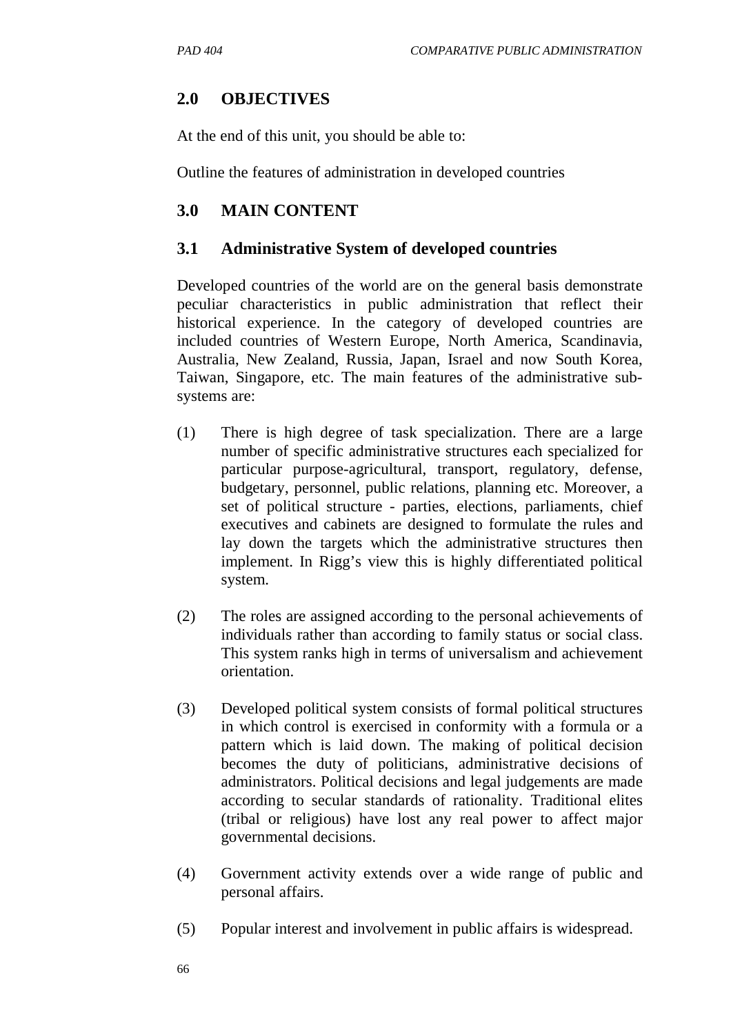## 2.0 OBJECTIVES

At the end of this unit, you should be able to:

Outline the features of administration in developed countries

## 3.0 MAIN CONTENT

### 3.1 Administrative System of developed countries

Developed countries of the world are on the general basis demonstrate peculiar characteristics in public administration that reflect their historical experience. In the category of developed countries are included countries of Western Europe, North America, Scandinavia, Australia, New Zealand, Russia, Japan, Israel and now South Korea, Taiwan, Singapore, etc. The main features of the administrative sub-systems are:

(1) There is high degree of task specialization. There are a large number of specific administrative structures each specialized for particular purpose-agricultural, transport, regulatory, defense, budgetary, personnel, public relations, planning etc. Moreover, a set of political structure - parties, elections, parliaments, chief executives and cabinets are designed to formulate the rules and lay down the targets which the administrative structures then implement. In Rigg's view this is highly differentiated political system.

(2) The roles are assigned according to the personal achievements of individuals rather than according to family status or social class. This system ranks high in terms of universalism and achievement orientation.

(3) Developed political system consists of formal political structures in which control is exercised in conformity with a formula or a pattern which is laid down. The making of political decision becomes the duty of politicians, administrative decisions of administrators. Political decisions and legal judgements are made according to secular standards of rationality. Traditional elites (tribal or religious) have lost any real power to affect major governmental decisions.

(4) Government activity extends over a wide range of public and personal affairs.

(5) Popular interest and involvement in public affairs is widespread.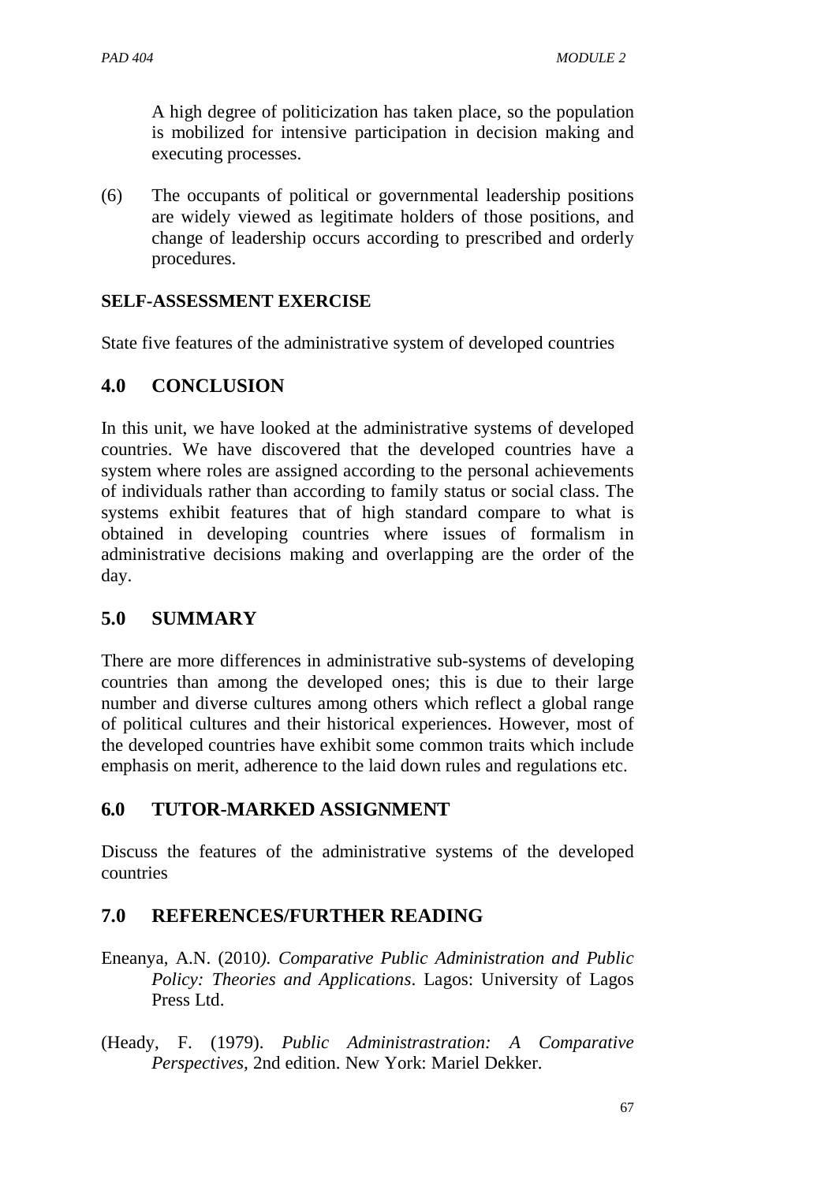A high degree of politicization has taken place, so the population is mobilized for intensive participation in decision making and executing processes.

(6) The occupants of political or governmental leadership positions are widely viewed as legitimate holders of those positions, and change of leadership occurs according to prescribed and orderly procedures.

**SELF-ASSESSMENT EXERCISE**

State five features of the administrative system of developed countries

## 4.0 CONCLUSION

In this unit, we have looked at the administrative systems of developed countries. We have discovered that the developed countries have a system where roles are assigned according to the personal achievements of individuals rather than according to family status or social class. The systems exhibit features that of high standard compare to what is obtained in developing countries where issues of formalism in administrative decisions making and overlapping are the order of the day.

## 5.0 SUMMARY

There are more differences in administrative sub-systems of developing countries than among the developed ones; this is due to their large number and diverse cultures among others which reflect a global range of political cultures and their historical experiences. However, most of the developed countries have exhibit some common traits which include emphasis on merit, adherence to the laid down rules and regulations etc.

## 6.0 TUTOR-MARKED ASSIGNMENT

Discuss the features of the administrative systems of the developed countries

## 7.0 REFERENCES/FURTHER READING

Eneanya, A.N. (2010). *Comparative Public Administration and Public Policy: Theories and Applications*. Lagos: University of Lagos Press Ltd.

(Heady, F. (1979). *Public Administrastration: A Comparative Perspectives*, 2nd edition. New York: Mariel Dekker.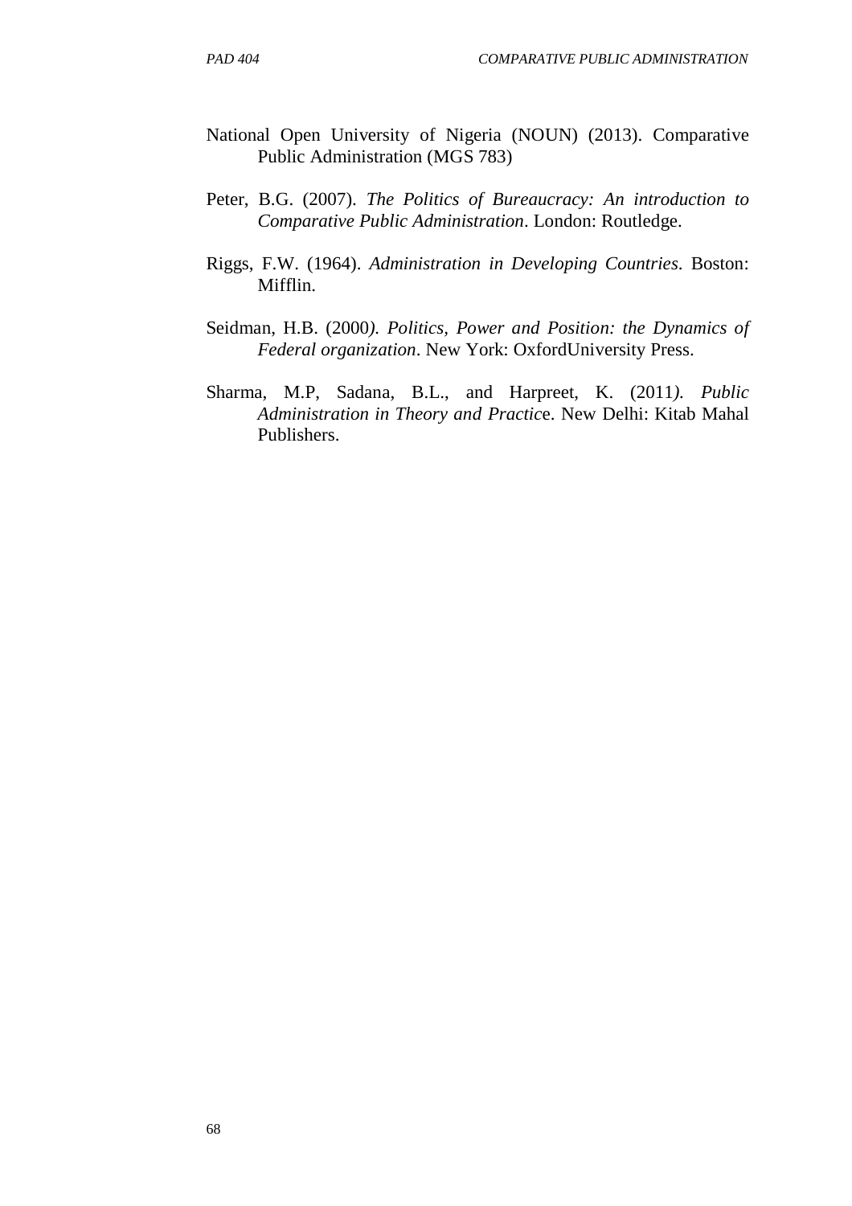National Open University of Nigeria (NOUN) (2013). Comparative Public Administration (MGS 783)

Peter, B.G. (2007). *The Politics of Bureaucracy: An introduction to Comparative Public Administration*. London: Routledge.

Riggs, F.W. (1964). *Administration in Developing Countries*. Boston: Mifflin.

Seidman, H.B. (2000*). Politics, Power and Position: the Dynamics of Federal organization*. New York: OxfordUniversity Press.

Sharma, M.P, Sadana, B.L., and Harpreet, K. (2011*). Public Administration in Theory and Practic*e. New Delhi: Kitab Mahal Publishers.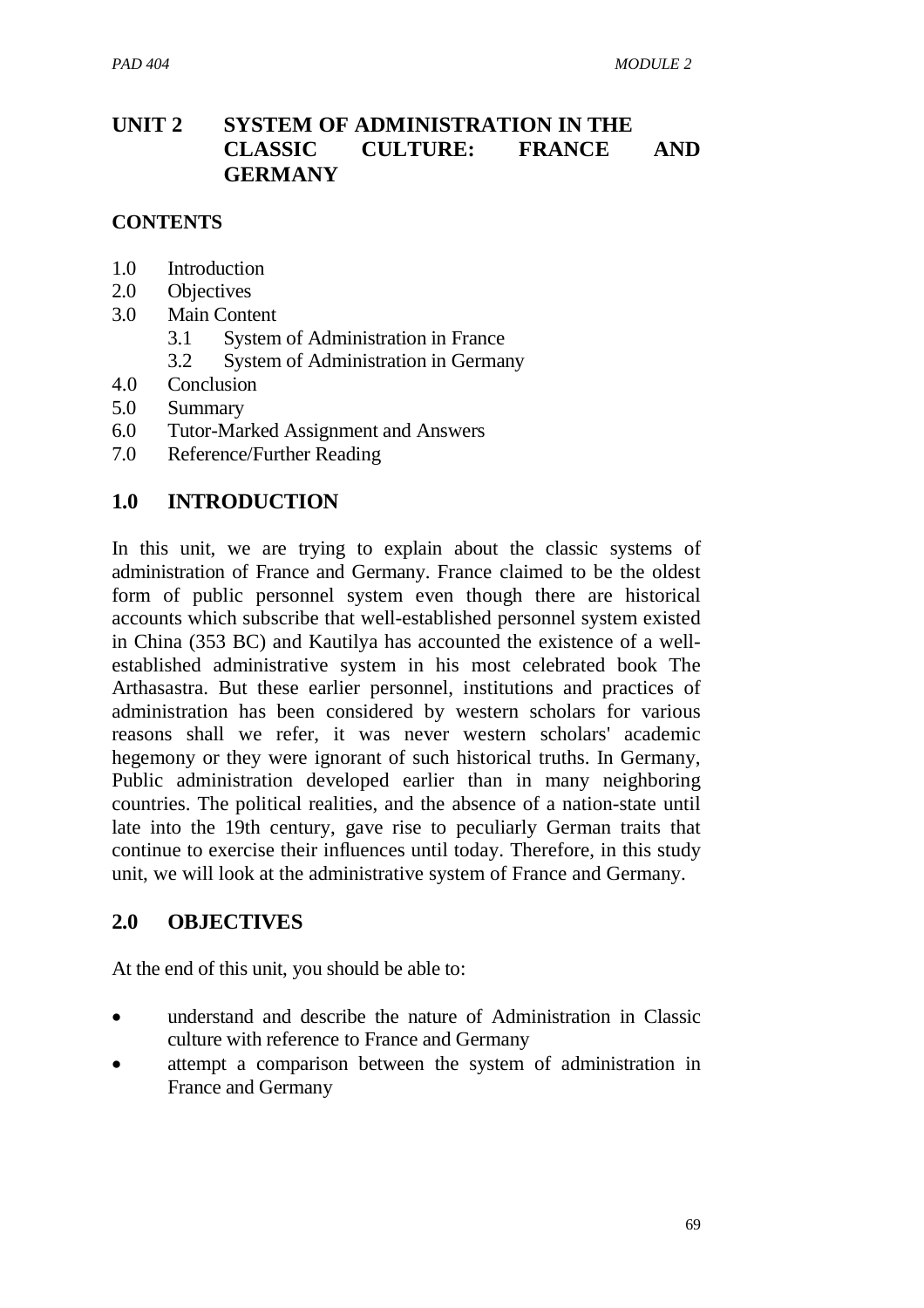# UNIT 2 SYSTEM OF ADMINISTRATION IN THE CLASSIC CULTURE: FRANCE AND GERMANY

## CONTENTS

1.0 Introduction
2.0 Objectives
3.0 Main Content
   3.1 System of Administration in France
   3.2 System of Administration in Germany
4.0 Conclusion
5.0 Summary
6.0 Tutor-Marked Assignment and Answers
7.0 Reference/Further Reading

## 1.0 INTRODUCTION

In this unit, we are trying to explain about the classic systems of administration of France and Germany. France claimed to be the oldest form of public personnel system even though there are historical accounts which subscribe that well-established personnel system existed in China (353 BC) and Kautilya has accounted the existence of a well-established administrative system in his most celebrated book The Arthasastra. But these earlier personnel, institutions and practices of administration has been considered by western scholars for various reasons shall we refer, it was never western scholars' academic hegemony or they were ignorant of such historical truths. In Germany, Public administration developed earlier than in many neighboring countries. The political realities, and the absence of a nation-state until late into the 19th century, gave rise to peculiarly German traits that continue to exercise their influences until today. Therefore, in this study unit, we will look at the administrative system of France and Germany.

## 2.0 OBJECTIVES

At the end of this unit, you should be able to:

- understand and describe the nature of Administration in Classic culture with reference to France and Germany
- attempt a comparison between the system of administration in France and Germany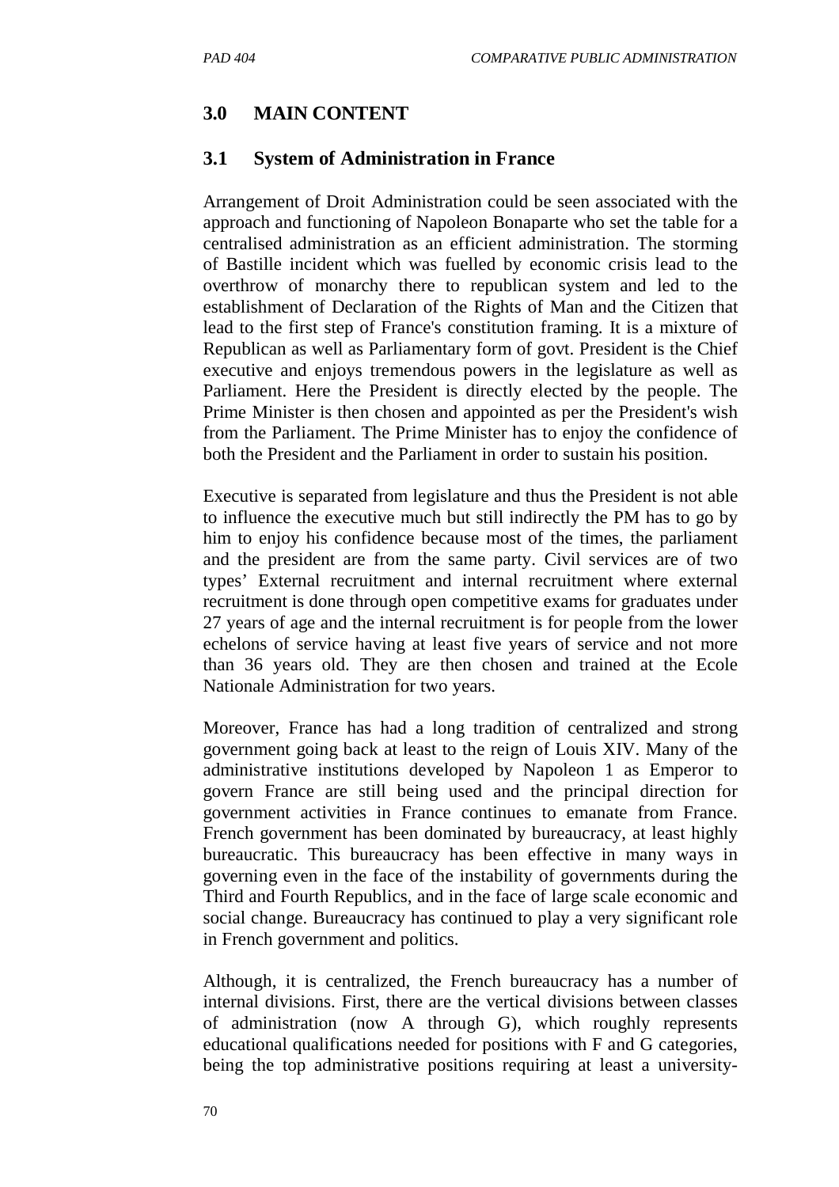## 3.0 MAIN CONTENT

### 3.1 System of Administration in France

Arrangement of Droit Administration could be seen associated with the approach and functioning of Napoleon Bonaparte who set the table for a centralised administration as an efficient administration. The storming of Bastille incident which was fuelled by economic crisis lead to the overthrow of monarchy there to republican system and led to the establishment of Declaration of the Rights of Man and the Citizen that lead to the first step of France's constitution framing. It is a mixture of Republican as well as Parliamentary form of govt. President is the Chief executive and enjoys tremendous powers in the legislature as well as Parliament. Here the President is directly elected by the people. The Prime Minister is then chosen and appointed as per the President's wish from the Parliament. The Prime Minister has to enjoy the confidence of both the President and the Parliament in order to sustain his position.

Executive is separated from legislature and thus the President is not able to influence the executive much but still indirectly the PM has to go by him to enjoy his confidence because most of the times, the parliament and the president are from the same party. Civil services are of two types' External recruitment and internal recruitment where external recruitment is done through open competitive exams for graduates under 27 years of age and the internal recruitment is for people from the lower echelons of service having at least five years of service and not more than 36 years old. They are then chosen and trained at the Ecole Nationale Administration for two years.

Moreover, France has had a long tradition of centralized and strong government going back at least to the reign of Louis XIV. Many of the administrative institutions developed by Napoleon 1 as Emperor to govern France are still being used and the principal direction for government activities in France continues to emanate from France. French government has been dominated by bureaucracy, at least highly bureaucratic. This bureaucracy has been effective in many ways in governing even in the face of the instability of governments during the Third and Fourth Republics, and in the face of large scale economic and social change. Bureaucracy has continued to play a very significant role in French government and politics.

Although, it is centralized, the French bureaucracy has a number of internal divisions. First, there are the vertical divisions between classes of administration (now A through G), which roughly represents educational qualifications needed for positions with F and G categories, being the top administrative positions requiring at least a university-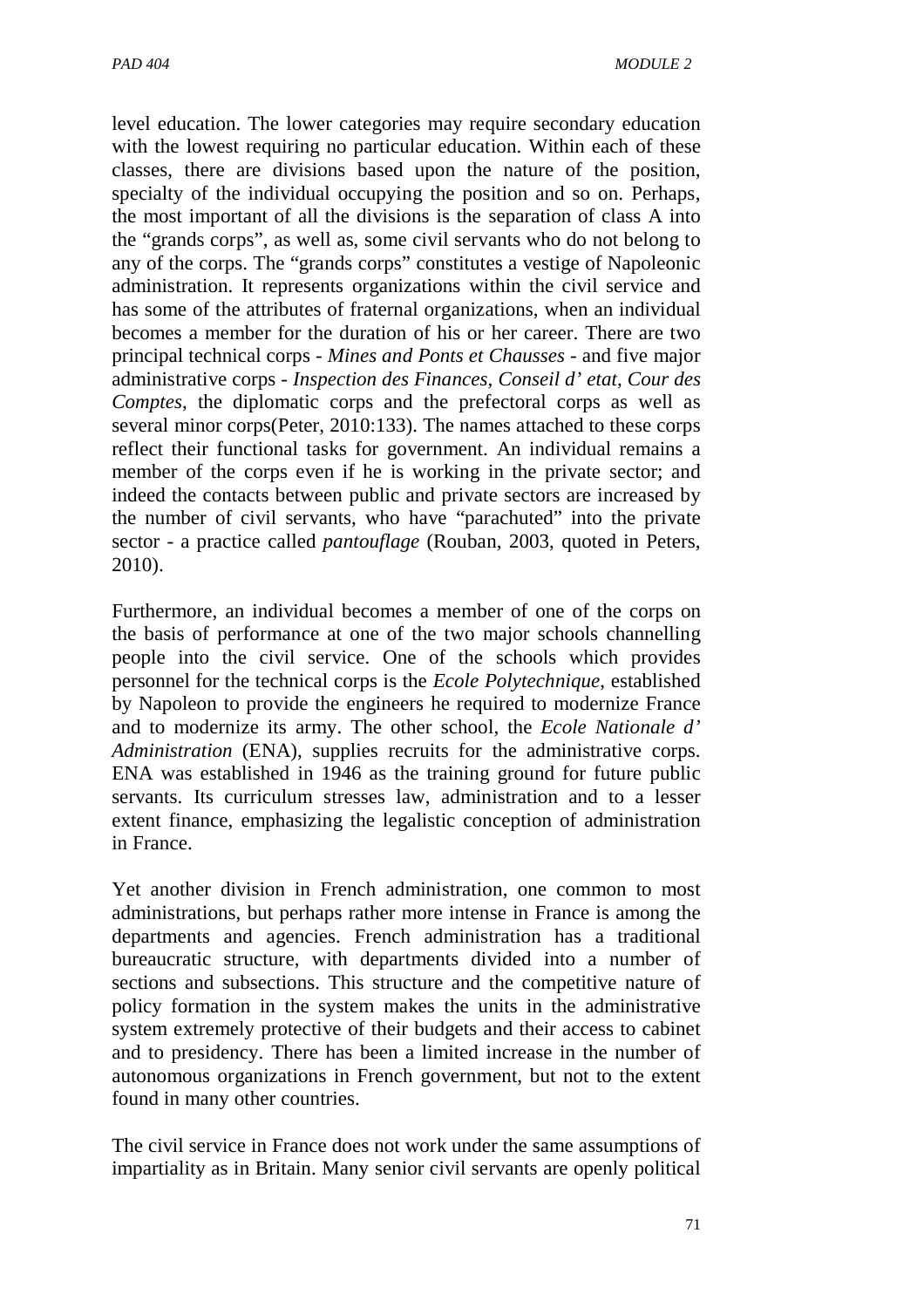level education. The lower categories may require secondary education with the lowest requiring no particular education. Within each of these classes, there are divisions based upon the nature of the position, specialty of the individual occupying the position and so on. Perhaps, the most important of all the divisions is the separation of class A into the "grands corps", as well as, some civil servants who do not belong to any of the corps. The "grands corps" constitutes a vestige of Napoleonic administration. It represents organizations within the civil service and has some of the attributes of fraternal organizations, when an individual becomes a member for the duration of his or her career. There are two principal technical corps - *Mines and Ponts et Chausses* - and five major administrative corps - *Inspection des Finances, Conseil d' etat, Cour des Comptes*, the diplomatic corps and the prefectoral corps as well as several minor corps(Peter, 2010:133). The names attached to these corps reflect their functional tasks for government. An individual remains a member of the corps even if he is working in the private sector; and indeed the contacts between public and private sectors are increased by the number of civil servants, who have "parachuted" into the private sector - a practice called *pantouflage* (Rouban, 2003, quoted in Peters, 2010).

Furthermore, an individual becomes a member of one of the corps on the basis of performance at one of the two major schools channelling people into the civil service. One of the schools which provides personnel for the technical corps is the *Ecole Polytechnique*, established by Napoleon to provide the engineers he required to modernize France and to modernize its army. The other school, the *Ecole Nationale d' Administration* (ENA), supplies recruits for the administrative corps. ENA was established in 1946 as the training ground for future public servants. Its curriculum stresses law, administration and to a lesser extent finance, emphasizing the legalistic conception of administration in France.

Yet another division in French administration, one common to most administrations, but perhaps rather more intense in France is among the departments and agencies. French administration has a traditional bureaucratic structure, with departments divided into a number of sections and subsections. This structure and the competitive nature of policy formation in the system makes the units in the administrative system extremely protective of their budgets and their access to cabinet and to presidency. There has been a limited increase in the number of autonomous organizations in French government, but not to the extent found in many other countries.

The civil service in France does not work under the same assumptions of impartiality as in Britain. Many senior civil servants are openly political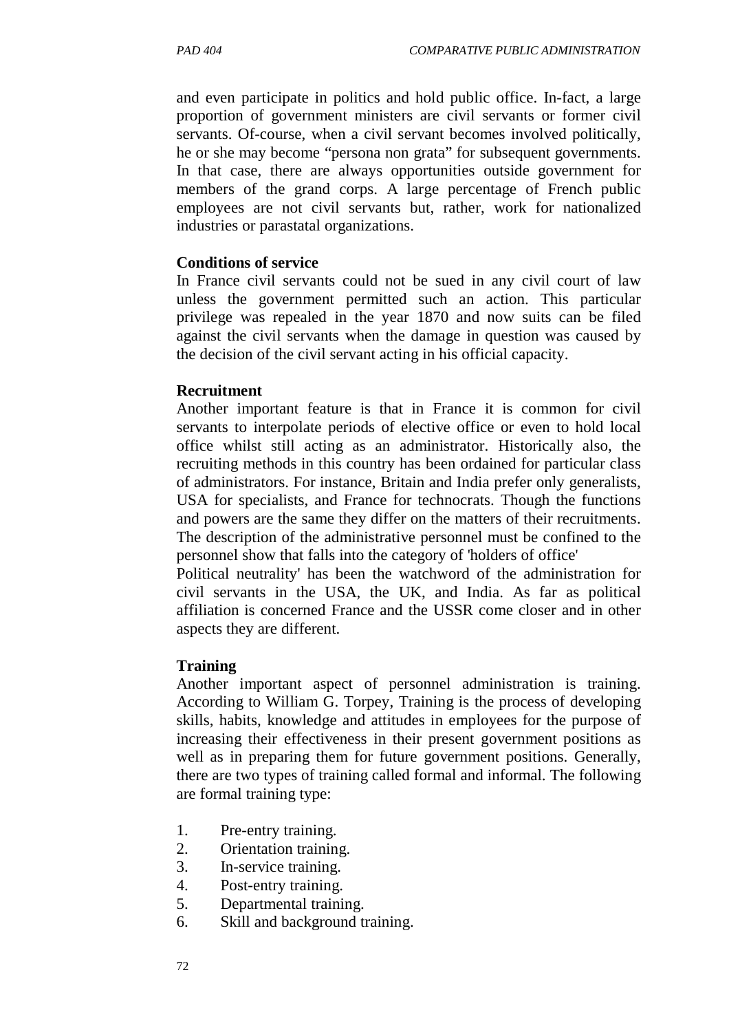and even participate in politics and hold public office. In-fact, a large proportion of government ministers are civil servants or former civil servants. Of-course, when a civil servant becomes involved politically, he or she may become "persona non grata" for subsequent governments. In that case, there are always opportunities outside government for members of the grand corps. A large percentage of French public employees are not civil servants but, rather, work for nationalized industries or parastatal organizations.

**Conditions of service**

In France civil servants could not be sued in any civil court of law unless the government permitted such an action. This particular privilege was repealed in the year 1870 and now suits can be filed against the civil servants when the damage in question was caused by the decision of the civil servant acting in his official capacity.

**Recruitment**

Another important feature is that in France it is common for civil servants to interpolate periods of elective office or even to hold local office whilst still acting as an administrator. Historically also, the recruiting methods in this country has been ordained for particular class of administrators. For instance, Britain and India prefer only generalists, USA for specialists, and France for technocrats. Though the functions and powers are the same they differ on the matters of their recruitments. The description of the administrative personnel must be confined to the personnel show that falls into the category of 'holders of office'

Political neutrality' has been the watchword of the administration for civil servants in the USA, the UK, and India. As far as political affiliation is concerned France and the USSR come closer and in other aspects they are different.

**Training**

Another important aspect of personnel administration is training. According to William G. Torpey, Training is the process of developing skills, habits, knowledge and attitudes in employees for the purpose of increasing their effectiveness in their present government positions as well as in preparing them for future government positions. Generally, there are two types of training called formal and informal. The following are formal training type:

1. Pre-entry training.
2. Orientation training.
3. In-service training.
4. Post-entry training.
5. Departmental training.
6. Skill and background training.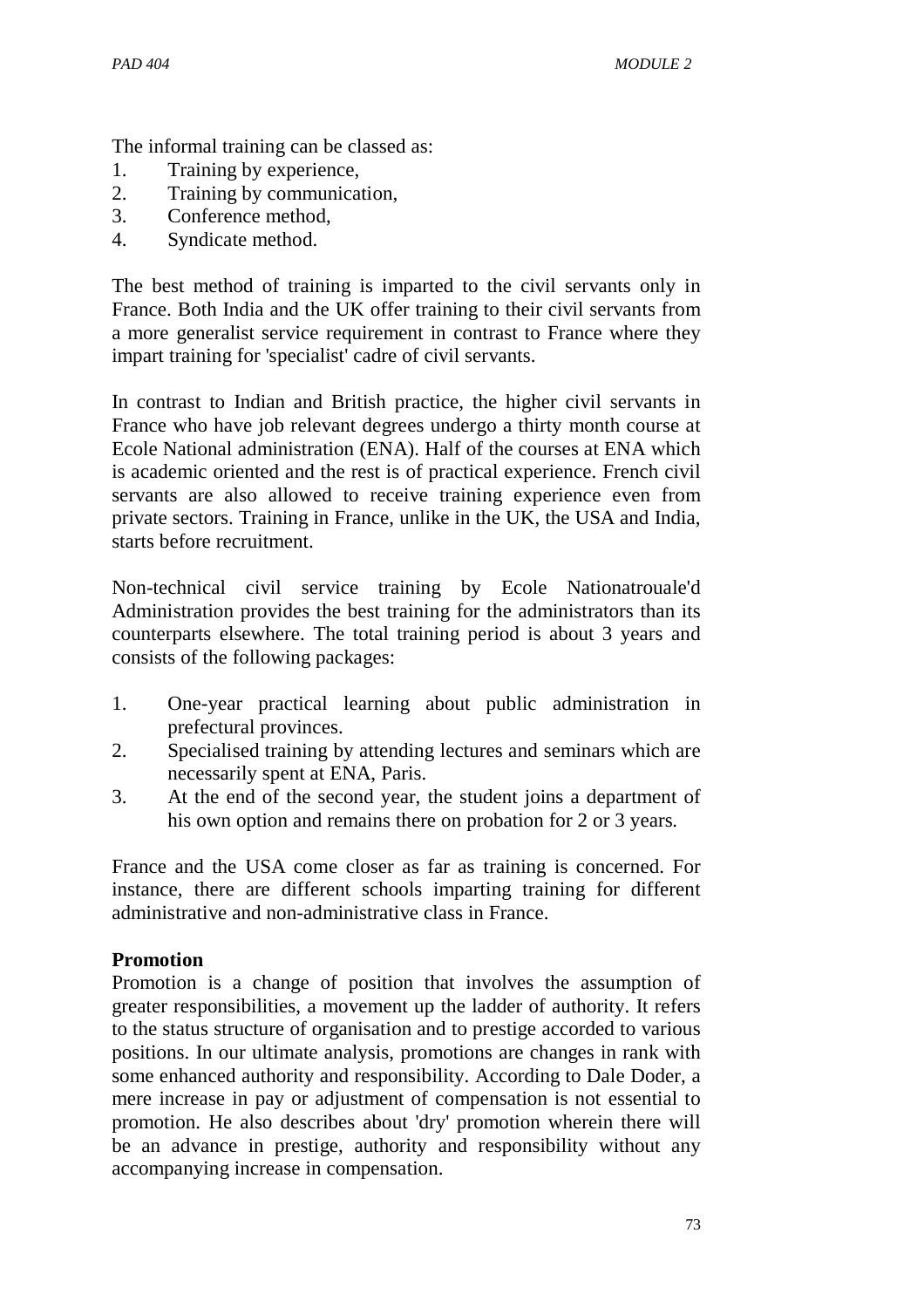The informal training can be classed as:

1. Training by experience,
2. Training by communication,
3. Conference method,
4. Syndicate method.

The best method of training is imparted to the civil servants only in France. Both India and the UK offer training to their civil servants from a more generalist service requirement in contrast to France where they impart training for 'specialist' cadre of civil servants.

In contrast to Indian and British practice, the higher civil servants in France who have job relevant degrees undergo a thirty month course at Ecole National administration (ENA). Half of the courses at ENA which is academic oriented and the rest is of practical experience. French civil servants are also allowed to receive training experience even from private sectors. Training in France, unlike in the UK, the USA and India, starts before recruitment.

Non-technical civil service training by Ecole Nationatrouale'd Administration provides the best training for the administrators than its counterparts elsewhere. The total training period is about 3 years and consists of the following packages:

1. One-year practical learning about public administration in prefectural provinces.
2. Specialised training by attending lectures and seminars which are necessarily spent at ENA, Paris.
3. At the end of the second year, the student joins a department of his own option and remains there on probation for 2 or 3 years.

France and the USA come closer as far as training is concerned. For instance, there are different schools imparting training for different administrative and non-administrative class in France.

**Promotion**

Promotion is a change of position that involves the assumption of greater responsibilities, a movement up the ladder of authority. It refers to the status structure of organisation and to prestige accorded to various positions. In our ultimate analysis, promotions are changes in rank with some enhanced authority and responsibility. According to Dale Doder, a mere increase in pay or adjustment of compensation is not essential to promotion. He also describes about 'dry' promotion wherein there will be an advance in prestige, authority and responsibility without any accompanying increase in compensation.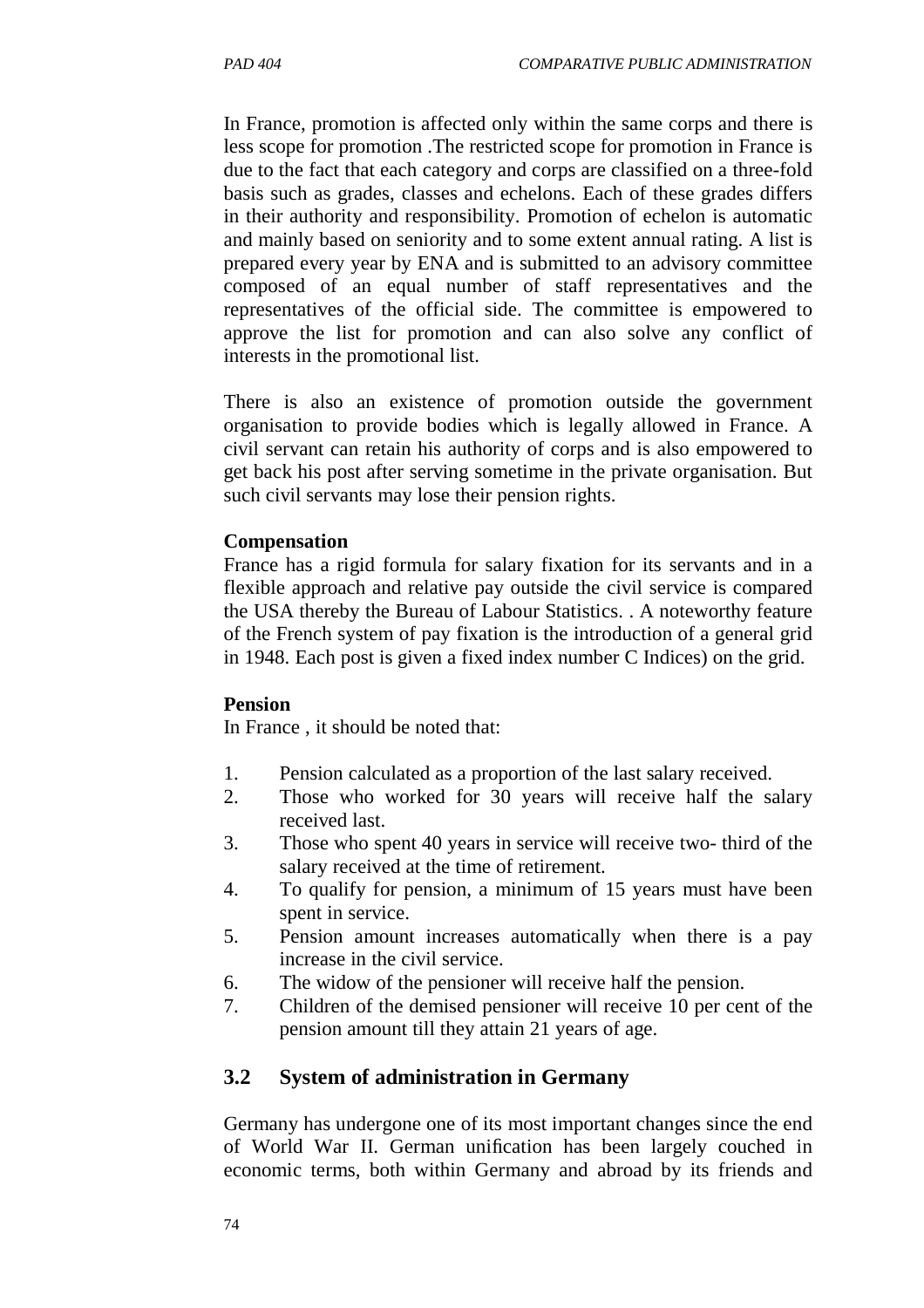In France, promotion is affected only within the same corps and there is less scope for promotion .The restricted scope for promotion in France is due to the fact that each category and corps are classified on a three-fold basis such as grades, classes and echelons. Each of these grades differs in their authority and responsibility. Promotion of echelon is automatic and mainly based on seniority and to some extent annual rating. A list is prepared every year by ENA and is submitted to an advisory committee composed of an equal number of staff representatives and the representatives of the official side. The committee is empowered to approve the list for promotion and can also solve any conflict of interests in the promotional list.

There is also an existence of promotion outside the government organisation to provide bodies which is legally allowed in France. A civil servant can retain his authority of corps and is also empowered to get back his post after serving sometime in the private organisation. But such civil servants may lose their pension rights.

**Compensation**

France has a rigid formula for salary fixation for its servants and in a flexible approach and relative pay outside the civil service is compared the USA thereby the Bureau of Labour Statistics. . A noteworthy feature of the French system of pay fixation is the introduction of a general grid in 1948. Each post is given a fixed index number C Indices) on the grid.

**Pension**

In France , it should be noted that:

1. Pension calculated as a proportion of the last salary received.
2. Those who worked for 30 years will receive half the salary received last.
3. Those who spent 40 years in service will receive two- third of the salary received at the time of retirement.
4. To qualify for pension, a minimum of 15 years must have been spent in service.
5. Pension amount increases automatically when there is a pay increase in the civil service.
6. The widow of the pensioner will receive half the pension.
7. Children of the demised pensioner will receive 10 per cent of the pension amount till they attain 21 years of age.

## 3.2 System of administration in Germany

Germany has undergone one of its most important changes since the end of World War II. German unification has been largely couched in economic terms, both within Germany and abroad by its friends and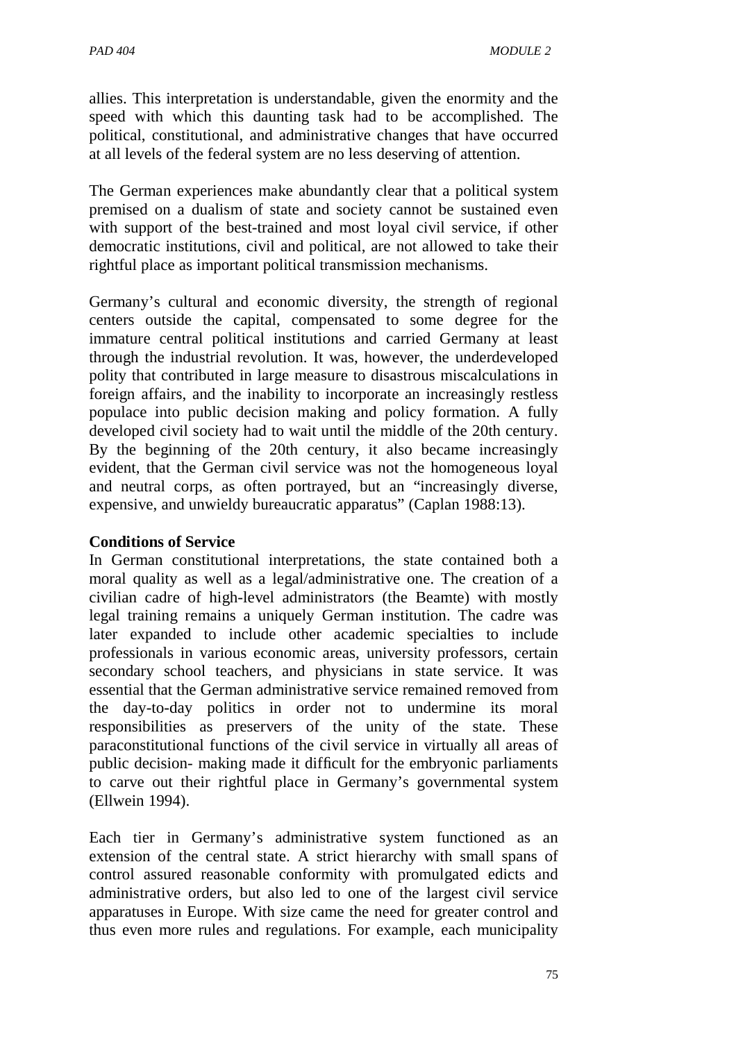allies. This interpretation is understandable, given the enormity and the speed with which this daunting task had to be accomplished. The political, constitutional, and administrative changes that have occurred at all levels of the federal system are no less deserving of attention.

The German experiences make abundantly clear that a political system premised on a dualism of state and society cannot be sustained even with support of the best-trained and most loyal civil service, if other democratic institutions, civil and political, are not allowed to take their rightful place as important political transmission mechanisms.

Germany's cultural and economic diversity, the strength of regional centers outside the capital, compensated to some degree for the immature central political institutions and carried Germany at least through the industrial revolution. It was, however, the underdeveloped polity that contributed in large measure to disastrous miscalculations in foreign affairs, and the inability to incorporate an increasingly restless populace into public decision making and policy formation. A fully developed civil society had to wait until the middle of the 20th century. By the beginning of the 20th century, it also became increasingly evident, that the German civil service was not the homogeneous loyal and neutral corps, as often portrayed, but an "increasingly diverse, expensive, and unwieldy bureaucratic apparatus" (Caplan 1988:13).

**Conditions of Service**

In German constitutional interpretations, the state contained both a moral quality as well as a legal/administrative one. The creation of a civilian cadre of high-level administrators (the Beamte) with mostly legal training remains a uniquely German institution. The cadre was later expanded to include other academic specialties to include professionals in various economic areas, university professors, certain secondary school teachers, and physicians in state service. It was essential that the German administrative service remained removed from the day-to-day politics in order not to undermine its moral responsibilities as preservers of the unity of the state. These paraconstitutional functions of the civil service in virtually all areas of public decision- making made it difficult for the embryonic parliaments to carve out their rightful place in Germany's governmental system (Ellwein 1994).

Each tier in Germany's administrative system functioned as an extension of the central state. A strict hierarchy with small spans of control assured reasonable conformity with promulgated edicts and administrative orders, but also led to one of the largest civil service apparatuses in Europe. With size came the need for greater control and thus even more rules and regulations. For example, each municipality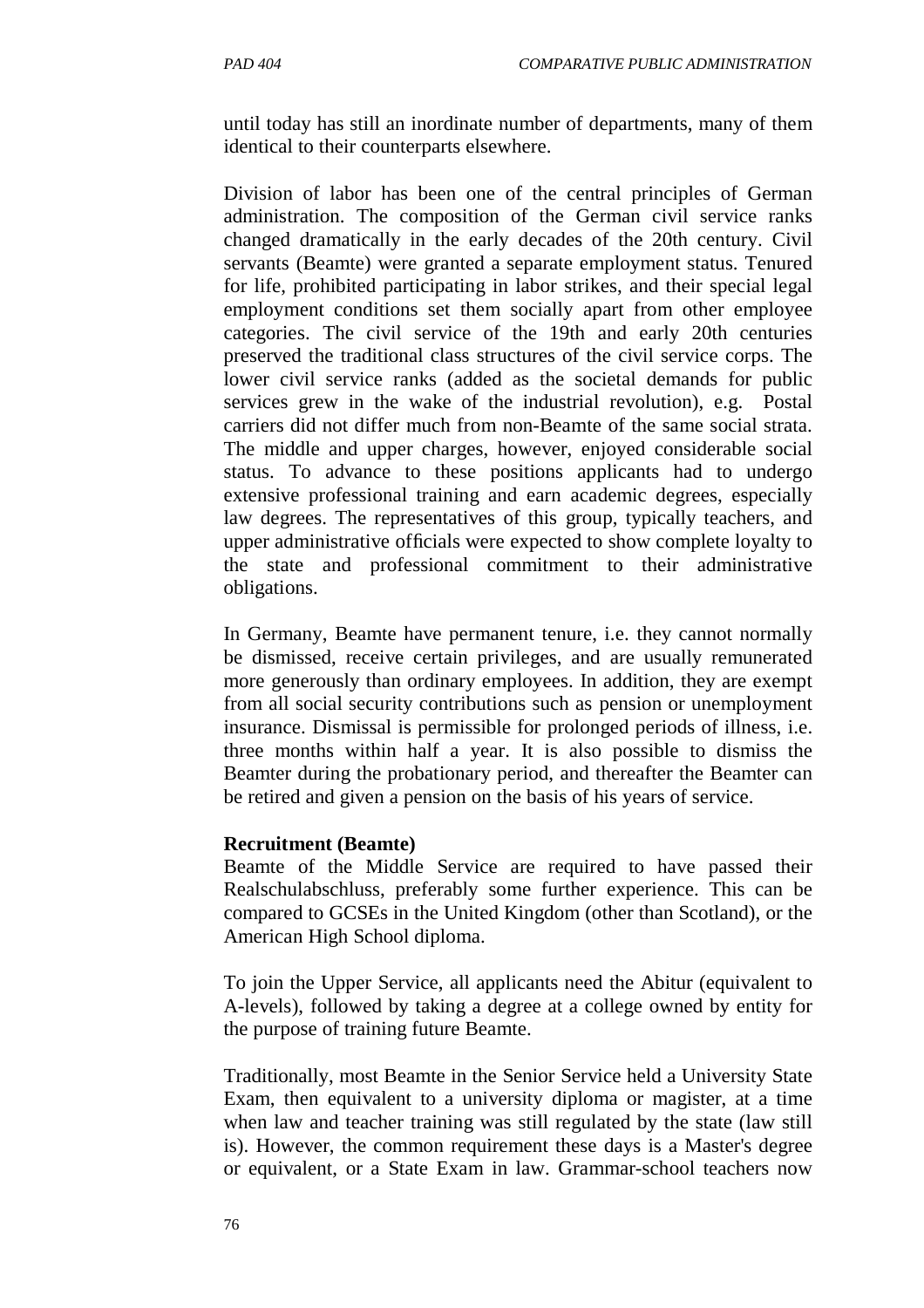until today has still an inordinate number of departments, many of them identical to their counterparts elsewhere.

Division of labor has been one of the central principles of German administration. The composition of the German civil service ranks changed dramatically in the early decades of the 20th century. Civil servants (Beamte) were granted a separate employment status. Tenured for life, prohibited participating in labor strikes, and their special legal employment conditions set them socially apart from other employee categories. The civil service of the 19th and early 20th centuries preserved the traditional class structures of the civil service corps. The lower civil service ranks (added as the societal demands for public services grew in the wake of the industrial revolution), e.g. Postal carriers did not differ much from non-Beamte of the same social strata. The middle and upper charges, however, enjoyed considerable social status. To advance to these positions applicants had to undergo extensive professional training and earn academic degrees, especially law degrees. The representatives of this group, typically teachers, and upper administrative officials were expected to show complete loyalty to the state and professional commitment to their administrative obligations.

In Germany, Beamte have permanent tenure, i.e. they cannot normally be dismissed, receive certain privileges, and are usually remunerated more generously than ordinary employees. In addition, they are exempt from all social security contributions such as pension or unemployment insurance. Dismissal is permissible for prolonged periods of illness, i.e. three months within half a year. It is also possible to dismiss the Beamter during the probationary period, and thereafter the Beamter can be retired and given a pension on the basis of his years of service.

**Recruitment (Beamte)**

Beamte of the Middle Service are required to have passed their Realschulabschluss, preferably some further experience. This can be compared to GCSEs in the United Kingdom (other than Scotland), or the American High School diploma.

To join the Upper Service, all applicants need the Abitur (equivalent to A-levels), followed by taking a degree at a college owned by entity for the purpose of training future Beamte.

Traditionally, most Beamte in the Senior Service held a University State Exam, then equivalent to a university diploma or magister, at a time when law and teacher training was still regulated by the state (law still is). However, the common requirement these days is a Master's degree or equivalent, or a State Exam in law. Grammar-school teachers now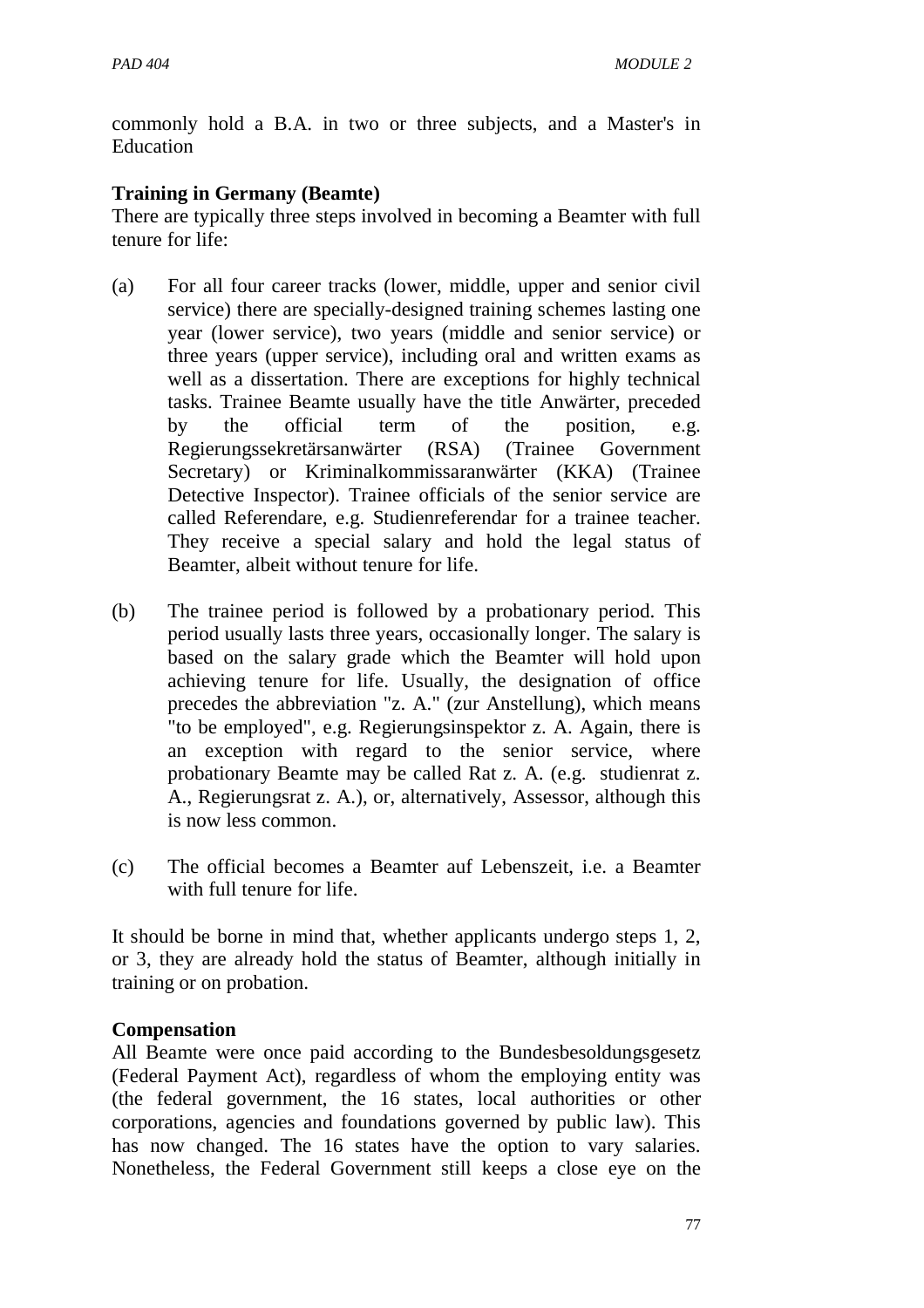commonly hold a B.A. in two or three subjects, and a Master's in Education

**Training in Germany (Beamte)**

There are typically three steps involved in becoming a Beamter with full tenure for life:

(a) For all four career tracks (lower, middle, upper and senior civil service) there are specially-designed training schemes lasting one year (lower service), two years (middle and senior service) or three years (upper service), including oral and written exams as well as a dissertation. There are exceptions for highly technical tasks. Trainee Beamte usually have the title Anwärter, preceded by the official term of the position, e.g. Regierungssekretärsanwärter (RSA) (Trainee Government Secretary) or Kriminalkommissaranwärter (KKA) (Trainee Detective Inspector). Trainee officials of the senior service are called Referendare, e.g. Studienreferendar for a trainee teacher. They receive a special salary and hold the legal status of Beamter, albeit without tenure for life.

(b) The trainee period is followed by a probationary period. This period usually lasts three years, occasionally longer. The salary is based on the salary grade which the Beamter will hold upon achieving tenure for life. Usually, the designation of office precedes the abbreviation "z. A." (zur Anstellung), which means "to be employed", e.g. Regierungsinspektor z. A. Again, there is an exception with regard to the senior service, where probationary Beamte may be called Rat z. A. (e.g. studienrat z. A., Regierungsrat z. A.), or, alternatively, Assessor, although this is now less common.

(c) The official becomes a Beamter auf Lebenszeit, i.e. a Beamter with full tenure for life.

It should be borne in mind that, whether applicants undergo steps 1, 2, or 3, they are already hold the status of Beamter, although initially in training or on probation.

**Compensation**

All Beamte were once paid according to the Bundesbesoldungsgesetz (Federal Payment Act), regardless of whom the employing entity was (the federal government, the 16 states, local authorities or other corporations, agencies and foundations governed by public law). This has now changed. The 16 states have the option to vary salaries. Nonetheless, the Federal Government still keeps a close eye on the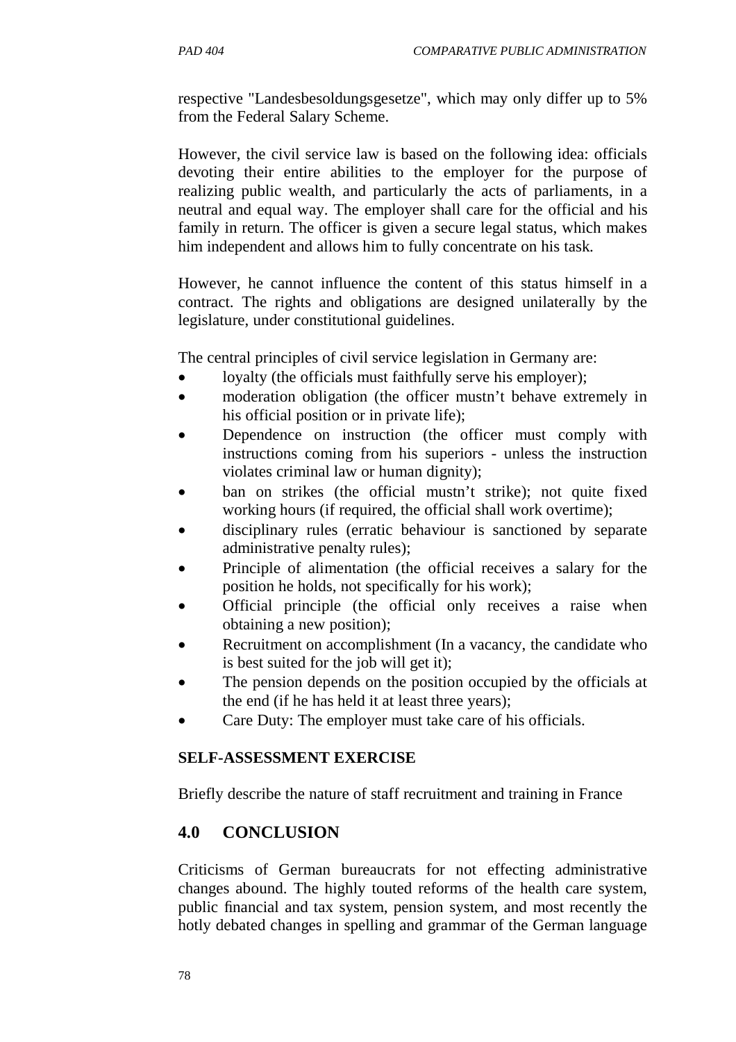respective "Landesbesoldungsgesetze", which may only differ up to 5% from the Federal Salary Scheme.

However, the civil service law is based on the following idea: officials devoting their entire abilities to the employer for the purpose of realizing public wealth, and particularly the acts of parliaments, in a neutral and equal way. The employer shall care for the official and his family in return. The officer is given a secure legal status, which makes him independent and allows him to fully concentrate on his task.

However, he cannot influence the content of this status himself in a contract. The rights and obligations are designed unilaterally by the legislature, under constitutional guidelines.

The central principles of civil service legislation in Germany are:

- loyalty (the officials must faithfully serve his employer);
- moderation obligation (the officer mustn't behave extremely in his official position or in private life);
- Dependence on instruction (the officer must comply with instructions coming from his superiors - unless the instruction violates criminal law or human dignity);
- ban on strikes (the official mustn't strike); not quite fixed working hours (if required, the official shall work overtime);
- disciplinary rules (erratic behaviour is sanctioned by separate administrative penalty rules);
- Principle of alimentation (the official receives a salary for the position he holds, not specifically for his work);
- Official principle (the official only receives a raise when obtaining a new position);
- Recruitment on accomplishment (In a vacancy, the candidate who is best suited for the job will get it);
- The pension depends on the position occupied by the officials at the end (if he has held it at least three years);
- Care Duty: The employer must take care of his officials.

**SELF-ASSESSMENT EXERCISE**

Briefly describe the nature of staff recruitment and training in France

## 4.0 CONCLUSION

Criticisms of German bureaucrats for not effecting administrative changes abound. The highly touted reforms of the health care system, public financial and tax system, pension system, and most recently the hotly debated changes in spelling and grammar of the German language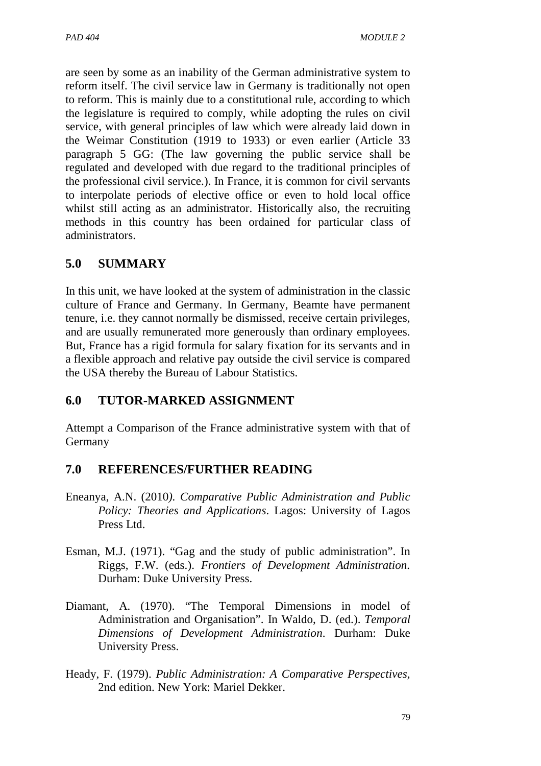are seen by some as an inability of the German administrative system to reform itself. The civil service law in Germany is traditionally not open to reform. This is mainly due to a constitutional rule, according to which the legislature is required to comply, while adopting the rules on civil service, with general principles of law which were already laid down in the Weimar Constitution (1919 to 1933) or even earlier (Article 33 paragraph 5 GG: (The law governing the public service shall be regulated and developed with due regard to the traditional principles of the professional civil service.). In France, it is common for civil servants to interpolate periods of elective office or even to hold local office whilst still acting as an administrator. Historically also, the recruiting methods in this country has been ordained for particular class of administrators.

## 5.0 SUMMARY

In this unit, we have looked at the system of administration in the classic culture of France and Germany. In Germany, Beamte have permanent tenure, i.e. they cannot normally be dismissed, receive certain privileges, and are usually remunerated more generously than ordinary employees. But, France has a rigid formula for salary fixation for its servants and in a flexible approach and relative pay outside the civil service is compared the USA thereby the Bureau of Labour Statistics.

## 6.0 TUTOR-MARKED ASSIGNMENT

Attempt a Comparison of the France administrative system with that of Germany

## 7.0 REFERENCES/FURTHER READING

Eneanya, A.N. (2010*). Comparative Public Administration and Public Policy: Theories and Applications*. Lagos: University of Lagos Press Ltd.

Esman, M.J. (1971). "Gag and the study of public administration". In Riggs, F.W. (eds.). *Frontiers of Development Administration*. Durham: Duke University Press.

Diamant, A. (1970). "The Temporal Dimensions in model of Administration and Organisation". In Waldo, D. (ed.). *Temporal Dimensions of Development Administration*. Durham: Duke University Press.

Heady, F. (1979). *Public Administration: A Comparative Perspectives,* 2nd edition. New York: Mariel Dekker.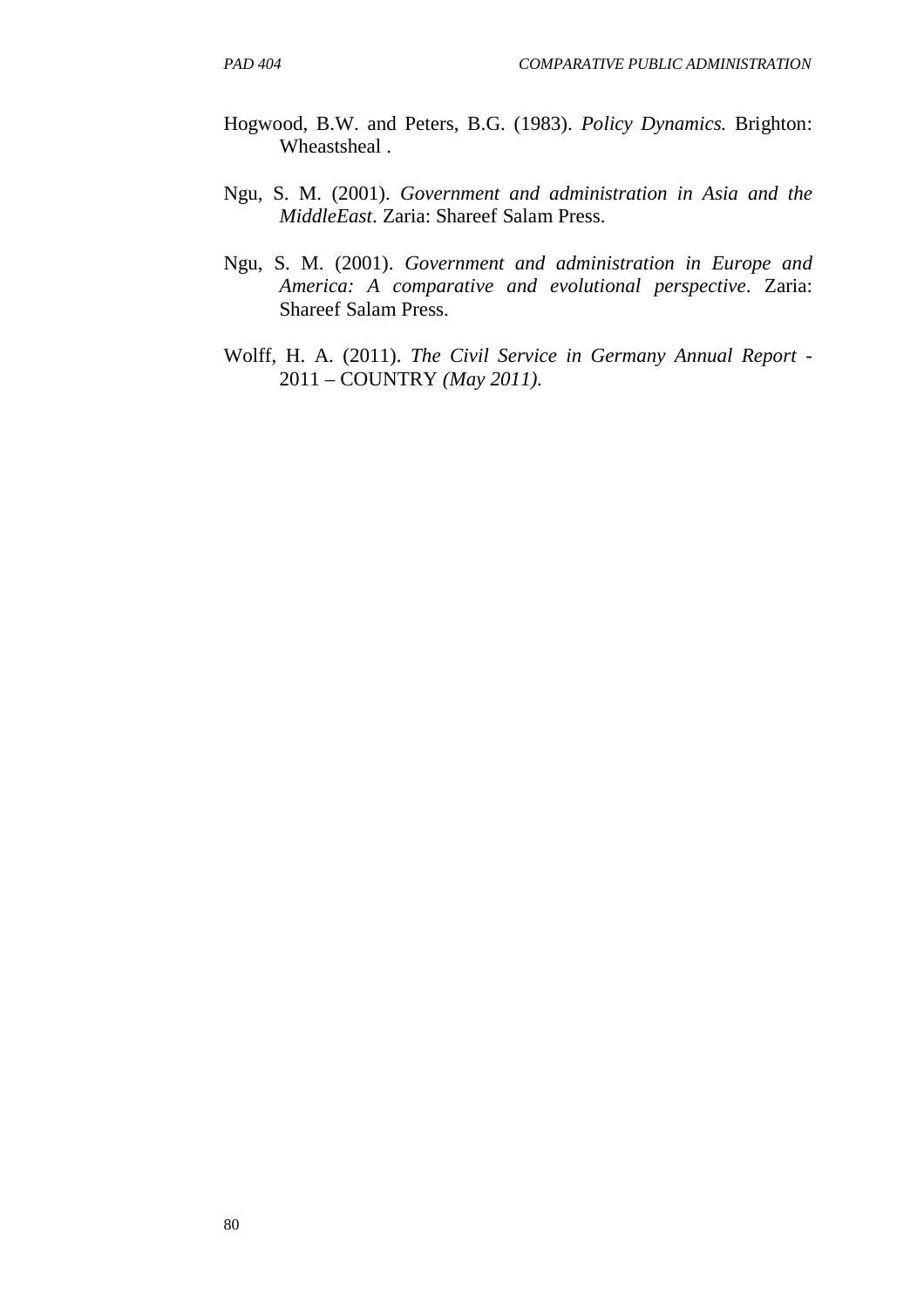Hogwood, B.W. and Peters, B.G. (1983). *Policy Dynamics.* Brighton: Wheastsheal .

Ngu, S. M. (2001). *Government and administration in Asia and the MiddleEast*. Zaria: Shareef Salam Press.

Ngu, S. M. (2001). *Government and administration in Europe and America: A comparative and evolutional perspective*. Zaria: Shareef Salam Press.

Wolff, H. A. (2011). *The Civil Service in Germany Annual Report* - 2011 – COUNTRY *(May 2011).*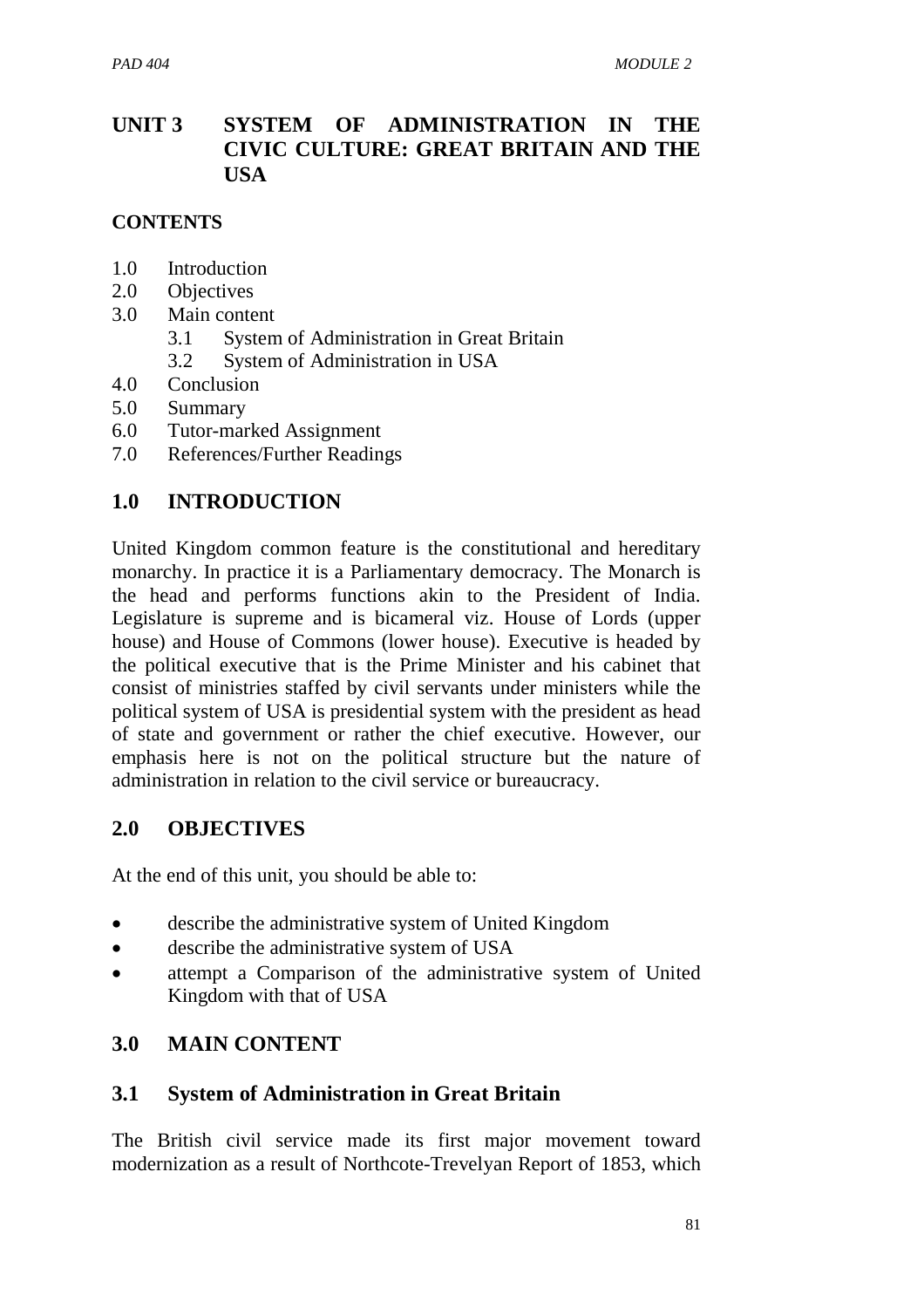# UNIT 3 SYSTEM OF ADMINISTRATION IN THE CIVIC CULTURE: GREAT BRITAIN AND THE USA

**CONTENTS**

- 1.0 Introduction
- 2.0 Objectives
- 3.0 Main content
  - 3.1 System of Administration in Great Britain
  - 3.2 System of Administration in USA
- 4.0 Conclusion
- 5.0 Summary
- 6.0 Tutor-marked Assignment
- 7.0 References/Further Readings

## 1.0 INTRODUCTION

United Kingdom common feature is the constitutional and hereditary monarchy. In practice it is a Parliamentary democracy. The Monarch is the head and performs functions akin to the President of India. Legislature is supreme and is bicameral viz. House of Lords (upper house) and House of Commons (lower house). Executive is headed by the political executive that is the Prime Minister and his cabinet that consist of ministries staffed by civil servants under ministers while the political system of USA is presidential system with the president as head of state and government or rather the chief executive. However, our emphasis here is not on the political structure but the nature of administration in relation to the civil service or bureaucracy.

## 2.0 OBJECTIVES

At the end of this unit, you should be able to:

- describe the administrative system of United Kingdom
- describe the administrative system of USA
- attempt a Comparison of the administrative system of United Kingdom with that of USA

## 3.0 MAIN CONTENT

### 3.1 System of Administration in Great Britain

The British civil service made its first major movement toward modernization as a result of Northcote-Trevelyan Report of 1853, which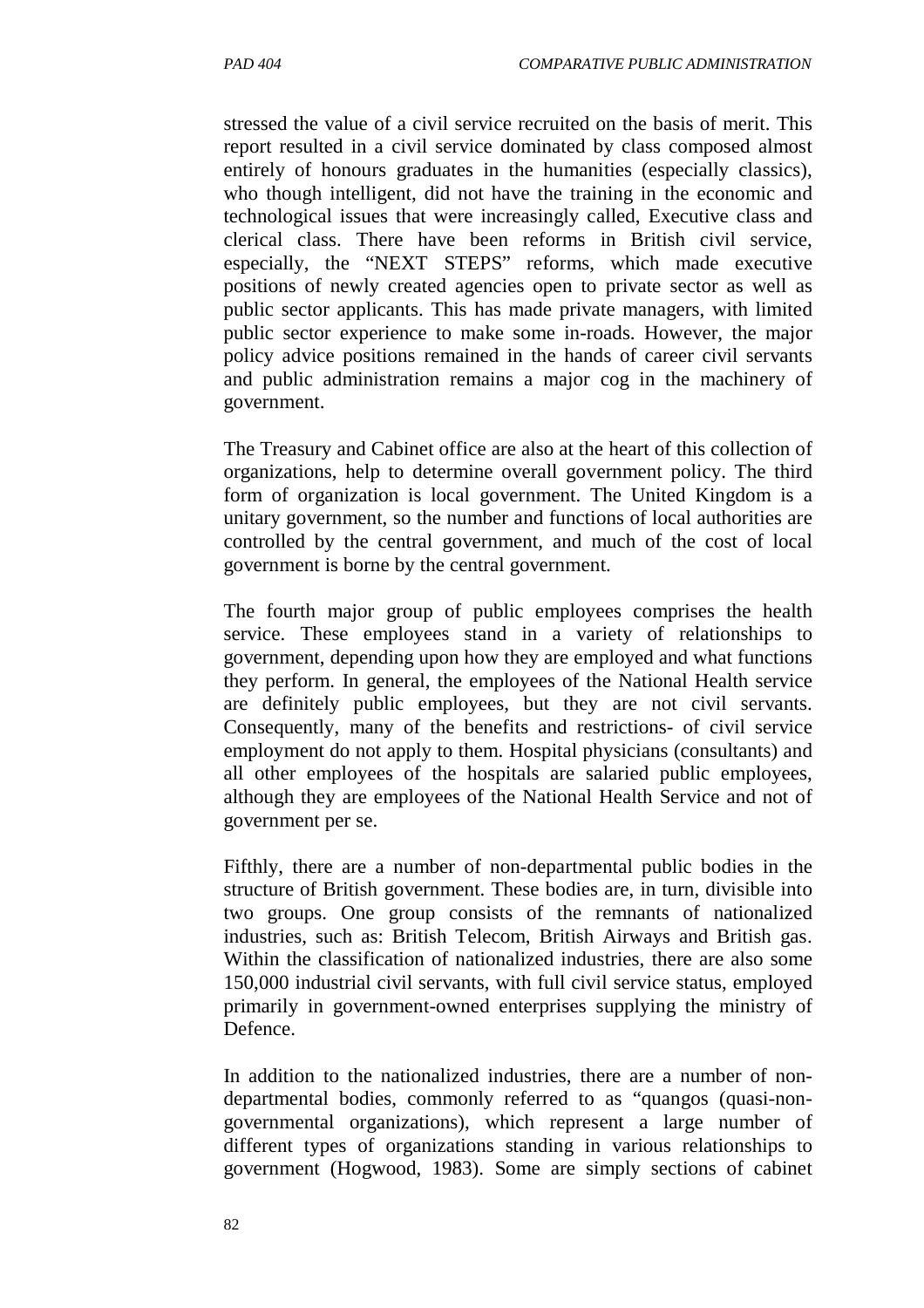stressed the value of a civil service recruited on the basis of merit. This report resulted in a civil service dominated by class composed almost entirely of honours graduates in the humanities (especially classics), who though intelligent, did not have the training in the economic and technological issues that were increasingly called, Executive class and clerical class. There have been reforms in British civil service, especially, the "NEXT STEPS" reforms, which made executive positions of newly created agencies open to private sector as well as public sector applicants. This has made private managers, with limited public sector experience to make some in-roads. However, the major policy advice positions remained in the hands of career civil servants and public administration remains a major cog in the machinery of government.

The Treasury and Cabinet office are also at the heart of this collection of organizations, help to determine overall government policy. The third form of organization is local government. The United Kingdom is a unitary government, so the number and functions of local authorities are controlled by the central government, and much of the cost of local government is borne by the central government.

The fourth major group of public employees comprises the health service. These employees stand in a variety of relationships to government, depending upon how they are employed and what functions they perform. In general, the employees of the National Health service are definitely public employees, but they are not civil servants. Consequently, many of the benefits and restrictions- of civil service employment do not apply to them. Hospital physicians (consultants) and all other employees of the hospitals are salaried public employees, although they are employees of the National Health Service and not of government per se.

Fifthly, there are a number of non-departmental public bodies in the structure of British government. These bodies are, in turn, divisible into two groups. One group consists of the remnants of nationalized industries, such as: British Telecom, British Airways and British gas. Within the classification of nationalized industries, there are also some 150,000 industrial civil servants, with full civil service status, employed primarily in government-owned enterprises supplying the ministry of Defence.

In addition to the nationalized industries, there are a number of non-departmental bodies, commonly referred to as "quangos (quasi-non-governmental organizations), which represent a large number of different types of organizations standing in various relationships to government (Hogwood, 1983). Some are simply sections of cabinet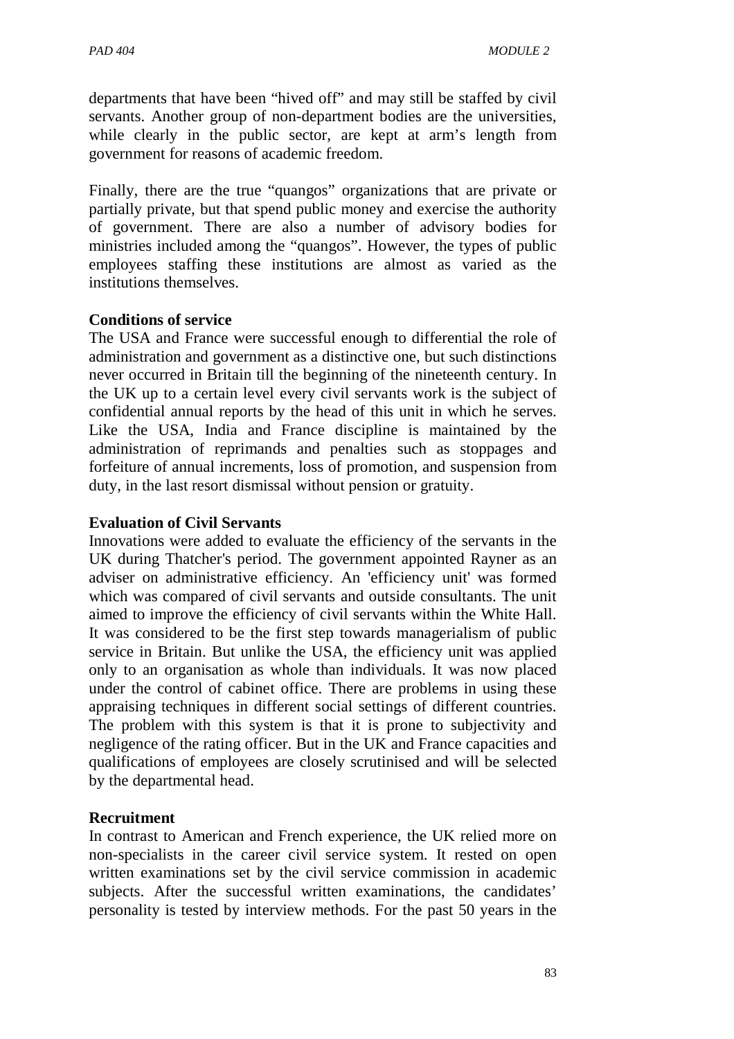departments that have been "hived off" and may still be staffed by civil servants. Another group of non-department bodies are the universities, while clearly in the public sector, are kept at arm's length from government for reasons of academic freedom.

Finally, there are the true "quangos" organizations that are private or partially private, but that spend public money and exercise the authority of government. There are also a number of advisory bodies for ministries included among the "quangos". However, the types of public employees staffing these institutions are almost as varied as the institutions themselves.

**Conditions of service**

The USA and France were successful enough to differential the role of administration and government as a distinctive one, but such distinctions never occurred in Britain till the beginning of the nineteenth century. In the UK up to a certain level every civil servants work is the subject of confidential annual reports by the head of this unit in which he serves. Like the USA, India and France discipline is maintained by the administration of reprimands and penalties such as stoppages and forfeiture of annual increments, loss of promotion, and suspension from duty, in the last resort dismissal without pension or gratuity.

**Evaluation of Civil Servants**

Innovations were added to evaluate the efficiency of the servants in the UK during Thatcher's period. The government appointed Rayner as an adviser on administrative efficiency. An 'efficiency unit' was formed which was compared of civil servants and outside consultants. The unit aimed to improve the efficiency of civil servants within the White Hall. It was considered to be the first step towards managerialism of public service in Britain. But unlike the USA, the efficiency unit was applied only to an organisation as whole than individuals. It was now placed under the control of cabinet office. There are problems in using these appraising techniques in different social settings of different countries. The problem with this system is that it is prone to subjectivity and negligence of the rating officer. But in the UK and France capacities and qualifications of employees are closely scrutinised and will be selected by the departmental head.

**Recruitment**

In contrast to American and French experience, the UK relied more on non-specialists in the career civil service system. It rested on open written examinations set by the civil service commission in academic subjects. After the successful written examinations, the candidates' personality is tested by interview methods. For the past 50 years in the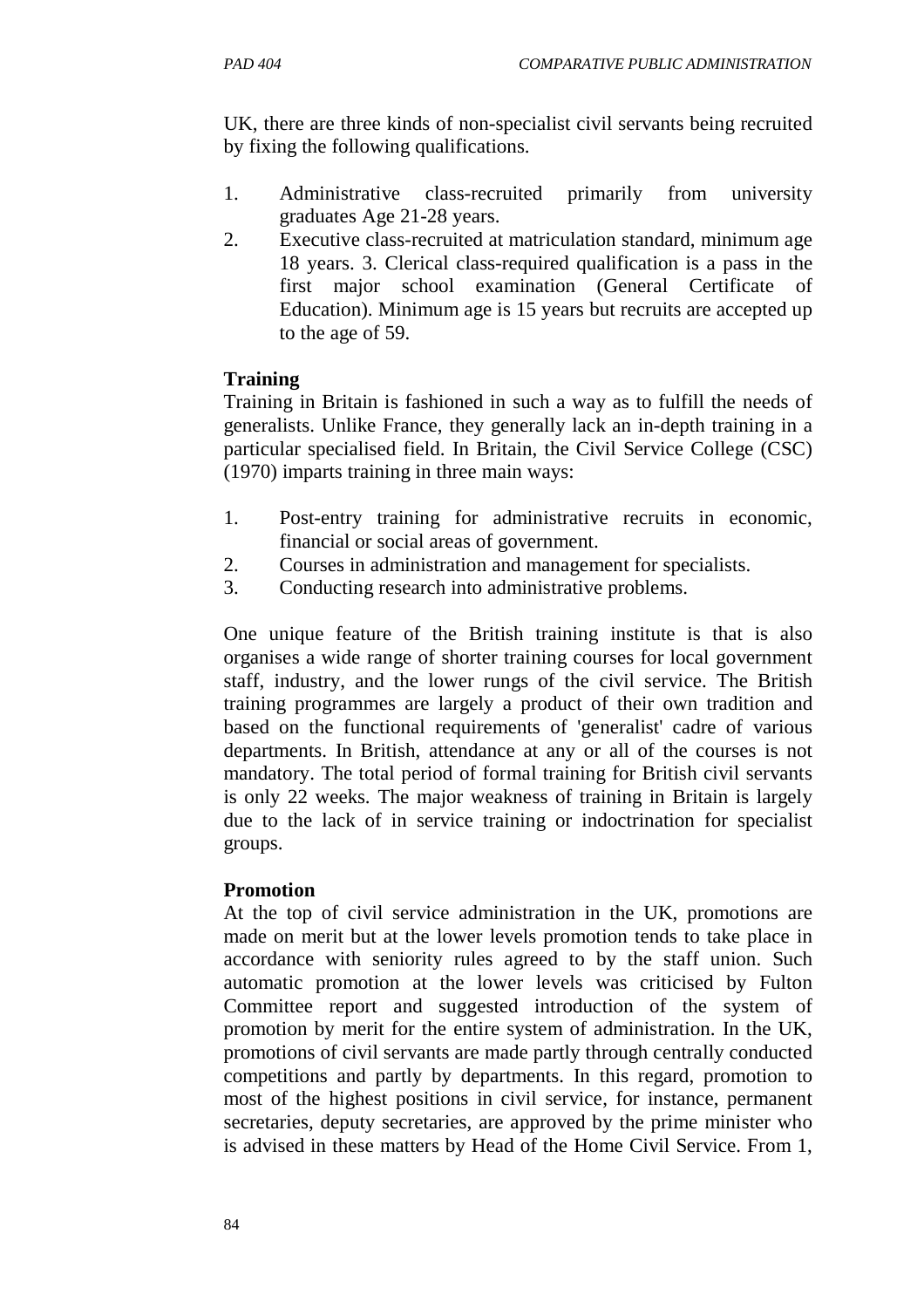UK, there are three kinds of non-specialist civil servants being recruited by fixing the following qualifications.

1. Administrative class-recruited primarily from university graduates Age 21-28 years.
2. Executive class-recruited at matriculation standard, minimum age 18 years. 3. Clerical class-required qualification is a pass in the first major school examination (General Certificate of Education). Minimum age is 15 years but recruits are accepted up to the age of 59.

**Training**

Training in Britain is fashioned in such a way as to fulfill the needs of generalists. Unlike France, they generally lack an in-depth training in a particular specialised field. In Britain, the Civil Service College (CSC) (1970) imparts training in three main ways:

1. Post-entry training for administrative recruits in economic, financial or social areas of government.
2. Courses in administration and management for specialists.
3. Conducting research into administrative problems.

One unique feature of the British training institute is that is also organises a wide range of shorter training courses for local government staff, industry, and the lower rungs of the civil service. The British training programmes are largely a product of their own tradition and based on the functional requirements of 'generalist' cadre of various departments. In British, attendance at any or all of the courses is not mandatory. The total period of formal training for British civil servants is only 22 weeks. The major weakness of training in Britain is largely due to the lack of in service training or indoctrination for specialist groups.

**Promotion**

At the top of civil service administration in the UK, promotions are made on merit but at the lower levels promotion tends to take place in accordance with seniority rules agreed to by the staff union. Such automatic promotion at the lower levels was criticised by Fulton Committee report and suggested introduction of the system of promotion by merit for the entire system of administration. In the UK, promotions of civil servants are made partly through centrally conducted competitions and partly by departments. In this regard, promotion to most of the highest positions in civil service, for instance, permanent secretaries, deputy secretaries, are approved by the prime minister who is advised in these matters by Head of the Home Civil Service. From 1,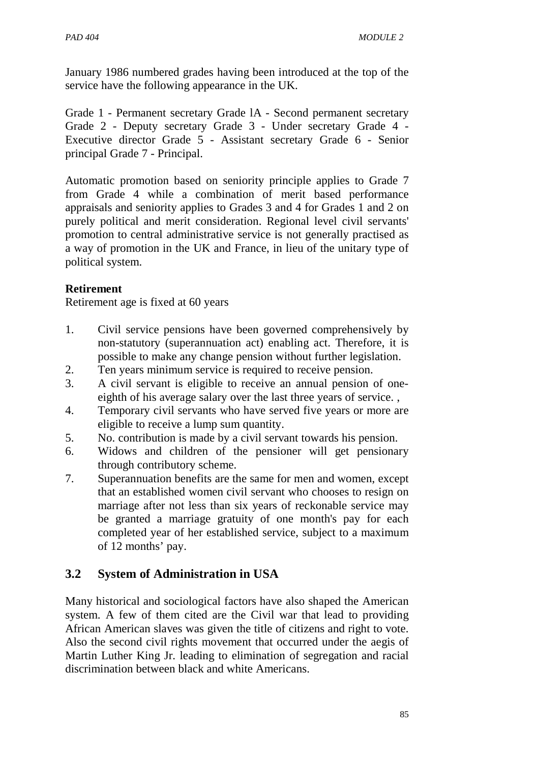January 1986 numbered grades having been introduced at the top of the service have the following appearance in the UK.

Grade 1 - Permanent secretary Grade lA - Second permanent secretary Grade 2 - Deputy secretary Grade 3 - Under secretary Grade 4 - Executive director Grade 5 - Assistant secretary Grade 6 - Senior principal Grade 7 - Principal.

Automatic promotion based on seniority principle applies to Grade 7 from Grade 4 while a combination of merit based performance appraisals and seniority applies to Grades 3 and 4 for Grades 1 and 2 on purely political and merit consideration. Regional level civil servants' promotion to central administrative service is not generally practised as a way of promotion in the UK and France, in lieu of the unitary type of political system.

**Retirement**

Retirement age is fixed at 60 years

1. Civil service pensions have been governed comprehensively by non-statutory (superannuation act) enabling act. Therefore, it is possible to make any change pension without further legislation.
2. Ten years minimum service is required to receive pension.
3. A civil servant is eligible to receive an annual pension of one-eighth of his average salary over the last three years of service. ,
4. Temporary civil servants who have served five years or more are eligible to receive a lump sum quantity.
5. No. contribution is made by a civil servant towards his pension.
6. Widows and children of the pensioner will get pensionary through contributory scheme.
7. Superannuation benefits are the same for men and women, except that an established women civil servant who chooses to resign on marriage after not less than six years of reckonable service may be granted a marriage gratuity of one month's pay for each completed year of her established service, subject to a maximum of 12 months' pay.

## 3.2 System of Administration in USA

Many historical and sociological factors have also shaped the American system. A few of them cited are the Civil war that lead to providing African American slaves was given the title of citizens and right to vote. Also the second civil rights movement that occurred under the aegis of Martin Luther King Jr. leading to elimination of segregation and racial discrimination between black and white Americans.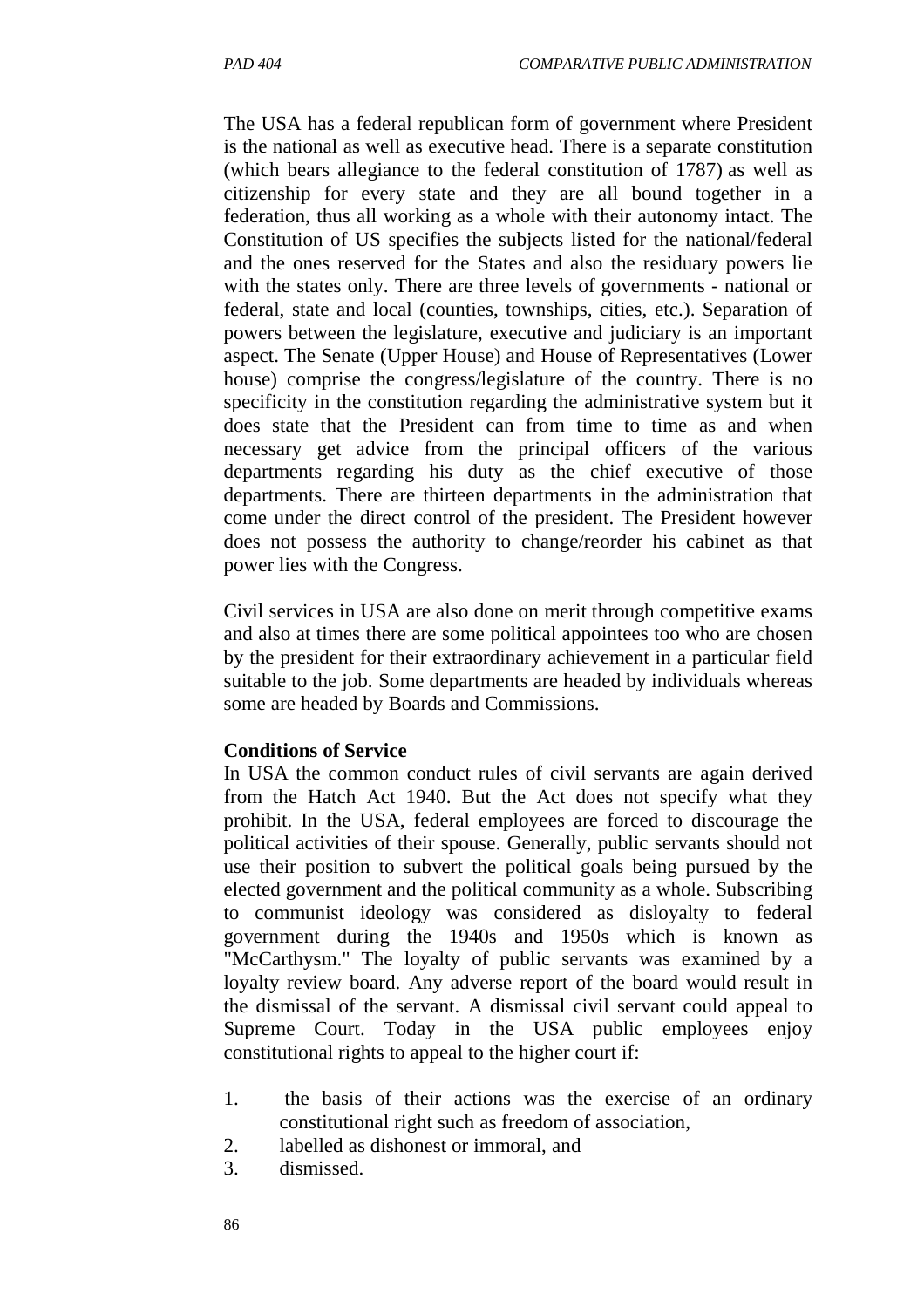The USA has a federal republican form of government where President is the national as well as executive head. There is a separate constitution (which bears allegiance to the federal constitution of 1787) as well as citizenship for every state and they are all bound together in a federation, thus all working as a whole with their autonomy intact. The Constitution of US specifies the subjects listed for the national/federal and the ones reserved for the States and also the residuary powers lie with the states only. There are three levels of governments - national or federal, state and local (counties, townships, cities, etc.). Separation of powers between the legislature, executive and judiciary is an important aspect. The Senate (Upper House) and House of Representatives (Lower house) comprise the congress/legislature of the country. There is no specificity in the constitution regarding the administrative system but it does state that the President can from time to time as and when necessary get advice from the principal officers of the various departments regarding his duty as the chief executive of those departments. There are thirteen departments in the administration that come under the direct control of the president. The President however does not possess the authority to change/reorder his cabinet as that power lies with the Congress.

Civil services in USA are also done on merit through competitive exams and also at times there are some political appointees too who are chosen by the president for their extraordinary achievement in a particular field suitable to the job. Some departments are headed by individuals whereas some are headed by Boards and Commissions.

**Conditions of Service**

In USA the common conduct rules of civil servants are again derived from the Hatch Act 1940. But the Act does not specify what they prohibit. In the USA, federal employees are forced to discourage the political activities of their spouse. Generally, public servants should not use their position to subvert the political goals being pursued by the elected government and the political community as a whole. Subscribing to communist ideology was considered as disloyalty to federal government during the 1940s and 1950s which is known as "McCarthysm." The loyalty of public servants was examined by a loyalty review board. Any adverse report of the board would result in the dismissal of the servant. A dismissal civil servant could appeal to Supreme Court. Today in the USA public employees enjoy constitutional rights to appeal to the higher court if:

1. the basis of their actions was the exercise of an ordinary constitutional right such as freedom of association,
2. labelled as dishonest or immoral, and
3. dismissed.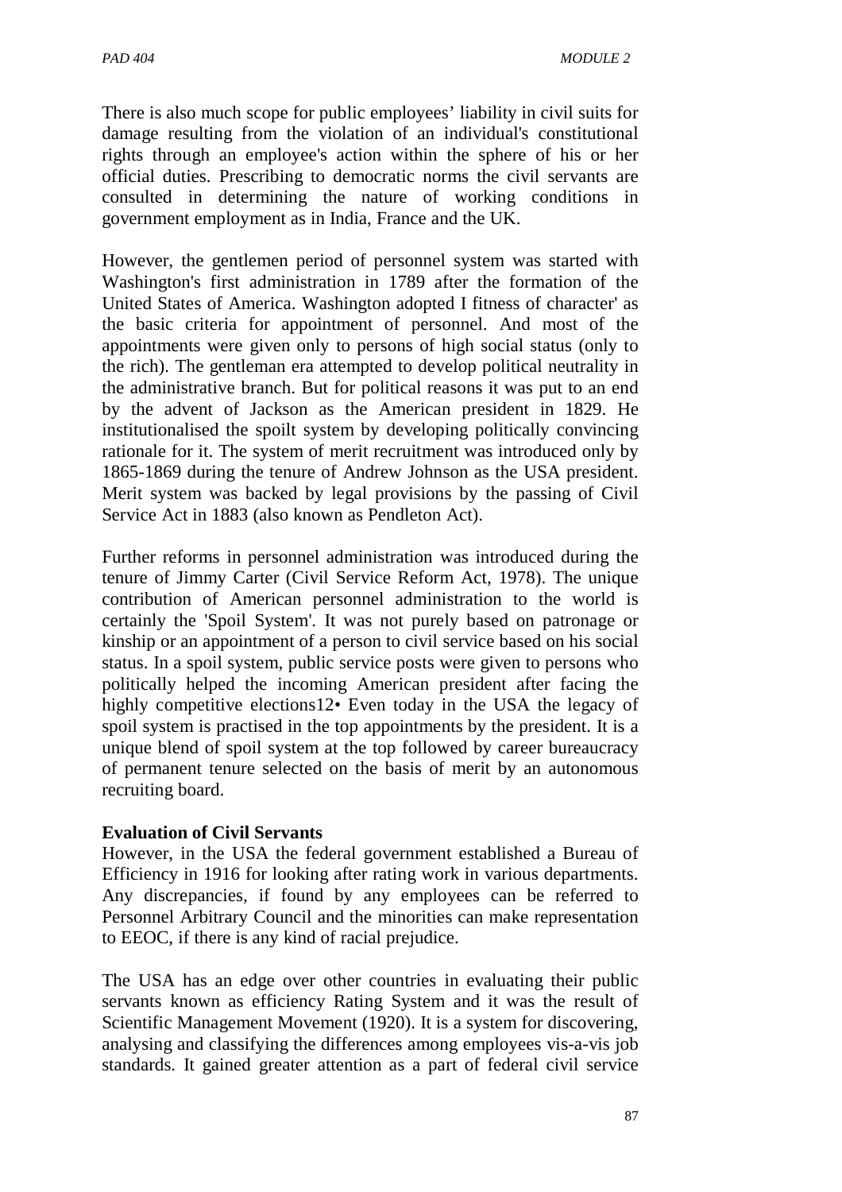There is also much scope for public employees' liability in civil suits for damage resulting from the violation of an individual's constitutional rights through an employee's action within the sphere of his or her official duties. Prescribing to democratic norms the civil servants are consulted in determining the nature of working conditions in government employment as in India, France and the UK.

However, the gentlemen period of personnel system was started with Washington's first administration in 1789 after the formation of the United States of America. Washington adopted I fitness of character' as the basic criteria for appointment of personnel. And most of the appointments were given only to persons of high social status (only to the rich). The gentleman era attempted to develop political neutrality in the administrative branch. But for political reasons it was put to an end by the advent of Jackson as the American president in 1829. He institutionalised the spoilt system by developing politically convincing rationale for it. The system of merit recruitment was introduced only by 1865-1869 during the tenure of Andrew Johnson as the USA president. Merit system was backed by legal provisions by the passing of Civil Service Act in 1883 (also known as Pendleton Act).

Further reforms in personnel administration was introduced during the tenure of Jimmy Carter (Civil Service Reform Act, 1978). The unique contribution of American personnel administration to the world is certainly the 'Spoil System'. It was not purely based on patronage or kinship or an appointment of a person to civil service based on his social status. In a spoil system, public service posts were given to persons who politically helped the incoming American president after facing the highly competitive elections12• Even today in the USA the legacy of spoil system is practised in the top appointments by the president. It is a unique blend of spoil system at the top followed by career bureaucracy of permanent tenure selected on the basis of merit by an autonomous recruiting board.

**Evaluation of Civil Servants**

However, in the USA the federal government established a Bureau of Efficiency in 1916 for looking after rating work in various departments. Any discrepancies, if found by any employees can be referred to Personnel Arbitrary Council and the minorities can make representation to EEOC, if there is any kind of racial prejudice.

The USA has an edge over other countries in evaluating their public servants known as efficiency Rating System and it was the result of Scientific Management Movement (1920). It is a system for discovering, analysing and classifying the differences among employees vis-a-vis job standards. It gained greater attention as a part of federal civil service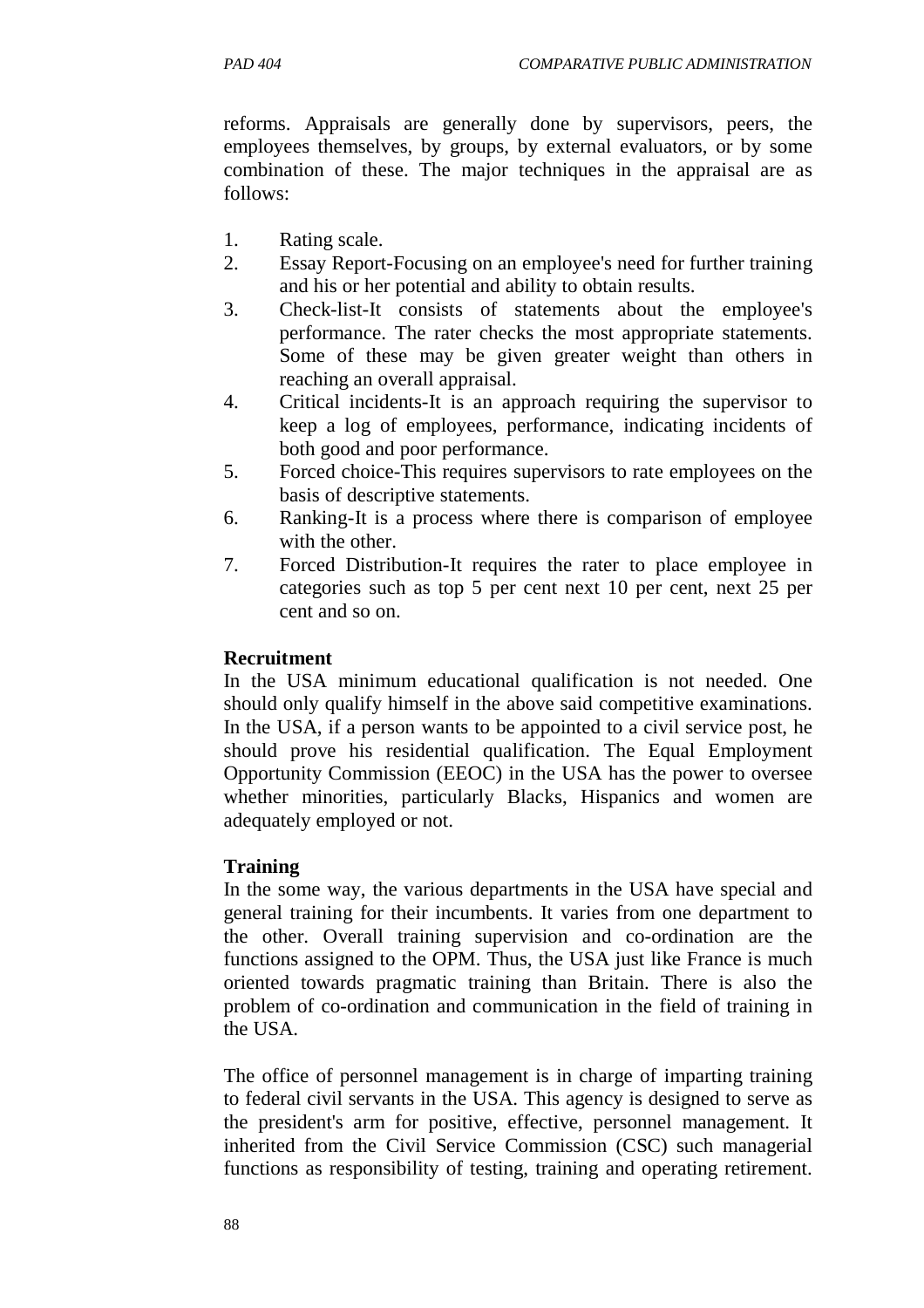reforms. Appraisals are generally done by supervisors, peers, the employees themselves, by groups, by external evaluators, or by some combination of these. The major techniques in the appraisal are as follows:

1. Rating scale.
2. Essay Report-Focusing on an employee's need for further training and his or her potential and ability to obtain results.
3. Check-list-It consists of statements about the employee's performance. The rater checks the most appropriate statements. Some of these may be given greater weight than others in reaching an overall appraisal.
4. Critical incidents-It is an approach requiring the supervisor to keep a log of employees, performance, indicating incidents of both good and poor performance.
5. Forced choice-This requires supervisors to rate employees on the basis of descriptive statements.
6. Ranking-It is a process where there is comparison of employee with the other.
7. Forced Distribution-It requires the rater to place employee in categories such as top 5 per cent next 10 per cent, next 25 per cent and so on.

**Recruitment**

In the USA minimum educational qualification is not needed. One should only qualify himself in the above said competitive examinations. In the USA, if a person wants to be appointed to a civil service post, he should prove his residential qualification. The Equal Employment Opportunity Commission (EEOC) in the USA has the power to oversee whether minorities, particularly Blacks, Hispanics and women are adequately employed or not.

**Training**

In the some way, the various departments in the USA have special and general training for their incumbents. It varies from one department to the other. Overall training supervision and co-ordination are the functions assigned to the OPM. Thus, the USA just like France is much oriented towards pragmatic training than Britain. There is also the problem of co-ordination and communication in the field of training in the USA.

The office of personnel management is in charge of imparting training to federal civil servants in the USA. This agency is designed to serve as the president's arm for positive, effective, personnel management. It inherited from the Civil Service Commission (CSC) such managerial functions as responsibility of testing, training and operating retirement.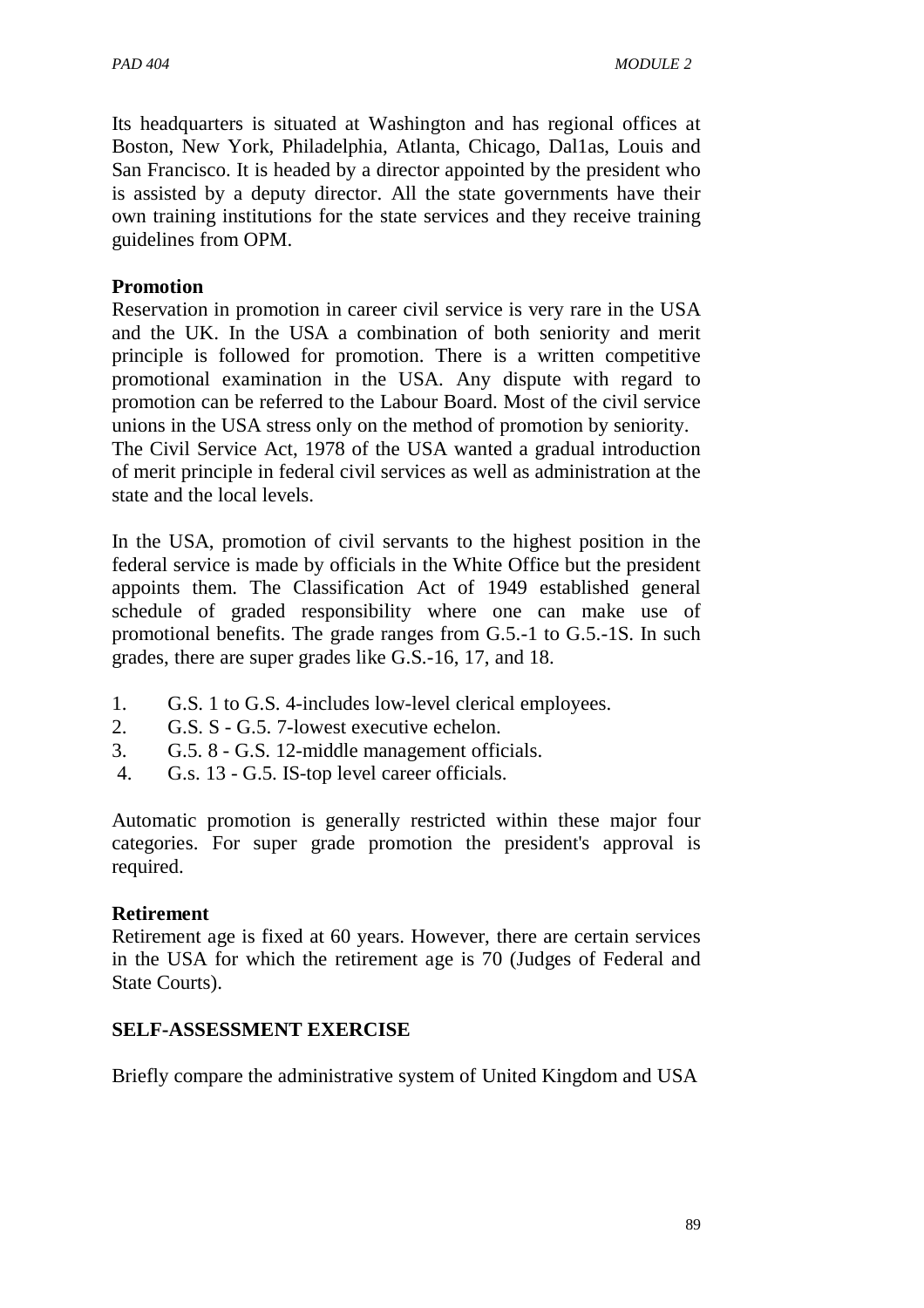Its headquarters is situated at Washington and has regional offices at Boston, New York, Philadelphia, Atlanta, Chicago, Dal1as, Louis and San Francisco. It is headed by a director appointed by the president who is assisted by a deputy director. All the state governments have their own training institutions for the state services and they receive training guidelines from OPM.

**Promotion**

Reservation in promotion in career civil service is very rare in the USA and the UK. In the USA a combination of both seniority and merit principle is followed for promotion. There is a written competitive promotional examination in the USA. Any dispute with regard to promotion can be referred to the Labour Board. Most of the civil service unions in the USA stress only on the method of promotion by seniority. The Civil Service Act, 1978 of the USA wanted a gradual introduction of merit principle in federal civil services as well as administration at the state and the local levels.

In the USA, promotion of civil servants to the highest position in the federal service is made by officials in the White Office but the president appoints them. The Classification Act of 1949 established general schedule of graded responsibility where one can make use of promotional benefits. The grade ranges from G.5.-1 to G.5.-1S. In such grades, there are super grades like G.S.-16, 17, and 18.

1. G.S. 1 to G.S. 4-includes low-level clerical employees.
2. G.S. S - G.5. 7-lowest executive echelon.
3. G.5. 8 - G.S. 12-middle management officials.
4. G.s. 13 - G.5. IS-top level career officials.

Automatic promotion is generally restricted within these major four categories. For super grade promotion the president's approval is required.

**Retirement**

Retirement age is fixed at 60 years. However, there are certain services in the USA for which the retirement age is 70 (Judges of Federal and State Courts).

**SELF-ASSESSMENT EXERCISE**

Briefly compare the administrative system of United Kingdom and USA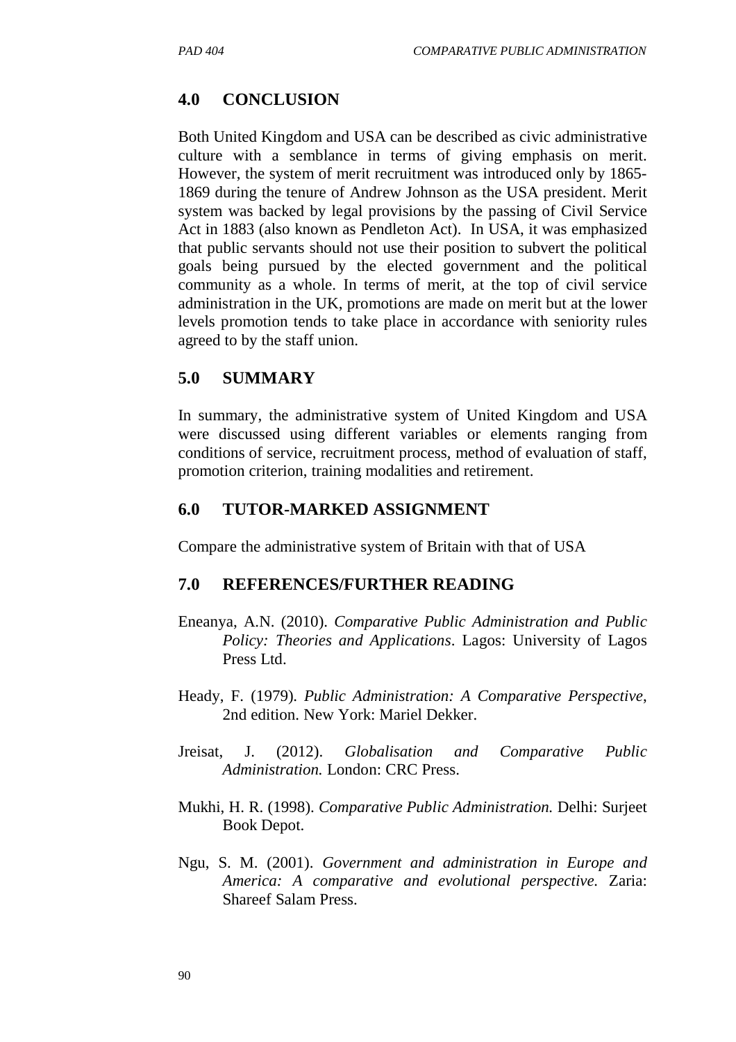## 4.0 CONCLUSION

Both United Kingdom and USA can be described as civic administrative culture with a semblance in terms of giving emphasis on merit. However, the system of merit recruitment was introduced only by 1865-1869 during the tenure of Andrew Johnson as the USA president. Merit system was backed by legal provisions by the passing of Civil Service Act in 1883 (also known as Pendleton Act). In USA, it was emphasized that public servants should not use their position to subvert the political goals being pursued by the elected government and the political community as a whole. In terms of merit, at the top of civil service administration in the UK, promotions are made on merit but at the lower levels promotion tends to take place in accordance with seniority rules agreed to by the staff union.

## 5.0 SUMMARY

In summary, the administrative system of United Kingdom and USA were discussed using different variables or elements ranging from conditions of service, recruitment process, method of evaluation of staff, promotion criterion, training modalities and retirement.

## 6.0 TUTOR-MARKED ASSIGNMENT

Compare the administrative system of Britain with that of USA

## 7.0 REFERENCES/FURTHER READING

Eneanya, A.N. (2010). *Comparative Public Administration and Public Policy: Theories and Applications*. Lagos: University of Lagos Press Ltd.

Heady, F. (1979). *Public Administration: A Comparative Perspective*, 2nd edition. New York: Mariel Dekker.

Jreisat, J. (2012). *Globalisation and Comparative Public Administration.* London: CRC Press.

Mukhi, H. R. (1998). *Comparative Public Administration.* Delhi: Surjeet Book Depot.

Ngu, S. M. (2001). *Government and administration in Europe and America: A comparative and evolutional perspective.* Zaria: Shareef Salam Press.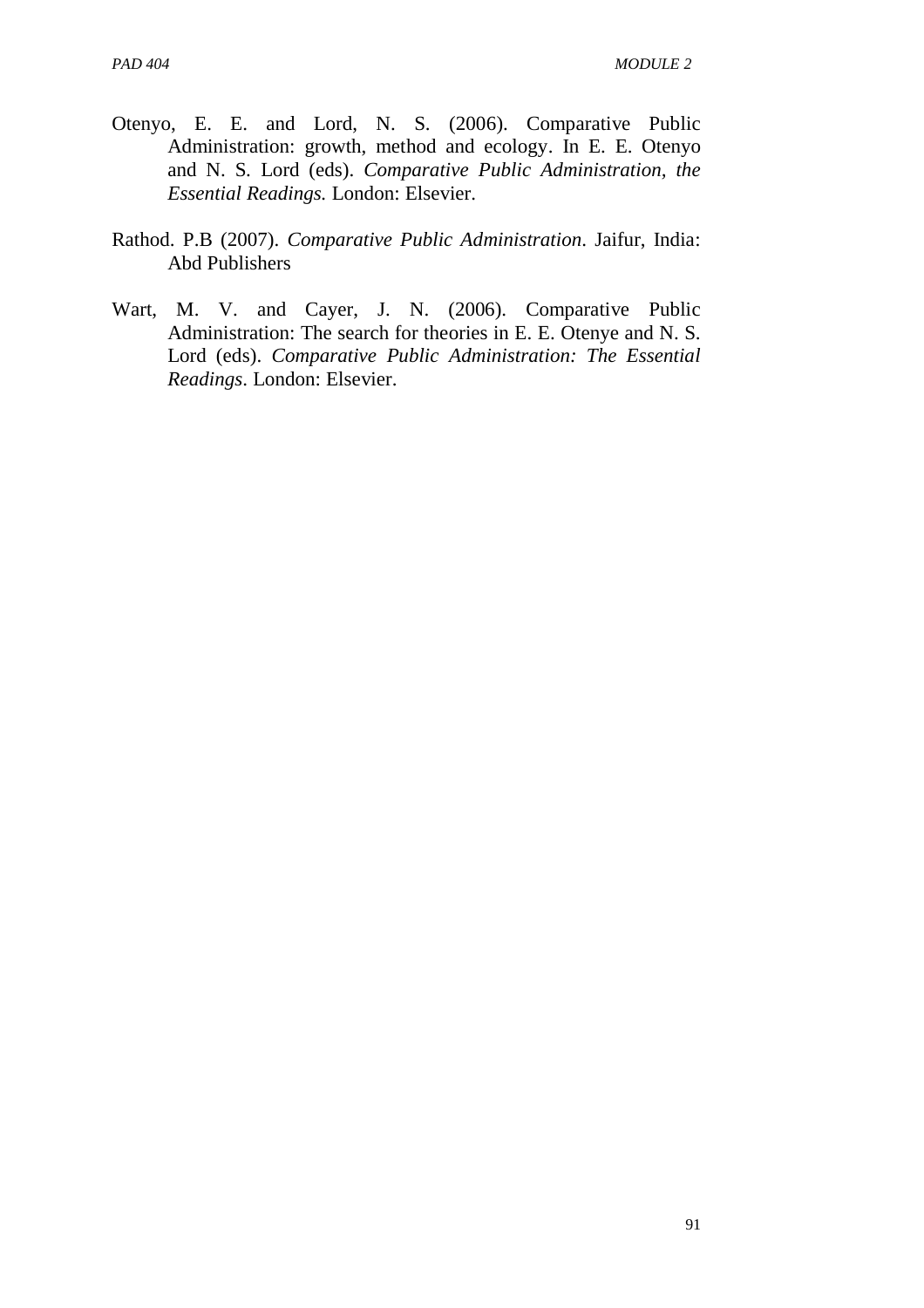Otenyo, E. E. and Lord, N. S. (2006). Comparative Public Administration: growth, method and ecology. In E. E. Otenyo and N. S. Lord (eds). *Comparative Public Administration, the Essential Readings.* London: Elsevier.

Rathod. P.B (2007). *Comparative Public Administration*. Jaifur, India: Abd Publishers

Wart, M. V. and Cayer, J. N. (2006). Comparative Public Administration: The search for theories in E. E. Otenye and N. S. Lord (eds). *Comparative Public Administration: The Essential Readings*. London: Elsevier.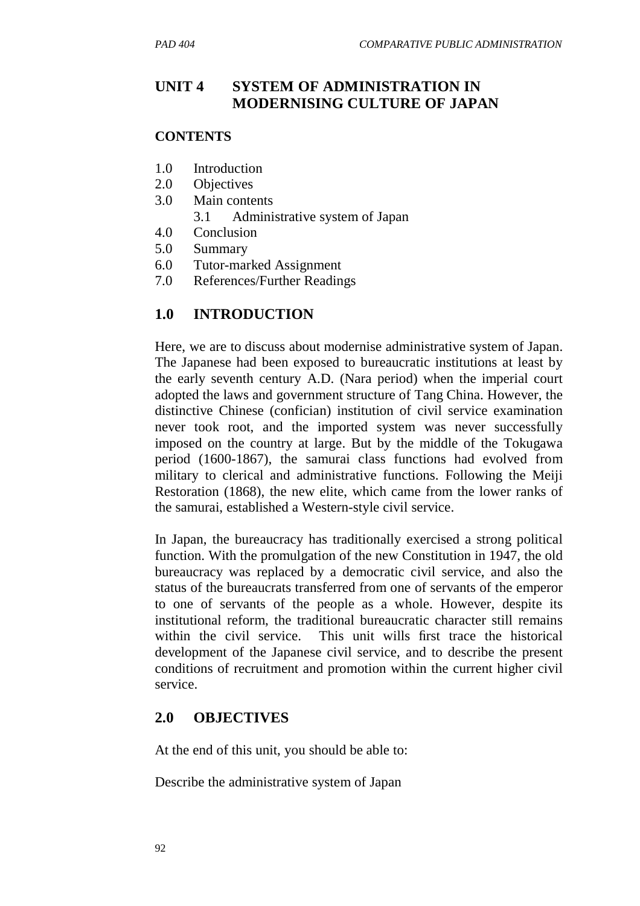# UNIT 4 SYSTEM OF ADMINISTRATION IN MODERNISING CULTURE OF JAPAN

## CONTENTS

1.0 Introduction
2.0 Objectives
3.0 Main contents
    3.1 Administrative system of Japan
4.0 Conclusion
5.0 Summary
6.0 Tutor-marked Assignment
7.0 References/Further Readings

## 1.0 INTRODUCTION

Here, we are to discuss about modernise administrative system of Japan. The Japanese had been exposed to bureaucratic institutions at least by the early seventh century A.D. (Nara period) when the imperial court adopted the laws and government structure of Tang China. However, the distinctive Chinese (confician) institution of civil service examination never took root, and the imported system was never successfully imposed on the country at large. But by the middle of the Tokugawa period (1600-1867), the samurai class functions had evolved from military to clerical and administrative functions. Following the Meiji Restoration (1868), the new elite, which came from the lower ranks of the samurai, established a Western-style civil service.

In Japan, the bureaucracy has traditionally exercised a strong political function. With the promulgation of the new Constitution in 1947, the old bureaucracy was replaced by a democratic civil service, and also the status of the bureaucrats transferred from one of servants of the emperor to one of servants of the people as a whole. However, despite its institutional reform, the traditional bureaucratic character still remains within the civil service. This unit wills first trace the historical development of the Japanese civil service, and to describe the present conditions of recruitment and promotion within the current higher civil service.

## 2.0 OBJECTIVES

At the end of this unit, you should be able to:

Describe the administrative system of Japan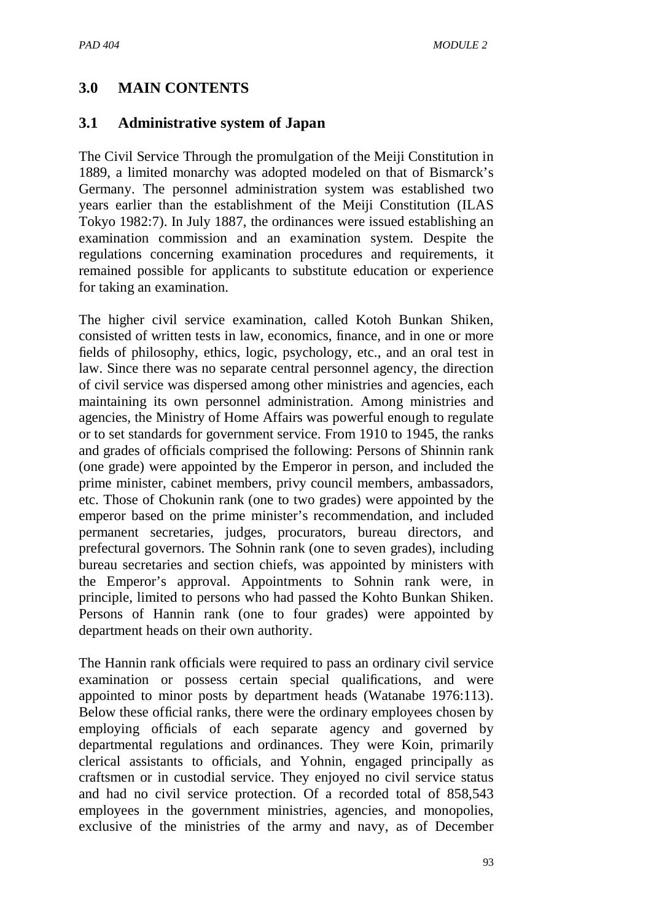## 3.0 MAIN CONTENTS

### 3.1 Administrative system of Japan

The Civil Service Through the promulgation of the Meiji Constitution in 1889, a limited monarchy was adopted modeled on that of Bismarck's Germany. The personnel administration system was established two years earlier than the establishment of the Meiji Constitution (ILAS Tokyo 1982:7). In July 1887, the ordinances were issued establishing an examination commission and an examination system. Despite the regulations concerning examination procedures and requirements, it remained possible for applicants to substitute education or experience for taking an examination.

The higher civil service examination, called Kotoh Bunkan Shiken, consisted of written tests in law, economics, finance, and in one or more fields of philosophy, ethics, logic, psychology, etc., and an oral test in law. Since there was no separate central personnel agency, the direction of civil service was dispersed among other ministries and agencies, each maintaining its own personnel administration. Among ministries and agencies, the Ministry of Home Affairs was powerful enough to regulate or to set standards for government service. From 1910 to 1945, the ranks and grades of officials comprised the following: Persons of Shinnin rank (one grade) were appointed by the Emperor in person, and included the prime minister, cabinet members, privy council members, ambassadors, etc. Those of Chokunin rank (one to two grades) were appointed by the emperor based on the prime minister's recommendation, and included permanent secretaries, judges, procurators, bureau directors, and prefectural governors. The Sohnin rank (one to seven grades), including bureau secretaries and section chiefs, was appointed by ministers with the Emperor's approval. Appointments to Sohnin rank were, in principle, limited to persons who had passed the Kohto Bunkan Shiken. Persons of Hannin rank (one to four grades) were appointed by department heads on their own authority.

The Hannin rank officials were required to pass an ordinary civil service examination or possess certain special qualifications, and were appointed to minor posts by department heads (Watanabe 1976:113). Below these official ranks, there were the ordinary employees chosen by employing officials of each separate agency and governed by departmental regulations and ordinances. They were Koin, primarily clerical assistants to officials, and Yohnin, engaged principally as craftsmen or in custodial service. They enjoyed no civil service status and had no civil service protection. Of a recorded total of 858,543 employees in the government ministries, agencies, and monopolies, exclusive of the ministries of the army and navy, as of December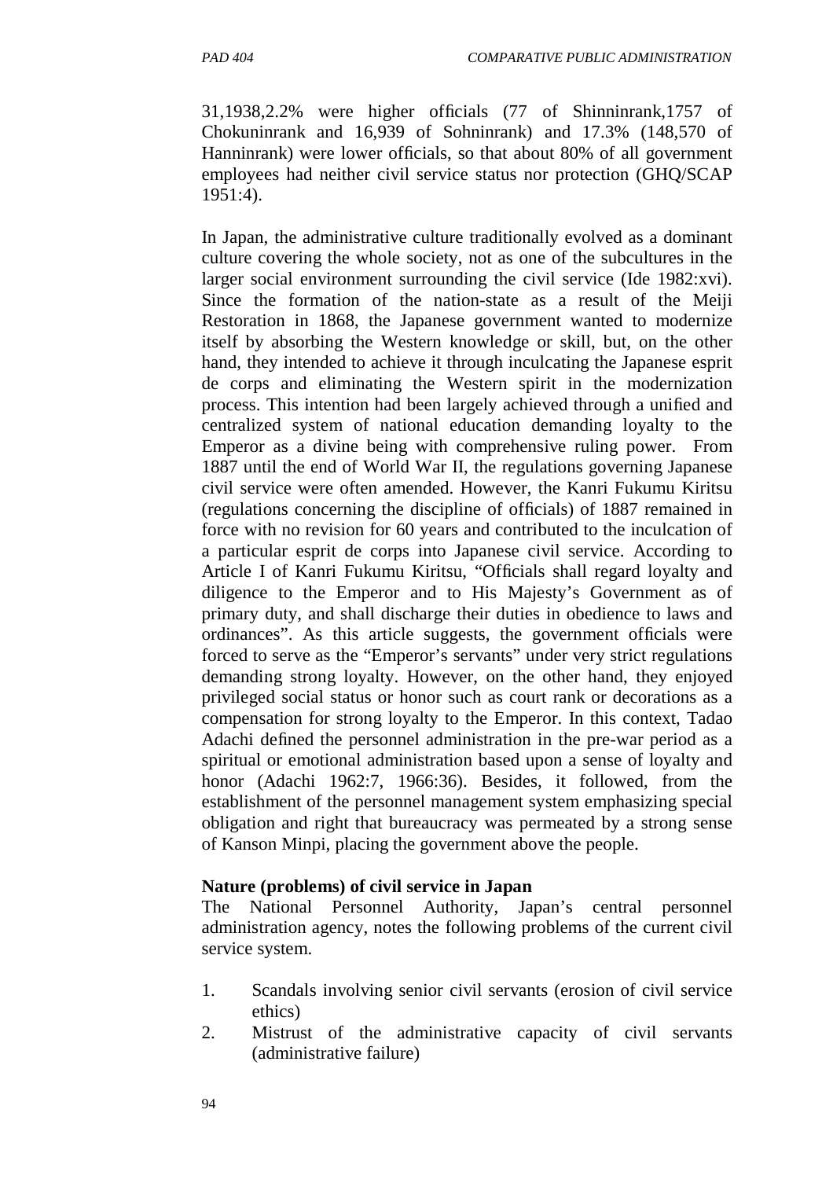31,1938,2.2% were higher officials (77 of Shinninrank,1757 of Chokuninrank and 16,939 of Sohninrank) and 17.3% (148,570 of Hanninrank) were lower officials, so that about 80% of all government employees had neither civil service status nor protection (GHQ/SCAP 1951:4).

In Japan, the administrative culture traditionally evolved as a dominant culture covering the whole society, not as one of the subcultures in the larger social environment surrounding the civil service (Ide 1982:xvi). Since the formation of the nation-state as a result of the Meiji Restoration in 1868, the Japanese government wanted to modernize itself by absorbing the Western knowledge or skill, but, on the other hand, they intended to achieve it through inculcating the Japanese esprit de corps and eliminating the Western spirit in the modernization process. This intention had been largely achieved through a unified and centralized system of national education demanding loyalty to the Emperor as a divine being with comprehensive ruling power. From 1887 until the end of World War II, the regulations governing Japanese civil service were often amended. However, the Kanri Fukumu Kiritsu (regulations concerning the discipline of officials) of 1887 remained in force with no revision for 60 years and contributed to the inculcation of a particular esprit de corps into Japanese civil service. According to Article I of Kanri Fukumu Kiritsu, "Officials shall regard loyalty and diligence to the Emperor and to His Majesty's Government as of primary duty, and shall discharge their duties in obedience to laws and ordinances". As this article suggests, the government officials were forced to serve as the "Emperor's servants" under very strict regulations demanding strong loyalty. However, on the other hand, they enjoyed privileged social status or honor such as court rank or decorations as a compensation for strong loyalty to the Emperor. In this context, Tadao Adachi defined the personnel administration in the pre-war period as a spiritual or emotional administration based upon a sense of loyalty and honor (Adachi 1962:7, 1966:36). Besides, it followed, from the establishment of the personnel management system emphasizing special obligation and right that bureaucracy was permeated by a strong sense of Kanson Minpi, placing the government above the people.

**Nature (problems) of civil service in Japan**

The National Personnel Authority, Japan's central personnel administration agency, notes the following problems of the current civil service system.

1. Scandals involving senior civil servants (erosion of civil service ethics)
2. Mistrust of the administrative capacity of civil servants (administrative failure)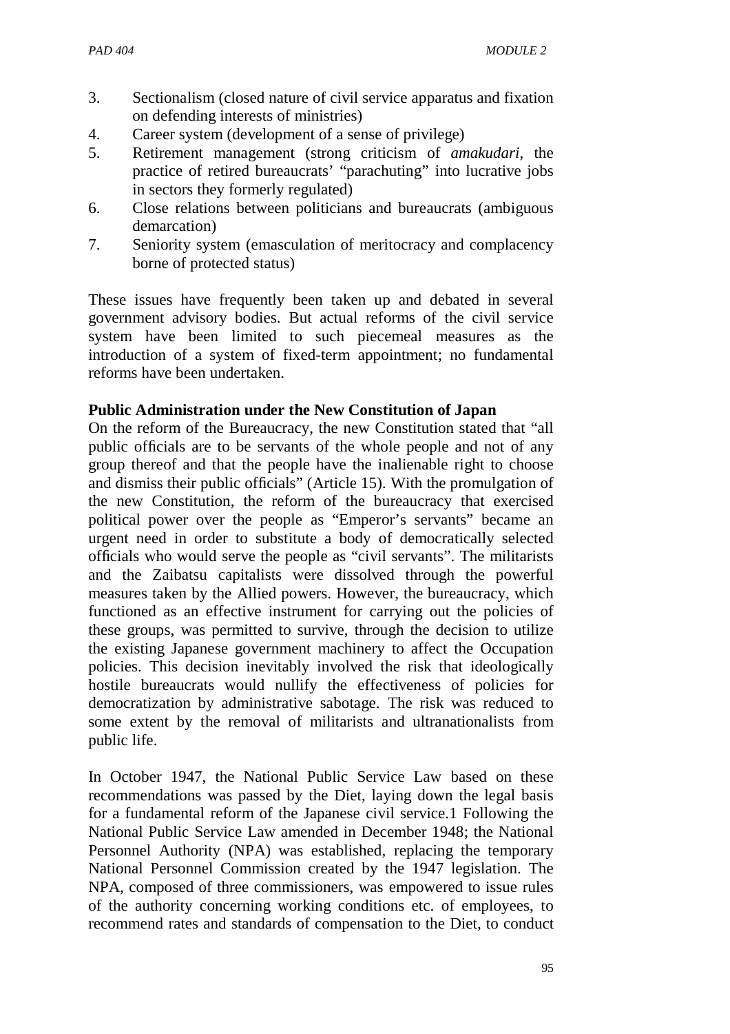3. Sectionalism (closed nature of civil service apparatus and fixation on defending interests of ministries)
4. Career system (development of a sense of privilege)
5. Retirement management (strong criticism of *amakudari*, the practice of retired bureaucrats' "parachuting" into lucrative jobs in sectors they formerly regulated)
6. Close relations between politicians and bureaucrats (ambiguous demarcation)
7. Seniority system (emasculation of meritocracy and complacency borne of protected status)

These issues have frequently been taken up and debated in several government advisory bodies. But actual reforms of the civil service system have been limited to such piecemeal measures as the introduction of a system of fixed-term appointment; no fundamental reforms have been undertaken.

**Public Administration under the New Constitution of Japan**

On the reform of the Bureaucracy, the new Constitution stated that "all public officials are to be servants of the whole people and not of any group thereof and that the people have the inalienable right to choose and dismiss their public officials" (Article 15). With the promulgation of the new Constitution, the reform of the bureaucracy that exercised political power over the people as "Emperor's servants" became an urgent need in order to substitute a body of democratically selected officials who would serve the people as "civil servants". The militarists and the Zaibatsu capitalists were dissolved through the powerful measures taken by the Allied powers. However, the bureaucracy, which functioned as an effective instrument for carrying out the policies of these groups, was permitted to survive, through the decision to utilize the existing Japanese government machinery to affect the Occupation policies. This decision inevitably involved the risk that ideologically hostile bureaucrats would nullify the effectiveness of policies for democratization by administrative sabotage. The risk was reduced to some extent by the removal of militarists and ultranationalists from public life.

In October 1947, the National Public Service Law based on these recommendations was passed by the Diet, laying down the legal basis for a fundamental reform of the Japanese civil service.1 Following the National Public Service Law amended in December 1948; the National Personnel Authority (NPA) was established, replacing the temporary National Personnel Commission created by the 1947 legislation. The NPA, composed of three commissioners, was empowered to issue rules of the authority concerning working conditions etc. of employees, to recommend rates and standards of compensation to the Diet, to conduct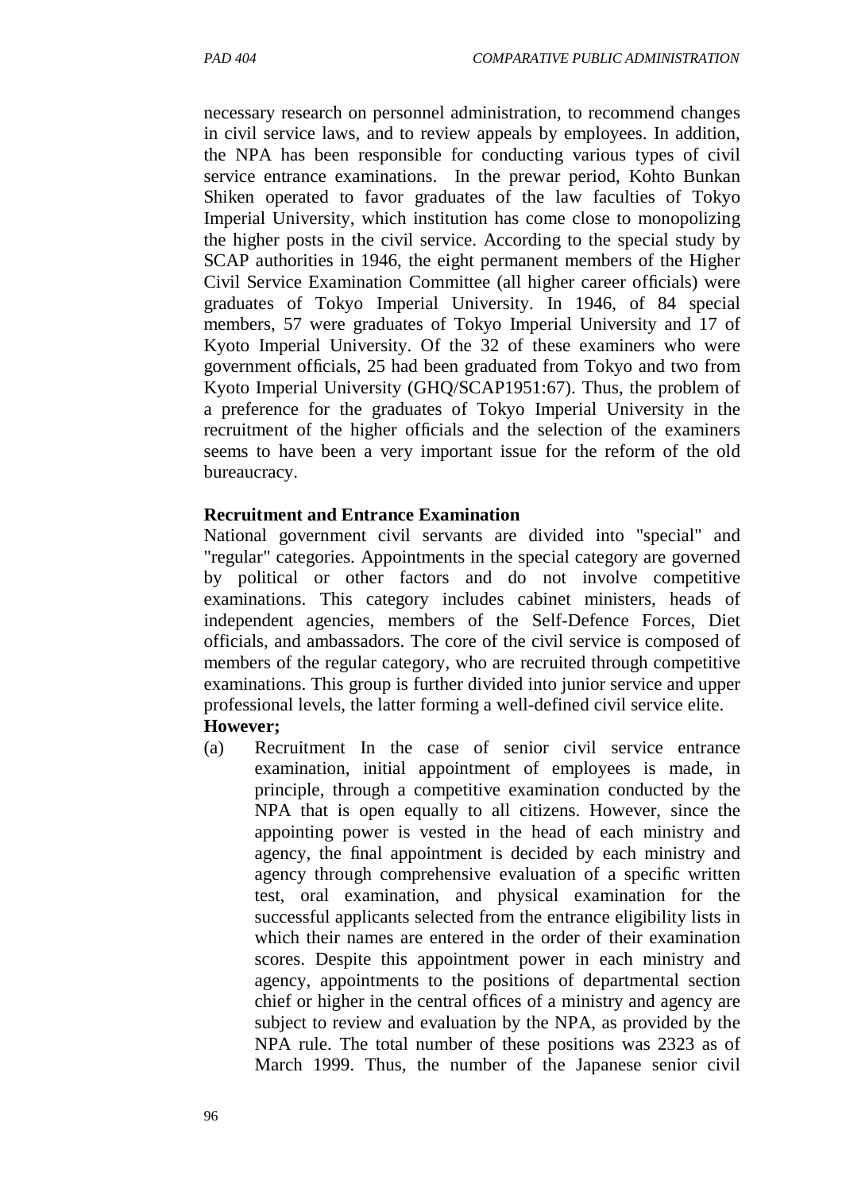necessary research on personnel administration, to recommend changes in civil service laws, and to review appeals by employees. In addition, the NPA has been responsible for conducting various types of civil service entrance examinations. In the prewar period, Kohto Bunkan Shiken operated to favor graduates of the law faculties of Tokyo Imperial University, which institution has come close to monopolizing the higher posts in the civil service. According to the special study by SCAP authorities in 1946, the eight permanent members of the Higher Civil Service Examination Committee (all higher career officials) were graduates of Tokyo Imperial University. In 1946, of 84 special members, 57 were graduates of Tokyo Imperial University and 17 of Kyoto Imperial University. Of the 32 of these examiners who were government officials, 25 had been graduated from Tokyo and two from Kyoto Imperial University (GHQ/SCAP1951:67). Thus, the problem of a preference for the graduates of Tokyo Imperial University in the recruitment of the higher officials and the selection of the examiners seems to have been a very important issue for the reform of the old bureaucracy.

**Recruitment and Entrance Examination**

National government civil servants are divided into "special" and "regular" categories. Appointments in the special category are governed by political or other factors and do not involve competitive examinations. This category includes cabinet ministers, heads of independent agencies, members of the Self-Defence Forces, Diet officials, and ambassadors. The core of the civil service is composed of members of the regular category, who are recruited through competitive examinations. This group is further divided into junior service and upper professional levels, the latter forming a well-defined civil service elite.

**However;**

(a) Recruitment In the case of senior civil service entrance examination, initial appointment of employees is made, in principle, through a competitive examination conducted by the NPA that is open equally to all citizens. However, since the appointing power is vested in the head of each ministry and agency, the final appointment is decided by each ministry and agency through comprehensive evaluation of a specific written test, oral examination, and physical examination for the successful applicants selected from the entrance eligibility lists in which their names are entered in the order of their examination scores. Despite this appointment power in each ministry and agency, appointments to the positions of departmental section chief or higher in the central offices of a ministry and agency are subject to review and evaluation by the NPA, as provided by the NPA rule. The total number of these positions was 2323 as of March 1999. Thus, the number of the Japanese senior civil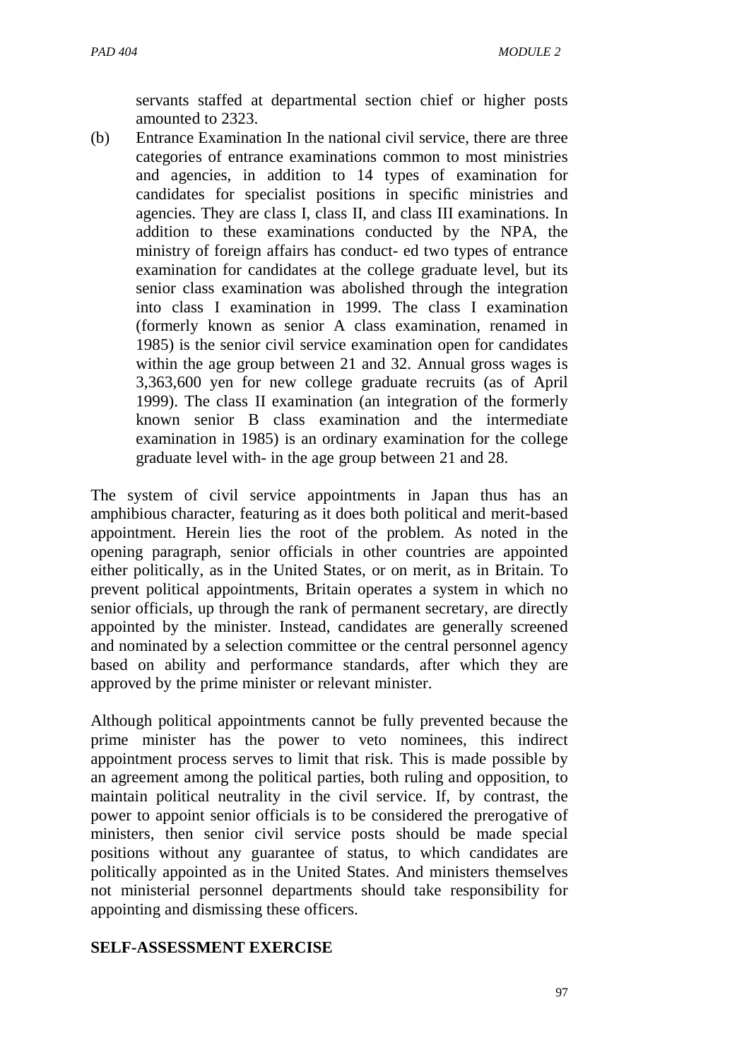servants staffed at departmental section chief or higher posts amounted to 2323.

(b) Entrance Examination In the national civil service, there are three categories of entrance examinations common to most ministries and agencies, in addition to 14 types of examination for candidates for specialist positions in specific ministries and agencies. They are class I, class II, and class III examinations. In addition to these examinations conducted by the NPA, the ministry of foreign affairs has conduct- ed two types of entrance examination for candidates at the college graduate level, but its senior class examination was abolished through the integration into class I examination in 1999. The class I examination (formerly known as senior A class examination, renamed in 1985) is the senior civil service examination open for candidates within the age group between 21 and 32. Annual gross wages is 3,363,600 yen for new college graduate recruits (as of April 1999). The class II examination (an integration of the formerly known senior B class examination and the intermediate examination in 1985) is an ordinary examination for the college graduate level with- in the age group between 21 and 28.

The system of civil service appointments in Japan thus has an amphibious character, featuring as it does both political and merit-based appointment. Herein lies the root of the problem. As noted in the opening paragraph, senior officials in other countries are appointed either politically, as in the United States, or on merit, as in Britain. To prevent political appointments, Britain operates a system in which no senior officials, up through the rank of permanent secretary, are directly appointed by the minister. Instead, candidates are generally screened and nominated by a selection committee or the central personnel agency based on ability and performance standards, after which they are approved by the prime minister or relevant minister.

Although political appointments cannot be fully prevented because the prime minister has the power to veto nominees, this indirect appointment process serves to limit that risk. This is made possible by an agreement among the political parties, both ruling and opposition, to maintain political neutrality in the civil service. If, by contrast, the power to appoint senior officials is to be considered the prerogative of ministers, then senior civil service posts should be made special positions without any guarantee of status, to which candidates are politically appointed as in the United States. And ministers themselves not ministerial personnel departments should take responsibility for appointing and dismissing these officers.

**SELF-ASSESSMENT EXERCISE**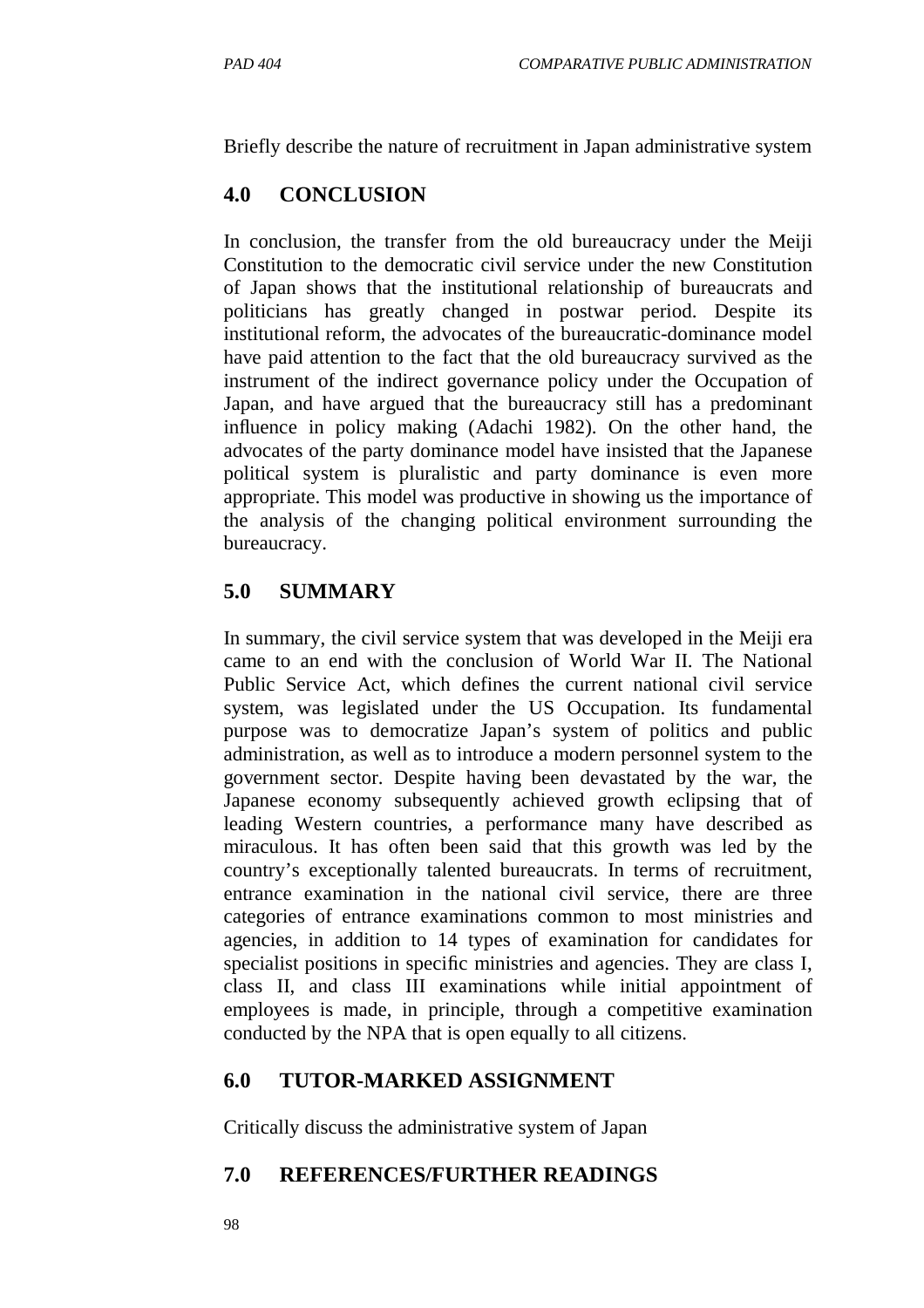Briefly describe the nature of recruitment in Japan administrative system

## 4.0 CONCLUSION

In conclusion, the transfer from the old bureaucracy under the Meiji Constitution to the democratic civil service under the new Constitution of Japan shows that the institutional relationship of bureaucrats and politicians has greatly changed in postwar period. Despite its institutional reform, the advocates of the bureaucratic-dominance model have paid attention to the fact that the old bureaucracy survived as the instrument of the indirect governance policy under the Occupation of Japan, and have argued that the bureaucracy still has a predominant influence in policy making (Adachi 1982). On the other hand, the advocates of the party dominance model have insisted that the Japanese political system is pluralistic and party dominance is even more appropriate. This model was productive in showing us the importance of the analysis of the changing political environment surrounding the bureaucracy.

## 5.0 SUMMARY

In summary, the civil service system that was developed in the Meiji era came to an end with the conclusion of World War II. The National Public Service Act, which defines the current national civil service system, was legislated under the US Occupation. Its fundamental purpose was to democratize Japan's system of politics and public administration, as well as to introduce a modern personnel system to the government sector. Despite having been devastated by the war, the Japanese economy subsequently achieved growth eclipsing that of leading Western countries, a performance many have described as miraculous. It has often been said that this growth was led by the country's exceptionally talented bureaucrats. In terms of recruitment, entrance examination in the national civil service, there are three categories of entrance examinations common to most ministries and agencies, in addition to 14 types of examination for candidates for specialist positions in specific ministries and agencies. They are class I, class II, and class III examinations while initial appointment of employees is made, in principle, through a competitive examination conducted by the NPA that is open equally to all citizens.

## 6.0 TUTOR-MARKED ASSIGNMENT

Critically discuss the administrative system of Japan

## 7.0 REFERENCES/FURTHER READINGS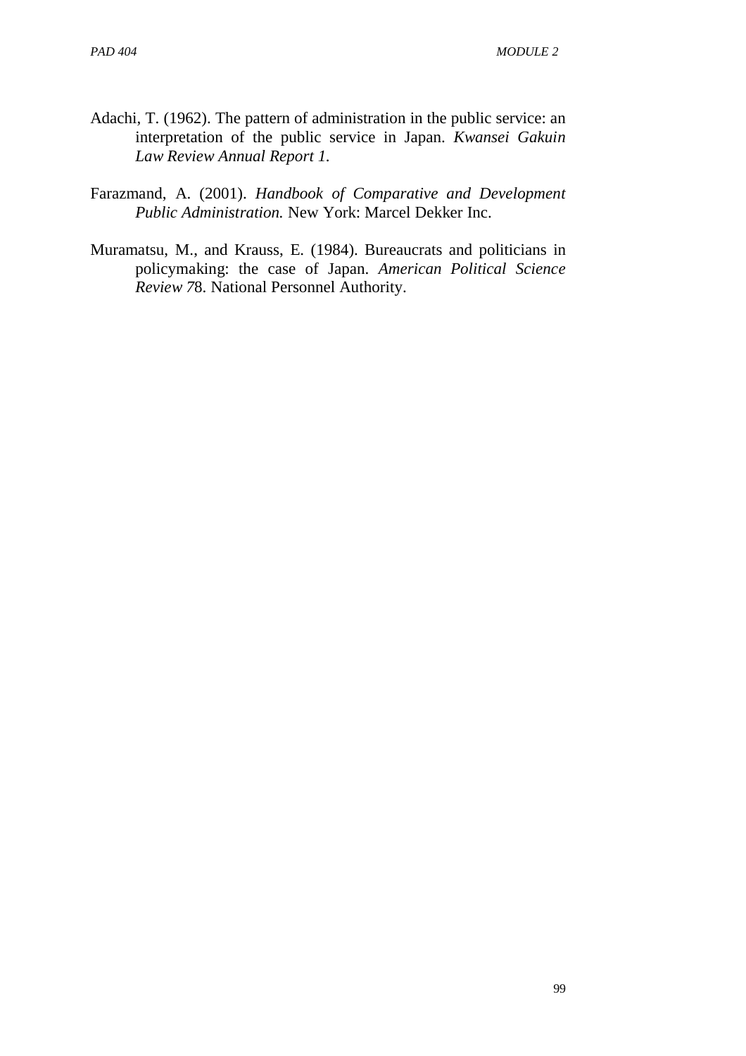Adachi, T. (1962). The pattern of administration in the public service: an interpretation of the public service in Japan. *Kwansei Gakuin Law Review Annual Report 1*.

Farazmand, A. (2001). *Handbook of Comparative and Development Public Administration.* New York: Marcel Dekker Inc.

Muramatsu, M., and Krauss, E. (1984). Bureaucrats and politicians in policymaking: the case of Japan. *American Political Science Review 7*8. National Personnel Authority.